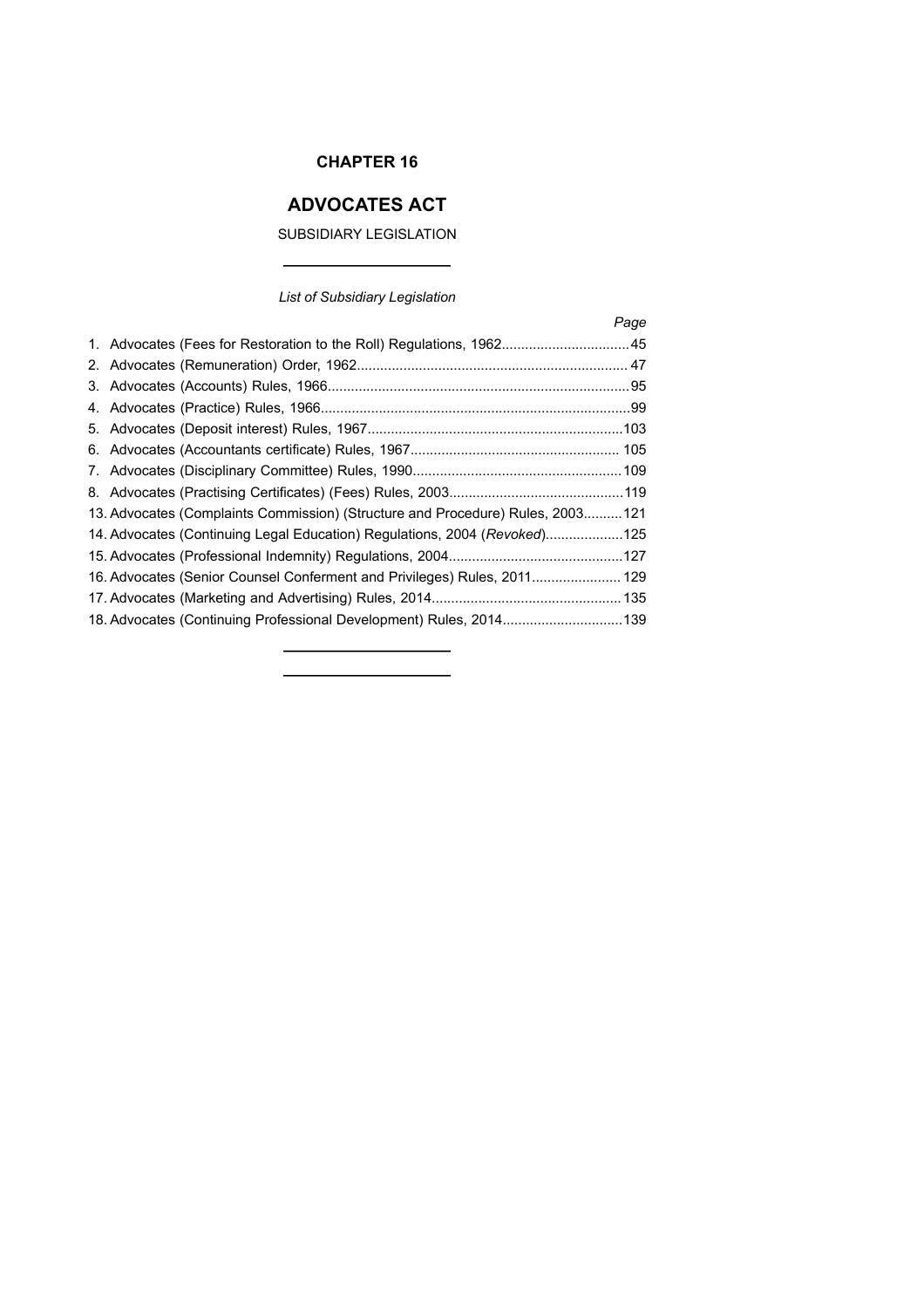# CHAPTER 16

# ADVOCATES ACT

SUBSIDIARY LEGISLATION

*List of Subsidiary Legislation*

| | *Page* |
|---|---|
| 1. Advocates (Fees for Restoration to the Roll) Regulations, 1962 | 45 |
| 2. Advocates (Remuneration) Order, 1962 | 47 |
| 3. Advocates (Accounts) Rules, 1966 | 95 |
| 4. Advocates (Practice) Rules, 1966 | 99 |
| 5. Advocates (Deposit interest) Rules, 1967 | 103 |
| 6. Advocates (Accountants certificate) Rules, 1967 | 105 |
| 7. Advocates (Disciplinary Committee) Rules, 1990 | 109 |
| 8. Advocates (Practising Certificates) (Fees) Rules, 2003 | 119 |
| 13. Advocates (Complaints Commission) (Structure and Procedure) Rules, 2003 | 121 |
| 14. Advocates (Continuing Legal Education) Regulations, 2004 (*Revoked*) | 125 |
| 15. Advocates (Professional Indemnity) Regulations, 2004 | 127 |
| 16. Advocates (Senior Counsel Conferment and Privileges) Rules, 2011 | 129 |
| 17. Advocates (Marketing and Advertising) Rules, 2014 | 135 |
| 18. Advocates (Continuing Professional Development) Rules, 2014 | 139 |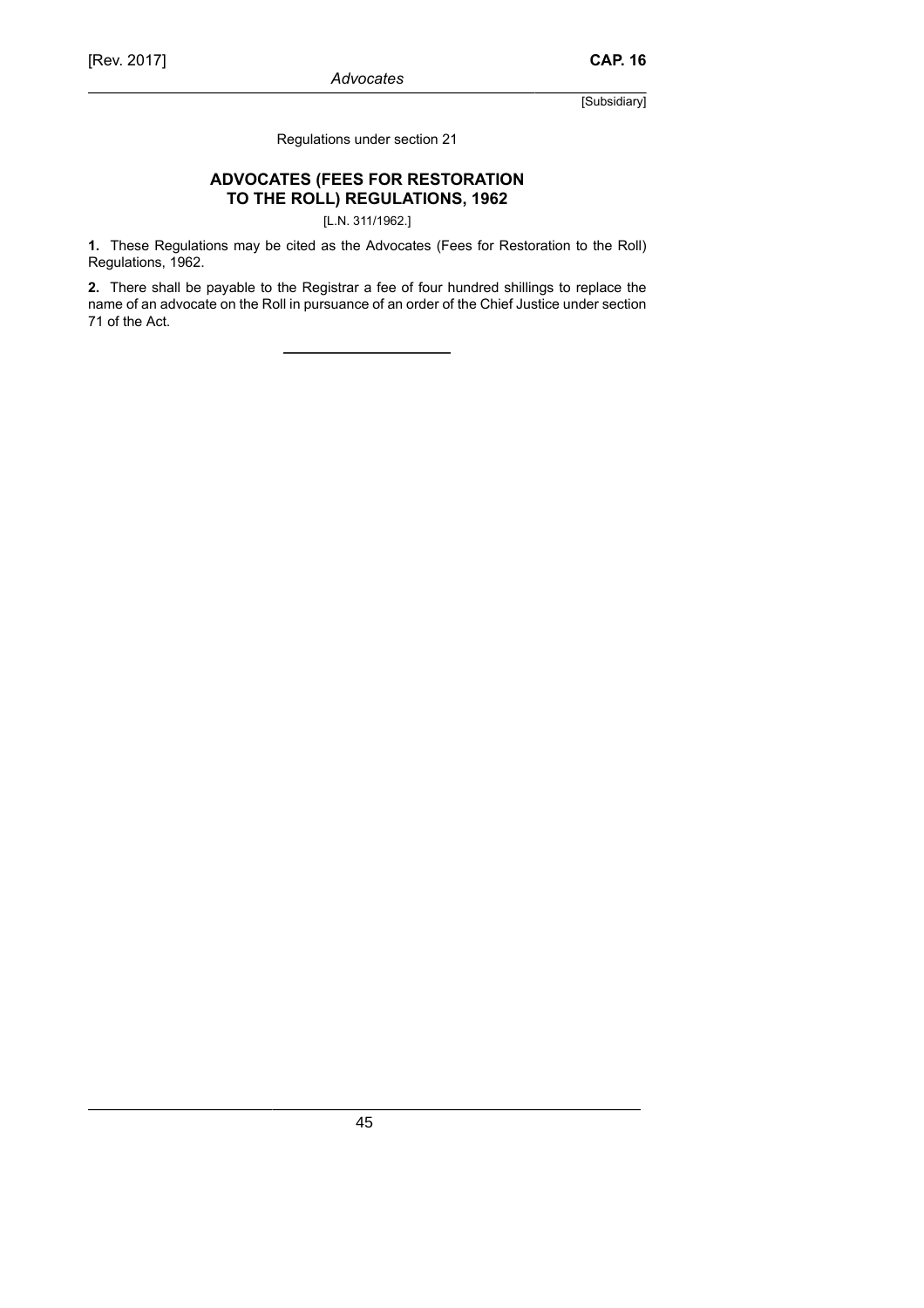Regulations under section 21

## ADVOCATES (FEES FOR RESTORATION TO THE ROLL) REGULATIONS, 1962

[L.N. 311/1962.]

**1.** These Regulations may be cited as the Advocates (Fees for Restoration to the Roll) Regulations, 1962.

**2.** There shall be payable to the Registrar a fee of four hundred shillings to replace the name of an advocate on the Roll in pursuance of an order of the Chief Justice under section 71 of the Act.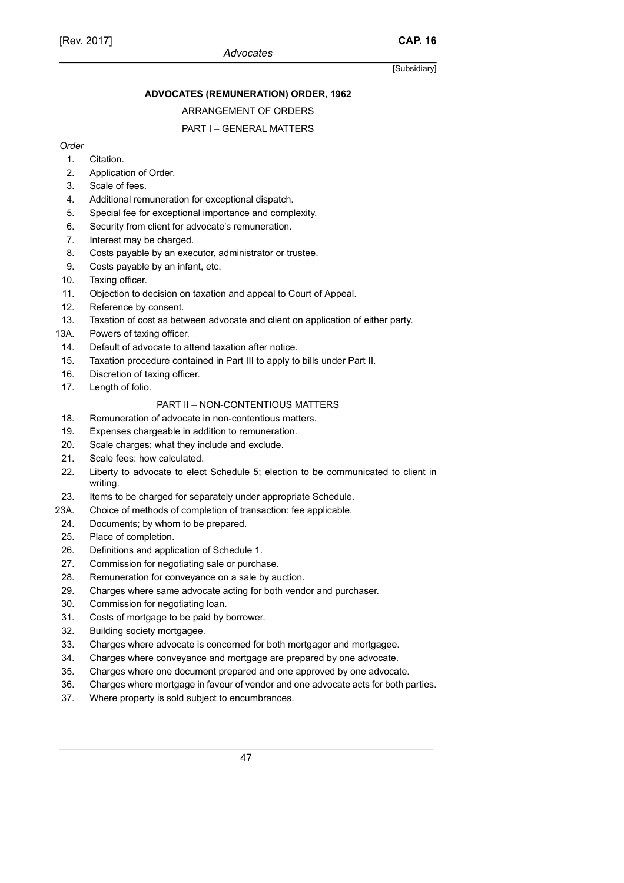**ADVOCATES (REMUNERATION) ORDER, 1962**

ARRANGEMENT OF ORDERS

PART I – GENERAL MATTERS

*Order*

1. Citation.
2. Application of Order.
3. Scale of fees.
4. Additional remuneration for exceptional dispatch.
5. Special fee for exceptional importance and complexity.
6. Security from client for advocate's remuneration.
7. Interest may be charged.
8. Costs payable by an executor, administrator or trustee.
9. Costs payable by an infant, etc.
10. Taxing officer.
11. Objection to decision on taxation and appeal to Court of Appeal.
12. Reference by consent.
13. Taxation of cost as between advocate and client on application of either party.

13A. Powers of taxing officer.

14. Default of advocate to attend taxation after notice.
15. Taxation procedure contained in Part III to apply to bills under Part II.
16. Discretion of taxing officer.
17. Length of folio.

PART II – NON-CONTENTIOUS MATTERS

18. Remuneration of advocate in non-contentious matters.
19. Expenses chargeable in addition to remuneration.
20. Scale charges; what they include and exclude.
21. Scale fees: how calculated.
22. Liberty to advocate to elect Schedule 5; election to be communicated to client in writing.
23. Items to be charged for separately under appropriate Schedule.

23A. Choice of methods of completion of transaction: fee applicable.

24. Documents; by whom to be prepared.
25. Place of completion.
26. Definitions and application of Schedule 1.
27. Commission for negotiating sale or purchase.
28. Remuneration for conveyance on a sale by auction.
29. Charges where same advocate acting for both vendor and purchaser.
30. Commission for negotiating loan.
31. Costs of mortgage to be paid by borrower.
32. Building society mortgagee.
33. Charges where advocate is concerned for both mortgagor and mortgagee.
34. Charges where conveyance and mortgage are prepared by one advocate.
35. Charges where one document prepared and one approved by one advocate.
36. Charges where mortgage in favour of vendor and one advocate acts for both parties.
37. Where property is sold subject to encumbrances.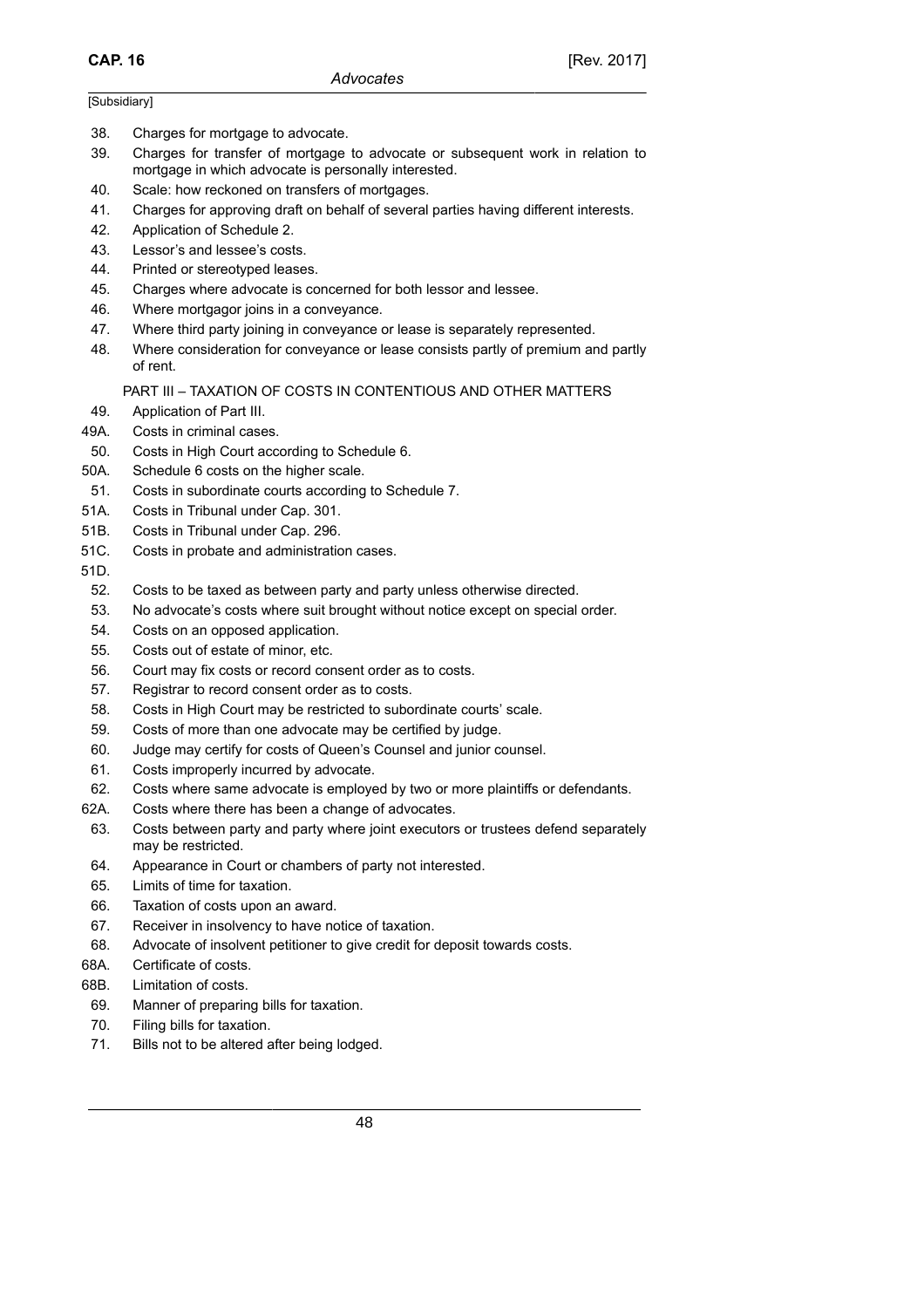[Subsidiary]

38. Charges for mortgage to advocate.
39. Charges for transfer of mortgage to advocate or subsequent work in relation to mortgage in which advocate is personally interested.
40. Scale: how reckoned on transfers of mortgages.
41. Charges for approving draft on behalf of several parties having different interests.
42. Application of Schedule 2.
43. Lessor's and lessee's costs.
44. Printed or stereotyped leases.
45. Charges where advocate is concerned for both lessor and lessee.
46. Where mortgagor joins in a conveyance.
47. Where third party joining in conveyance or lease is separately represented.
48. Where consideration for conveyance or lease consists partly of premium and partly of rent.

PART III – TAXATION OF COSTS IN CONTENTIOUS AND OTHER MATTERS

49. Application of Part III.
49A. Costs in criminal cases.
50. Costs in High Court according to Schedule 6.
50A. Schedule 6 costs on the higher scale.
51. Costs in subordinate courts according to Schedule 7.
51A. Costs in Tribunal under Cap. 301.
51B. Costs in Tribunal under Cap. 296.
51C. Costs in probate and administration cases.
51D.
52. Costs to be taxed as between party and party unless otherwise directed.
53. No advocate's costs where suit brought without notice except on special order.
54. Costs on an opposed application.
55. Costs out of estate of minor, etc.
56. Court may fix costs or record consent order as to costs.
57. Registrar to record consent order as to costs.
58. Costs in High Court may be restricted to subordinate courts' scale.
59. Costs of more than one advocate may be certified by judge.
60. Judge may certify for costs of Queen's Counsel and junior counsel.
61. Costs improperly incurred by advocate.
62. Costs where same advocate is employed by two or more plaintiffs or defendants.
62A. Costs where there has been a change of advocates.
63. Costs between party and party where joint executors or trustees defend separately may be restricted.
64. Appearance in Court or chambers of party not interested.
65. Limits of time for taxation.
66. Taxation of costs upon an award.
67. Receiver in insolvency to have notice of taxation.
68. Advocate of insolvent petitioner to give credit for deposit towards costs.
68A. Certificate of costs.
68B. Limitation of costs.
69. Manner of preparing bills for taxation.
70. Filing bills for taxation.
71. Bills not to be altered after being lodged.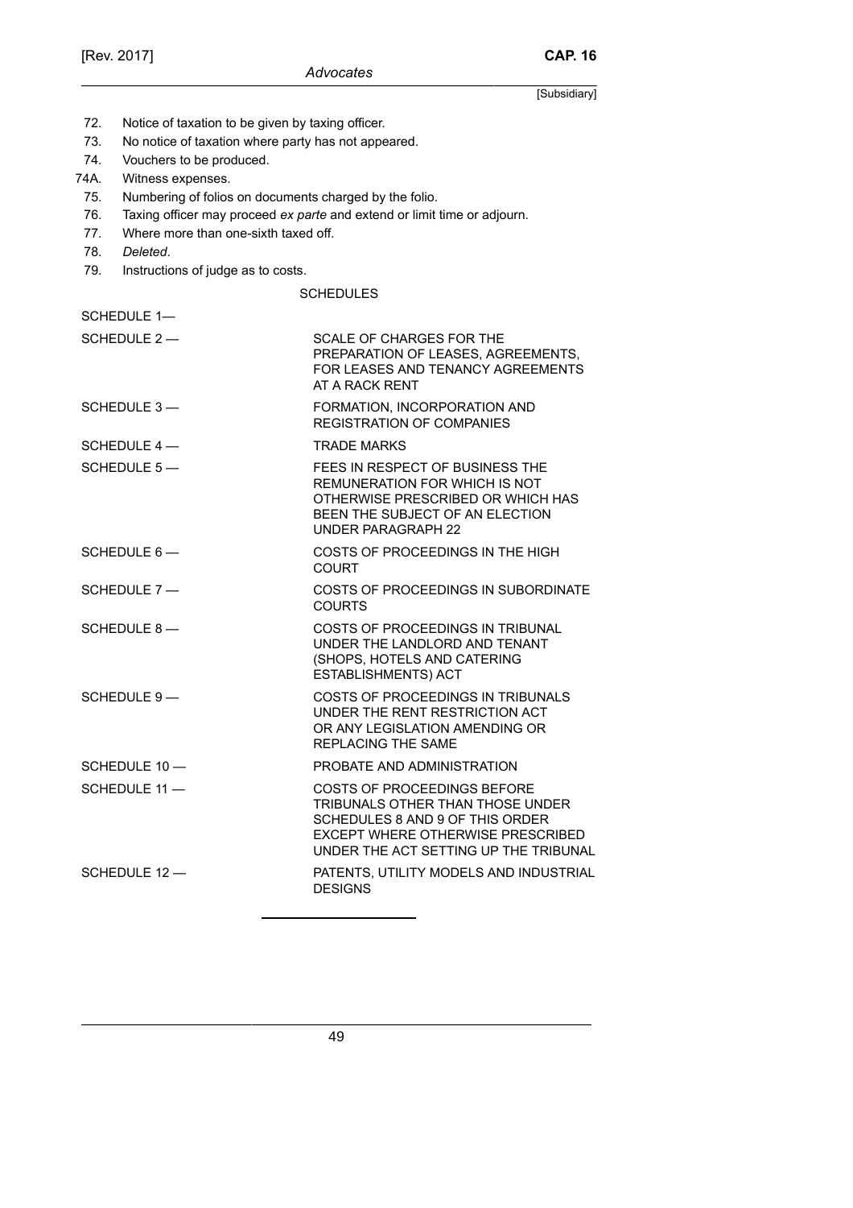72. Notice of taxation to be given by taxing officer.
73. No notice of taxation where party has not appeared.
74. Vouchers to be produced.
74A. Witness expenses.
75. Numbering of folios on documents charged by the folio.
76. Taxing officer may proceed *ex parte* and extend or limit time or adjourn.
77. Where more than one-sixth taxed off.
78. *Deleted*.
79. Instructions of judge as to costs.

SCHEDULES

| | |
|---|---|
| SCHEDULE 1— | |
| SCHEDULE 2 — | SCALE OF CHARGES FOR THE PREPARATION OF LEASES, AGREEMENTS, FOR LEASES AND TENANCY AGREEMENTS AT A RACK RENT |
| SCHEDULE 3 — | FORMATION, INCORPORATION AND REGISTRATION OF COMPANIES |
| SCHEDULE 4 — | TRADE MARKS |
| SCHEDULE 5 — | FEES IN RESPECT OF BUSINESS THE REMUNERATION FOR WHICH IS NOT OTHERWISE PRESCRIBED OR WHICH HAS BEEN THE SUBJECT OF AN ELECTION UNDER PARAGRAPH 22 |
| SCHEDULE 6 — | COSTS OF PROCEEDINGS IN THE HIGH COURT |
| SCHEDULE 7 — | COSTS OF PROCEEDINGS IN SUBORDINATE COURTS |
| SCHEDULE 8 — | COSTS OF PROCEEDINGS IN TRIBUNAL UNDER THE LANDLORD AND TENANT (SHOPS, HOTELS AND CATERING ESTABLISHMENTS) ACT |
| SCHEDULE 9 — | COSTS OF PROCEEDINGS IN TRIBUNALS UNDER THE RENT RESTRICTION ACT OR ANY LEGISLATION AMENDING OR REPLACING THE SAME |
| SCHEDULE 10 — | PROBATE AND ADMINISTRATION |
| SCHEDULE 11 — | COSTS OF PROCEEDINGS BEFORE TRIBUNALS OTHER THAN THOSE UNDER SCHEDULES 8 AND 9 OF THIS ORDER EXCEPT WHERE OTHERWISE PRESCRIBED UNDER THE ACT SETTING UP THE TRIBUNAL |
| SCHEDULE 12 — | PATENTS, UTILITY MODELS AND INDUSTRIAL DESIGNS |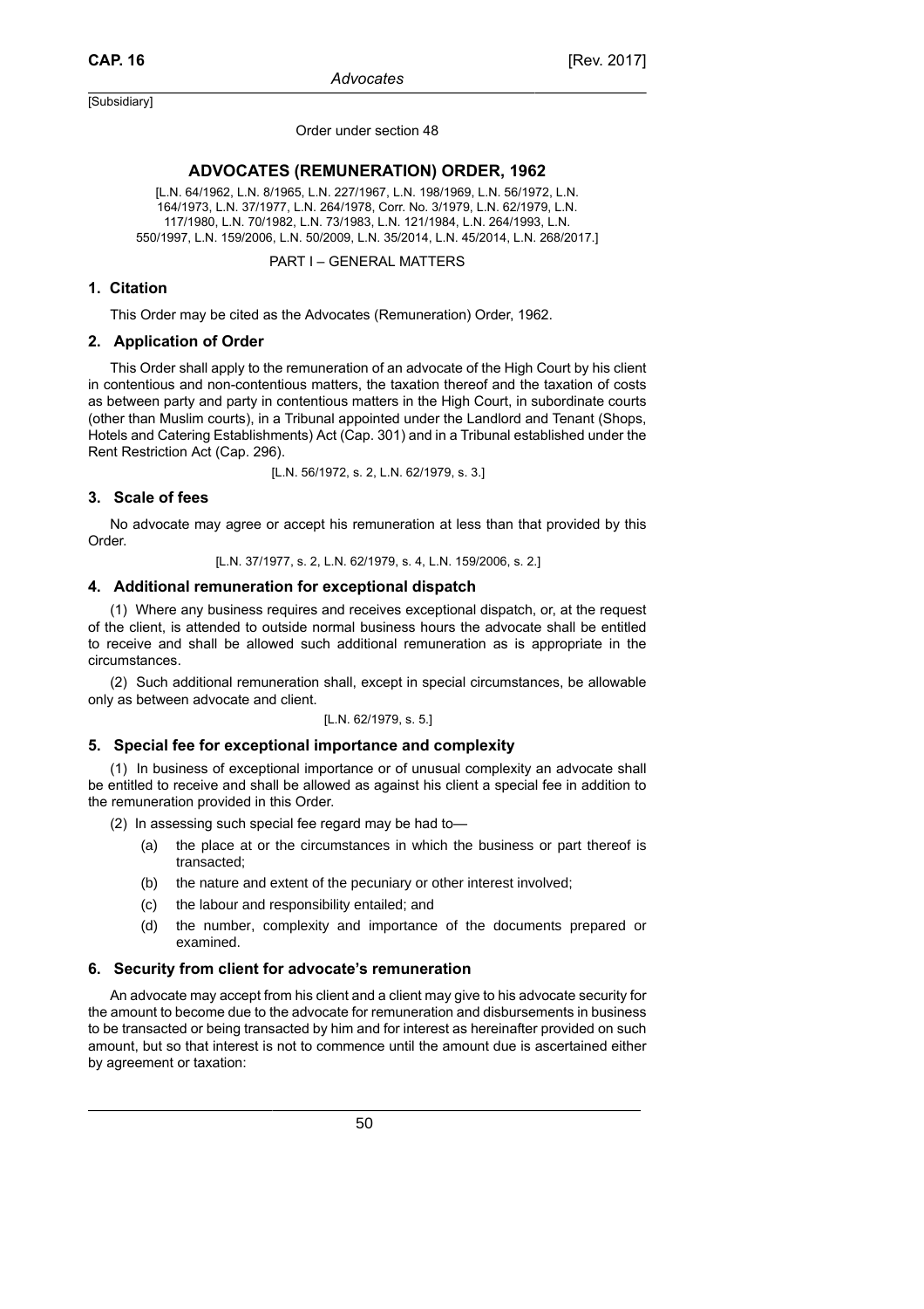[Subsidiary]

Order under section 48

## ADVOCATES (REMUNERATION) ORDER, 1962

[L.N. 64/1962, L.N. 8/1965, L.N. 227/1967, L.N. 198/1969, L.N. 56/1972, L.N. 164/1973, L.N. 37/1977, L.N. 264/1978, Corr. No. 3/1979, L.N. 62/1979, L.N. 117/1980, L.N. 70/1982, L.N. 73/1983, L.N. 121/1984, L.N. 264/1993, L.N. 550/1997, L.N. 159/2006, L.N. 50/2009, L.N. 35/2014, L.N. 45/2014, L.N. 268/2017.]

PART I – GENERAL MATTERS

### 1. Citation

This Order may be cited as the Advocates (Remuneration) Order, 1962.

### 2. Application of Order

This Order shall apply to the remuneration of an advocate of the High Court by his client in contentious and non-contentious matters, the taxation thereof and the taxation of costs as between party and party in contentious matters in the High Court, in subordinate courts (other than Muslim courts), in a Tribunal appointed under the Landlord and Tenant (Shops, Hotels and Catering Establishments) Act (Cap. 301) and in a Tribunal established under the Rent Restriction Act (Cap. 296).

[L.N. 56/1972, s. 2, L.N. 62/1979, s. 3.]

### 3. Scale of fees

No advocate may agree or accept his remuneration at less than that provided by this Order.

[L.N. 37/1977, s. 2, L.N. 62/1979, s. 4, L.N. 159/2006, s. 2.]

### 4. Additional remuneration for exceptional dispatch

(1) Where any business requires and receives exceptional dispatch, or, at the request of the client, is attended to outside normal business hours the advocate shall be entitled to receive and shall be allowed such additional remuneration as is appropriate in the circumstances.

(2) Such additional remuneration shall, except in special circumstances, be allowable only as between advocate and client.

[L.N. 62/1979, s. 5.]

### 5. Special fee for exceptional importance and complexity

(1) In business of exceptional importance or of unusual complexity an advocate shall be entitled to receive and shall be allowed as against his client a special fee in addition to the remuneration provided in this Order.

(2) In assessing such special fee regard may be had to—

- (a) the place at or the circumstances in which the business or part thereof is transacted;
- (b) the nature and extent of the pecuniary or other interest involved;
- (c) the labour and responsibility entailed; and
- (d) the number, complexity and importance of the documents prepared or examined.

### 6. Security from client for advocate's remuneration

An advocate may accept from his client and a client may give to his advocate security for the amount to become due to the advocate for remuneration and disbursements in business to be transacted or being transacted by him and for interest as hereinafter provided on such amount, but so that interest is not to commence until the amount due is ascertained either by agreement or taxation: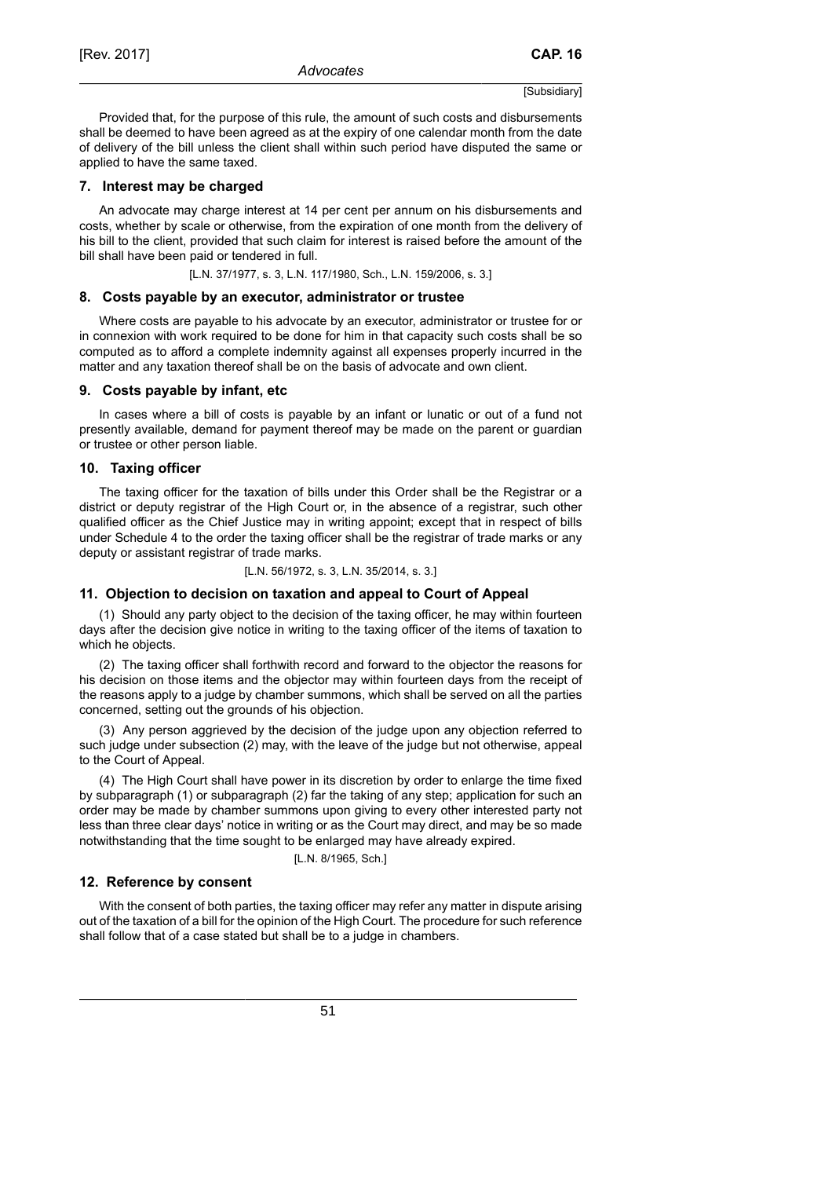Provided that, for the purpose of this rule, the amount of such costs and disbursements shall be deemed to have been agreed as at the expiry of one calendar month from the date of delivery of the bill unless the client shall within such period have disputed the same or applied to have the same taxed.

### 7. Interest may be charged

An advocate may charge interest at 14 per cent per annum on his disbursements and costs, whether by scale or otherwise, from the expiration of one month from the delivery of his bill to the client, provided that such claim for interest is raised before the amount of the bill shall have been paid or tendered in full.

[L.N. 37/1977, s. 3, L.N. 117/1980, Sch., L.N. 159/2006, s. 3.]

### 8. Costs payable by an executor, administrator or trustee

Where costs are payable to his advocate by an executor, administrator or trustee for or in connexion with work required to be done for him in that capacity such costs shall be so computed as to afford a complete indemnity against all expenses properly incurred in the matter and any taxation thereof shall be on the basis of advocate and own client.

### 9. Costs payable by infant, etc

In cases where a bill of costs is payable by an infant or lunatic or out of a fund not presently available, demand for payment thereof may be made on the parent or guardian or trustee or other person liable.

### 10. Taxing officer

The taxing officer for the taxation of bills under this Order shall be the Registrar or a district or deputy registrar of the High Court or, in the absence of a registrar, such other qualified officer as the Chief Justice may in writing appoint; except that in respect of bills under Schedule 4 to the order the taxing officer shall be the registrar of trade marks or any deputy or assistant registrar of trade marks.

[L.N. 56/1972, s. 3, L.N. 35/2014, s. 3.]

### 11. Objection to decision on taxation and appeal to Court of Appeal

(1) Should any party object to the decision of the taxing officer, he may within fourteen days after the decision give notice in writing to the taxing officer of the items of taxation to which he objects.

(2) The taxing officer shall forthwith record and forward to the objector the reasons for his decision on those items and the objector may within fourteen days from the receipt of the reasons apply to a judge by chamber summons, which shall be served on all the parties concerned, setting out the grounds of his objection.

(3) Any person aggrieved by the decision of the judge upon any objection referred to such judge under subsection (2) may, with the leave of the judge but not otherwise, appeal to the Court of Appeal.

(4) The High Court shall have power in its discretion by order to enlarge the time fixed by subparagraph (1) or subparagraph (2) far the taking of any step; application for such an order may be made by chamber summons upon giving to every other interested party not less than three clear days' notice in writing or as the Court may direct, and may be so made notwithstanding that the time sought to be enlarged may have already expired.

[L.N. 8/1965, Sch.]

### 12. Reference by consent

With the consent of both parties, the taxing officer may refer any matter in dispute arising out of the taxation of a bill for the opinion of the High Court. The procedure for such reference shall follow that of a case stated but shall be to a judge in chambers.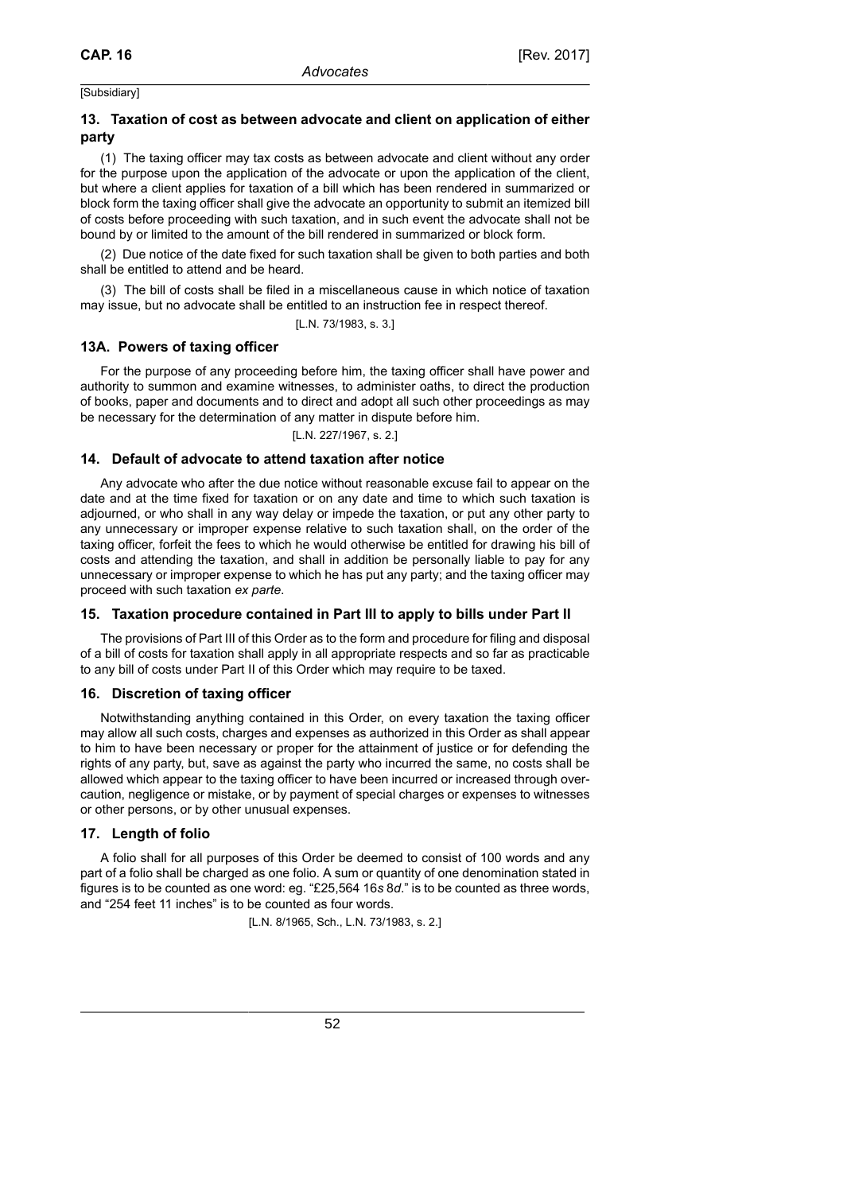[Subsidiary]

### 13. Taxation of cost as between advocate and client on application of either party

(1) The taxing officer may tax costs as between advocate and client without any order for the purpose upon the application of the advocate or upon the application of the client, but where a client applies for taxation of a bill which has been rendered in summarized or block form the taxing officer shall give the advocate an opportunity to submit an itemized bill of costs before proceeding with such taxation, and in such event the advocate shall not be bound by or limited to the amount of the bill rendered in summarized or block form.

(2) Due notice of the date fixed for such taxation shall be given to both parties and both shall be entitled to attend and be heard.

(3) The bill of costs shall be filed in a miscellaneous cause in which notice of taxation may issue, but no advocate shall be entitled to an instruction fee in respect thereof.

[L.N. 73/1983, s. 3.]

### 13A. Powers of taxing officer

For the purpose of any proceeding before him, the taxing officer shall have power and authority to summon and examine witnesses, to administer oaths, to direct the production of books, paper and documents and to direct and adopt all such other proceedings as may be necessary for the determination of any matter in dispute before him.

[L.N. 227/1967, s. 2.]

### 14. Default of advocate to attend taxation after notice

Any advocate who after the due notice without reasonable excuse fail to appear on the date and at the time fixed for taxation or on any date and time to which such taxation is adjourned, or who shall in any way delay or impede the taxation, or put any other party to any unnecessary or improper expense relative to such taxation shall, on the order of the taxing officer, forfeit the fees to which he would otherwise be entitled for drawing his bill of costs and attending the taxation, and shall in addition be personally liable to pay for any unnecessary or improper expense to which he has put any party; and the taxing officer may proceed with such taxation *ex parte*.

### 15. Taxation procedure contained in Part III to apply to bills under Part II

The provisions of Part III of this Order as to the form and procedure for filing and disposal of a bill of costs for taxation shall apply in all appropriate respects and so far as practicable to any bill of costs under Part II of this Order which may require to be taxed.

### 16. Discretion of taxing officer

Notwithstanding anything contained in this Order, on every taxation the taxing officer may allow all such costs, charges and expenses as authorized in this Order as shall appear to him to have been necessary or proper for the attainment of justice or for defending the rights of any party, but, save as against the party who incurred the same, no costs shall be allowed which appear to the taxing officer to have been incurred or increased through over-caution, negligence or mistake, or by payment of special charges or expenses to witnesses or other persons, or by other unusual expenses.

### 17. Length of folio

A folio shall for all purposes of this Order be deemed to consist of 100 words and any part of a folio shall be charged as one folio. A sum or quantity of one denomination stated in figures is to be counted as one word: eg. "£25,564 16*s* 8*d*." is to be counted as three words, and "254 feet 11 inches" is to be counted as four words.

[L.N. 8/1965, Sch., L.N. 73/1983, s. 2.]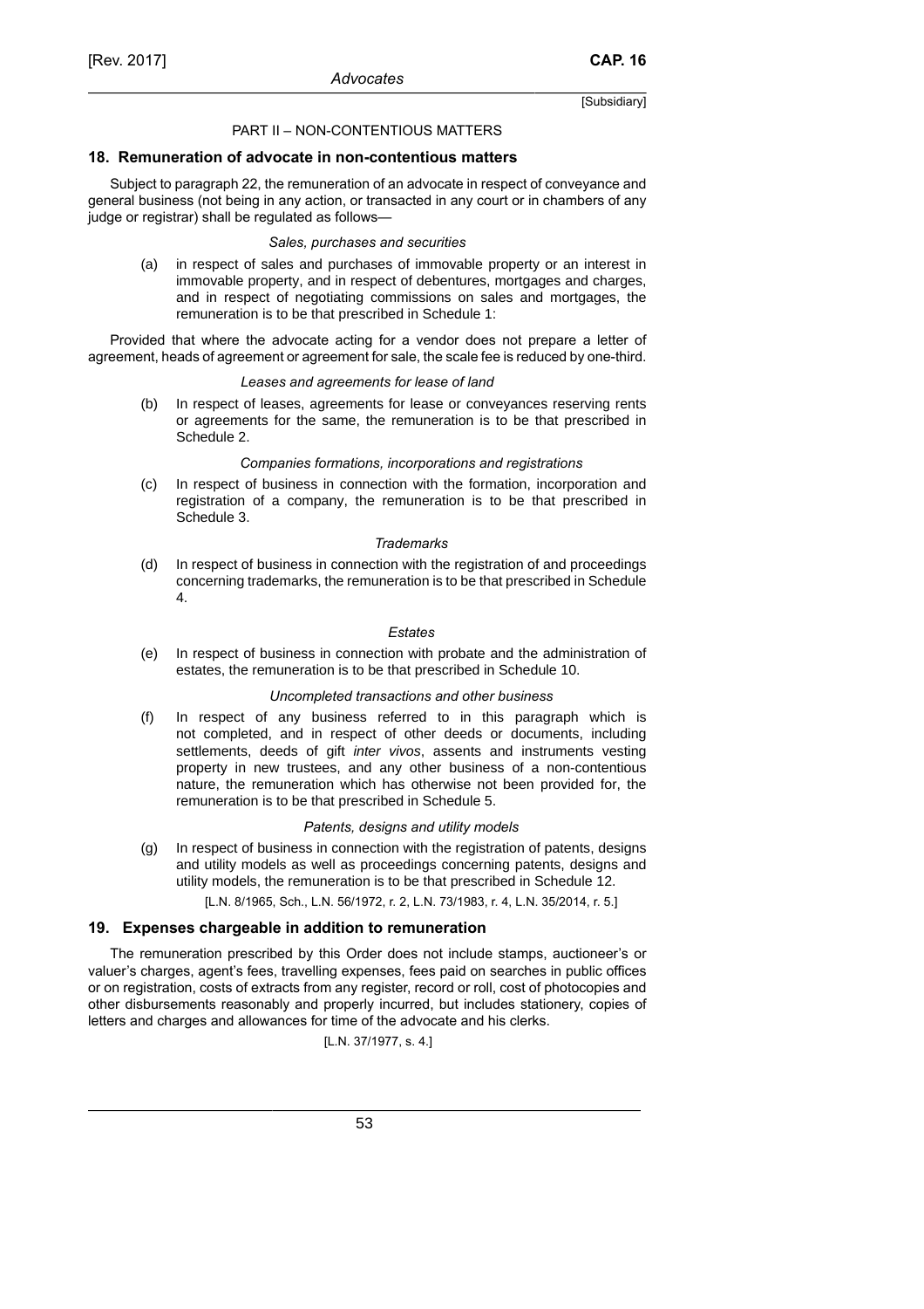PART II – NON-CONTENTIOUS MATTERS

## 18. Remuneration of advocate in non-contentious matters

Subject to paragraph 22, the remuneration of an advocate in respect of conveyance and general business (not being in any action, or transacted in any court or in chambers of any judge or registrar) shall be regulated as follows—

*Sales, purchases and securities*

(a) in respect of sales and purchases of immovable property or an interest in immovable property, and in respect of debentures, mortgages and charges, and in respect of negotiating commissions on sales and mortgages, the remuneration is to be that prescribed in Schedule 1:

Provided that where the advocate acting for a vendor does not prepare a letter of agreement, heads of agreement or agreement for sale, the scale fee is reduced by one-third.

*Leases and agreements for lease of land*

(b) In respect of leases, agreements for lease or conveyances reserving rents or agreements for the same, the remuneration is to be that prescribed in Schedule 2.

*Companies formations, incorporations and registrations*

(c) In respect of business in connection with the formation, incorporation and registration of a company, the remuneration is to be that prescribed in Schedule 3.

*Trademarks*

(d) In respect of business in connection with the registration of and proceedings concerning trademarks, the remuneration is to be that prescribed in Schedule 4.

*Estates*

(e) In respect of business in connection with probate and the administration of estates, the remuneration is to be that prescribed in Schedule 10.

*Uncompleted transactions and other business*

(f) In respect of any business referred to in this paragraph which is not completed, and in respect of other deeds or documents, including settlements, deeds of gift *inter vivos*, assents and instruments vesting property in new trustees, and any other business of a non-contentious nature, the remuneration which has otherwise not been provided for, the remuneration is to be that prescribed in Schedule 5.

*Patents, designs and utility models*

(g) In respect of business in connection with the registration of patents, designs and utility models as well as proceedings concerning patents, designs and utility models, the remuneration is to be that prescribed in Schedule 12.

[L.N. 8/1965, Sch., L.N. 56/1972, r. 2, L.N. 73/1983, r. 4, L.N. 35/2014, r. 5.]

## 19. Expenses chargeable in addition to remuneration

The remuneration prescribed by this Order does not include stamps, auctioneer's or valuer's charges, agent's fees, travelling expenses, fees paid on searches in public offices or on registration, costs of extracts from any register, record or roll, cost of photocopies and other disbursements reasonably and properly incurred, but includes stationery, copies of letters and charges and allowances for time of the advocate and his clerks.

[L.N. 37/1977, s. 4.]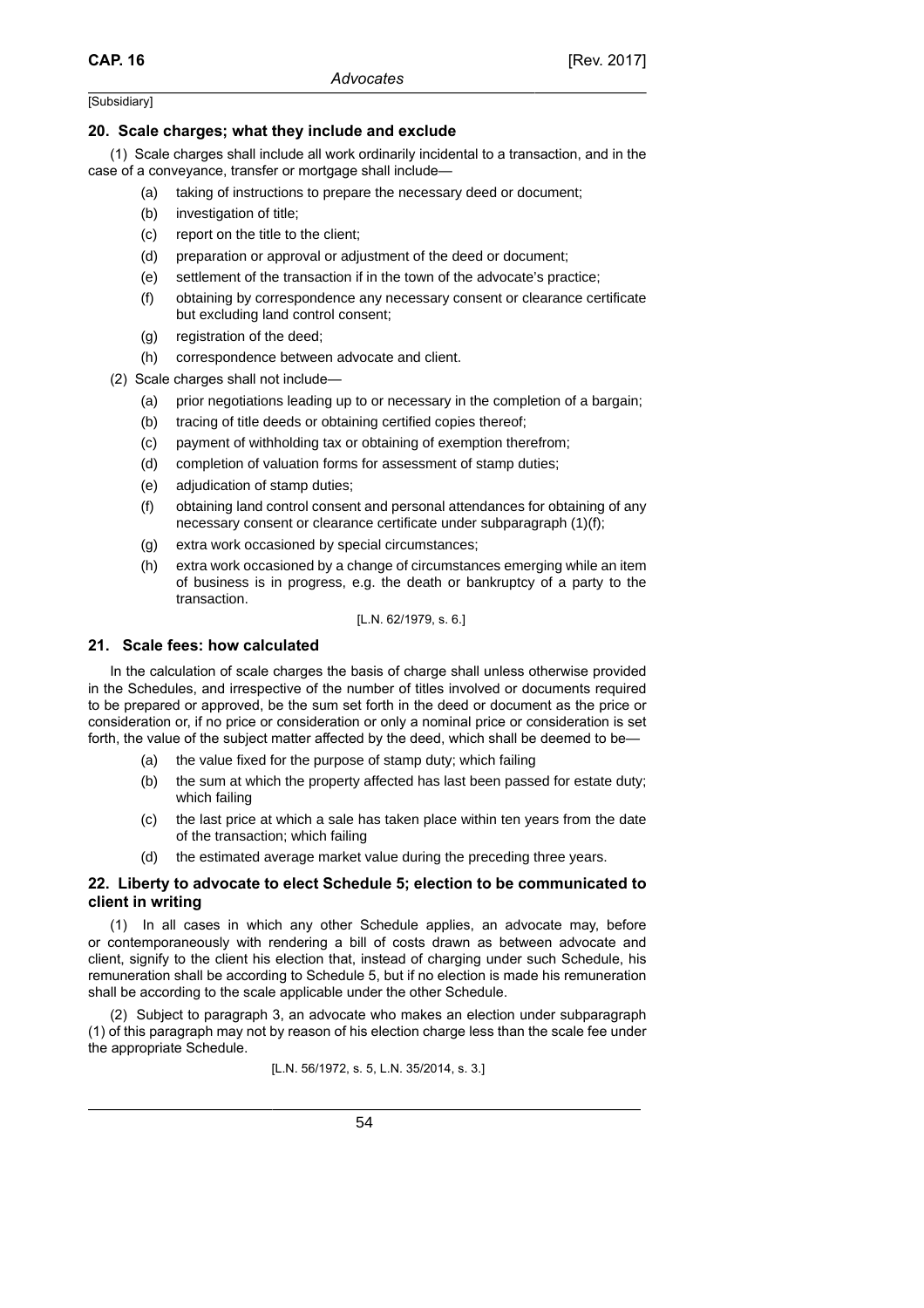### 20. Scale charges; what they include and exclude

(1) Scale charges shall include all work ordinarily incidental to a transaction, and in the case of a conveyance, transfer or mortgage shall include—

- (a) taking of instructions to prepare the necessary deed or document;
- (b) investigation of title;
- (c) report on the title to the client;
- (d) preparation or approval or adjustment of the deed or document;
- (e) settlement of the transaction if in the town of the advocate's practice;
- (f) obtaining by correspondence any necessary consent or clearance certificate but excluding land control consent;
- (g) registration of the deed;
- (h) correspondence between advocate and client.

(2) Scale charges shall not include—

- (a) prior negotiations leading up to or necessary in the completion of a bargain;
- (b) tracing of title deeds or obtaining certified copies thereof;
- (c) payment of withholding tax or obtaining of exemption therefrom;
- (d) completion of valuation forms for assessment of stamp duties;
- (e) adjudication of stamp duties;
- (f) obtaining land control consent and personal attendances for obtaining of any necessary consent or clearance certificate under subparagraph (1)(f);
- (g) extra work occasioned by special circumstances;
- (h) extra work occasioned by a change of circumstances emerging while an item of business is in progress, e.g. the death or bankruptcy of a party to the transaction.

[L.N. 62/1979, s. 6.]

### 21. Scale fees: how calculated

In the calculation of scale charges the basis of charge shall unless otherwise provided in the Schedules, and irrespective of the number of titles involved or documents required to be prepared or approved, be the sum set forth in the deed or document as the price or consideration or, if no price or consideration or only a nominal price or consideration is set forth, the value of the subject matter affected by the deed, which shall be deemed to be—

- (a) the value fixed for the purpose of stamp duty; which failing
- (b) the sum at which the property affected has last been passed for estate duty; which failing
- (c) the last price at which a sale has taken place within ten years from the date of the transaction; which failing
- (d) the estimated average market value during the preceding three years.

### 22. Liberty to advocate to elect Schedule 5; election to be communicated to client in writing

(1) In all cases in which any other Schedule applies, an advocate may, before or contemporaneously with rendering a bill of costs drawn as between advocate and client, signify to the client his election that, instead of charging under such Schedule, his remuneration shall be according to Schedule 5, but if no election is made his remuneration shall be according to the scale applicable under the other Schedule.

(2) Subject to paragraph 3, an advocate who makes an election under subparagraph (1) of this paragraph may not by reason of his election charge less than the scale fee under the appropriate Schedule.

[L.N. 56/1972, s. 5, L.N. 35/2014, s. 3.]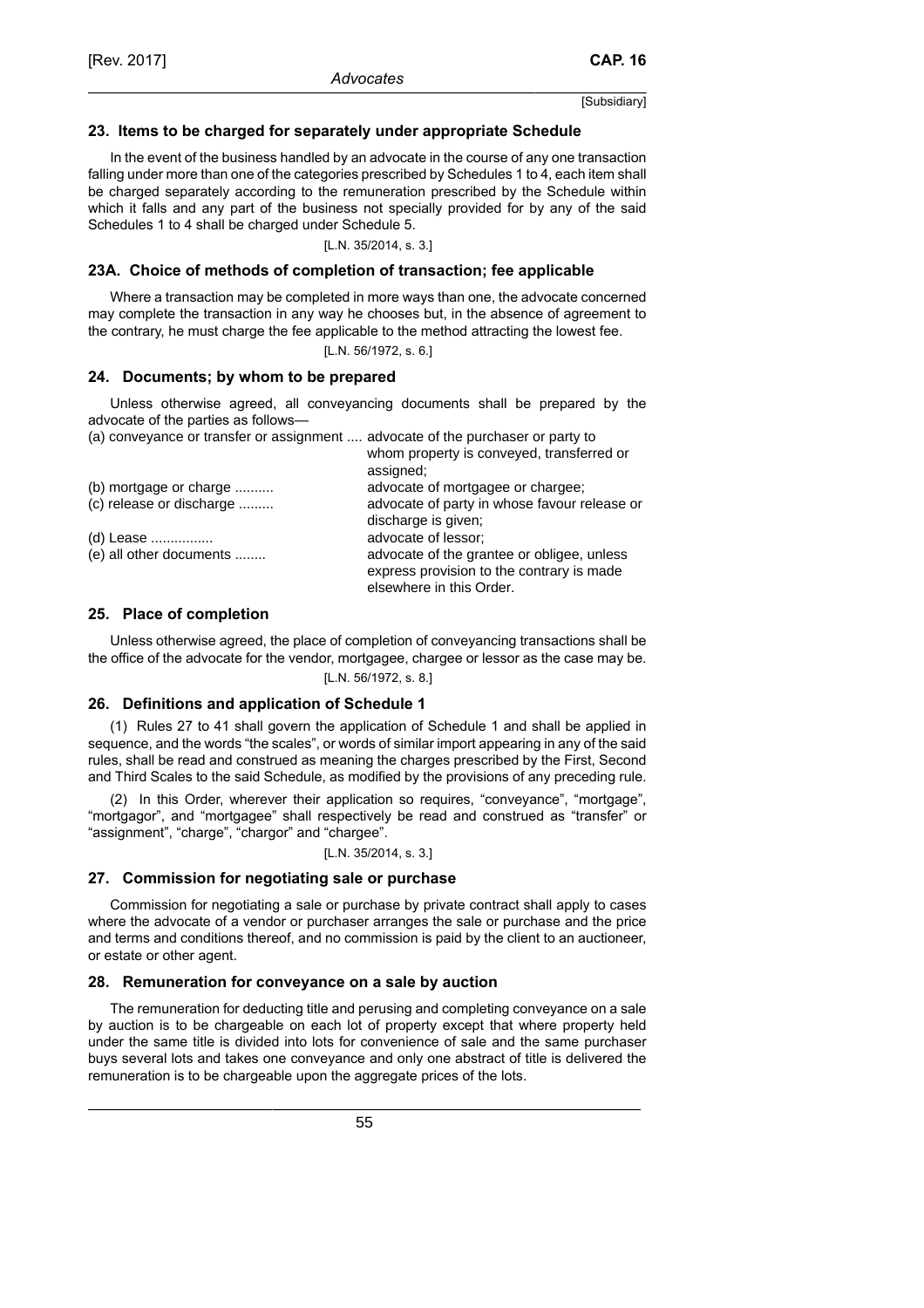### 23. Items to be charged for separately under appropriate Schedule

In the event of the business handled by an advocate in the course of any one transaction falling under more than one of the categories prescribed by Schedules 1 to 4, each item shall be charged separately according to the remuneration prescribed by the Schedule within which it falls and any part of the business not specially provided for by any of the said Schedules 1 to 4 shall be charged under Schedule 5.

[L.N. 35/2014, s. 3.]

### 23A. Choice of methods of completion of transaction; fee applicable

Where a transaction may be completed in more ways than one, the advocate concerned may complete the transaction in any way he chooses but, in the absence of agreement to the contrary, he must charge the fee applicable to the method attracting the lowest fee.

[L.N. 56/1972, s. 6.]

### 24. Documents; by whom to be prepared

Unless otherwise agreed, all conveyancing documents shall be prepared by the advocate of the parties as follows—

| | |
|---|---|
| (a) conveyance or transfer or assignment .... | advocate of the purchaser or party to whom property is conveyed, transferred or assigned; |
| (b) mortgage or charge .......... | advocate of mortgagee or chargee; |
| (c) release or discharge ......... | advocate of party in whose favour release or discharge is given; |
| (d) Lease ................ | advocate of lessor; |
| (e) all other documents ........ | advocate of the grantee or obligee, unless express provision to the contrary is made elsewhere in this Order. |

### 25. Place of completion

Unless otherwise agreed, the place of completion of conveyancing transactions shall be the office of the advocate for the vendor, mortgagee, chargee or lessor as the case may be.

[L.N. 56/1972, s. 8.]

### 26. Definitions and application of Schedule 1

(1) Rules 27 to 41 shall govern the application of Schedule 1 and shall be applied in sequence, and the words "the scales", or words of similar import appearing in any of the said rules, shall be read and construed as meaning the charges prescribed by the First, Second and Third Scales to the said Schedule, as modified by the provisions of any preceding rule.

(2) In this Order, wherever their application so requires, "conveyance", "mortgage", "mortgagor", and "mortgagee" shall respectively be read and construed as "transfer" or "assignment", "charge", "chargor" and "chargee".

[L.N. 35/2014, s. 3.]

### 27. Commission for negotiating sale or purchase

Commission for negotiating a sale or purchase by private contract shall apply to cases where the advocate of a vendor or purchaser arranges the sale or purchase and the price and terms and conditions thereof, and no commission is paid by the client to an auctioneer, or estate or other agent.

### 28. Remuneration for conveyance on a sale by auction

The remuneration for deducting title and perusing and completing conveyance on a sale by auction is to be chargeable on each lot of property except that where property held under the same title is divided into lots for convenience of sale and the same purchaser buys several lots and takes one conveyance and only one abstract of title is delivered the remuneration is to be chargeable upon the aggregate prices of the lots.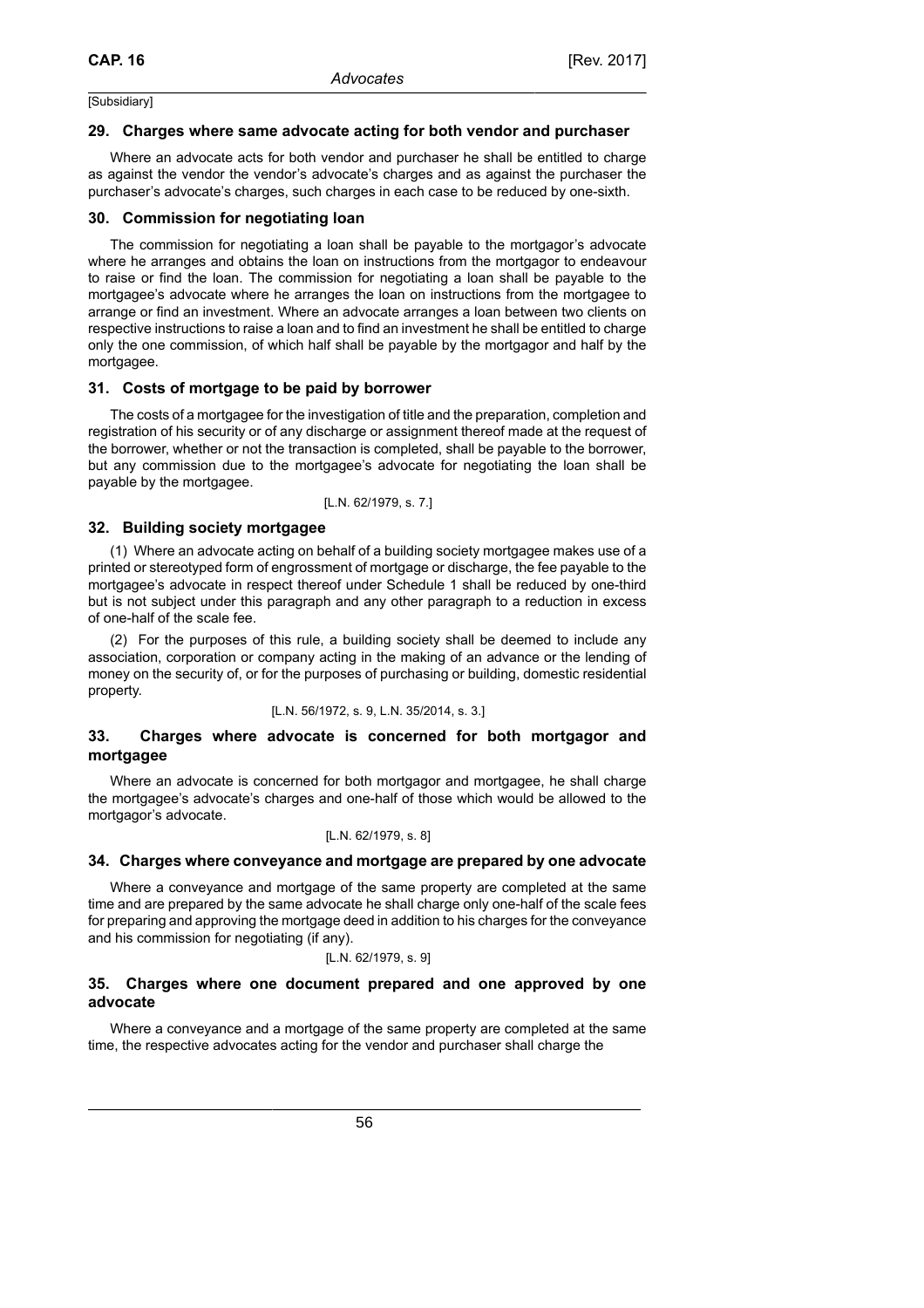[Subsidiary]

### 29. Charges where same advocate acting for both vendor and purchaser

Where an advocate acts for both vendor and purchaser he shall be entitled to charge as against the vendor the vendor's advocate's charges and as against the purchaser the purchaser's advocate's charges, such charges in each case to be reduced by one-sixth.

### 30. Commission for negotiating loan

The commission for negotiating a loan shall be payable to the mortgagor's advocate where he arranges and obtains the loan on instructions from the mortgagor to endeavour to raise or find the loan. The commission for negotiating a loan shall be payable to the mortgagee's advocate where he arranges the loan on instructions from the mortgagee to arrange or find an investment. Where an advocate arranges a loan between two clients on respective instructions to raise a loan and to find an investment he shall be entitled to charge only the one commission, of which half shall be payable by the mortgagor and half by the mortgagee.

### 31. Costs of mortgage to be paid by borrower

The costs of a mortgagee for the investigation of title and the preparation, completion and registration of his security or of any discharge or assignment thereof made at the request of the borrower, whether or not the transaction is completed, shall be payable to the borrower, but any commission due to the mortgagee's advocate for negotiating the loan shall be payable by the mortgagee.

[L.N. 62/1979, s. 7.]

### 32. Building society mortgagee

(1) Where an advocate acting on behalf of a building society mortgagee makes use of a printed or stereotyped form of engrossment of mortgage or discharge, the fee payable to the mortgagee's advocate in respect thereof under Schedule 1 shall be reduced by one-third but is not subject under this paragraph and any other paragraph to a reduction in excess of one-half of the scale fee.

(2) For the purposes of this rule, a building society shall be deemed to include any association, corporation or company acting in the making of an advance or the lending of money on the security of, or for the purposes of purchasing or building, domestic residential property.

[L.N. 56/1972, s. 9, L.N. 35/2014, s. 3.]

### 33. Charges where advocate is concerned for both mortgagor and mortgagee

Where an advocate is concerned for both mortgagor and mortgagee, he shall charge the mortgagee's advocate's charges and one-half of those which would be allowed to the mortgagor's advocate.

[L.N. 62/1979, s. 8]

### 34. Charges where conveyance and mortgage are prepared by one advocate

Where a conveyance and mortgage of the same property are completed at the same time and are prepared by the same advocate he shall charge only one-half of the scale fees for preparing and approving the mortgage deed in addition to his charges for the conveyance and his commission for negotiating (if any).

[L.N. 62/1979, s. 9]

### 35. Charges where one document prepared and one approved by one advocate

Where a conveyance and a mortgage of the same property are completed at the same time, the respective advocates acting for the vendor and purchaser shall charge the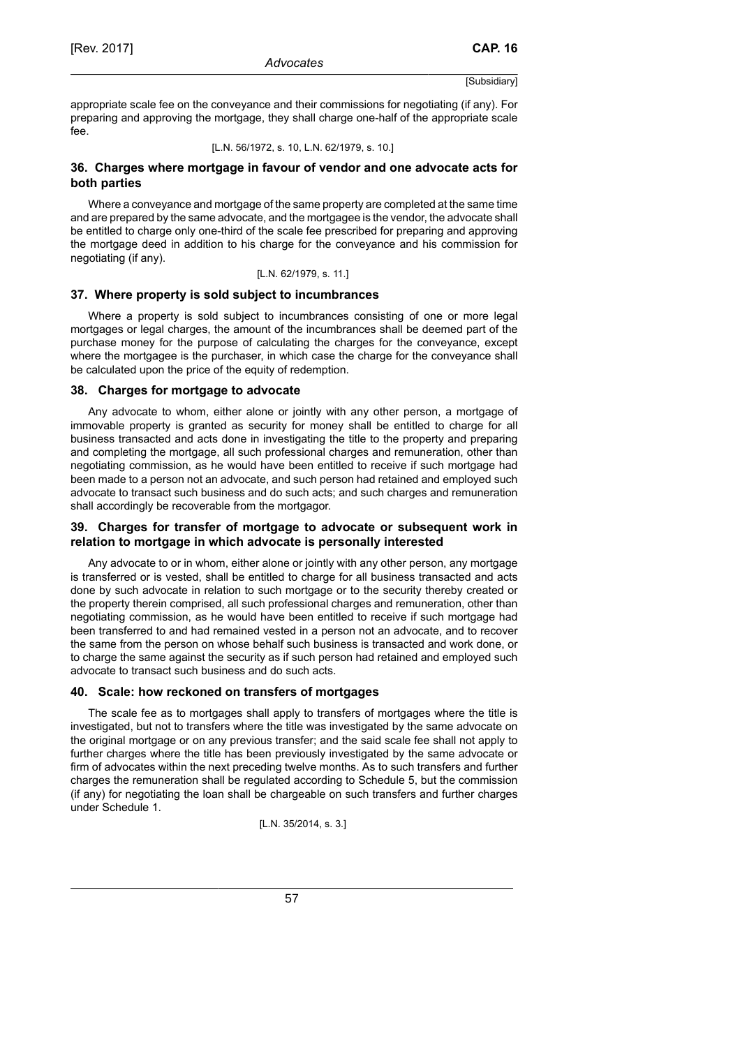appropriate scale fee on the conveyance and their commissions for negotiating (if any). For preparing and approving the mortgage, they shall charge one-half of the appropriate scale fee.

[L.N. 56/1972, s. 10, L.N. 62/1979, s. 10.]

### 36. Charges where mortgage in favour of vendor and one advocate acts for both parties

Where a conveyance and mortgage of the same property are completed at the same time and are prepared by the same advocate, and the mortgagee is the vendor, the advocate shall be entitled to charge only one-third of the scale fee prescribed for preparing and approving the mortgage deed in addition to his charge for the conveyance and his commission for negotiating (if any).

[L.N. 62/1979, s. 11.]

### 37. Where property is sold subject to incumbrances

Where a property is sold subject to incumbrances consisting of one or more legal mortgages or legal charges, the amount of the incumbrances shall be deemed part of the purchase money for the purpose of calculating the charges for the conveyance, except where the mortgagee is the purchaser, in which case the charge for the conveyance shall be calculated upon the price of the equity of redemption.

### 38. Charges for mortgage to advocate

Any advocate to whom, either alone or jointly with any other person, a mortgage of immovable property is granted as security for money shall be entitled to charge for all business transacted and acts done in investigating the title to the property and preparing and completing the mortgage, all such professional charges and remuneration, other than negotiating commission, as he would have been entitled to receive if such mortgage had been made to a person not an advocate, and such person had retained and employed such advocate to transact such business and do such acts; and such charges and remuneration shall accordingly be recoverable from the mortgagor.

### 39. Charges for transfer of mortgage to advocate or subsequent work in relation to mortgage in which advocate is personally interested

Any advocate to or in whom, either alone or jointly with any other person, any mortgage is transferred or is vested, shall be entitled to charge for all business transacted and acts done by such advocate in relation to such mortgage or to the security thereby created or the property therein comprised, all such professional charges and remuneration, other than negotiating commission, as he would have been entitled to receive if such mortgage had been transferred to and had remained vested in a person not an advocate, and to recover the same from the person on whose behalf such business is transacted and work done, or to charge the same against the security as if such person had retained and employed such advocate to transact such business and do such acts.

### 40. Scale: how reckoned on transfers of mortgages

The scale fee as to mortgages shall apply to transfers of mortgages where the title is investigated, but not to transfers where the title was investigated by the same advocate on the original mortgage or on any previous transfer; and the said scale fee shall not apply to further charges where the title has been previously investigated by the same advocate or firm of advocates within the next preceding twelve months. As to such transfers and further charges the remuneration shall be regulated according to Schedule 5, but the commission (if any) for negotiating the loan shall be chargeable on such transfers and further charges under Schedule 1.

[L.N. 35/2014, s. 3.]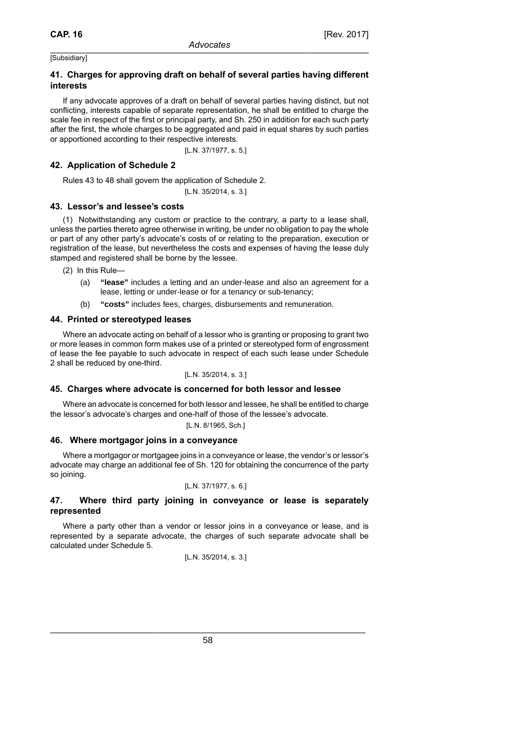[Subsidiary]

### 41. Charges for approving draft on behalf of several parties having different interests

If any advocate approves of a draft on behalf of several parties having distinct, but not conflicting, interests capable of separate representation, he shall be entitled to charge the scale fee in respect of the first or principal party, and Sh. 250 in addition for each such party after the first, the whole charges to be aggregated and paid in equal shares by such parties or apportioned according to their respective interests.

[L.N. 37/1977, s. 5.]

### 42. Application of Schedule 2

Rules 43 to 48 shall govern the application of Schedule 2.

[L.N. 35/2014, s. 3.]

### 43. Lessor's and lessee's costs

(1) Notwithstanding any custom or practice to the contrary, a party to a lease shall, unless the parties thereto agree otherwise in writing, be under no obligation to pay the whole or part of any other party's advocate's costs of or relating to the preparation, execution or registration of the lease, but nevertheless the costs and expenses of having the lease duly stamped and registered shall be borne by the lessee.

(2) In this Rule—

- (a) **"lease"** includes a letting and an under-lease and also an agreement for a lease, letting or under-lease or for a tenancy or sub-tenancy;
- (b) **"costs"** includes fees, charges, disbursements and remuneration.

### 44. Printed or stereotyped leases

Where an advocate acting on behalf of a lessor who is granting or proposing to grant two or more leases in common form makes use of a printed or stereotyped form of engrossment of lease the fee payable to such advocate in respect of each such lease under Schedule 2 shall be reduced by one-third.

[L.N. 35/2014, s. 3.]

### 45. Charges where advocate is concerned for both lessor and lessee

Where an advocate is concerned for both lessor and lessee, he shall be entitled to charge the lessor's advocate's charges and one-half of those of the lessee's advocate.

[L.N. 8/1965, Sch.]

### 46. Where mortgagor joins in a conveyance

Where a mortgagor or mortgagee joins in a conveyance or lease, the vendor's or lessor's advocate may charge an additional fee of Sh. 120 for obtaining the concurrence of the party so joining.

[L.N. 37/1977, s. 6.]

### 47. Where third party joining in conveyance or lease is separately represented

Where a party other than a vendor or lessor joins in a conveyance or lease, and is represented by a separate advocate, the charges of such separate advocate shall be calculated under Schedule 5.

[L.N. 35/2014, s. 3.]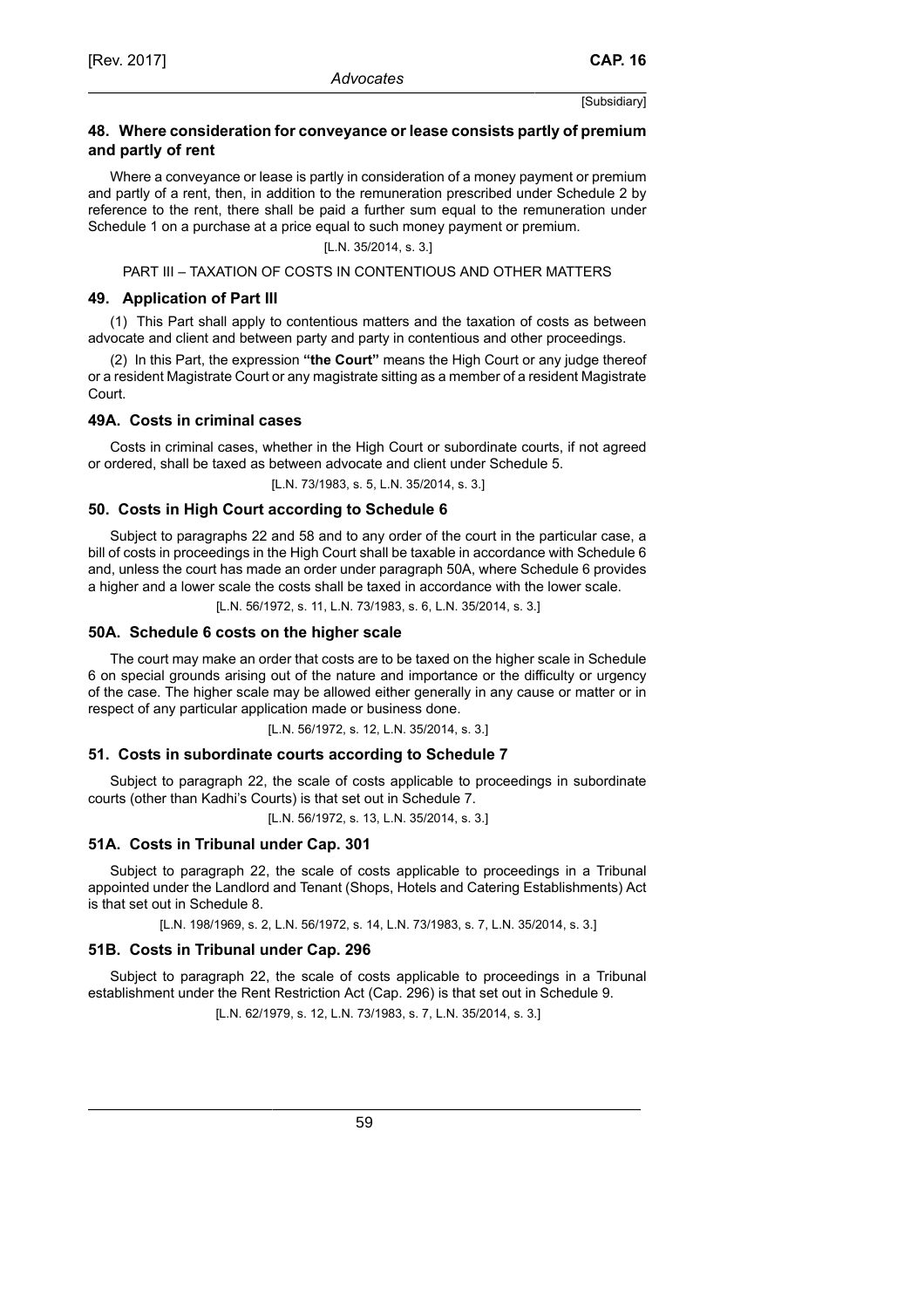### 48. Where consideration for conveyance or lease consists partly of premium and partly of rent

Where a conveyance or lease is partly in consideration of a money payment or premium and partly of a rent, then, in addition to the remuneration prescribed under Schedule 2 by reference to the rent, there shall be paid a further sum equal to the remuneration under Schedule 1 on a purchase at a price equal to such money payment or premium.

[L.N. 35/2014, s. 3.]

PART III – TAXATION OF COSTS IN CONTENTIOUS AND OTHER MATTERS

### 49. Application of Part III

(1) This Part shall apply to contentious matters and the taxation of costs as between advocate and client and between party and party in contentious and other proceedings.

(2) In this Part, the expression **"the Court"** means the High Court or any judge thereof or a resident Magistrate Court or any magistrate sitting as a member of a resident Magistrate Court.

### 49A. Costs in criminal cases

Costs in criminal cases, whether in the High Court or subordinate courts, if not agreed or ordered, shall be taxed as between advocate and client under Schedule 5.

[L.N. 73/1983, s. 5, L.N. 35/2014, s. 3.]

### 50. Costs in High Court according to Schedule 6

Subject to paragraphs 22 and 58 and to any order of the court in the particular case, a bill of costs in proceedings in the High Court shall be taxable in accordance with Schedule 6 and, unless the court has made an order under paragraph 50A, where Schedule 6 provides a higher and a lower scale the costs shall be taxed in accordance with the lower scale.

[L.N. 56/1972, s. 11, L.N. 73/1983, s. 6, L.N. 35/2014, s. 3.]

### 50A. Schedule 6 costs on the higher scale

The court may make an order that costs are to be taxed on the higher scale in Schedule 6 on special grounds arising out of the nature and importance or the difficulty or urgency of the case. The higher scale may be allowed either generally in any cause or matter or in respect of any particular application made or business done.

[L.N. 56/1972, s. 12, L.N. 35/2014, s. 3.]

### 51. Costs in subordinate courts according to Schedule 7

Subject to paragraph 22, the scale of costs applicable to proceedings in subordinate courts (other than Kadhi's Courts) is that set out in Schedule 7.

[L.N. 56/1972, s. 13, L.N. 35/2014, s. 3.]

### 51A. Costs in Tribunal under Cap. 301

Subject to paragraph 22, the scale of costs applicable to proceedings in a Tribunal appointed under the Landlord and Tenant (Shops, Hotels and Catering Establishments) Act is that set out in Schedule 8.

[L.N. 198/1969, s. 2, L.N. 56/1972, s. 14, L.N. 73/1983, s. 7, L.N. 35/2014, s. 3.]

### 51B. Costs in Tribunal under Cap. 296

Subject to paragraph 22, the scale of costs applicable to proceedings in a Tribunal establishment under the Rent Restriction Act (Cap. 296) is that set out in Schedule 9.

[L.N. 62/1979, s. 12, L.N. 73/1983, s. 7, L.N. 35/2014, s. 3.]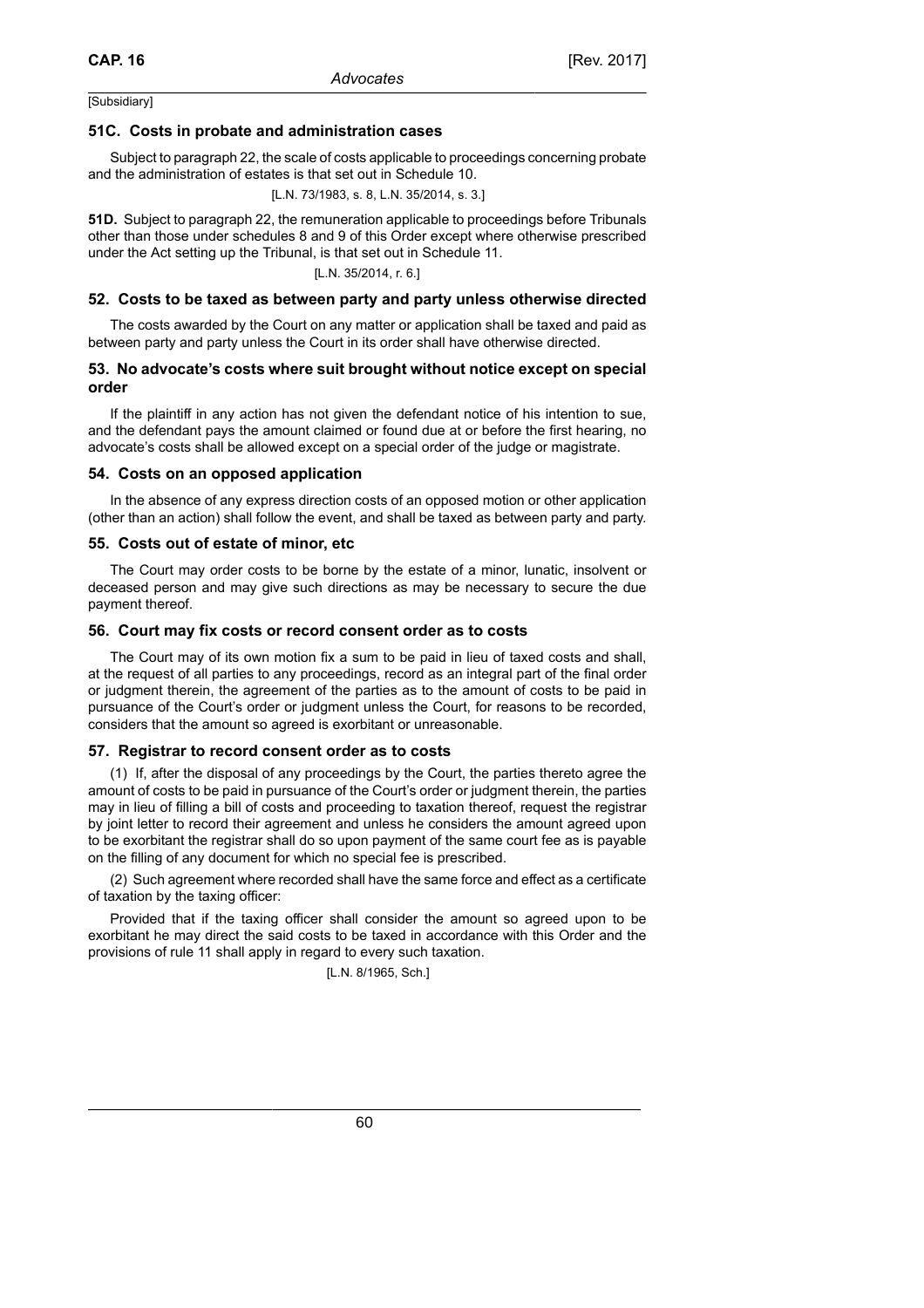## 51C. Costs in probate and administration cases

Subject to paragraph 22, the scale of costs applicable to proceedings concerning probate and the administration of estates is that set out in Schedule 10.

[L.N. 73/1983, s. 8, L.N. 35/2014, s. 3.]

**51D.** Subject to paragraph 22, the remuneration applicable to proceedings before Tribunals other than those under schedules 8 and 9 of this Order except where otherwise prescribed under the Act setting up the Tribunal, is that set out in Schedule 11.

[L.N. 35/2014, r. 6.]

## 52. Costs to be taxed as between party and party unless otherwise directed

The costs awarded by the Court on any matter or application shall be taxed and paid as between party and party unless the Court in its order shall have otherwise directed.

## 53. No advocate's costs where suit brought without notice except on special order

If the plaintiff in any action has not given the defendant notice of his intention to sue, and the defendant pays the amount claimed or found due at or before the first hearing, no advocate's costs shall be allowed except on a special order of the judge or magistrate.

## 54. Costs on an opposed application

In the absence of any express direction costs of an opposed motion or other application (other than an action) shall follow the event, and shall be taxed as between party and party.

## 55. Costs out of estate of minor, etc

The Court may order costs to be borne by the estate of a minor, lunatic, insolvent or deceased person and may give such directions as may be necessary to secure the due payment thereof.

## 56. Court may fix costs or record consent order as to costs

The Court may of its own motion fix a sum to be paid in lieu of taxed costs and shall, at the request of all parties to any proceedings, record as an integral part of the final order or judgment therein, the agreement of the parties as to the amount of costs to be paid in pursuance of the Court's order or judgment unless the Court, for reasons to be recorded, considers that the amount so agreed is exorbitant or unreasonable.

## 57. Registrar to record consent order as to costs

(1) If, after the disposal of any proceedings by the Court, the parties thereto agree the amount of costs to be paid in pursuance of the Court's order or judgment therein, the parties may in lieu of filling a bill of costs and proceeding to taxation thereof, request the registrar by joint letter to record their agreement and unless he considers the amount agreed upon to be exorbitant the registrar shall do so upon payment of the same court fee as is payable on the filling of any document for which no special fee is prescribed.

(2) Such agreement where recorded shall have the same force and effect as a certificate of taxation by the taxing officer:

Provided that if the taxing officer shall consider the amount so agreed upon to be exorbitant he may direct the said costs to be taxed in accordance with this Order and the provisions of rule 11 shall apply in regard to every such taxation.

[L.N. 8/1965, Sch.]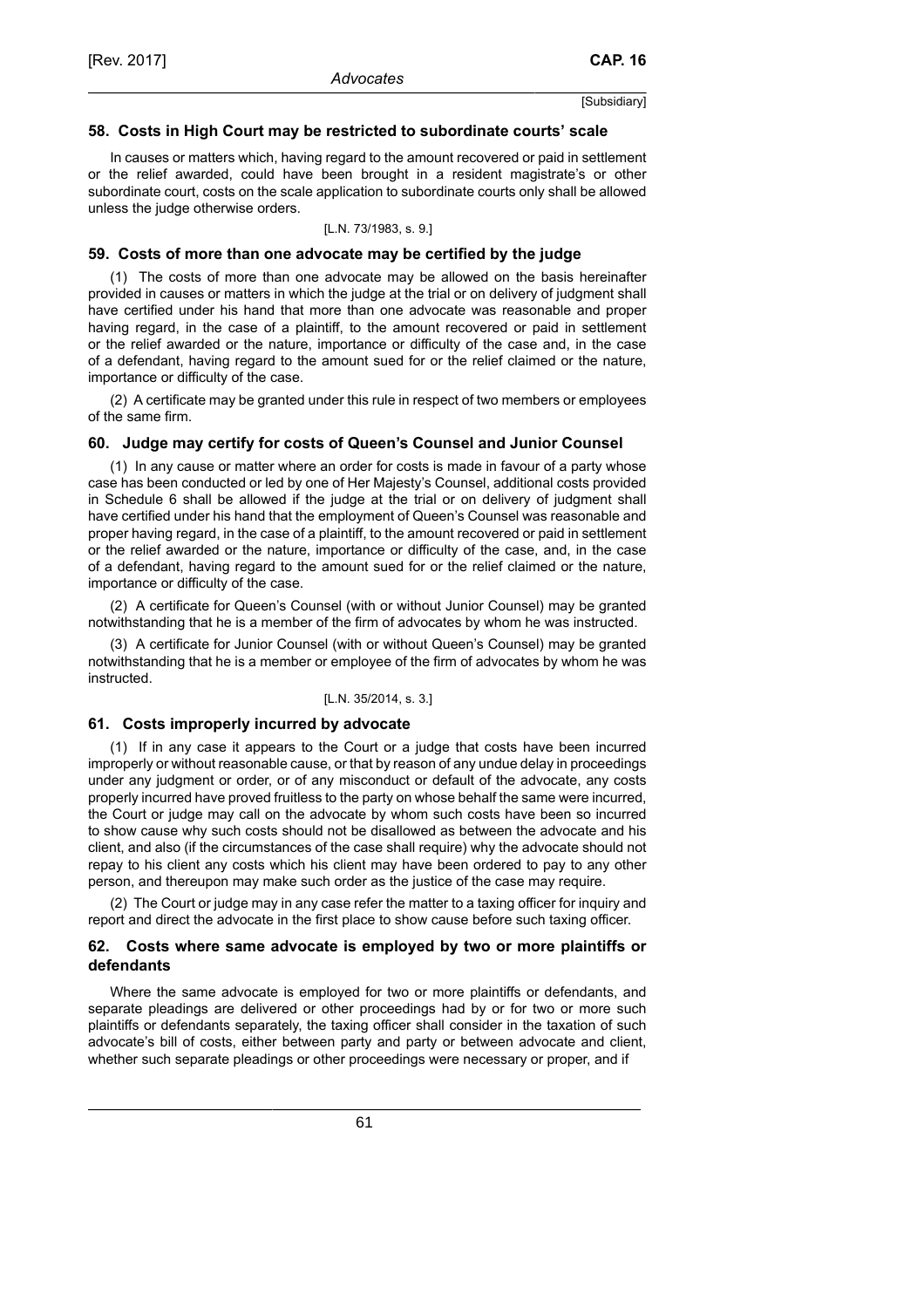### 58. Costs in High Court may be restricted to subordinate courts' scale

In causes or matters which, having regard to the amount recovered or paid in settlement or the relief awarded, could have been brought in a resident magistrate's or other subordinate court, costs on the scale application to subordinate courts only shall be allowed unless the judge otherwise orders.

[L.N. 73/1983, s. 9.]

### 59. Costs of more than one advocate may be certified by the judge

(1) The costs of more than one advocate may be allowed on the basis hereinafter provided in causes or matters in which the judge at the trial or on delivery of judgment shall have certified under his hand that more than one advocate was reasonable and proper having regard, in the case of a plaintiff, to the amount recovered or paid in settlement or the relief awarded or the nature, importance or difficulty of the case and, in the case of a defendant, having regard to the amount sued for or the relief claimed or the nature, importance or difficulty of the case.

(2) A certificate may be granted under this rule in respect of two members or employees of the same firm.

### 60. Judge may certify for costs of Queen's Counsel and Junior Counsel

(1) In any cause or matter where an order for costs is made in favour of a party whose case has been conducted or led by one of Her Majesty's Counsel, additional costs provided in Schedule 6 shall be allowed if the judge at the trial or on delivery of judgment shall have certified under his hand that the employment of Queen's Counsel was reasonable and proper having regard, in the case of a plaintiff, to the amount recovered or paid in settlement or the relief awarded or the nature, importance or difficulty of the case, and, in the case of a defendant, having regard to the amount sued for or the relief claimed or the nature, importance or difficulty of the case.

(2) A certificate for Queen's Counsel (with or without Junior Counsel) may be granted notwithstanding that he is a member of the firm of advocates by whom he was instructed.

(3) A certificate for Junior Counsel (with or without Queen's Counsel) may be granted notwithstanding that he is a member or employee of the firm of advocates by whom he was instructed.

[L.N. 35/2014, s. 3.]

### 61. Costs improperly incurred by advocate

(1) If in any case it appears to the Court or a judge that costs have been incurred improperly or without reasonable cause, or that by reason of any undue delay in proceedings under any judgment or order, or of any misconduct or default of the advocate, any costs properly incurred have proved fruitless to the party on whose behalf the same were incurred, the Court or judge may call on the advocate by whom such costs have been so incurred to show cause why such costs should not be disallowed as between the advocate and his client, and also (if the circumstances of the case shall require) why the advocate should not repay to his client any costs which his client may have been ordered to pay to any other person, and thereupon may make such order as the justice of the case may require.

(2) The Court or judge may in any case refer the matter to a taxing officer for inquiry and report and direct the advocate in the first place to show cause before such taxing officer.

### 62. Costs where same advocate is employed by two or more plaintiffs or defendants

Where the same advocate is employed for two or more plaintiffs or defendants, and separate pleadings are delivered or other proceedings had by or for two or more such plaintiffs or defendants separately, the taxing officer shall consider in the taxation of such advocate's bill of costs, either between party and party or between advocate and client, whether such separate pleadings or other proceedings were necessary or proper, and if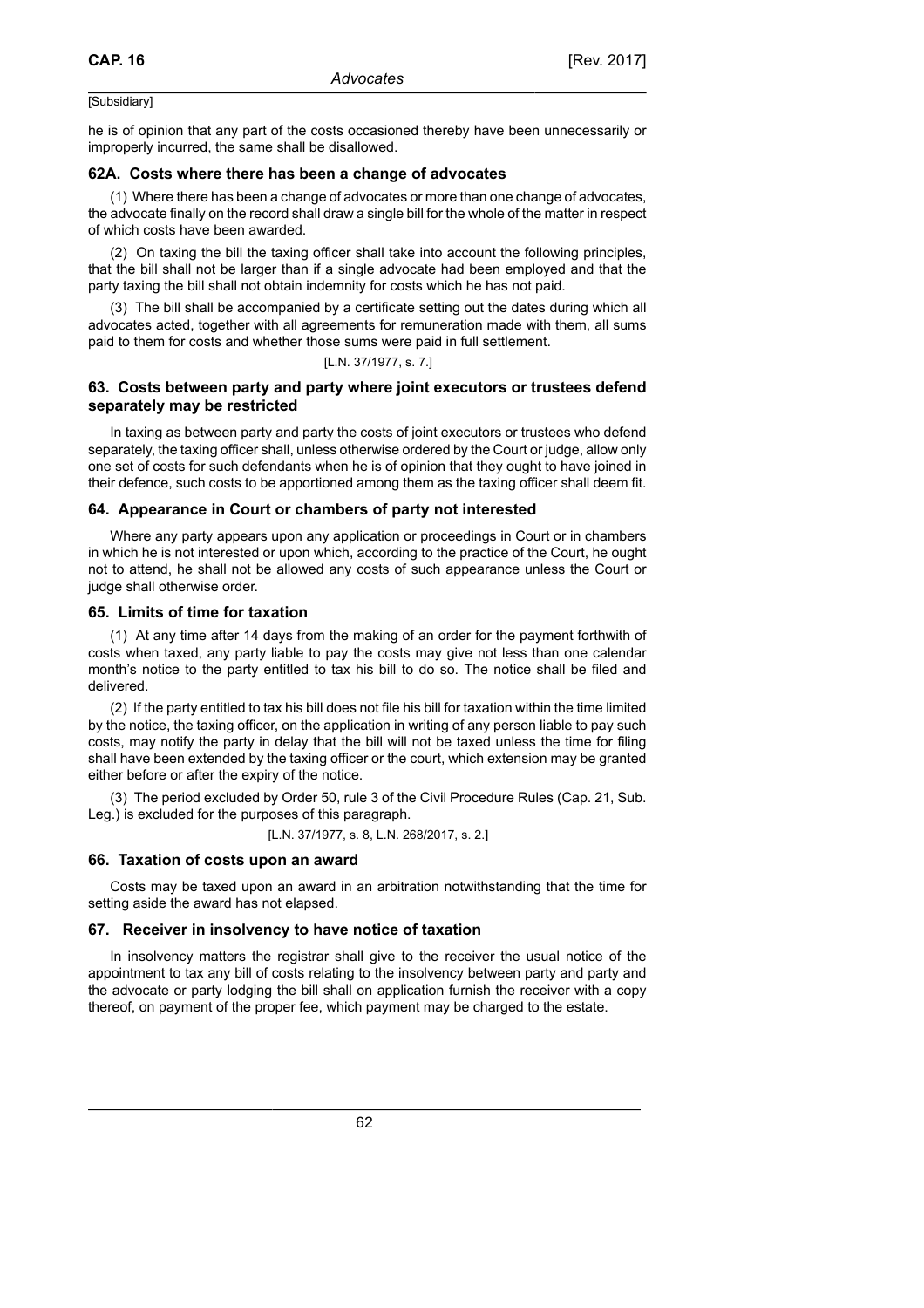he is of opinion that any part of the costs occasioned thereby have been unnecessarily or improperly incurred, the same shall be disallowed.

### 62A. Costs where there has been a change of advocates

(1) Where there has been a change of advocates or more than one change of advocates, the advocate finally on the record shall draw a single bill for the whole of the matter in respect of which costs have been awarded.

(2) On taxing the bill the taxing officer shall take into account the following principles, that the bill shall not be larger than if a single advocate had been employed and that the party taxing the bill shall not obtain indemnity for costs which he has not paid.

(3) The bill shall be accompanied by a certificate setting out the dates during which all advocates acted, together with all agreements for remuneration made with them, all sums paid to them for costs and whether those sums were paid in full settlement.

[L.N. 37/1977, s. 7.]

### 63. Costs between party and party where joint executors or trustees defend separately may be restricted

In taxing as between party and party the costs of joint executors or trustees who defend separately, the taxing officer shall, unless otherwise ordered by the Court or judge, allow only one set of costs for such defendants when he is of opinion that they ought to have joined in their defence, such costs to be apportioned among them as the taxing officer shall deem fit.

### 64. Appearance in Court or chambers of party not interested

Where any party appears upon any application or proceedings in Court or in chambers in which he is not interested or upon which, according to the practice of the Court, he ought not to attend, he shall not be allowed any costs of such appearance unless the Court or judge shall otherwise order.

### 65. Limits of time for taxation

(1) At any time after 14 days from the making of an order for the payment forthwith of costs when taxed, any party liable to pay the costs may give not less than one calendar month's notice to the party entitled to tax his bill to do so. The notice shall be filed and delivered.

(2) If the party entitled to tax his bill does not file his bill for taxation within the time limited by the notice, the taxing officer, on the application in writing of any person liable to pay such costs, may notify the party in delay that the bill will not be taxed unless the time for filing shall have been extended by the taxing officer or the court, which extension may be granted either before or after the expiry of the notice.

(3) The period excluded by Order 50, rule 3 of the Civil Procedure Rules (Cap. 21, Sub. Leg.) is excluded for the purposes of this paragraph.

[L.N. 37/1977, s. 8, L.N. 268/2017, s. 2.]

### 66. Taxation of costs upon an award

Costs may be taxed upon an award in an arbitration notwithstanding that the time for setting aside the award has not elapsed.

### 67. Receiver in insolvency to have notice of taxation

In insolvency matters the registrar shall give to the receiver the usual notice of the appointment to tax any bill of costs relating to the insolvency between party and party and the advocate or party lodging the bill shall on application furnish the receiver with a copy thereof, on payment of the proper fee, which payment may be charged to the estate.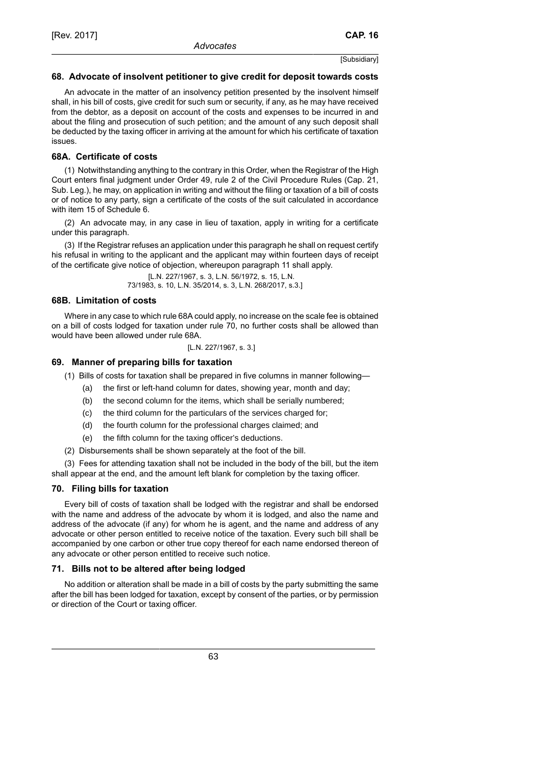## 68. Advocate of insolvent petitioner to give credit for deposit towards costs

An advocate in the matter of an insolvency petition presented by the insolvent himself shall, in his bill of costs, give credit for such sum or security, if any, as he may have received from the debtor, as a deposit on account of the costs and expenses to be incurred in and about the filing and prosecution of such petition; and the amount of any such deposit shall be deducted by the taxing officer in arriving at the amount for which his certificate of taxation issues.

## 68A. Certificate of costs

(1) Notwithstanding anything to the contrary in this Order, when the Registrar of the High Court enters final judgment under Order 49, rule 2 of the Civil Procedure Rules (Cap. 21, Sub. Leg.), he may, on application in writing and without the filing or taxation of a bill of costs or of notice to any party, sign a certificate of the costs of the suit calculated in accordance with item 15 of Schedule 6.

(2) An advocate may, in any case in lieu of taxation, apply in writing for a certificate under this paragraph.

(3) If the Registrar refuses an application under this paragraph he shall on request certify his refusal in writing to the applicant and the applicant may within fourteen days of receipt of the certificate give notice of objection, whereupon paragraph 11 shall apply.

[L.N. 227/1967, s. 3, L.N. 56/1972, s. 15, L.N. 73/1983, s. 10, L.N. 35/2014, s. 3, L.N. 268/2017, s.3.]

## 68B. Limitation of costs

Where in any case to which rule 68A could apply, no increase on the scale fee is obtained on a bill of costs lodged for taxation under rule 70, no further costs shall be allowed than would have been allowed under rule 68A.

[L.N. 227/1967, s. 3.]

## 69. Manner of preparing bills for taxation

(1) Bills of costs for taxation shall be prepared in five columns in manner following—

- (a) the first or left-hand column for dates, showing year, month and day;
- (b) the second column for the items, which shall be serially numbered;
- (c) the third column for the particulars of the services charged for;
- (d) the fourth column for the professional charges claimed; and
- (e) the fifth column for the taxing officer's deductions.

(2) Disbursements shall be shown separately at the foot of the bill.

(3) Fees for attending taxation shall not be included in the body of the bill, but the item shall appear at the end, and the amount left blank for completion by the taxing officer.

## 70. Filing bills for taxation

Every bill of costs of taxation shall be lodged with the registrar and shall be endorsed with the name and address of the advocate by whom it is lodged, and also the name and address of the advocate (if any) for whom he is agent, and the name and address of any advocate or other person entitled to receive notice of the taxation. Every such bill shall be accompanied by one carbon or other true copy thereof for each name endorsed thereon of any advocate or other person entitled to receive such notice.

## 71. Bills not to be altered after being lodged

No addition or alteration shall be made in a bill of costs by the party submitting the same after the bill has been lodged for taxation, except by consent of the parties, or by permission or direction of the Court or taxing officer.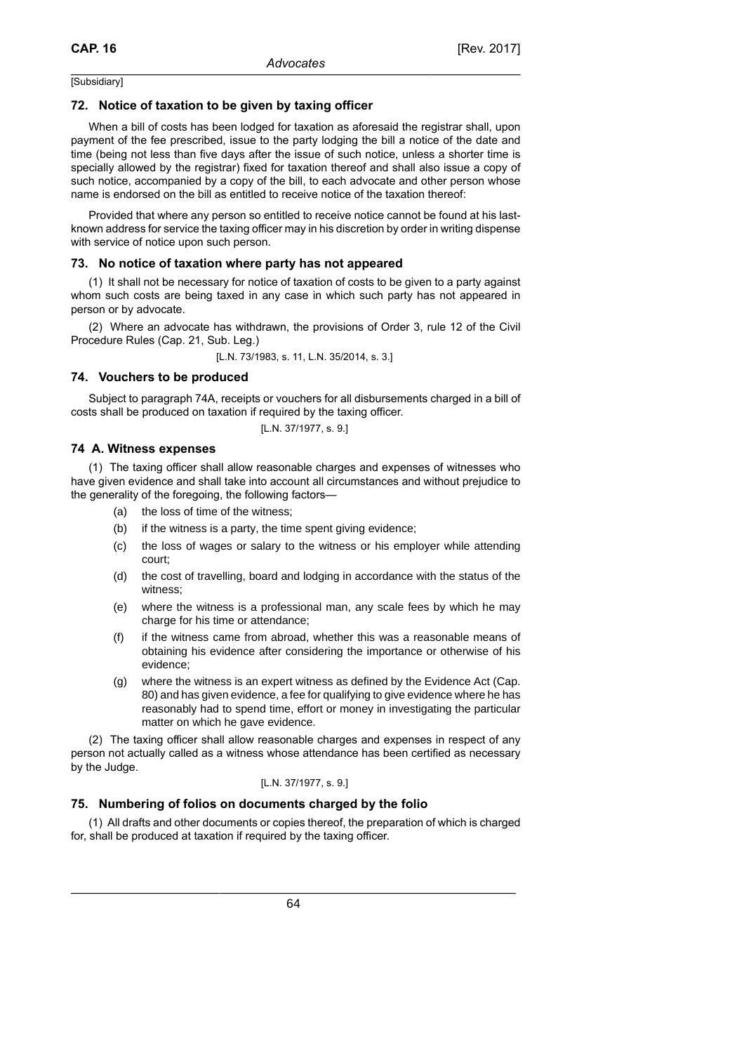[Subsidiary]

### 72. Notice of taxation to be given by taxing officer

When a bill of costs has been lodged for taxation as aforesaid the registrar shall, upon payment of the fee prescribed, issue to the party lodging the bill a notice of the date and time (being not less than five days after the issue of such notice, unless a shorter time is specially allowed by the registrar) fixed for taxation thereof and shall also issue a copy of such notice, accompanied by a copy of the bill, to each advocate and other person whose name is endorsed on the bill as entitled to receive notice of the taxation thereof:

Provided that where any person so entitled to receive notice cannot be found at his last-known address for service the taxing officer may in his discretion by order in writing dispense with service of notice upon such person.

### 73. No notice of taxation where party has not appeared

(1) It shall not be necessary for notice of taxation of costs to be given to a party against whom such costs are being taxed in any case in which such party has not appeared in person or by advocate.

(2) Where an advocate has withdrawn, the provisions of Order 3, rule 12 of the Civil Procedure Rules (Cap. 21, Sub. Leg.)

[L.N. 73/1983, s. 11, L.N. 35/2014, s. 3.]

### 74. Vouchers to be produced

Subject to paragraph 74A, receipts or vouchers for all disbursements charged in a bill of costs shall be produced on taxation if required by the taxing officer.

[L.N. 37/1977, s. 9.]

### 74 A. Witness expenses

(1) The taxing officer shall allow reasonable charges and expenses of witnesses who have given evidence and shall take into account all circumstances and without prejudice to the generality of the foregoing, the following factors—

(a) the loss of time of the witness;

(b) if the witness is a party, the time spent giving evidence;

(c) the loss of wages or salary to the witness or his employer while attending court;

(d) the cost of travelling, board and lodging in accordance with the status of the witness;

(e) where the witness is a professional man, any scale fees by which he may charge for his time or attendance;

(f) if the witness came from abroad, whether this was a reasonable means of obtaining his evidence after considering the importance or otherwise of his evidence;

(g) where the witness is an expert witness as defined by the Evidence Act (Cap. 80) and has given evidence, a fee for qualifying to give evidence where he has reasonably had to spend time, effort or money in investigating the particular matter on which he gave evidence.

(2) The taxing officer shall allow reasonable charges and expenses in respect of any person not actually called as a witness whose attendance has been certified as necessary by the Judge.

[L.N. 37/1977, s. 9.]

### 75. Numbering of folios on documents charged by the folio

(1) All drafts and other documents or copies thereof, the preparation of which is charged for, shall be produced at taxation if required by the taxing officer.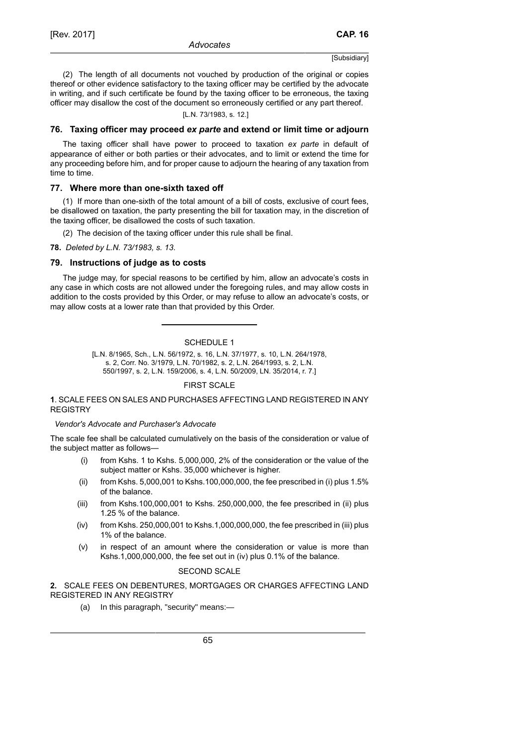(2) The length of all documents not vouched by production of the original or copies thereof or other evidence satisfactory to the taxing officer may be certified by the advocate in writing, and if such certificate be found by the taxing officer to be erroneous, the taxing officer may disallow the cost of the document so erroneously certified or any part thereof.

[L.N. 73/1983, s. 12.]

### 76. Taxing officer may proceed *ex parte* and extend or limit time or adjourn

The taxing officer shall have power to proceed to taxation *ex parte* in default of appearance of either or both parties or their advocates, and to limit or extend the time for any proceeding before him, and for proper cause to adjourn the hearing of any taxation from time to time.

### 77. Where more than one-sixth taxed off

(1) If more than one-sixth of the total amount of a bill of costs, exclusive of court fees, be disallowed on taxation, the party presenting the bill for taxation may, in the discretion of the taxing officer, be disallowed the costs of such taxation.

(2) The decision of the taxing officer under this rule shall be final.

**78.** *Deleted by L.N. 73/1983, s. 13.*

### 79. Instructions of judge as to costs

The judge may, for special reasons to be certified by him, allow an advocate's costs in any case in which costs are not allowed under the foregoing rules, and may allow costs in addition to the costs provided by this Order, or may refuse to allow an advocate's costs, or may allow costs at a lower rate than that provided by this Order.

---

SCHEDULE 1

[L.N. 8/1965, Sch., L.N. 56/1972, s. 16, L.N. 37/1977, s. 10, L.N. 264/1978, s. 2, Corr. No. 3/1979, L.N. 70/1982, s. 2, L.N. 264/1993, s. 2, L.N. 550/1997, s. 2, L.N. 159/2006, s. 4, L.N. 50/2009, LN. 35/2014, r. 7.]

FIRST SCALE

**1**. SCALE FEES ON SALES AND PURCHASES AFFECTING LAND REGISTERED IN ANY REGISTRY

*Vendor's Advocate and Purchaser's Advocate*

The scale fee shall be calculated cumulatively on the basis of the consideration or value of the subject matter as follows—

(i) from Kshs. 1 to Kshs. 5,000,000, 2% of the consideration or the value of the subject matter or Kshs. 35,000 whichever is higher.

(ii) from Kshs. 5,000,001 to Kshs.100,000,000, the fee prescribed in (i) plus 1.5% of the balance.

(iii) from Kshs.100,000,001 to Kshs. 250,000,000, the fee prescribed in (ii) plus 1.25 % of the balance.

(iv) from Kshs. 250,000,001 to Kshs.1,000,000,000, the fee prescribed in (iii) plus 1% of the balance.

(v) in respect of an amount where the consideration or value is more than Kshs.1,000,000,000, the fee set out in (iv) plus 0.1% of the balance.

SECOND SCALE

**2.** SCALE FEES ON DEBENTURES, MORTGAGES OR CHARGES AFFECTING LAND REGISTERED IN ANY REGISTRY

(a) In this paragraph, "security" means:—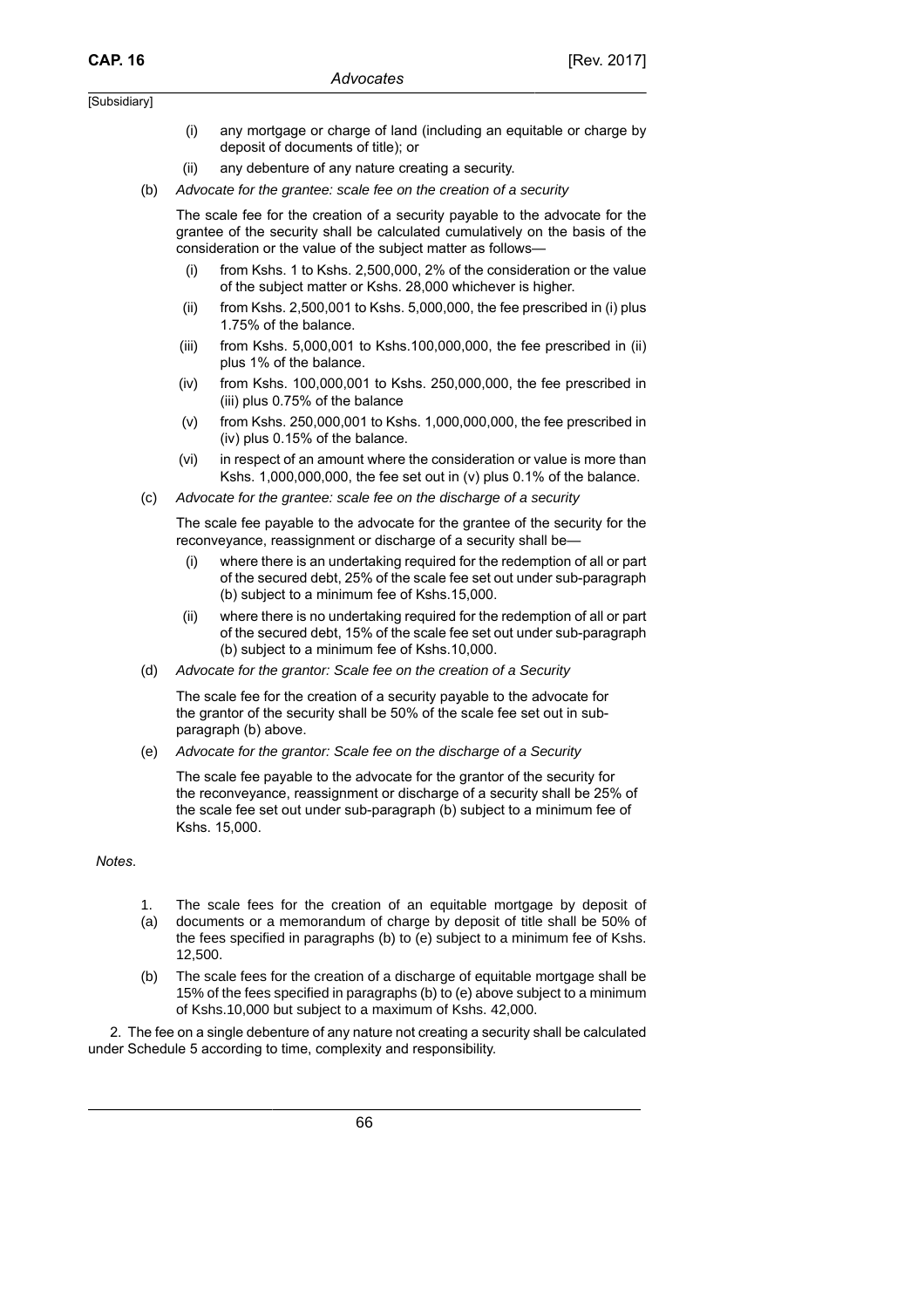(i) any mortgage or charge of land (including an equitable or charge by deposit of documents of title); or

(ii) any debenture of any nature creating a security.

(b) *Advocate for the grantee: scale fee on the creation of a security*

The scale fee for the creation of a security payable to the advocate for the grantee of the security shall be calculated cumulatively on the basis of the consideration or the value of the subject matter as follows—

(i) from Kshs. 1 to Kshs. 2,500,000, 2% of the consideration or the value of the subject matter or Kshs. 28,000 whichever is higher.

(ii) from Kshs. 2,500,001 to Kshs. 5,000,000, the fee prescribed in (i) plus 1.75% of the balance.

(iii) from Kshs. 5,000,001 to Kshs.100,000,000, the fee prescribed in (ii) plus 1% of the balance.

(iv) from Kshs. 100,000,001 to Kshs. 250,000,000, the fee prescribed in (iii) plus 0.75% of the balance

(v) from Kshs. 250,000,001 to Kshs. 1,000,000,000, the fee prescribed in (iv) plus 0.15% of the balance.

(vi) in respect of an amount where the consideration or value is more than Kshs. 1,000,000,000, the fee set out in (v) plus 0.1% of the balance.

(c) *Advocate for the grantee: scale fee on the discharge of a security*

The scale fee payable to the advocate for the grantee of the security for the reconveyance, reassignment or discharge of a security shall be—

(i) where there is an undertaking required for the redemption of all or part of the secured debt, 25% of the scale fee set out under sub-paragraph (b) subject to a minimum fee of Kshs.15,000.

(ii) where there is no undertaking required for the redemption of all or part of the secured debt, 15% of the scale fee set out under sub-paragraph (b) subject to a minimum fee of Kshs.10,000.

(d) *Advocate for the grantor: Scale fee on the creation of a Security*

The scale fee for the creation of a security payable to the advocate for the grantor of the security shall be 50% of the scale fee set out in sub-paragraph (b) above.

(e) *Advocate for the grantor: Scale fee on the discharge of a Security*

The scale fee payable to the advocate for the grantor of the security for the reconveyance, reassignment or discharge of a security shall be 25% of the scale fee set out under sub-paragraph (b) subject to a minimum fee of Kshs. 15,000.

*Notes.*

1. (a) The scale fees for the creation of an equitable mortgage by deposit of documents or a memorandum of charge by deposit of title shall be 50% of the fees specified in paragraphs (b) to (e) subject to a minimum fee of Kshs. 12,500.

(b) The scale fees for the creation of a discharge of equitable mortgage shall be 15% of the fees specified in paragraphs (b) to (e) above subject to a minimum of Kshs.10,000 but subject to a maximum of Kshs. 42,000.

2. The fee on a single debenture of any nature not creating a security shall be calculated under Schedule 5 according to time, complexity and responsibility.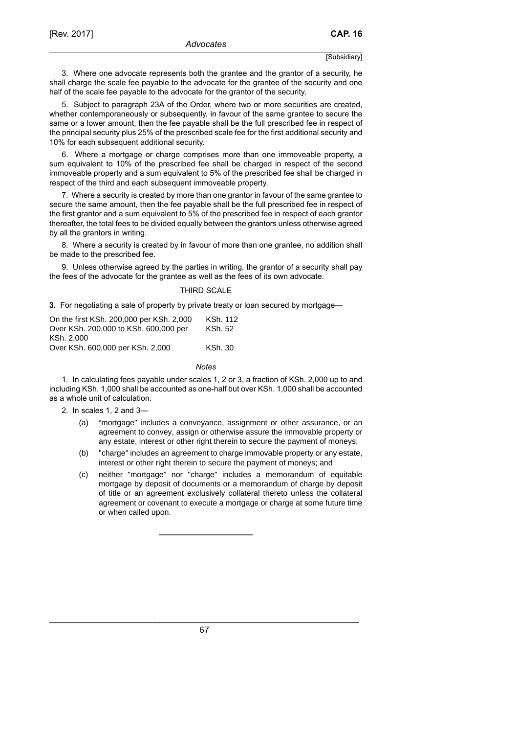3. Where one advocate represents both the grantee and the grantor of a security, he shall charge the scale fee payable to the advocate for the grantee of the security and one half of the scale fee payable to the advocate for the grantor of the security.

5. Subject to paragraph 23A of the Order, where two or more securities are created, whether contemporaneously or subsequently, in favour of the same grantee to secure the same or a lower amount, then the fee payable shall be the full prescribed fee in respect of the principal security plus 25% of the prescribed scale fee for the first additional security and 10% for each subsequent additional security.

6. Where a mortgage or charge comprises more than one immoveable property, a sum equivalent to 10% of the prescribed fee shall be charged in respect of the second immoveable property and a sum equivalent to 5% of the prescribed fee shall be charged in respect of the third and each subsequent immoveable property.

7. Where a security is created by more than one grantor in favour of the same grantee to secure the same amount, then the fee payable shall be the full prescribed fee in respect of the first grantor and a sum equivalent to 5% of the prescribed fee in respect of each grantor thereafter, the total fees to be divided equally between the grantors unless otherwise agreed by all the grantors in writing.

8. Where a security is created by in favour of more than one grantee, no addition shall be made to the prescribed fee.

9. Unless otherwise agreed by the parties in writing, the grantor of a security shall pay the fees of the advocate for the grantee as well as the fees of its own advocate.

## THIRD SCALE

**3.** For negotiating a sale of property by private treaty or loan secured by mortgage—

| | |
|---|---|
| On the first KSh. 200,000 per KSh. 2,000 | KSh. 112 |
| Over KSh. 200,000 to KSh. 600,000 per KSh. 2,000 | KSh. 52 |
| Over KSh. 600,000 per KSh. 2,000 | KSh. 30 |

*Notes*

1. In calculating fees payable under scales 1, 2 or 3, a fraction of KSh. 2,000 up to and including KSh. 1,000 shall be accounted as one-half but over KSh. 1,000 shall be accounted as a whole unit of calculation.

2. In scales 1, 2 and 3—

   (a) "mortgage" includes a conveyance, assignment or other assurance, or an agreement to convey, assign or otherwise assure the immovable property or any estate, interest or other right therein to secure the payment of moneys;

   (b) "charge" includes an agreement to charge immovable property or any estate, interest or other right therein to secure the payment of moneys; and

   (c) neither "mortgage" nor "charge" includes a memorandum of equitable mortgage by deposit of documents or a memorandum of charge by deposit of title or an agreement exclusively collateral thereto unless the collateral agreement or covenant to execute a mortgage or charge at some future time or when called upon.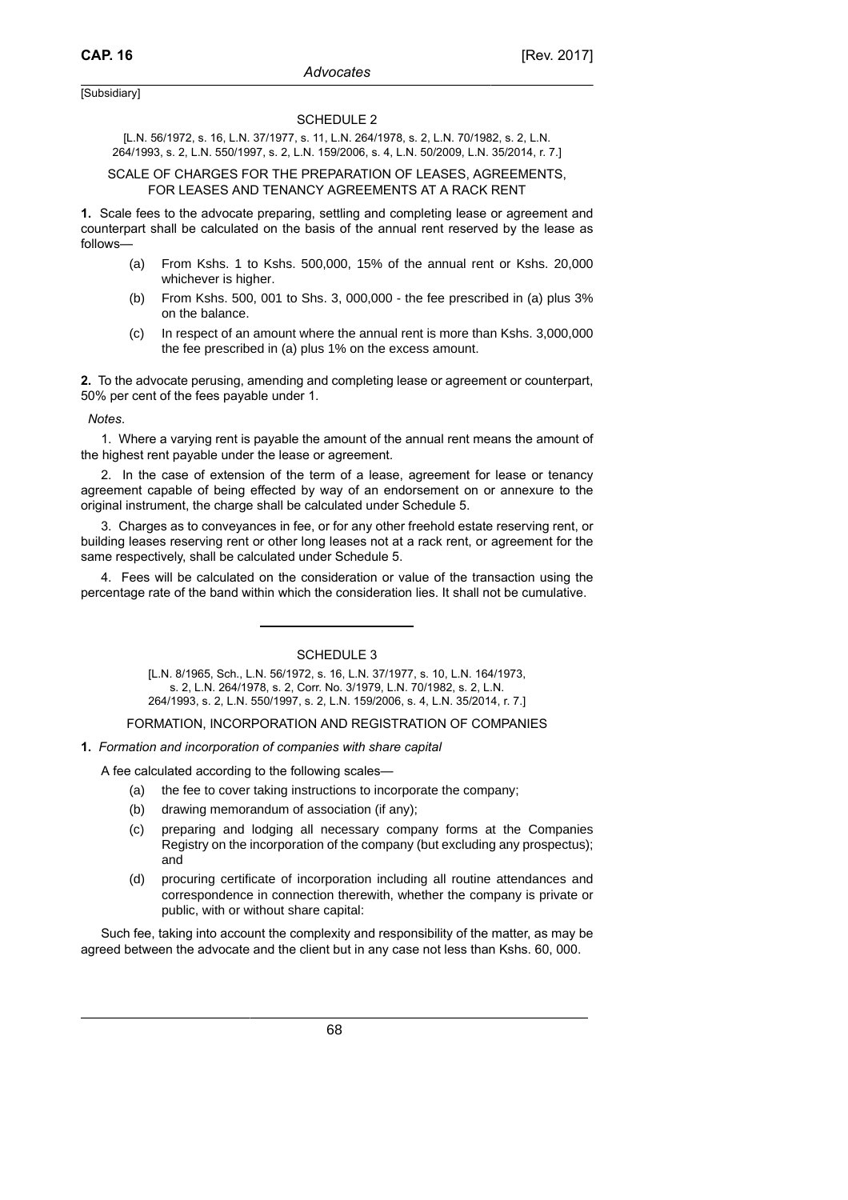[Subsidiary]

## SCHEDULE 2

[L.N. 56/1972, s. 16, L.N. 37/1977, s. 11, L.N. 264/1978, s. 2, L.N. 70/1982, s. 2, L.N. 264/1993, s. 2, L.N. 550/1997, s. 2, L.N. 159/2006, s. 4, L.N. 50/2009, L.N. 35/2014, r. 7.]

### SCALE OF CHARGES FOR THE PREPARATION OF LEASES, AGREEMENTS, FOR LEASES AND TENANCY AGREEMENTS AT A RACK RENT

**1.** Scale fees to the advocate preparing, settling and completing lease or agreement and counterpart shall be calculated on the basis of the annual rent reserved by the lease as follows—

(a) From Kshs. 1 to Kshs. 500,000, 15% of the annual rent or Kshs. 20,000 whichever is higher.

(b) From Kshs. 500, 001 to Shs. 3, 000,000 - the fee prescribed in (a) plus 3% on the balance.

(c) In respect of an amount where the annual rent is more than Kshs. 3,000,000 the fee prescribed in (a) plus 1% on the excess amount.

**2.** To the advocate perusing, amending and completing lease or agreement or counterpart, 50% per cent of the fees payable under 1.

*Notes*.

1. Where a varying rent is payable the amount of the annual rent means the amount of the highest rent payable under the lease or agreement.

2. In the case of extension of the term of a lease, agreement for lease or tenancy agreement capable of being effected by way of an endorsement on or annexure to the original instrument, the charge shall be calculated under Schedule 5.

3. Charges as to conveyances in fee, or for any other freehold estate reserving rent, or building leases reserving rent or other long leases not at a rack rent, or agreement for the same respectively, shall be calculated under Schedule 5.

4. Fees will be calculated on the consideration or value of the transaction using the percentage rate of the band within which the consideration lies. It shall not be cumulative.

---

## SCHEDULE 3

[L.N. 8/1965, Sch., L.N. 56/1972, s. 16, L.N. 37/1977, s. 10, L.N. 164/1973, s. 2, L.N. 264/1978, s. 2, Corr. No. 3/1979, L.N. 70/1982, s. 2, L.N. 264/1993, s. 2, L.N. 550/1997, s. 2, L.N. 159/2006, s. 4, L.N. 35/2014, r. 7.]

### FORMATION, INCORPORATION AND REGISTRATION OF COMPANIES

**1.** *Formation and incorporation of companies with share capital*

A fee calculated according to the following scales—

(a) the fee to cover taking instructions to incorporate the company;

(b) drawing memorandum of association (if any);

(c) preparing and lodging all necessary company forms at the Companies Registry on the incorporation of the company (but excluding any prospectus); and

(d) procuring certificate of incorporation including all routine attendances and correspondence in connection therewith, whether the company is private or public, with or without share capital:

Such fee, taking into account the complexity and responsibility of the matter, as may be agreed between the advocate and the client but in any case not less than Kshs. 60, 000.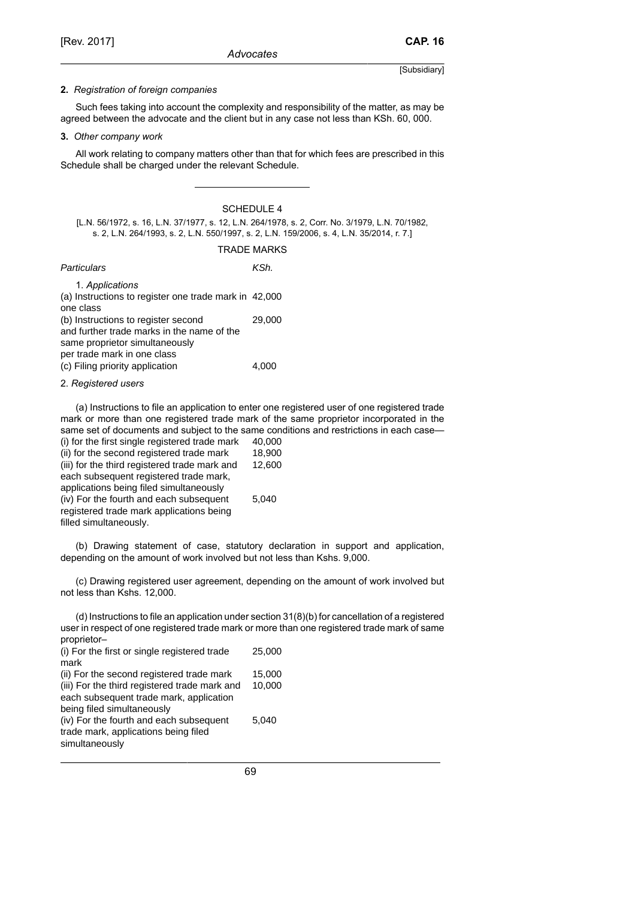**2.** *Registration of foreign companies*

Such fees taking into account the complexity and responsibility of the matter, as may be agreed between the advocate and the client but in any case not less than KSh. 60, 000.

**3.** *Other company work*

All work relating to company matters other than that for which fees are prescribed in this Schedule shall be charged under the relevant Schedule.

---

## SCHEDULE 4

[L.N. 56/1972, s. 16, L.N. 37/1977, s. 12, L.N. 264/1978, s. 2, Corr. No. 3/1979, L.N. 70/1982, s. 2, L.N. 264/1993, s. 2, L.N. 550/1997, s. 2, L.N. 159/2006, s. 4, L.N. 35/2014, r. 7.]

### TRADE MARKS

| *Particulars* | *KSh.* |
|---|---|
| 1. *Applications* | |
| (a) Instructions to register one trade mark in one class | 42,000 |
| (b) Instructions to register second and further trade marks in the name of the same proprietor simultaneously per trade mark in one class | 29,000 |
| (c) Filing priority application | 4,000 |

2. *Registered users*

(a) Instructions to file an application to enter one registered user of one registered trade mark or more than one registered trade mark of the same proprietor incorporated in the same set of documents and subject to the same conditions and restrictions in each case—

| | |
|---|---|
| (i) for the first single registered trade mark | 40,000 |
| (ii) for the second registered trade mark | 18,900 |
| (iii) for the third registered trade mark and each subsequent registered trade mark, applications being filed simultaneously | 12,600 |
| (iv) For the fourth and each subsequent registered trade mark applications being filled simultaneously. | 5,040 |

(b) Drawing statement of case, statutory declaration in support and application, depending on the amount of work involved but not less than Kshs. 9,000.

(c) Drawing registered user agreement, depending on the amount of work involved but not less than Kshs. 12,000.

(d) Instructions to file an application under section 31(8)(b) for cancellation of a registered user in respect of one registered trade mark or more than one registered trade mark of same proprietor–

| | |
|---|---|
| (i) For the first or single registered trade mark | 25,000 |
| (ii) For the second registered trade mark | 15,000 |
| (iii) For the third registered trade mark and each subsequent trade mark, application being filed simultaneously | 10,000 |
| (iv) For the fourth and each subsequent trade mark, applications being filed simultaneously | 5,040 |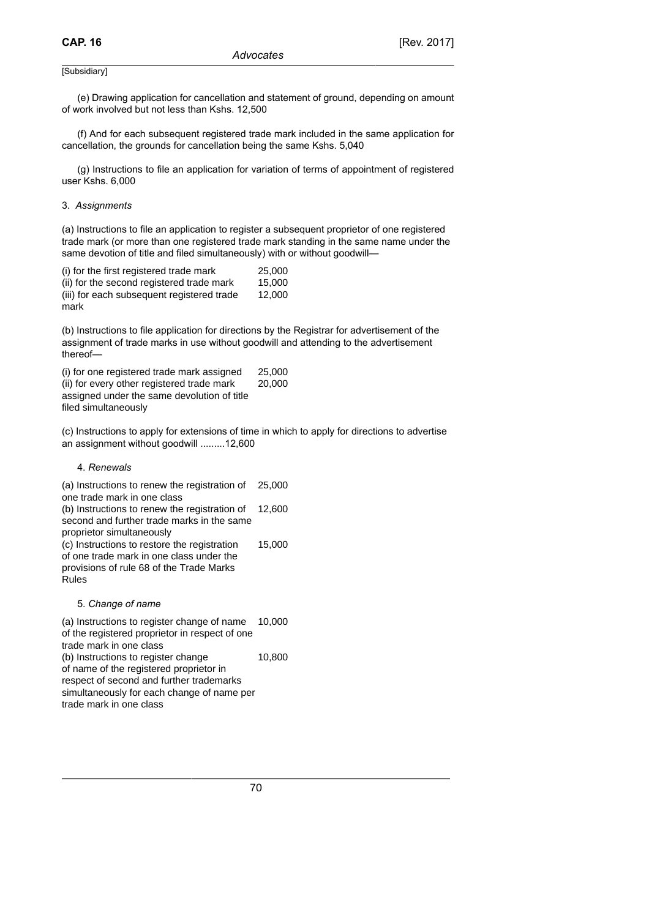[Subsidiary]

(e) Drawing application for cancellation and statement of ground, depending on amount of work involved but not less than Kshs. 12,500

(f) And for each subsequent registered trade mark included in the same application for cancellation, the grounds for cancellation being the same Kshs. 5,040

(g) Instructions to file an application for variation of terms of appointment of registered user Kshs. 6,000

3. *Assignments*

(a) Instructions to file an application to register a subsequent proprietor of one registered trade mark (or more than one registered trade mark standing in the same name under the same devotion of title and filed simultaneously) with or without goodwill—

| | |
|---|---|
| (i) for the first registered trade mark | 25,000 |
| (ii) for the second registered trade mark | 15,000 |
| (iii) for each subsequent registered trade mark | 12,000 |

(b) Instructions to file application for directions by the Registrar for advertisement of the assignment of trade marks in use without goodwill and attending to the advertisement thereof—

| | |
|---|---|
| (i) for one registered trade mark assigned | 25,000 |
| (ii) for every other registered trade mark assigned under the same devolution of title filed simultaneously | 20,000 |

(c) Instructions to apply for extensions of time in which to apply for directions to advertise an assignment without goodwill .........12,600

4. *Renewals*

| | |
|---|---|
| (a) Instructions to renew the registration of one trade mark in one class | 25,000 |
| (b) Instructions to renew the registration of second and further trade marks in the same proprietor simultaneously | 12,600 |
| (c) Instructions to restore the registration of one trade mark in one class under the provisions of rule 68 of the Trade Marks Rules | 15,000 |

5. *Change of name*

| | |
|---|---|
| (a) Instructions to register change of name of the registered proprietor in respect of one trade mark in one class | 10,000 |
| (b) Instructions to register change of name of the registered proprietor in respect of second and further trademarks simultaneously for each change of name per trade mark in one class | 10,800 |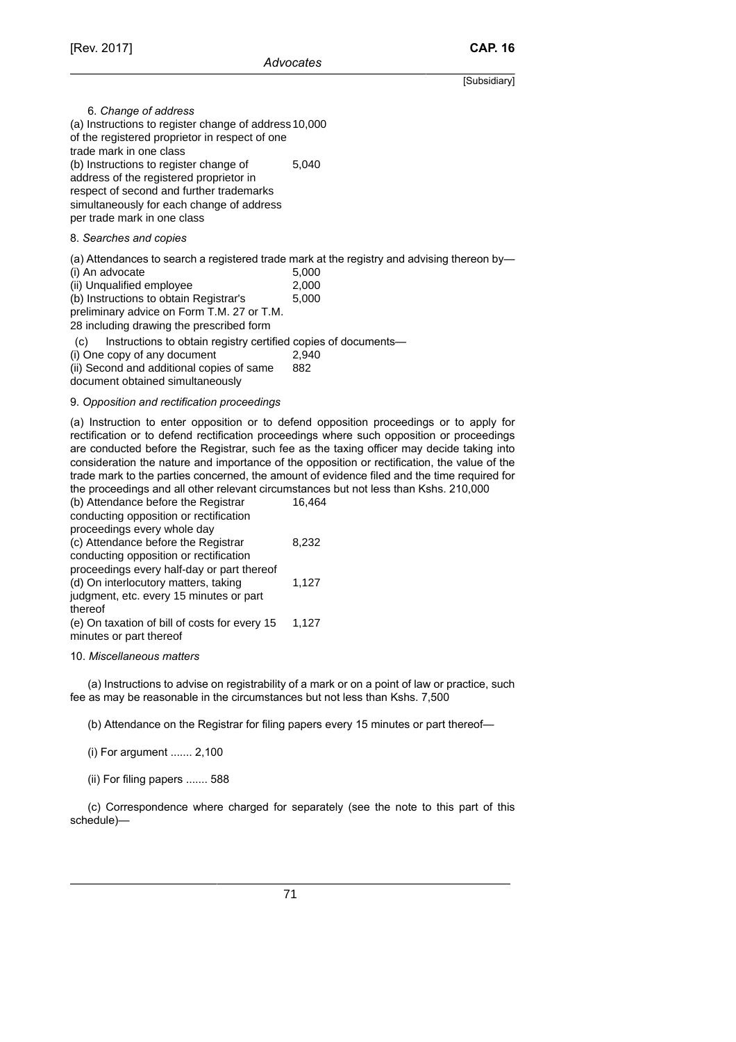6. *Change of address*

| | |
|---|---|
| (a) Instructions to register change of address of the registered proprietor in respect of one trade mark in one class | 10,000 |
| (b) Instructions to register change of address of the registered proprietor in respect of second and further trademarks simultaneously for each change of address per trade mark in one class | 5,040 |

8. *Searches and copies*

(a) Attendances to search a registered trade mark at the registry and advising thereon by—

| | |
|---|---|
| (i) An advocate | 5,000 |
| (ii) Unqualified employee | 2,000 |
| (b) Instructions to obtain Registrar's preliminary advice on Form T.M. 27 or T.M. 28 including drawing the prescribed form | 5,000 |

(c) Instructions to obtain registry certified copies of documents—

| | |
|---|---|
| (i) One copy of any document | 2,940 |
| (ii) Second and additional copies of same document obtained simultaneously | 882 |

9. *Opposition and rectification proceedings*

(a) Instruction to enter opposition or to defend opposition proceedings or to apply for rectification or to defend rectification proceedings where such opposition or proceedings are conducted before the Registrar, such fee as the taxing officer may decide taking into consideration the nature and importance of the opposition or rectification, the value of the trade mark to the parties concerned, the amount of evidence filed and the time required for the proceedings and all other relevant circumstances but not less than Kshs. 210,000

| | |
|---|---|
| (b) Attendance before the Registrar conducting opposition or rectification proceedings every whole day | 16,464 |
| (c) Attendance before the Registrar conducting opposition or rectification proceedings every half-day or part thereof | 8,232 |
| (d) On interlocutory matters, taking judgment, etc. every 15 minutes or part thereof | 1,127 |
| (e) On taxation of bill of costs for every 15 minutes or part thereof | 1,127 |

10. *Miscellaneous matters*

(a) Instructions to advise on registrability of a mark or on a point of law or practice, such fee as may be reasonable in the circumstances but not less than Kshs. 7,500

(b) Attendance on the Registrar for filing papers every 15 minutes or part thereof—

(i) For argument ....... 2,100

(ii) For filing papers ....... 588

(c) Correspondence where charged for separately (see the note to this part of this schedule)—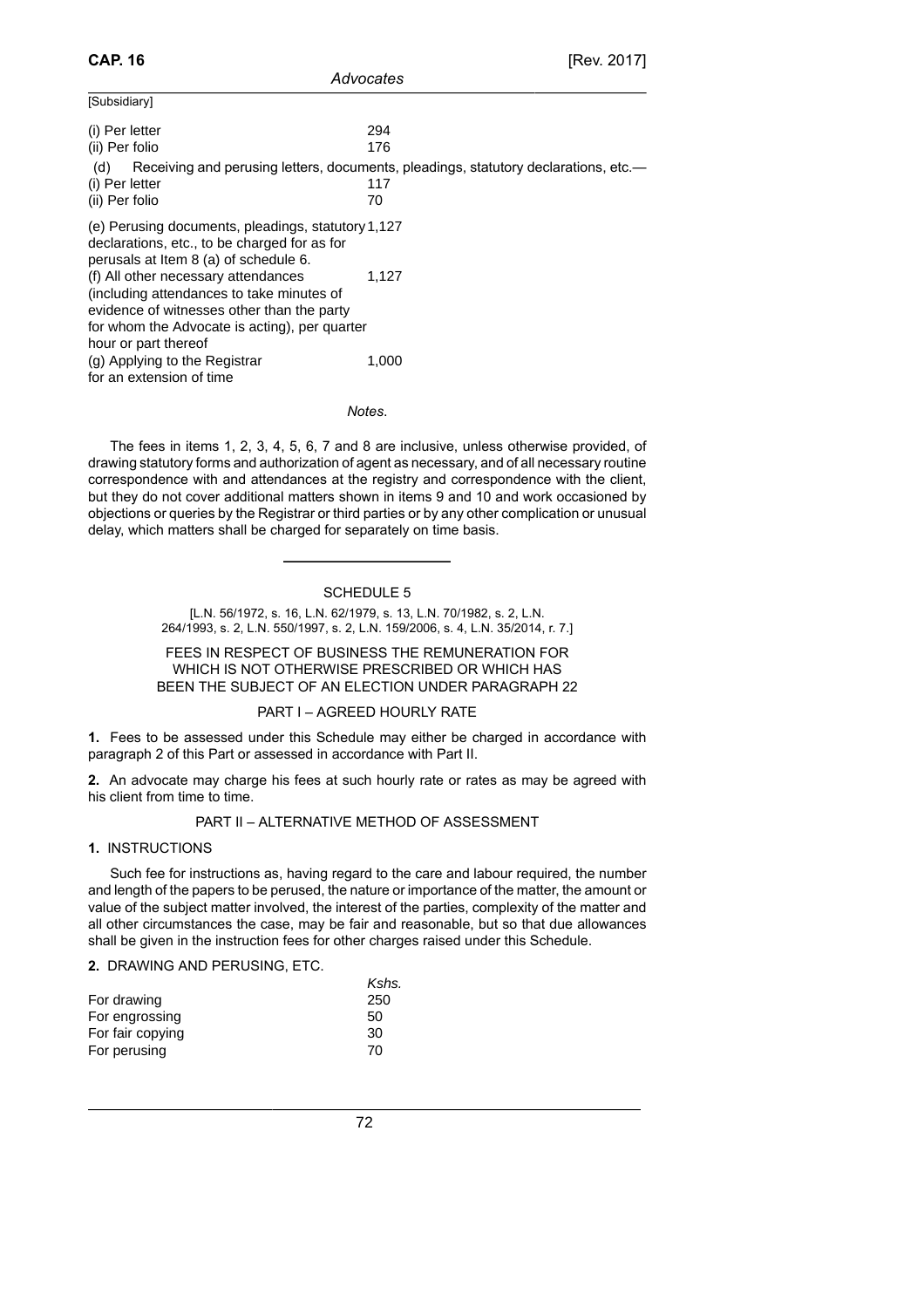[Subsidiary]

| | |
|---|---|
| (i) Per letter | 294 |
| (ii) Per folio | 176 |

(d) Receiving and perusing letters, documents, pleadings, statutory declarations, etc.—

| | |
|---|---|
| (i) Per letter | 117 |
| (ii) Per folio | 70 |
| (e) Perusing documents, pleadings, statutory declarations, etc., to be charged for as for perusals at Item 8 (a) of schedule 6. | 1,127 |
| (f) All other necessary attendances (including attendances to take minutes of evidence of witnesses other than the party for whom the Advocate is acting), per quarter hour or part thereof | 1,127 |
| (g) Applying to the Registrar for an extension of time | 1,000 |

*Notes.*

The fees in items 1, 2, 3, 4, 5, 6, 7 and 8 are inclusive, unless otherwise provided, of drawing statutory forms and authorization of agent as necessary, and of all necessary routine correspondence with and attendances at the registry and correspondence with the client, but they do not cover additional matters shown in items 9 and 10 and work occasioned by objections or queries by the Registrar or third parties or by any other complication or unusual delay, which matters shall be charged for separately on time basis.

---

## SCHEDULE 5

[L.N. 56/1972, s. 16, L.N. 62/1979, s. 13, L.N. 70/1982, s. 2, L.N. 264/1993, s. 2, L.N. 550/1997, s. 2, L.N. 159/2006, s. 4, L.N. 35/2014, r. 7.]

### FEES IN RESPECT OF BUSINESS THE REMUNERATION FOR WHICH IS NOT OTHERWISE PRESCRIBED OR WHICH HAS BEEN THE SUBJECT OF AN ELECTION UNDER PARAGRAPH 22

#### PART I – AGREED HOURLY RATE

**1.** Fees to be assessed under this Schedule may either be charged in accordance with paragraph 2 of this Part or assessed in accordance with Part II.

**2.** An advocate may charge his fees at such hourly rate or rates as may be agreed with his client from time to time.

#### PART II – ALTERNATIVE METHOD OF ASSESSMENT

**1.** INSTRUCTIONS

Such fee for instructions as, having regard to the care and labour required, the number and length of the papers to be perused, the nature or importance of the matter, the amount or value of the subject matter involved, the interest of the parties, complexity of the matter and all other circumstances the case, may be fair and reasonable, but so that due allowances shall be given in the instruction fees for other charges raised under this Schedule.

**2.** DRAWING AND PERUSING, ETC.

| | *Kshs.* |
|---|---|
| For drawing | 250 |
| For engrossing | 50 |
| For fair copying | 30 |
| For perusing | 70 |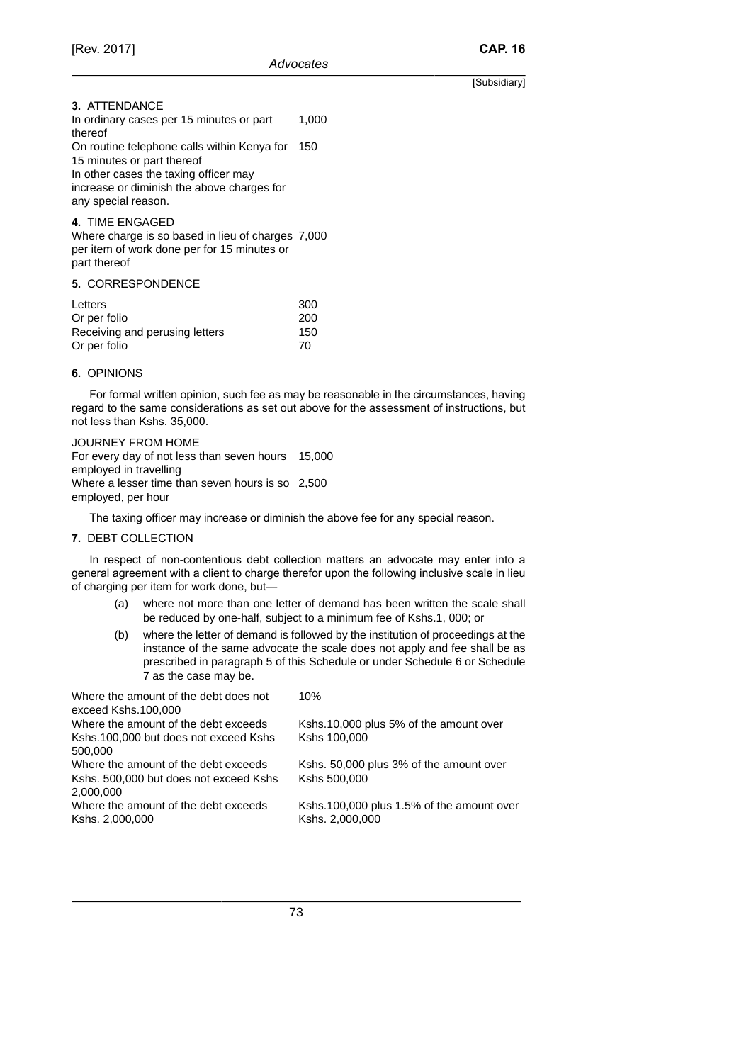**3.** ATTENDANCE

| | |
|---|---|
| In ordinary cases per 15 minutes or part thereof | 1,000 |
| On routine telephone calls within Kenya for 15 minutes or part thereof | 150 |

In other cases the taxing officer may increase or diminish the above charges for any special reason.

**4.** TIME ENGAGED

| | |
|---|---|
| Where charge is so based in lieu of charges per item of work done per for 15 minutes or part thereof | 7,000 |

**5.** CORRESPONDENCE

| | |
|---|---|
| Letters | 300 |
| Or per folio | 200 |
| Receiving and perusing letters | 150 |
| Or per folio | 70 |

**6.** OPINIONS

For formal written opinion, such fee as may be reasonable in the circumstances, having regard to the same considerations as set out above for the assessment of instructions, but not less than Kshs. 35,000.

JOURNEY FROM HOME

| | |
|---|---|
| For every day of not less than seven hours employed in travelling | 15,000 |
| Where a lesser time than seven hours is so employed, per hour | 2,500 |

The taxing officer may increase or diminish the above fee for any special reason.

**7.** DEBT COLLECTION

In respect of non-contentious debt collection matters an advocate may enter into a general agreement with a client to charge therefor upon the following inclusive scale in lieu of charging per item for work done, but—

(a) where not more than one letter of demand has been written the scale shall be reduced by one-half, subject to a minimum fee of Kshs.1, 000; or

(b) where the letter of demand is followed by the institution of proceedings at the instance of the same advocate the scale does not apply and fee shall be as prescribed in paragraph 5 of this Schedule or under Schedule 6 or Schedule 7 as the case may be.

| | |
|---|---|
| Where the amount of the debt does not exceed Kshs.100,000 | 10% |
| Where the amount of the debt exceeds Kshs.100,000 but does not exceed Kshs 500,000 | Kshs.10,000 plus 5% of the amount over Kshs 100,000 |
| Where the amount of the debt exceeds Kshs. 500,000 but does not exceed Kshs 2,000,000 | Kshs. 50,000 plus 3% of the amount over Kshs 500,000 |
| Where the amount of the debt exceeds Kshs. 2,000,000 | Kshs.100,000 plus 1.5% of the amount over Kshs. 2,000,000 |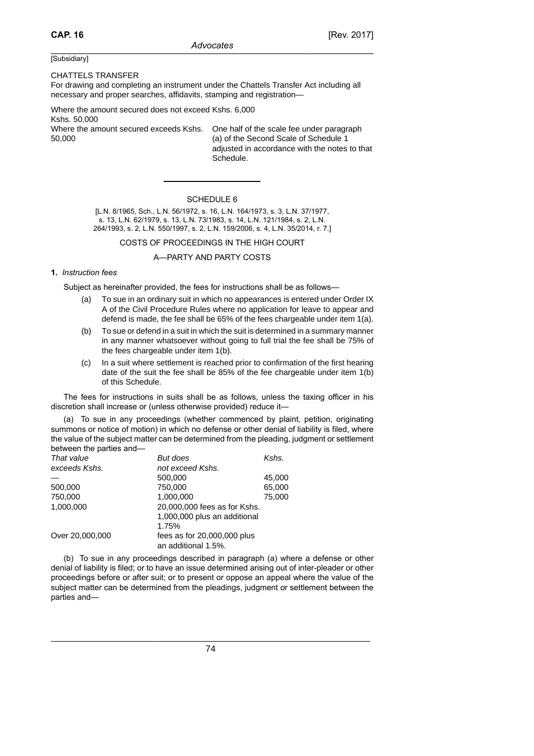[Subsidiary]

CHATTELS TRANSFER

For drawing and completing an instrument under the Chattels Transfer Act including all necessary and proper searches, affidavits, stamping and registration—

Where the amount secured does not exceed Kshs. 6,000
Kshs. 50,000

| | |
|---|---|
| Where the amount secured exceeds Kshs. 50,000 | One half of the scale fee under paragraph (a) of the Second Scale of Schedule 1 adjusted in accordance with the notes to that Schedule. |

---

## SCHEDULE 6

[L.N. 8/1965, Sch., L.N. 56/1972, s. 16, L.N. 164/1973, s. 3, L.N. 37/1977, s. 13, L.N. 62/1979, s. 13, L.N. 73/1983, s. 14, L.N. 121/1984, s. 2, L.N. 264/1993, s. 2, L.N. 550/1997, s. 2, L.N. 159/2006, s. 4, L.N. 35/2014, r. 7.]

### COSTS OF PROCEEDINGS IN THE HIGH COURT

### A—PARTY AND PARTY COSTS

**1.** *Instruction fees*

Subject as hereinafter provided, the fees for instructions shall be as follows—

(a) To sue in an ordinary suit in which no appearances is entered under Order IX A of the Civil Procedure Rules where no application for leave to appear and defend is made, the fee shall be 65% of the fees chargeable under item 1(a).

(b) To sue or defend in a suit in which the suit is determined in a summary manner in any manner whatsoever without going to full trial the fee shall be 75% of the fees chargeable under item 1(b).

(c) In a suit where settlement is reached prior to confirmation of the first hearing date of the suit the fee shall be 85% of the fee chargeable under item 1(b) of this Schedule.

The fees for instructions in suits shall be as follows, unless the taxing officer in his discretion shall increase or (unless otherwise provided) reduce it—

(a) To sue in any proceedings (whether commenced by plaint, petition, originating summons or notice of motion) in which no defense or other denial of liability is filed, where the value of the subject matter can be determined from the pleading, judgment or settlement between the parties and—

| *That value exceeds Kshs.* | *But does not exceed Kshs.* | *Kshs.* |
|---|---|---|
| — | 500,000 | 45,000 |
| 500,000 | 750,000 | 65,000 |
| 750,000 | 1,000,000 | 75,000 |
| 1,000,000 | 20,000,000 fees as for Kshs. 1,000,000 plus an additional 1.75% | |
| Over 20,000,000 | fees as for 20,000,000 plus an additional 1.5%. | |

(b) To sue in any proceedings described in paragraph (a) where a defense or other denial of liability is filed; or to have an issue determined arising out of inter-pleader or other proceedings before or after suit; or to present or oppose an appeal where the value of the subject matter can be determined from the pleadings, judgment or settlement between the parties and—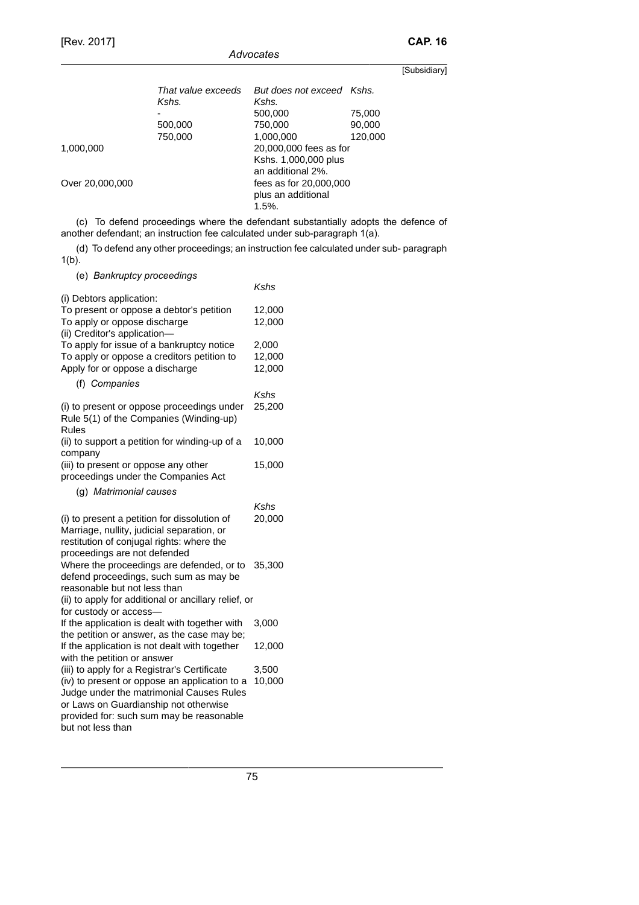| That value exceeds Kshs. | But does not exceed Kshs. | Kshs. |
|---|---|---|
| - | 500,000 | 75,000 |
| 500,000 | 750,000 | 90,000 |
| 750,000 | 1,000,000 | 120,000 |
| 1,000,000 | 20,000,000 fees as for Kshs. 1,000,000 plus an additional 2%. | |
| Over 20,000,000 | fees as for 20,000,000 plus an additional 1.5%. | |

(c) To defend proceedings where the defendant substantially adopts the defence of another defendant; an instruction fee calculated under sub-paragraph 1(a).

(d) To defend any other proceedings; an instruction fee calculated under sub- paragraph 1(b).

(e) *Bankruptcy proceedings*

| | Kshs |
|---|---|
| (i) Debtors application: | |
| To present or oppose a debtor's petition | 12,000 |
| To apply or oppose discharge | 12,000 |
| (ii) Creditor's application— | |
| To apply for issue of a bankruptcy notice | 2,000 |
| To apply or oppose a creditors petition to | 12,000 |
| Apply for or oppose a discharge | 12,000 |

(f) *Companies*

| | Kshs |
|---|---|
| (i) to present or oppose proceedings under Rule 5(1) of the Companies (Winding-up) Rules | 25,200 |
| (ii) to support a petition for winding-up of a company | 10,000 |
| (iii) to present or oppose any other proceedings under the Companies Act | 15,000 |

(g) *Matrimonial causes*

| | Kshs |
|---|---|
| (i) to present a petition for dissolution of Marriage, nullity, judicial separation, or restitution of conjugal rights: where the proceedings are not defended | 20,000 |
| Where the proceedings are defended, or to defend proceedings, such sum as may be reasonable but not less than | 35,300 |
| (ii) to apply for additional or ancillary relief, or for custody or access— | |
| If the application is dealt with together with the petition or answer, as the case may be; | 3,000 |
| If the application is not dealt with together with the petition or answer | 12,000 |
| (iii) to apply for a Registrar's Certificate | 3,500 |
| (iv) to present or oppose an application to a Judge under the matrimonial Causes Rules or Laws on Guardianship not otherwise provided for: such sum may be reasonable but not less than | 10,000 |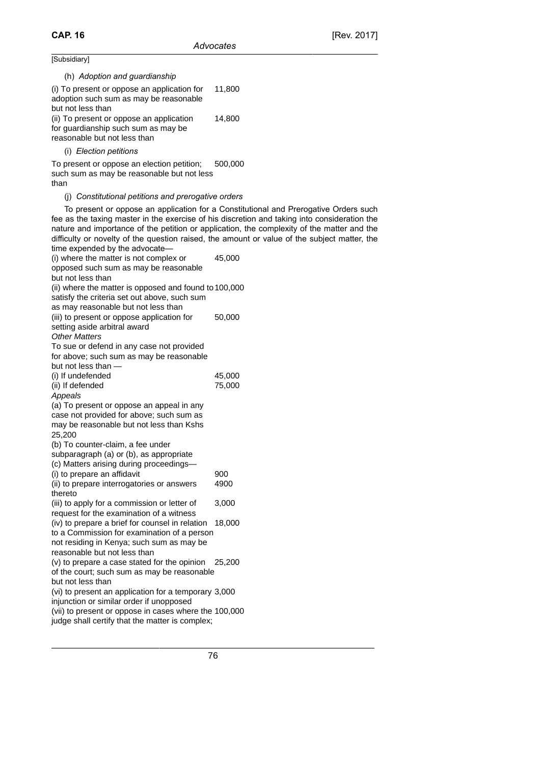[Subsidiary]

(h) *Adoption and guardianship*

| | |
|---|---|
| (i) To present or oppose an application for adoption such sum as may be reasonable but not less than | 11,800 |
| (ii) To present or oppose an application for guardianship such sum as may be reasonable but not less than | 14,800 |

(i) *Election petitions*

| | |
|---|---|
| To present or oppose an election petition; such sum as may be reasonable but not less than | 500,000 |

(j) *Constitutional petitions and prerogative orders*

To present or oppose an application for a Constitutional and Prerogative Orders such fee as the taxing master in the exercise of his discretion and taking into consideration the nature and importance of the petition or application, the complexity of the matter and the difficulty or novelty of the question raised, the amount or value of the subject matter, the time expended by the advocate—

| | |
|---|---|
| (i) where the matter is not complex or opposed such sum as may be reasonable but not less than | 45,000 |
| (ii) where the matter is opposed and found to satisfy the criteria set out above, such sum as may reasonable but not less than | 100,000 |
| (iii) to present or oppose application for setting aside arbitral award | 50,000 |

*Other Matters*

To sue or defend in any case not provided for above; such sum as may be reasonable but not less than —

| | |
|---|---|
| (i) If undefended | 45,000 |
| (ii) If defended | 75,000 |

*Appeals*

(a) To present or oppose an appeal in any case not provided for above; such sum as may be reasonable but not less than Kshs 25,200

(b) To counter-claim, a fee under subparagraph (a) or (b), as appropriate

(c) Matters arising during proceedings—

| | |
|---|---|
| (i) to prepare an affidavit | 900 |
| (ii) to prepare interrogatories or answers thereto | 4900 |
| (iii) to apply for a commission or letter of request for the examination of a witness | 3,000 |
| (iv) to prepare a brief for counsel in relation to a Commission for examination of a person not residing in Kenya; such sum as may be reasonable but not less than | 18,000 |
| (v) to prepare a case stated for the opinion of the court; such sum as may be reasonable but not less than | 25,200 |
| (vi) to present an application for a temporary injunction or similar order if unopposed | 3,000 |
| (vii) to present or oppose in cases where the judge shall certify that the matter is complex; | 100,000 |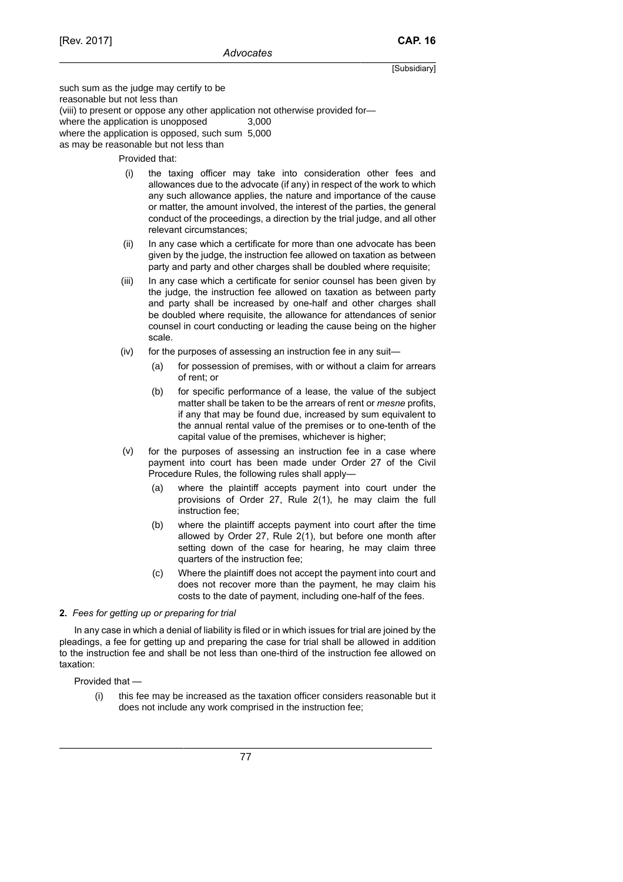such sum as the judge may certify to be reasonable but not less than

(viii) to present or oppose any other application not otherwise provided for—

| | |
|---|---|
| where the application is unopposed | 3,000 |
| where the application is opposed, such sum as may be reasonable but not less than | 5,000 |

Provided that:

(i) the taxing officer may take into consideration other fees and allowances due to the advocate (if any) in respect of the work to which any such allowance applies, the nature and importance of the cause or matter, the amount involved, the interest of the parties, the general conduct of the proceedings, a direction by the trial judge, and all other relevant circumstances;

(ii) In any case which a certificate for more than one advocate has been given by the judge, the instruction fee allowed on taxation as between party and party and other charges shall be doubled where requisite;

(iii) In any case which a certificate for senior counsel has been given by the judge, the instruction fee allowed on taxation as between party and party shall be increased by one-half and other charges shall be doubled where requisite, the allowance for attendances of senior counsel in court conducting or leading the cause being on the higher scale.

(iv) for the purposes of assessing an instruction fee in any suit—

(a) for possession of premises, with or without a claim for arrears of rent; or

(b) for specific performance of a lease, the value of the subject matter shall be taken to be the arrears of rent or *mesne* profits, if any that may be found due, increased by sum equivalent to the annual rental value of the premises or to one-tenth of the capital value of the premises, whichever is higher;

(v) for the purposes of assessing an instruction fee in a case where payment into court has been made under Order 27 of the Civil Procedure Rules, the following rules shall apply—

(a) where the plaintiff accepts payment into court under the provisions of Order 27, Rule 2(1), he may claim the full instruction fee;

(b) where the plaintiff accepts payment into court after the time allowed by Order 27, Rule 2(1), but before one month after setting down of the case for hearing, he may claim three quarters of the instruction fee;

(c) Where the plaintiff does not accept the payment into court and does not recover more than the payment, he may claim his costs to the date of payment, including one-half of the fees.

**2.** *Fees for getting up or preparing for trial*

In any case in which a denial of liability is filed or in which issues for trial are joined by the pleadings, a fee for getting up and preparing the case for trial shall be allowed in addition to the instruction fee and shall be not less than one-third of the instruction fee allowed on taxation:

Provided that —

(i) this fee may be increased as the taxation officer considers reasonable but it does not include any work comprised in the instruction fee;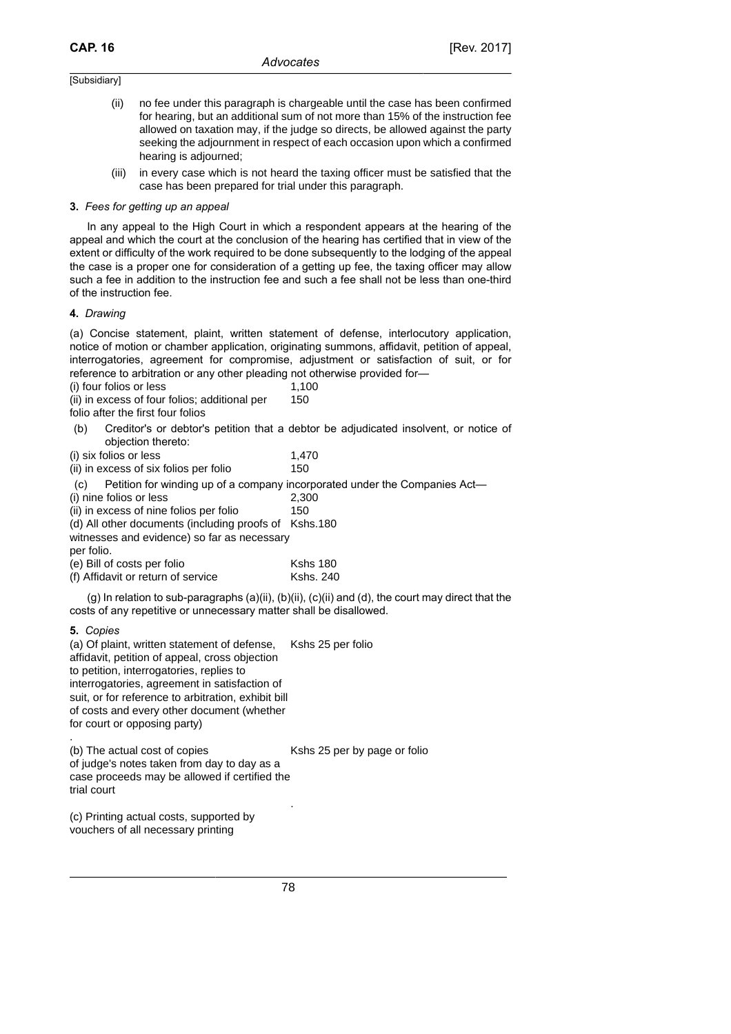(ii) no fee under this paragraph is chargeable until the case has been confirmed for hearing, but an additional sum of not more than 15% of the instruction fee allowed on taxation may, if the judge so directs, be allowed against the party seeking the adjournment in respect of each occasion upon which a confirmed hearing is adjourned;

(iii) in every case which is not heard the taxing officer must be satisfied that the case has been prepared for trial under this paragraph.

**3.** *Fees for getting up an appeal*

In any appeal to the High Court in which a respondent appears at the hearing of the appeal and which the court at the conclusion of the hearing has certified that in view of the extent or difficulty of the work required to be done subsequently to the lodging of the appeal the case is a proper one for consideration of a getting up fee, the taxing officer may allow such a fee in addition to the instruction fee and such a fee shall not be less than one-third of the instruction fee.

**4.** *Drawing*

(a) Concise statement, plaint, written statement of defense, interlocutory application, notice of motion or chamber application, originating summons, affidavit, petition of appeal, interrogatories, agreement for compromise, adjustment or satisfaction of suit, or for reference to arbitration or any other pleading not otherwise provided for—

| | |
|---|---|
| (i) four folios or less | 1,100 |
| (ii) in excess of four folios; additional per folio after the first four folios | 150 |

(b) Creditor's or debtor's petition that a debtor be adjudicated insolvent, or notice of objection thereto:

| | |
|---|---|
| (i) six folios or less | 1,470 |
| (ii) in excess of six folios per folio | 150 |

(c) Petition for winding up of a company incorporated under the Companies Act—

| | |
|---|---|
| (i) nine folios or less | 2,300 |
| (ii) in excess of nine folios per folio | 150 |
| (d) All other documents (including proofs of witnesses and evidence) so far as necessary per folio. | Kshs.180 |
| (e) Bill of costs per folio | Kshs 180 |
| (f) Affidavit or return of service | Kshs. 240 |

(g) In relation to sub-paragraphs (a)(ii), (b)(ii), (c)(ii) and (d), the court may direct that the costs of any repetitive or unnecessary matter shall be disallowed.

**5.** *Copies*

| | |
|---|---|
| (a) Of plaint, written statement of defense, affidavit, petition of appeal, cross objection to petition, interrogatories, replies to interrogatories, agreement in satisfaction of suit, or for reference to arbitration, exhibit bill of costs and every other document (whether for court or opposing party) | Kshs 25 per folio |
| (b) The actual cost of copies of judge's notes taken from day to day as a case proceeds may be allowed if certified the trial court | Kshs 25 per by page or folio |
| (c) Printing actual costs, supported by vouchers of all necessary printing | |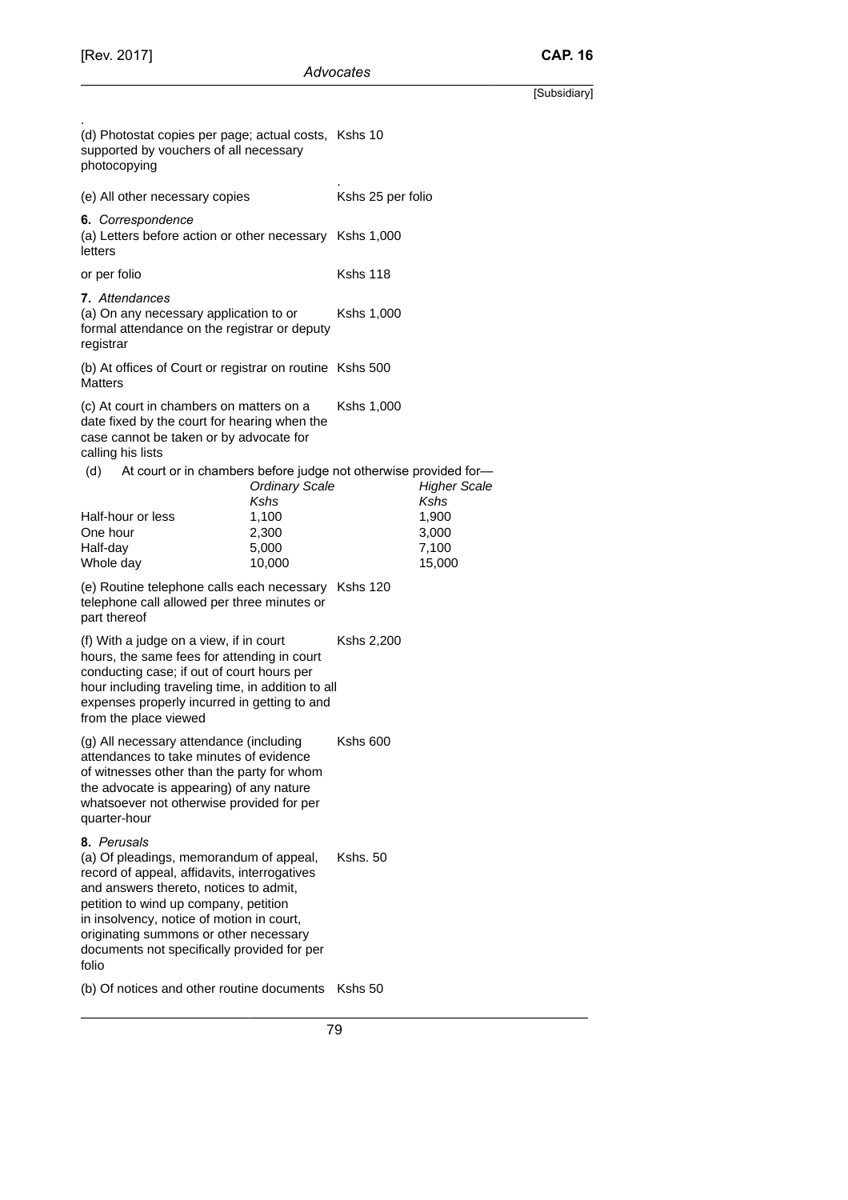(d) Photostat copies per page; actual costs, supported by vouchers of all necessary photocopying — Kshs 10

(e) All other necessary copies — Kshs 25 per folio

**6.** *Correspondence*

(a) Letters before action or other necessary letters — Kshs 1,000

or per folio — Kshs 118

**7.** *Attendances*

(a) On any necessary application to or formal attendance on the registrar or deputy registrar — Kshs 1,000

(b) At offices of Court or registrar on routine Matters — Kshs 500

(c) At court in chambers on matters on a date fixed by the court for hearing when the case cannot be taken or by advocate for calling his lists — Kshs 1,000

(d) At court or in chambers before judge not otherwise provided for—

| | *Ordinary Scale* *Kshs* | *Higher Scale* *Kshs* |
|---|---|---|
| Half-hour or less | 1,100 | 1,900 |
| One hour | 2,300 | 3,000 |
| Half-day | 5,000 | 7,100 |
| Whole day | 10,000 | 15,000 |

(e) Routine telephone calls each necessary telephone call allowed per three minutes or part thereof — Kshs 120

(f) With a judge on a view, if in court hours, the same fees for attending in court conducting case; if out of court hours per hour including traveling time, in addition to all expenses properly incurred in getting to and from the place viewed — Kshs 2,200

(g) All necessary attendance (including attendances to take minutes of evidence of witnesses other than the party for whom the advocate is appearing) of any nature whatsoever not otherwise provided for per quarter-hour — Kshs 600

**8.** *Perusals*

(a) Of pleadings, memorandum of appeal, record of appeal, affidavits, interrogatives and answers thereto, notices to admit, petition to wind up company, petition in insolvency, notice of motion in court, originating summons or other necessary documents not specifically provided for per folio — Kshs. 50

(b) Of notices and other routine documents — Kshs 50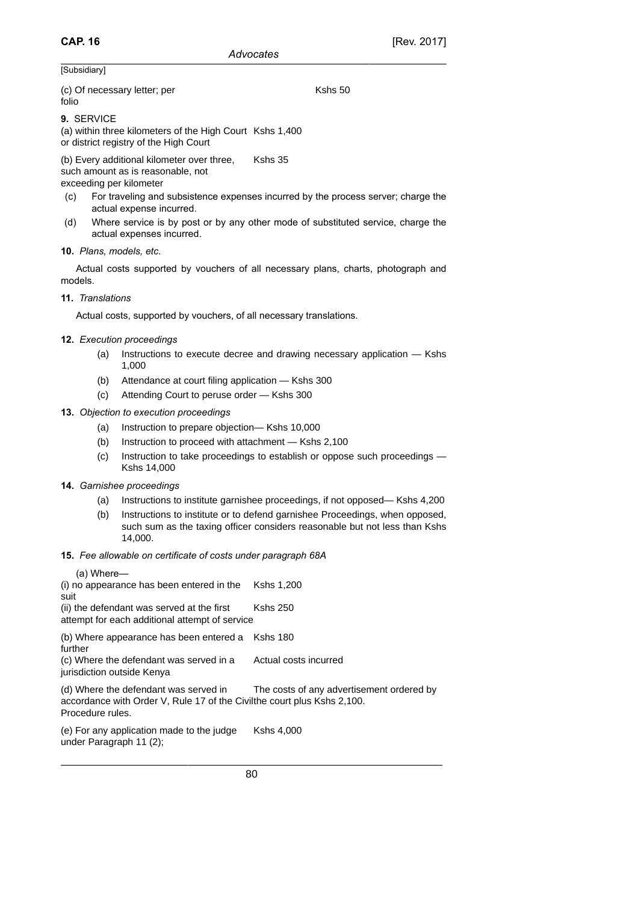[Subsidiary]

| | |
|---|---|
| (c) Of necessary letter; per folio | Kshs 50 |

**9.** SERVICE

| | |
|---|---|
| (a) within three kilometers of the High Court or district registry of the High Court | Kshs 1,400 |
| (b) Every additional kilometer over three, such amount as is reasonable, not exceeding per kilometer | Kshs 35 |

(c) For traveling and subsistence expenses incurred by the process server; charge the actual expense incurred.

(d) Where service is by post or by any other mode of substituted service, charge the actual expenses incurred.

**10.** *Plans, models, etc.*

Actual costs supported by vouchers of all necessary plans, charts, photograph and models.

**11.** *Translations*

Actual costs, supported by vouchers, of all necessary translations.

**12.** *Execution proceedings*

(a) Instructions to execute decree and drawing necessary application — Kshs 1,000

(b) Attendance at court filing application — Kshs 300

(c) Attending Court to peruse order — Kshs 300

**13.** *Objection to execution proceedings*

(a) Instruction to prepare objection— Kshs 10,000

(b) Instruction to proceed with attachment — Kshs 2,100

(c) Instruction to take proceedings to establish or oppose such proceedings — Kshs 14,000

**14.** *Garnishee proceedings*

(a) Instructions to institute garnishee proceedings, if not opposed— Kshs 4,200

(b) Instructions to institute or to defend garnishee Proceedings, when opposed, such sum as the taxing officer considers reasonable but not less than Kshs 14,000.

**15.** *Fee allowable on certificate of costs under paragraph 68A*

(a) Where—

| | |
|---|---|
| (i) no appearance has been entered in the suit | Kshs 1,200 |
| (ii) the defendant was served at the first attempt for each additional attempt of service | Kshs 250 |
| (b) Where appearance has been entered a further | Kshs 180 |
| (c) Where the defendant was served in a jurisdiction outside Kenya | Actual costs incurred |
| (d) Where the defendant was served in accordance with Order V, Rule 17 of the Civil Procedure rules. | The costs of any advertisement ordered by the court plus Kshs 2,100. |
| (e) For any application made to the judge under Paragraph 11 (2); | Kshs 4,000 |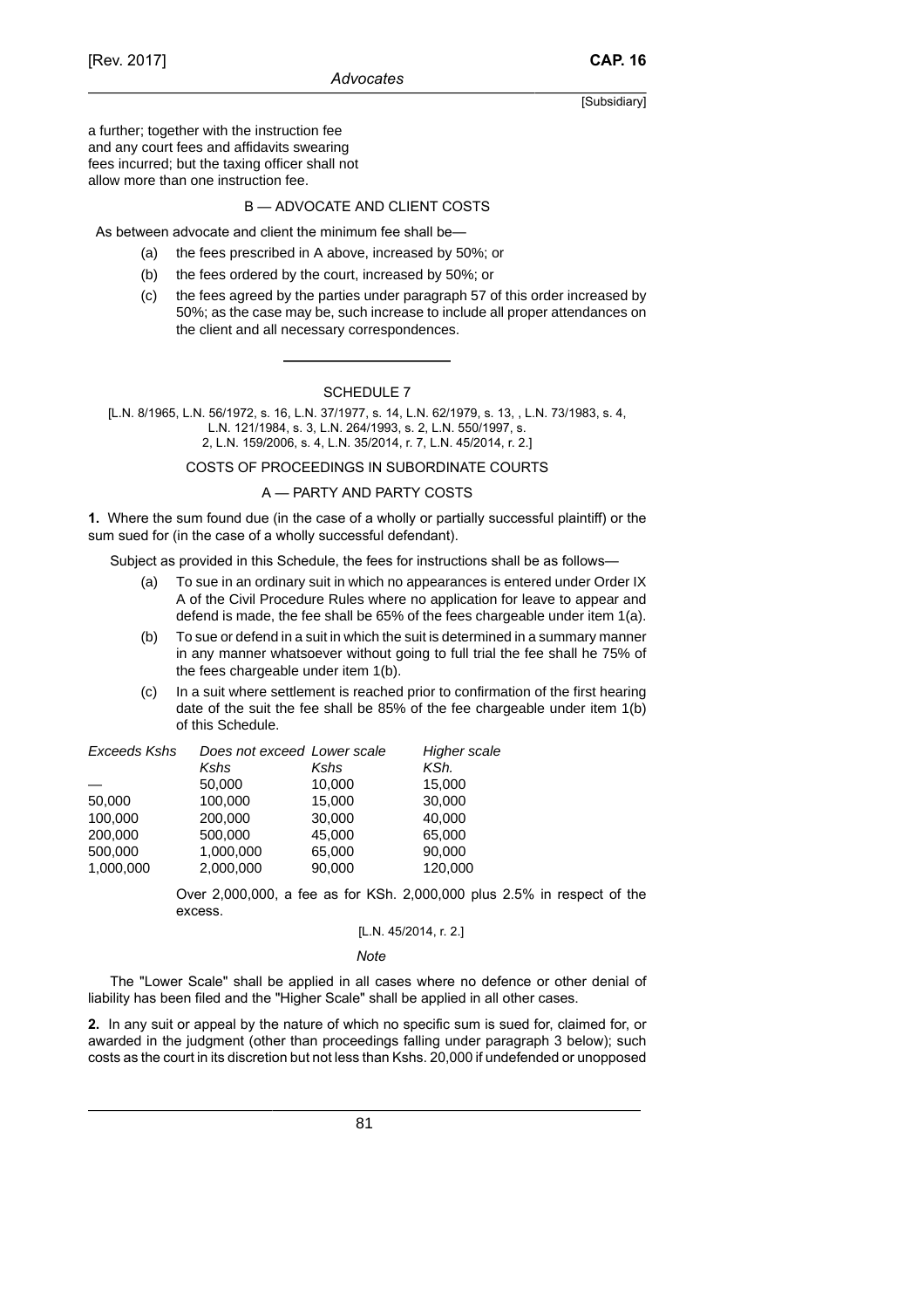a further; together with the instruction fee and any court fees and affidavits swearing fees incurred; but the taxing officer shall not allow more than one instruction fee.

B — ADVOCATE AND CLIENT COSTS

As between advocate and client the minimum fee shall be—

(a) the fees prescribed in A above, increased by 50%; or

(b) the fees ordered by the court, increased by 50%; or

(c) the fees agreed by the parties under paragraph 57 of this order increased by 50%; as the case may be, such increase to include all proper attendances on the client and all necessary correspondences.

---

## SCHEDULE 7

[L.N. 8/1965, L.N. 56/1972, s. 16, L.N. 37/1977, s. 14, L.N. 62/1979, s. 13, , L.N. 73/1983, s. 4, L.N. 121/1984, s. 3, L.N. 264/1993, s. 2, L.N. 550/1997, s. 2, L.N. 159/2006, s. 4, L.N. 35/2014, r. 7, L.N. 45/2014, r. 2.]

### COSTS OF PROCEEDINGS IN SUBORDINATE COURTS

### A — PARTY AND PARTY COSTS

**1.** Where the sum found due (in the case of a wholly or partially successful plaintiff) or the sum sued for (in the case of a wholly successful defendant).

Subject as provided in this Schedule, the fees for instructions shall be as follows—

(a) To sue in an ordinary suit in which no appearances is entered under Order IX A of the Civil Procedure Rules where no application for leave to appear and defend is made, the fee shall be 65% of the fees chargeable under item 1(a).

(b) To sue or defend in a suit in which the suit is determined in a summary manner in any manner whatsoever without going to full trial the fee shall he 75% of the fees chargeable under item 1(b).

(c) In a suit where settlement is reached prior to confirmation of the first hearing date of the suit the fee shall be 85% of the fee chargeable under item 1(b) of this Schedule.

| *Exceeds Kshs* | *Does not exceed Kshs* | *Lower scale Kshs* | *Higher scale KSh.* |
|---|---|---|---|
| — | 50,000 | 10,000 | 15,000 |
| 50,000 | 100,000 | 15,000 | 30,000 |
| 100,000 | 200,000 | 30,000 | 40,000 |
| 200,000 | 500,000 | 45,000 | 65,000 |
| 500,000 | 1,000,000 | 65,000 | 90,000 |
| 1,000,000 | 2,000,000 | 90,000 | 120,000 |

Over 2,000,000, a fee as for KSh. 2,000,000 plus 2.5% in respect of the excess.

[L.N. 45/2014, r. 2.]

*Note*

The "Lower Scale" shall be applied in all cases where no defence or other denial of liability has been filed and the "Higher Scale" shall be applied in all other cases.

**2.** In any suit or appeal by the nature of which no specific sum is sued for, claimed for, or awarded in the judgment (other than proceedings falling under paragraph 3 below); such costs as the court in its discretion but not less than Kshs. 20,000 if undefended or unopposed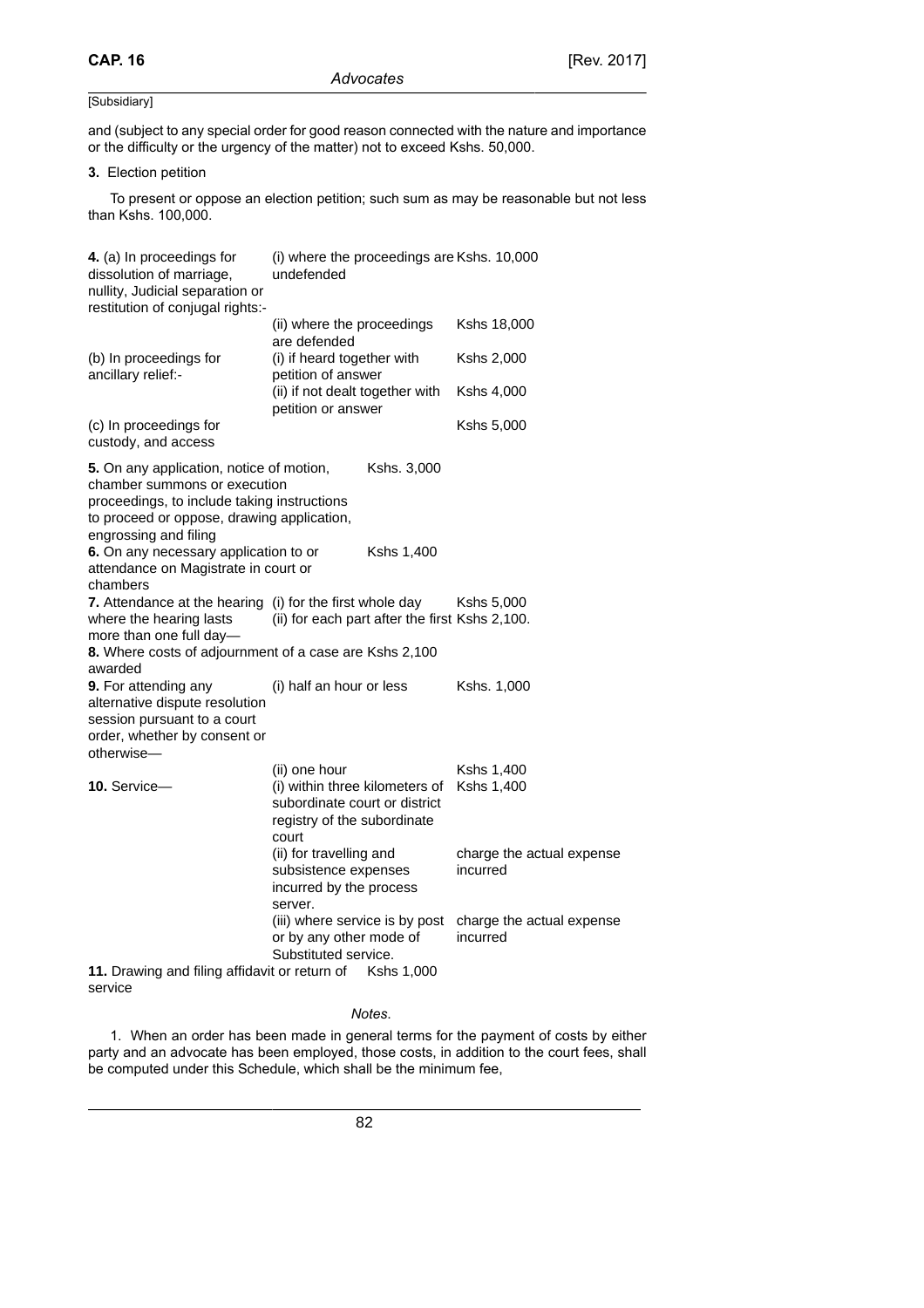[Subsidiary]

and (subject to any special order for good reason connected with the nature and importance or the difficulty or the urgency of the matter) not to exceed Kshs. 50,000.

**3.** Election petition

To present or oppose an election petition; such sum as may be reasonable but not less than Kshs. 100,000.

| | | |
|---|---|---|
| **4.** (a) In proceedings for dissolution of marriage, nullity, Judicial separation or restitution of conjugal rights:- | (i) where the proceedings are undefended | Kshs. 10,000 |
| | (ii) where the proceedings are defended | Kshs 18,000 |
| (b) In proceedings for ancillary relief:- | (i) if heard together with petition of answer | Kshs 2,000 |
| | (ii) if not dealt together with petition or answer | Kshs 4,000 |
| (c) In proceedings for custody, and access | | Kshs 5,000 |
| **5.** On any application, notice of motion, chamber summons or execution proceedings, to include taking instructions to proceed or oppose, drawing application, engrossing and filing | Kshs. 3,000 | |
| **6.** On any necessary application to or attendance on Magistrate in court or chambers | Kshs 1,400 | |
| **7.** Attendance at the hearing where the hearing lasts more than one full day— | (i) for the first whole day | Kshs 5,000 |
| | (ii) for each part after the first | Kshs 2,100. |
| **8.** Where costs of adjournment of a case are awarded | Kshs 2,100 | |
| **9.** For attending any alternative dispute resolution session pursuant to a court order, whether by consent or otherwise— | (i) half an hour or less | Kshs. 1,000 |
| | (ii) one hour | Kshs 1,400 |
| **10.** Service— | (i) within three kilometers of subordinate court or district registry of the subordinate court | Kshs 1,400 |
| | (ii) for travelling and subsistence expenses incurred by the process server. | charge the actual expense incurred |
| | (iii) where service is by post or by any other mode of Substituted service. | charge the actual expense incurred |
| **11.** Drawing and filing affidavit or return of service | Kshs 1,000 | |

*Notes.*

1. When an order has been made in general terms for the payment of costs by either party and an advocate has been employed, those costs, in addition to the court fees, shall be computed under this Schedule, which shall be the minimum fee,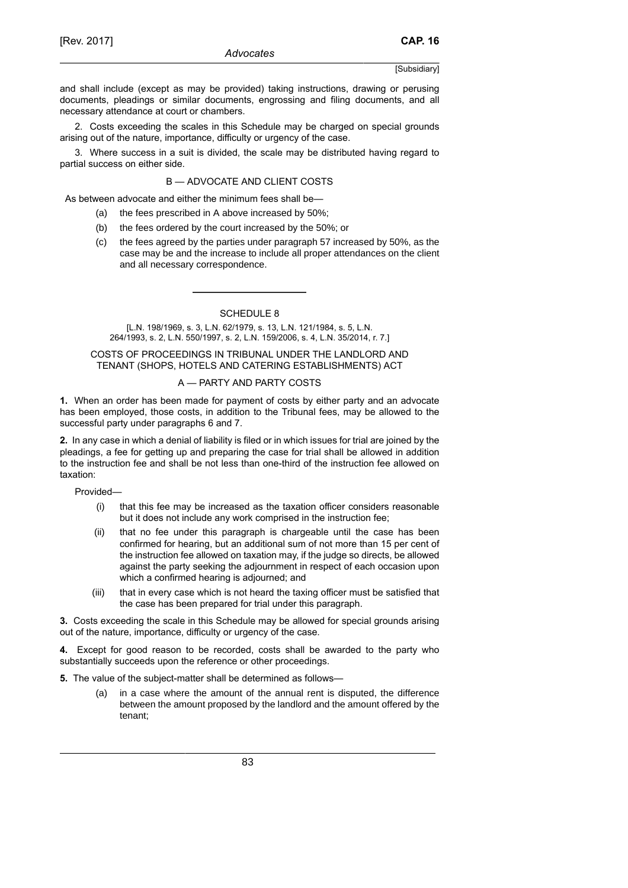and shall include (except as may be provided) taking instructions, drawing or perusing documents, pleadings or similar documents, engrossing and filing documents, and all necessary attendance at court or chambers.

2. Costs exceeding the scales in this Schedule may be charged on special grounds arising out of the nature, importance, difficulty or urgency of the case.

3. Where success in a suit is divided, the scale may be distributed having regard to partial success on either side.

### B — ADVOCATE AND CLIENT COSTS

As between advocate and either the minimum fees shall be—

(a) the fees prescribed in A above increased by 50%;

(b) the fees ordered by the court increased by the 50%; or

(c) the fees agreed by the parties under paragraph 57 increased by 50%, as the case may be and the increase to include all proper attendances on the client and all necessary correspondence.

---

## SCHEDULE 8

[L.N. 198/1969, s. 3, L.N. 62/1979, s. 13, L.N. 121/1984, s. 5, L.N. 264/1993, s. 2, L.N. 550/1997, s. 2, L.N. 159/2006, s. 4, L.N. 35/2014, r. 7.]

### COSTS OF PROCEEDINGS IN TRIBUNAL UNDER THE LANDLORD AND TENANT (SHOPS, HOTELS AND CATERING ESTABLISHMENTS) ACT

### A — PARTY AND PARTY COSTS

**1.** When an order has been made for payment of costs by either party and an advocate has been employed, those costs, in addition to the Tribunal fees, may be allowed to the successful party under paragraphs 6 and 7.

**2.** In any case in which a denial of liability is filed or in which issues for trial are joined by the pleadings, a fee for getting up and preparing the case for trial shall be allowed in addition to the instruction fee and shall be not less than one-third of the instruction fee allowed on taxation:

Provided—

(i) that this fee may be increased as the taxation officer considers reasonable but it does not include any work comprised in the instruction fee;

(ii) that no fee under this paragraph is chargeable until the case has been confirmed for hearing, but an additional sum of not more than 15 per cent of the instruction fee allowed on taxation may, if the judge so directs, be allowed against the party seeking the adjournment in respect of each occasion upon which a confirmed hearing is adjourned; and

(iii) that in every case which is not heard the taxing officer must be satisfied that the case has been prepared for trial under this paragraph.

**3.** Costs exceeding the scale in this Schedule may be allowed for special grounds arising out of the nature, importance, difficulty or urgency of the case.

**4.** Except for good reason to be recorded, costs shall be awarded to the party who substantially succeeds upon the reference or other proceedings.

**5.** The value of the subject-matter shall be determined as follows—

(a) in a case where the amount of the annual rent is disputed, the difference between the amount proposed by the landlord and the amount offered by the tenant;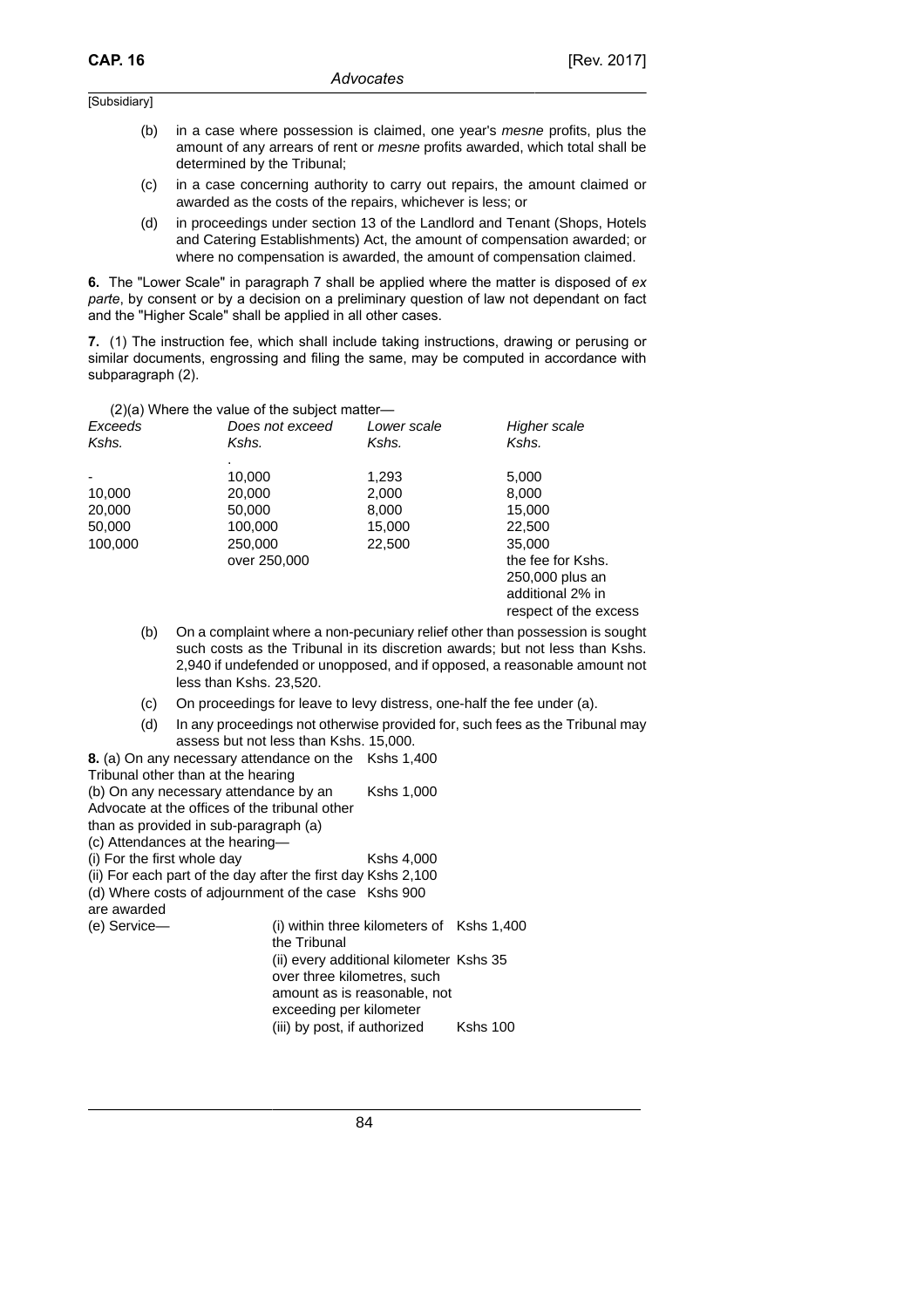(b) in a case where possession is claimed, one year's *mesne* profits, plus the amount of any arrears of rent or *mesne* profits awarded, which total shall be determined by the Tribunal;

(c) in a case concerning authority to carry out repairs, the amount claimed or awarded as the costs of the repairs, whichever is less; or

(d) in proceedings under section 13 of the Landlord and Tenant (Shops, Hotels and Catering Establishments) Act, the amount of compensation awarded; or where no compensation is awarded, the amount of compensation claimed.

**6.** The "Lower Scale" in paragraph 7 shall be applied where the matter is disposed of *ex parte*, by consent or by a decision on a preliminary question of law not dependant on fact and the "Higher Scale" shall be applied in all other cases.

**7.** (1) The instruction fee, which shall include taking instructions, drawing or perusing or similar documents, engrossing and filing the same, may be computed in accordance with subparagraph (2).

(2)(a) Where the value of the subject matter—

| *Exceeds Kshs.* | *Does not exceed Kshs.* | *Lower scale Kshs.* | *Higher scale Kshs.* |
|---|---|---|---|
| - | 10,000 | 1,293 | 5,000 |
| 10,000 | 20,000 | 2,000 | 8,000 |
| 20,000 | 50,000 | 8,000 | 15,000 |
| 50,000 | 100,000 | 15,000 | 22,500 |
| 100,000 | 250,000 | 22,500 | 35,000 |
| | over 250,000 | | the fee for Kshs. 250,000 plus an additional 2% in respect of the excess |

(b) On a complaint where a non-pecuniary relief other than possession is sought such costs as the Tribunal in its discretion awards; but not less than Kshs. 2,940 if undefended or unopposed, and if opposed, a reasonable amount not less than Kshs. 23,520.

(c) On proceedings for leave to levy distress, one-half the fee under (a).

(d) In any proceedings not otherwise provided for, such fees as the Tribunal may assess but not less than Kshs. 15,000.

**8.** (a) On any necessary attendance on the Tribunal other than at the hearing — Kshs 1,400

(b) On any necessary attendance by an Advocate at the offices of the tribunal other than as provided in sub-paragraph (a) — Kshs 1,000

(c) Attendances at the hearing—

(i) For the first whole day — Kshs 4,000

(ii) For each part of the day after the first day — Kshs 2,100

(d) Where costs of adjournment of the case are awarded — Kshs 900

(e) Service—

(i) within three kilometers of the Tribunal — Kshs 1,400

(ii) every additional kilometer over three kilometres, such amount as is reasonable, not exceeding per kilometer — Kshs 35

(iii) by post, if authorized — Kshs 100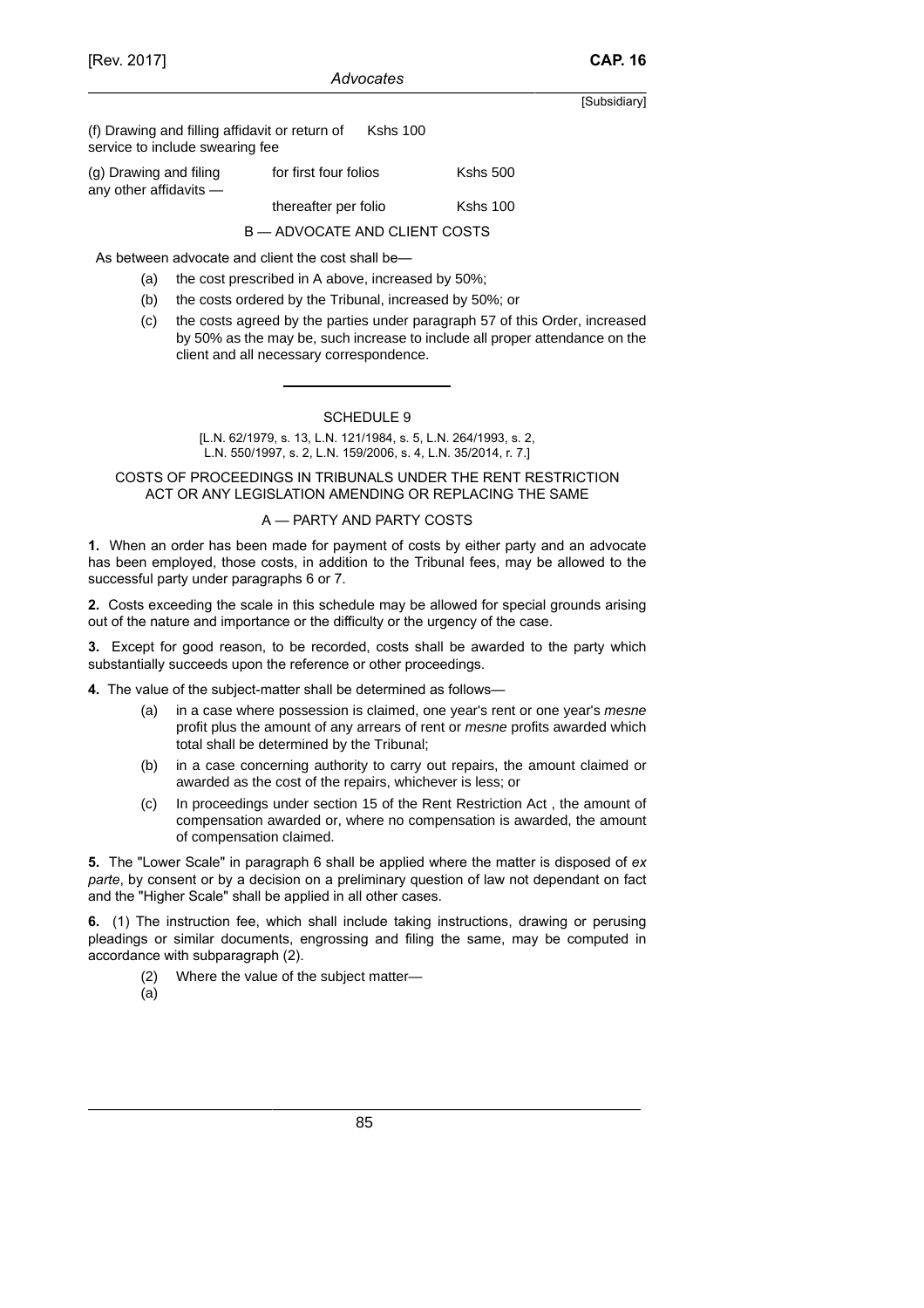| | | |
|---|---|---|
| (f) Drawing and filling affidavit or return of service to include swearing fee | | Kshs 100 |
| (g) Drawing and filing any other affidavits — | for first four folios | Kshs 500 |
| | thereafter per folio | Kshs 100 |

B — ADVOCATE AND CLIENT COSTS

As between advocate and client the cost shall be—

(a) the cost prescribed in A above, increased by 50%;

(b) the costs ordered by the Tribunal, increased by 50%; or

(c) the costs agreed by the parties under paragraph 57 of this Order, increased by 50% as the may be, such increase to include all proper attendance on the client and all necessary correspondence.

---

## SCHEDULE 9

[L.N. 62/1979, s. 13, L.N. 121/1984, s. 5, L.N. 264/1993, s. 2, L.N. 550/1997, s. 2, L.N. 159/2006, s. 4, L.N. 35/2014, r. 7.]

### COSTS OF PROCEEDINGS IN TRIBUNALS UNDER THE RENT RESTRICTION ACT OR ANY LEGISLATION AMENDING OR REPLACING THE SAME

A — PARTY AND PARTY COSTS

**1.** When an order has been made for payment of costs by either party and an advocate has been employed, those costs, in addition to the Tribunal fees, may be allowed to the successful party under paragraphs 6 or 7.

**2.** Costs exceeding the scale in this schedule may be allowed for special grounds arising out of the nature and importance or the difficulty or the urgency of the case.

**3.** Except for good reason, to be recorded, costs shall be awarded to the party which substantially succeeds upon the reference or other proceedings.

**4.** The value of the subject-matter shall be determined as follows—

(a) in a case where possession is claimed, one year's rent or one year's *mesne* profit plus the amount of any arrears of rent or *mesne* profits awarded which total shall be determined by the Tribunal;

(b) in a case concerning authority to carry out repairs, the amount claimed or awarded as the cost of the repairs, whichever is less; or

(c) In proceedings under section 15 of the Rent Restriction Act , the amount of compensation awarded or, where no compensation is awarded, the amount of compensation claimed.

**5.** The "Lower Scale" in paragraph 6 shall be applied where the matter is disposed of *ex parte*, by consent or by a decision on a preliminary question of law not dependant on fact and the "Higher Scale" shall be applied in all other cases.

**6.** (1) The instruction fee, which shall include taking instructions, drawing or perusing pleadings or similar documents, engrossing and filing the same, may be computed in accordance with subparagraph (2).

(2) Where the value of the subject matter—

(a)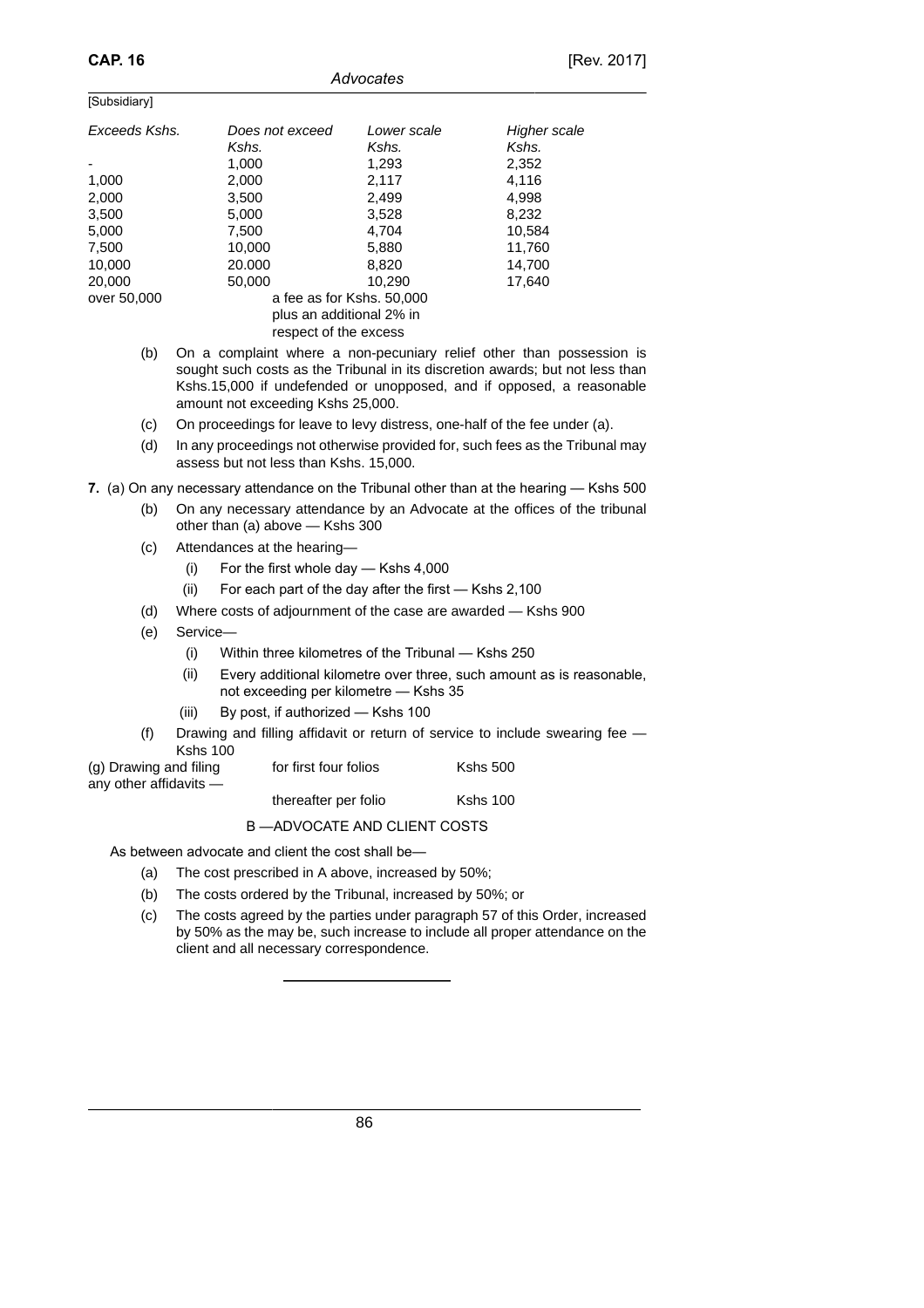[Subsidiary]

| Exceeds Kshs. | Does not exceed Kshs. | Lower scale Kshs. | Higher scale Kshs. |
|---|---|---|---|
| - | 1,000 | 1,293 | 2,352 |
| 1,000 | 2,000 | 2,117 | 4,116 |
| 2,000 | 3,500 | 2,499 | 4,998 |
| 3,500 | 5,000 | 3,528 | 8,232 |
| 5,000 | 7,500 | 4,704 | 10,584 |
| 7,500 | 10,000 | 5,880 | 11,760 |
| 10,000 | 20.000 | 8,820 | 14,700 |
| 20,000 | 50,000 | 10,290 | 17,640 |
| over 50,000 | a fee as for Kshs. 50,000 plus an additional 2% in respect of the excess | | |

(b) On a complaint where a non-pecuniary relief other than possession is sought such costs as the Tribunal in its discretion awards; but not less than Kshs.15,000 if undefended or unopposed, and if opposed, a reasonable amount not exceeding Kshs 25,000.

(c) On proceedings for leave to levy distress, one-half of the fee under (a).

(d) In any proceedings not otherwise provided for, such fees as the Tribunal may assess but not less than Kshs. 15,000.

**7.** (a) On any necessary attendance on the Tribunal other than at the hearing — Kshs 500

(b) On any necessary attendance by an Advocate at the offices of the tribunal other than (a) above — Kshs 300

(c) Attendances at the hearing—

(i) For the first whole day — Kshs 4,000

(ii) For each part of the day after the first — Kshs 2,100

(d) Where costs of adjournment of the case are awarded — Kshs 900

(e) Service—

(i) Within three kilometres of the Tribunal — Kshs 250

(ii) Every additional kilometre over three, such amount as is reasonable, not exceeding per kilometre — Kshs 35

(iii) By post, if authorized — Kshs 100

(f) Drawing and filling affidavit or return of service to include swearing fee — Kshs 100

| (g) Drawing and filing any other affidavits — | for first four folios | Kshs 500 |
|---|---|---|
| | thereafter per folio | Kshs 100 |

B —ADVOCATE AND CLIENT COSTS

As between advocate and client the cost shall be—

(a) The cost prescribed in A above, increased by 50%;

(b) The costs ordered by the Tribunal, increased by 50%; or

(c) The costs agreed by the parties under paragraph 57 of this Order, increased by 50% as the may be, such increase to include all proper attendance on the client and all necessary correspondence.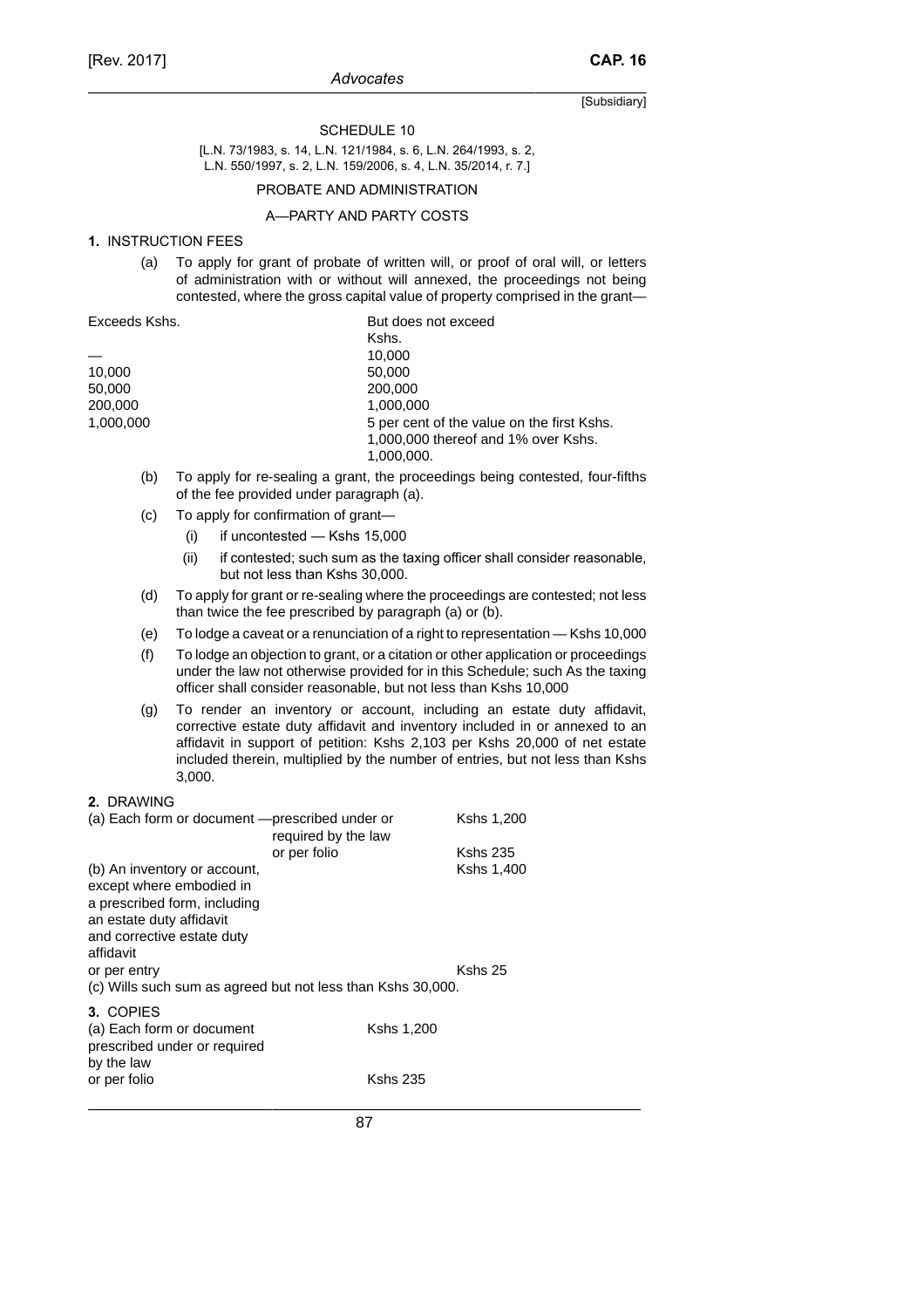[Subsidiary]

# SCHEDULE 10

[L.N. 73/1983, s. 14, L.N. 121/1984, s. 6, L.N. 264/1993, s. 2, L.N. 550/1997, s. 2, L.N. 159/2006, s. 4, L.N. 35/2014, r. 7.]

## PROBATE AND ADMINISTRATION

### A—PARTY AND PARTY COSTS

**1.** INSTRUCTION FEES

(a) To apply for grant of probate of written will, or proof of oral will, or letters of administration with or without will annexed, the proceedings not being contested, where the gross capital value of property comprised in the grant—

| Exceeds Kshs. | But does not exceed Kshs. |
|---|---|
| — | 10,000 |
| 10,000 | 50,000 |
| 50,000 | 200,000 |
| 200,000 | 1,000,000 |
| 1,000,000 | 5 per cent of the value on the first Kshs. 1,000,000 thereof and 1% over Kshs. 1,000,000. |

(b) To apply for re-sealing a grant, the proceedings being contested, four-fifths of the fee provided under paragraph (a).

(c) To apply for confirmation of grant—

(i) if uncontested — Kshs 15,000

(ii) if contested; such sum as the taxing officer shall consider reasonable, but not less than Kshs 30,000.

(d) To apply for grant or re-sealing where the proceedings are contested; not less than twice the fee prescribed by paragraph (a) or (b).

(e) To lodge a caveat or a renunciation of a right to representation — Kshs 10,000

(f) To lodge an objection to grant, or a citation or other application or proceedings under the law not otherwise provided for in this Schedule; such As the taxing officer shall consider reasonable, but not less than Kshs 10,000

(g) To render an inventory or account, including an estate duty affidavit, corrective estate duty affidavit and inventory included in or annexed to an affidavit in support of petition: Kshs 2,103 per Kshs 20,000 of net estate included therein, multiplied by the number of entries, but not less than Kshs 3,000.

**2.** DRAWING

| | |
|---|---|
| (a) Each form or document —prescribed under or required by the law | Kshs 1,200 |
| or per folio | Kshs 235 |
| (b) An inventory or account, except where embodied in a prescribed form, including an estate duty affidavit and corrective estate duty affidavit | Kshs 1,400 |
| or per entry | Kshs 25 |

(c) Wills such sum as agreed but not less than Kshs 30,000.

**3.** COPIES

| | |
|---|---|
| (a) Each form or document prescribed under or required by the law | Kshs 1,200 |
| or per folio | Kshs 235 |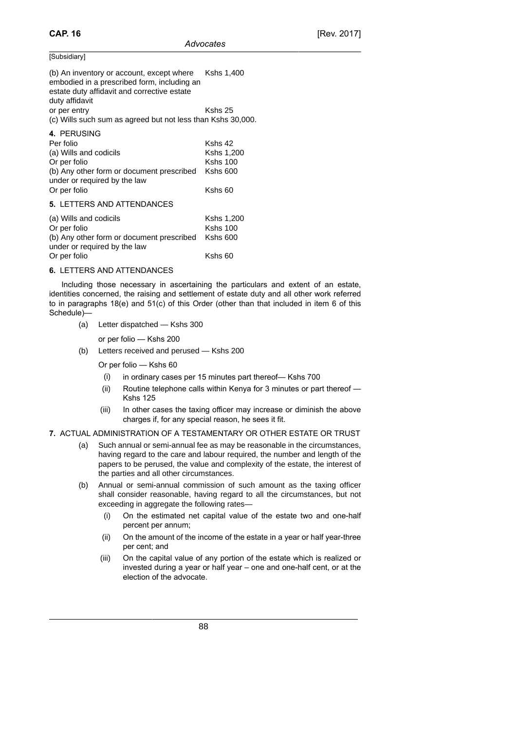[Subsidiary]

| | |
|---|---|
| (b) An inventory or account, except where embodied in a prescribed form, including an estate duty affidavit and corrective estate duty affidavit | Kshs 1,400 |
| or per entry | Kshs 25 |

(c) Wills such sum as agreed but not less than Kshs 30,000.

**4.** PERUSING

| | |
|---|---|
| Per folio | Kshs 42 |
| (a) Wills and codicils | Kshs 1,200 |
| Or per folio | Kshs 100 |
| (b) Any other form or document prescribed under or required by the law | Kshs 600 |
| Or per folio | Kshs 60 |

**5.** LETTERS AND ATTENDANCES

| | |
|---|---|
| (a) Wills and codicils | Kshs 1,200 |
| Or per folio | Kshs 100 |
| (b) Any other form or document prescribed under or required by the law | Kshs 600 |
| Or per folio | Kshs 60 |

**6.** LETTERS AND ATTENDANCES

Including those necessary in ascertaining the particulars and extent of an estate, identities concerned, the raising and settlement of estate duty and all other work referred to in paragraphs 18(e) and 51(c) of this Order (other than that included in item 6 of this Schedule)—

(a) Letter dispatched — Kshs 300

or per folio — Kshs 200

(b) Letters received and perused — Kshs 200

Or per folio — Kshs 60

(i) in ordinary cases per 15 minutes part thereof— Kshs 700

(ii) Routine telephone calls within Kenya for 3 minutes or part thereof — Kshs 125

(iii) In other cases the taxing officer may increase or diminish the above charges if, for any special reason, he sees it fit.

**7.** ACTUAL ADMINISTRATION OF A TESTAMENTARY OR OTHER ESTATE OR TRUST

(a) Such annual or semi-annual fee as may be reasonable in the circumstances, having regard to the care and labour required, the number and length of the papers to be perused, the value and complexity of the estate, the interest of the parties and all other circumstances.

(b) Annual or semi-annual commission of such amount as the taxing officer shall consider reasonable, having regard to all the circumstances, but not exceeding in aggregate the following rates—

(i) On the estimated net capital value of the estate two and one-half percent per annum;

(ii) On the amount of the income of the estate in a year or half year-three per cent; and

(iii) On the capital value of any portion of the estate which is realized or invested during a year or half year – one and one-half cent, or at the election of the advocate.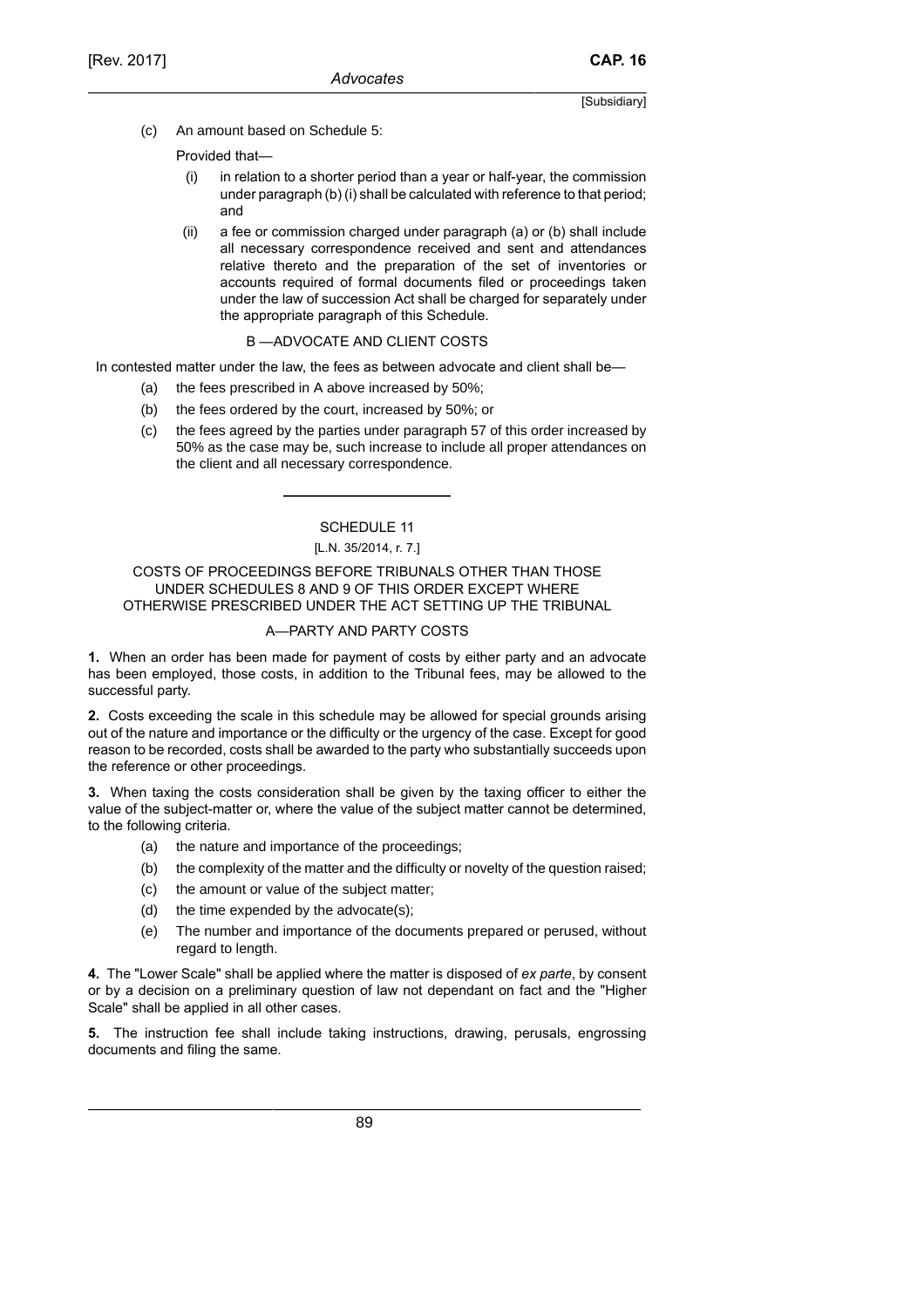(c) An amount based on Schedule 5:

Provided that—

(i) in relation to a shorter period than a year or half-year, the commission under paragraph (b) (i) shall be calculated with reference to that period; and

(ii) a fee or commission charged under paragraph (a) or (b) shall include all necessary correspondence received and sent and attendances relative thereto and the preparation of the set of inventories or accounts required of formal documents filed or proceedings taken under the law of succession Act shall be charged for separately under the appropriate paragraph of this Schedule.

B —ADVOCATE AND CLIENT COSTS

In contested matter under the law, the fees as between advocate and client shall be—

(a) the fees prescribed in A above increased by 50%;

(b) the fees ordered by the court, increased by 50%; or

(c) the fees agreed by the parties under paragraph 57 of this order increased by 50% as the case may be, such increase to include all proper attendances on the client and all necessary correspondence.

---

## SCHEDULE 11

[L.N. 35/2014, r. 7.]

### COSTS OF PROCEEDINGS BEFORE TRIBUNALS OTHER THAN THOSE UNDER SCHEDULES 8 AND 9 OF THIS ORDER EXCEPT WHERE OTHERWISE PRESCRIBED UNDER THE ACT SETTING UP THE TRIBUNAL

A—PARTY AND PARTY COSTS

**1.** When an order has been made for payment of costs by either party and an advocate has been employed, those costs, in addition to the Tribunal fees, may be allowed to the successful party.

**2.** Costs exceeding the scale in this schedule may be allowed for special grounds arising out of the nature and importance or the difficulty or the urgency of the case. Except for good reason to be recorded, costs shall be awarded to the party who substantially succeeds upon the reference or other proceedings.

**3.** When taxing the costs consideration shall be given by the taxing officer to either the value of the subject-matter or, where the value of the subject matter cannot be determined, to the following criteria.

(a) the nature and importance of the proceedings;

(b) the complexity of the matter and the difficulty or novelty of the question raised;

(c) the amount or value of the subject matter;

(d) the time expended by the advocate(s);

(e) The number and importance of the documents prepared or perused, without regard to length.

**4.** The "Lower Scale" shall be applied where the matter is disposed of *ex parte*, by consent or by a decision on a preliminary question of law not dependant on fact and the "Higher Scale" shall be applied in all other cases.

**5.** The instruction fee shall include taking instructions, drawing, perusals, engrossing documents and filing the same.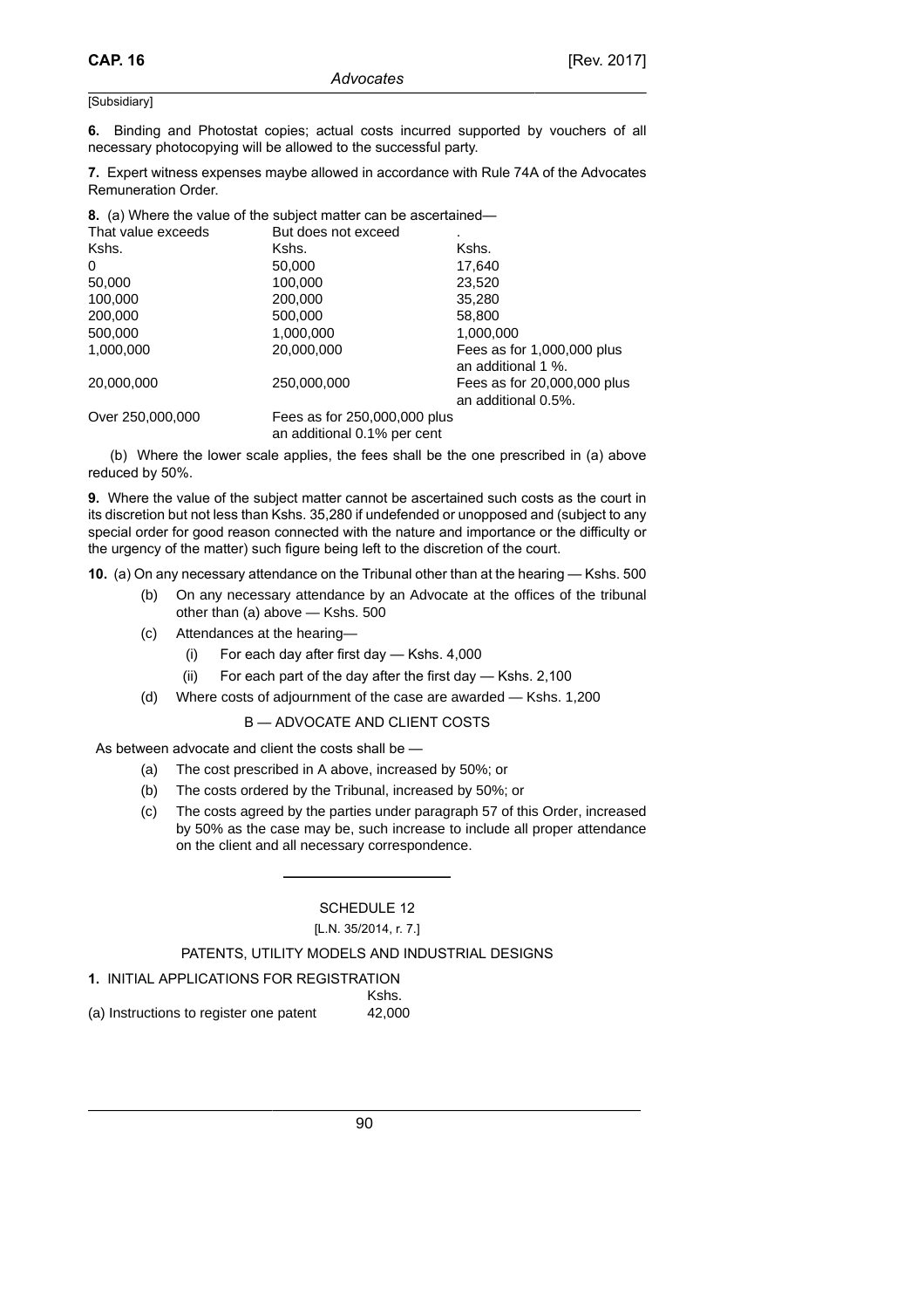[Subsidiary]

**6.** Binding and Photostat copies; actual costs incurred supported by vouchers of all necessary photocopying will be allowed to the successful party.

**7.** Expert witness expenses maybe allowed in accordance with Rule 74A of the Advocates Remuneration Order.

**8.** (a) Where the value of the subject matter can be ascertained—

| That value exceeds | But does not exceed | . |
|---|---|---|
| Kshs. | Kshs. | Kshs. |
| 0 | 50,000 | 17,640 |
| 50,000 | 100,000 | 23,520 |
| 100,000 | 200,000 | 35,280 |
| 200,000 | 500,000 | 58,800 |
| 500,000 | 1,000,000 | 1,000,000 |
| 1,000,000 | 20,000,000 | Fees as for 1,000,000 plus an additional 1 %. |
| 20,000,000 | 250,000,000 | Fees as for 20,000,000 plus an additional 0.5%. |
| Over 250,000,000 | Fees as for 250,000,000 plus an additional 0.1% per cent | |

(b) Where the lower scale applies, the fees shall be the one prescribed in (a) above reduced by 50%.

**9.** Where the value of the subject matter cannot be ascertained such costs as the court in its discretion but not less than Kshs. 35,280 if undefended or unopposed and (subject to any special order for good reason connected with the nature and importance or the difficulty or the urgency of the matter) such figure being left to the discretion of the court.

**10.** (a) On any necessary attendance on the Tribunal other than at the hearing — Kshs. 500

(b) On any necessary attendance by an Advocate at the offices of the tribunal other than (a) above — Kshs. 500

(c) Attendances at the hearing—

(i) For each day after first day — Kshs. 4,000

(ii) For each part of the day after the first day — Kshs. 2,100

(d) Where costs of adjournment of the case are awarded — Kshs. 1,200

B — ADVOCATE AND CLIENT COSTS

As between advocate and client the costs shall be —

(a) The cost prescribed in A above, increased by 50%; or

(b) The costs ordered by the Tribunal, increased by 50%; or

(c) The costs agreed by the parties under paragraph 57 of this Order, increased by 50% as the case may be, such increase to include all proper attendance on the client and all necessary correspondence.

## SCHEDULE 12

[L.N. 35/2014, r. 7.]

PATENTS, UTILITY MODELS AND INDUSTRIAL DESIGNS

**1.** INITIAL APPLICATIONS FOR REGISTRATION

| | Kshs. |
|---|---|
| (a) Instructions to register one patent | 42,000 |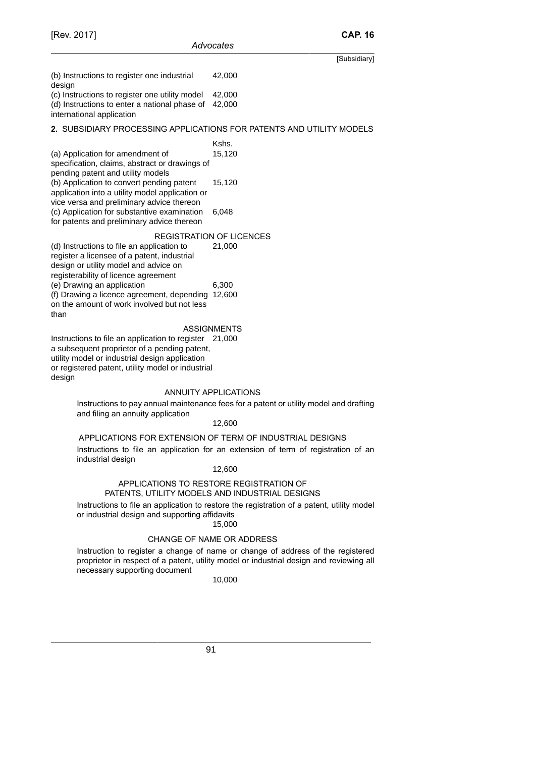[Subsidiary]

| | |
|---|---|
| (b) Instructions to register one industrial design | 42,000 |
| (c) Instructions to register one utility model | 42,000 |
| (d) Instructions to enter a national phase of international application | 42,000 |

**2.** SUBSIDIARY PROCESSING APPLICATIONS FOR PATENTS AND UTILITY MODELS

| | Kshs. |
|---|---|
| (a) Application for amendment of specification, claims, abstract or drawings of pending patent and utility models | 15,120 |
| (b) Application to convert pending patent application into a utility model application or vice versa and preliminary advice thereon | 15,120 |
| (c) Application for substantive examination for patents and preliminary advice thereon | 6,048 |

REGISTRATION OF LICENCES

| | |
|---|---|
| (d) Instructions to file an application to register a licensee of a patent, industrial design or utility model and advice on registerability of licence agreement | 21,000 |
| (e) Drawing an application | 6,300 |
| (f) Drawing a licence agreement, depending on the amount of work involved but not less than | 12,600 |

ASSIGNMENTS

| | |
|---|---|
| Instructions to file an application to register a subsequent proprietor of a pending patent, utility model or industrial design application or registered patent, utility model or industrial design | 21,000 |

ANNUITY APPLICATIONS

Instructions to pay annual maintenance fees for a patent or utility model and drafting and filing an annuity application

12,600

APPLICATIONS FOR EXTENSION OF TERM OF INDUSTRIAL DESIGNS

Instructions to file an application for an extension of term of registration of an industrial design

12,600

APPLICATIONS TO RESTORE REGISTRATION OF PATENTS, UTILITY MODELS AND INDUSTRIAL DESIGNS

Instructions to file an application to restore the registration of a patent, utility model or industrial design and supporting affidavits

15,000

CHANGE OF NAME OR ADDRESS

Instruction to register a change of name or change of address of the registered proprietor in respect of a patent, utility model or industrial design and reviewing all necessary supporting document

10,000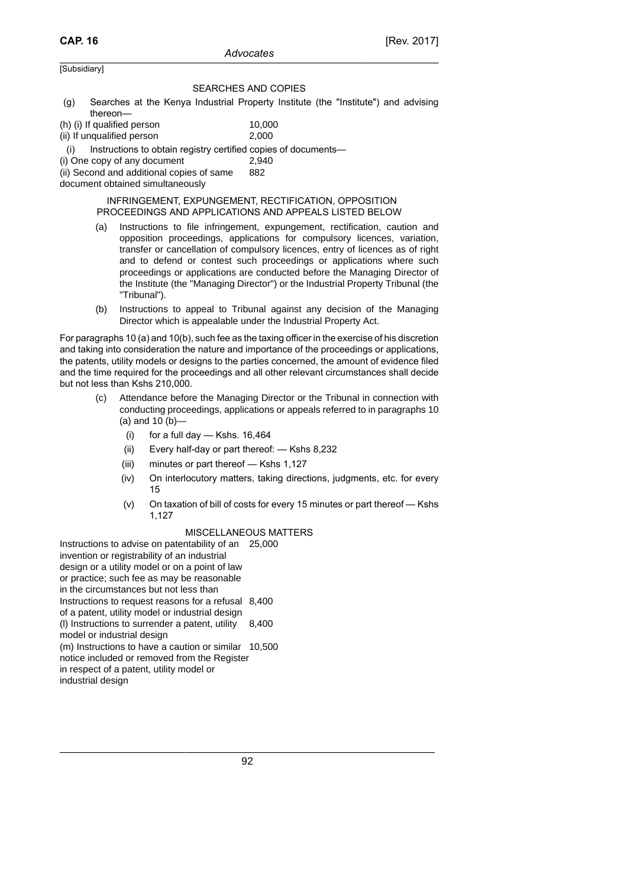[Subsidiary]

SEARCHES AND COPIES

(g) Searches at the Kenya Industrial Property Institute (the "Institute") and advising thereon—

| | |
|---|---|
| (h) (i) If qualified person | 10,000 |
| (ii) If unqualified person | 2,000 |

(i) Instructions to obtain registry certified copies of documents—

| | |
|---|---|
| (i) One copy of any document | 2,940 |
| (ii) Second and additional copies of same document obtained simultaneously | 882 |

INFRINGEMENT, EXPUNGEMENT, RECTIFICATION, OPPOSITION PROCEEDINGS AND APPLICATIONS AND APPEALS LISTED BELOW

(a) Instructions to file infringement, expungement, rectification, caution and opposition proceedings, applications for compulsory licences, variation, transfer or cancellation of compulsory licences, entry of licences as of right and to defend or contest such proceedings or applications where such proceedings or applications are conducted before the Managing Director of the Institute (the "Managing Director") or the Industrial Property Tribunal (the "Tribunal").

(b) Instructions to appeal to Tribunal against any decision of the Managing Director which is appealable under the Industrial Property Act.

For paragraphs 10 (a) and 10(b), such fee as the taxing officer in the exercise of his discretion and taking into consideration the nature and importance of the proceedings or applications, the patents, utility models or designs to the parties concerned, the amount of evidence filed and the time required for the proceedings and all other relevant circumstances shall decide but not less than Kshs 210,000.

(c) Attendance before the Managing Director or the Tribunal in connection with conducting proceedings, applications or appeals referred to in paragraphs 10 (a) and 10 (b)—

(i) for a full day — Kshs. 16,464

(ii) Every half-day or part thereof: — Kshs 8,232

(iii) minutes or part thereof — Kshs 1,127

(iv) On interlocutory matters, taking directions, judgments, etc. for every 15

(v) On taxation of bill of costs for every 15 minutes or part thereof — Kshs 1,127

MISCELLANEOUS MATTERS

| | |
|---|---|
| Instructions to advise on patentability of an invention or registrability of an industrial design or a utility model or on a point of law or practice; such fee as may be reasonable in the circumstances but not less than | 25,000 |
| Instructions to request reasons for a refusal of a patent, utility model or industrial design | 8,400 |
| (l) Instructions to surrender a patent, utility model or industrial design | 8,400 |
| (m) Instructions to have a caution or similar notice included or removed from the Register in respect of a patent, utility model or industrial design | 10,500 |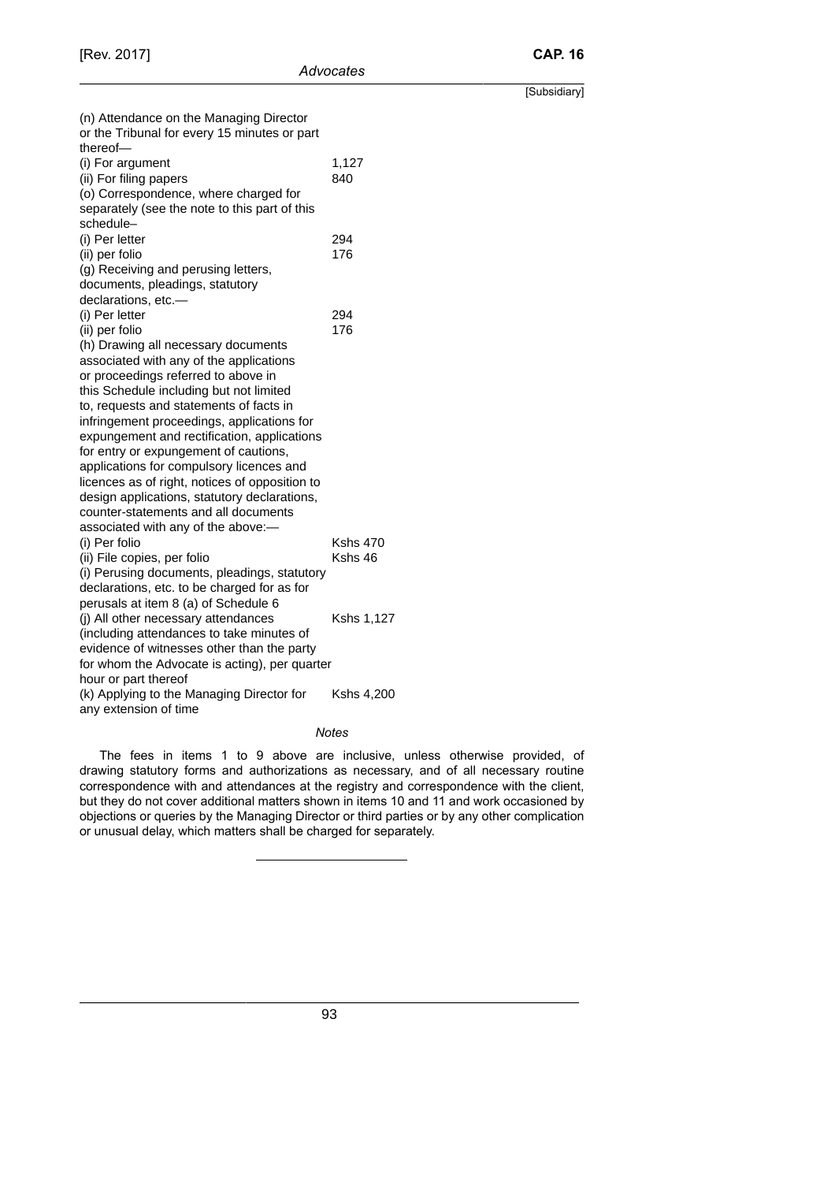| | |
|---|---|
| (n) Attendance on the Managing Director or the Tribunal for every 15 minutes or part thereof— | |
| (i) For argument | 1,127 |
| (ii) For filing papers | 840 |
| (o) Correspondence, where charged for separately (see the note to this part of this schedule– | |
| (i) Per letter | 294 |
| (ii) per folio | 176 |
| (g) Receiving and perusing letters, documents, pleadings, statutory declarations, etc.— | |
| (i) Per letter | 294 |
| (ii) per folio | 176 |
| (h) Drawing all necessary documents associated with any of the applications or proceedings referred to above in this Schedule including but not limited to, requests and statements of facts in infringement proceedings, applications for expungement and rectification, applications for entry or expungement of cautions, applications for compulsory licences and licences as of right, notices of opposition to design applications, statutory declarations, counter-statements and all documents associated with any of the above:— | |
| (i) Per folio | Kshs 470 |
| (ii) File copies, per folio | Kshs 46 |
| (i) Perusing documents, pleadings, statutory declarations, etc. to be charged for as for perusals at item 8 (a) of Schedule 6 | |
| (j) All other necessary attendances (including attendances to take minutes of evidence of witnesses other than the party for whom the Advocate is acting), per quarter hour or part thereof | Kshs 1,127 |
| (k) Applying to the Managing Director for any extension of time | Kshs 4,200 |

*Notes*

The fees in items 1 to 9 above are inclusive, unless otherwise provided, of drawing statutory forms and authorizations as necessary, and of all necessary routine correspondence with and attendances at the registry and correspondence with the client, but they do not cover additional matters shown in items 10 and 11 and work occasioned by objections or queries by the Managing Director or third parties or by any other complication or unusual delay, which matters shall be charged for separately.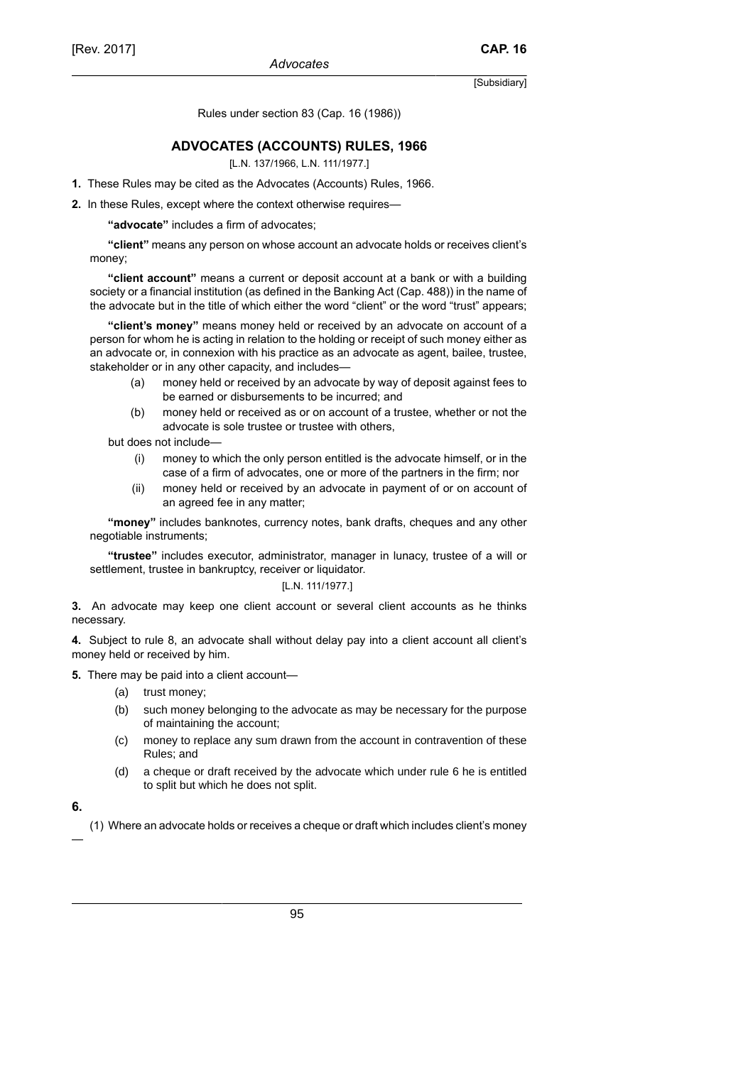Rules under section 83 (Cap. 16 (1986))

## ADVOCATES (ACCOUNTS) RULES, 1966

[L.N. 137/1966, L.N. 111/1977.]

**1.** These Rules may be cited as the Advocates (Accounts) Rules, 1966.

**2.** In these Rules, except where the context otherwise requires—

**"advocate"** includes a firm of advocates;

**"client"** means any person on whose account an advocate holds or receives client's money;

**"client account"** means a current or deposit account at a bank or with a building society or a financial institution (as defined in the Banking Act (Cap. 488)) in the name of the advocate but in the title of which either the word "client" or the word "trust" appears;

**"client's money"** means money held or received by an advocate on account of a person for whom he is acting in relation to the holding or receipt of such money either as an advocate or, in connexion with his practice as an advocate as agent, bailee, trustee, stakeholder or in any other capacity, and includes—

- (a) money held or received by an advocate by way of deposit against fees to be earned or disbursements to be incurred; and
- (b) money held or received as or on account of a trustee, whether or not the advocate is sole trustee or trustee with others,

but does not include—

- (i) money to which the only person entitled is the advocate himself, or in the case of a firm of advocates, one or more of the partners in the firm; nor
- (ii) money held or received by an advocate in payment of or on account of an agreed fee in any matter;

**"money"** includes banknotes, currency notes, bank drafts, cheques and any other negotiable instruments;

**"trustee"** includes executor, administrator, manager in lunacy, trustee of a will or settlement, trustee in bankruptcy, receiver or liquidator.

[L.N. 111/1977.]

**3.** An advocate may keep one client account or several client accounts as he thinks necessary.

**4.** Subject to rule 8, an advocate shall without delay pay into a client account all client's money held or received by him.

**5.** There may be paid into a client account—

- (a) trust money;
- (b) such money belonging to the advocate as may be necessary for the purpose of maintaining the account;
- (c) money to replace any sum drawn from the account in contravention of these Rules; and
- (d) a cheque or draft received by the advocate which under rule 6 he is entitled to split but which he does not split.

**6.**

(1) Where an advocate holds or receives a cheque or draft which includes client's money —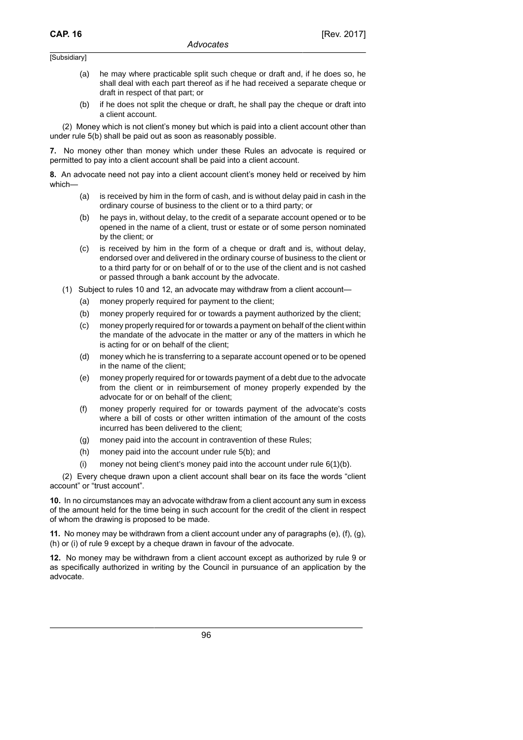(a) he may where practicable split such cheque or draft and, if he does so, he shall deal with each part thereof as if he had received a separate cheque or draft in respect of that part; or

(b) if he does not split the cheque or draft, he shall pay the cheque or draft into a client account.

(2) Money which is not client's money but which is paid into a client account other than under rule 5(b) shall be paid out as soon as reasonably possible.

**7.** No money other than money which under these Rules an advocate is required or permitted to pay into a client account shall be paid into a client account.

**8.** An advocate need not pay into a client account client's money held or received by him which—

(a) is received by him in the form of cash, and is without delay paid in cash in the ordinary course of business to the client or to a third party; or

(b) he pays in, without delay, to the credit of a separate account opened or to be opened in the name of a client, trust or estate or of some person nominated by the client; or

(c) is received by him in the form of a cheque or draft and is, without delay, endorsed over and delivered in the ordinary course of business to the client or to a third party for or on behalf of or to the use of the client and is not cashed or passed through a bank account by the advocate.

(1) Subject to rules 10 and 12, an advocate may withdraw from a client account—

(a) money properly required for payment to the client;

(b) money properly required for or towards a payment authorized by the client;

(c) money properly required for or towards a payment on behalf of the client within the mandate of the advocate in the matter or any of the matters in which he is acting for or on behalf of the client;

(d) money which he is transferring to a separate account opened or to be opened in the name of the client;

(e) money properly required for or towards payment of a debt due to the advocate from the client or in reimbursement of money properly expended by the advocate for or on behalf of the client;

(f) money properly required for or towards payment of the advocate's costs where a bill of costs or other written intimation of the amount of the costs incurred has been delivered to the client;

(g) money paid into the account in contravention of these Rules;

(h) money paid into the account under rule 5(b); and

(i) money not being client's money paid into the account under rule 6(1)(b).

(2) Every cheque drawn upon a client account shall bear on its face the words "client account" or "trust account".

**10.** In no circumstances may an advocate withdraw from a client account any sum in excess of the amount held for the time being in such account for the credit of the client in respect of whom the drawing is proposed to be made.

**11.** No money may be withdrawn from a client account under any of paragraphs (e), (f), (g), (h) or (i) of rule 9 except by a cheque drawn in favour of the advocate.

**12.** No money may be withdrawn from a client account except as authorized by rule 9 or as specifically authorized in writing by the Council in pursuance of an application by the advocate.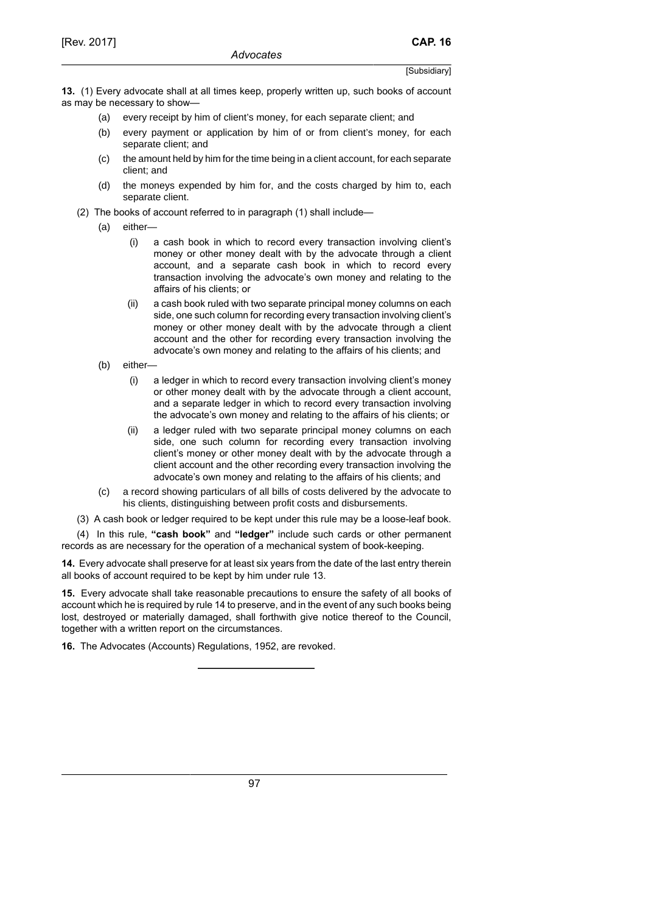**13.** (1) Every advocate shall at all times keep, properly written up, such books of account as may be necessary to show—

(a) every receipt by him of client's money, for each separate client; and

(b) every payment or application by him of or from client's money, for each separate client; and

(c) the amount held by him for the time being in a client account, for each separate client; and

(d) the moneys expended by him for, and the costs charged by him to, each separate client.

(2) The books of account referred to in paragraph (1) shall include—

(a) either—

(i) a cash book in which to record every transaction involving client's money or other money dealt with by the advocate through a client account, and a separate cash book in which to record every transaction involving the advocate's own money and relating to the affairs of his clients; or

(ii) a cash book ruled with two separate principal money columns on each side, one such column for recording every transaction involving client's money or other money dealt with by the advocate through a client account and the other for recording every transaction involving the advocate's own money and relating to the affairs of his clients; and

(b) either—

(i) a ledger in which to record every transaction involving client's money or other money dealt with by the advocate through a client account, and a separate ledger in which to record every transaction involving the advocate's own money and relating to the affairs of his clients; or

(ii) a ledger ruled with two separate principal money columns on each side, one such column for recording every transaction involving client's money or other money dealt with by the advocate through a client account and the other recording every transaction involving the advocate's own money and relating to the affairs of his clients; and

(c) a record showing particulars of all bills of costs delivered by the advocate to his clients, distinguishing between profit costs and disbursements.

(3) A cash book or ledger required to be kept under this rule may be a loose-leaf book.

(4) In this rule, **"cash book"** and **"ledger"** include such cards or other permanent records as are necessary for the operation of a mechanical system of book-keeping.

**14.** Every advocate shall preserve for at least six years from the date of the last entry therein all books of account required to be kept by him under rule 13.

**15.** Every advocate shall take reasonable precautions to ensure the safety of all books of account which he is required by rule 14 to preserve, and in the event of any such books being lost, destroyed or materially damaged, shall forthwith give notice thereof to the Council, together with a written report on the circumstances.

**16.** The Advocates (Accounts) Regulations, 1952, are revoked.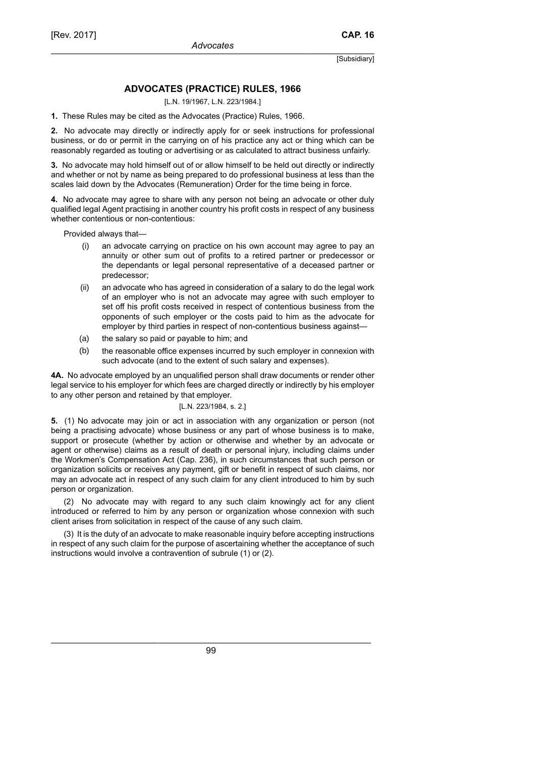## ADVOCATES (PRACTICE) RULES, 1966

[L.N. 19/1967, L.N. 223/1984.]

**1.** These Rules may be cited as the Advocates (Practice) Rules, 1966.

**2.** No advocate may directly or indirectly apply for or seek instructions for professional business, or do or permit in the carrying on of his practice any act or thing which can be reasonably regarded as touting or advertising or as calculated to attract business unfairly.

**3.** No advocate may hold himself out of or allow himself to be held out directly or indirectly and whether or not by name as being prepared to do professional business at less than the scales laid down by the Advocates (Remuneration) Order for the time being in force.

**4.** No advocate may agree to share with any person not being an advocate or other duly qualified legal Agent practising in another country his profit costs in respect of any business whether contentious or non-contentious:

Provided always that—

- (i) an advocate carrying on practice on his own account may agree to pay an annuity or other sum out of profits to a retired partner or predecessor or the dependants or legal personal representative of a deceased partner or predecessor;
- (ii) an advocate who has agreed in consideration of a salary to do the legal work of an employer who is not an advocate may agree with such employer to set off his profit costs received in respect of contentious business from the opponents of such employer or the costs paid to him as the advocate for employer by third parties in respect of non-contentious business against—
- (a) the salary so paid or payable to him; and
- (b) the reasonable office expenses incurred by such employer in connexion with such advocate (and to the extent of such salary and expenses).

**4A.** No advocate employed by an unqualified person shall draw documents or render other legal service to his employer for which fees are charged directly or indirectly by his employer to any other person and retained by that employer.

[L.N. 223/1984, s. 2.]

**5.** (1) No advocate may join or act in association with any organization or person (not being a practising advocate) whose business or any part of whose business is to make, support or prosecute (whether by action or otherwise and whether by an advocate or agent or otherwise) claims as a result of death or personal injury, including claims under the Workmen's Compensation Act (Cap. 236), in such circumstances that such person or organization solicits or receives any payment, gift or benefit in respect of such claims, nor may an advocate act in respect of any such claim for any client introduced to him by such person or organization.

(2) No advocate may with regard to any such claim knowingly act for any client introduced or referred to him by any person or organization whose connexion with such client arises from solicitation in respect of the cause of any such claim.

(3) It is the duty of an advocate to make reasonable inquiry before accepting instructions in respect of any such claim for the purpose of ascertaining whether the acceptance of such instructions would involve a contravention of subrule (1) or (2).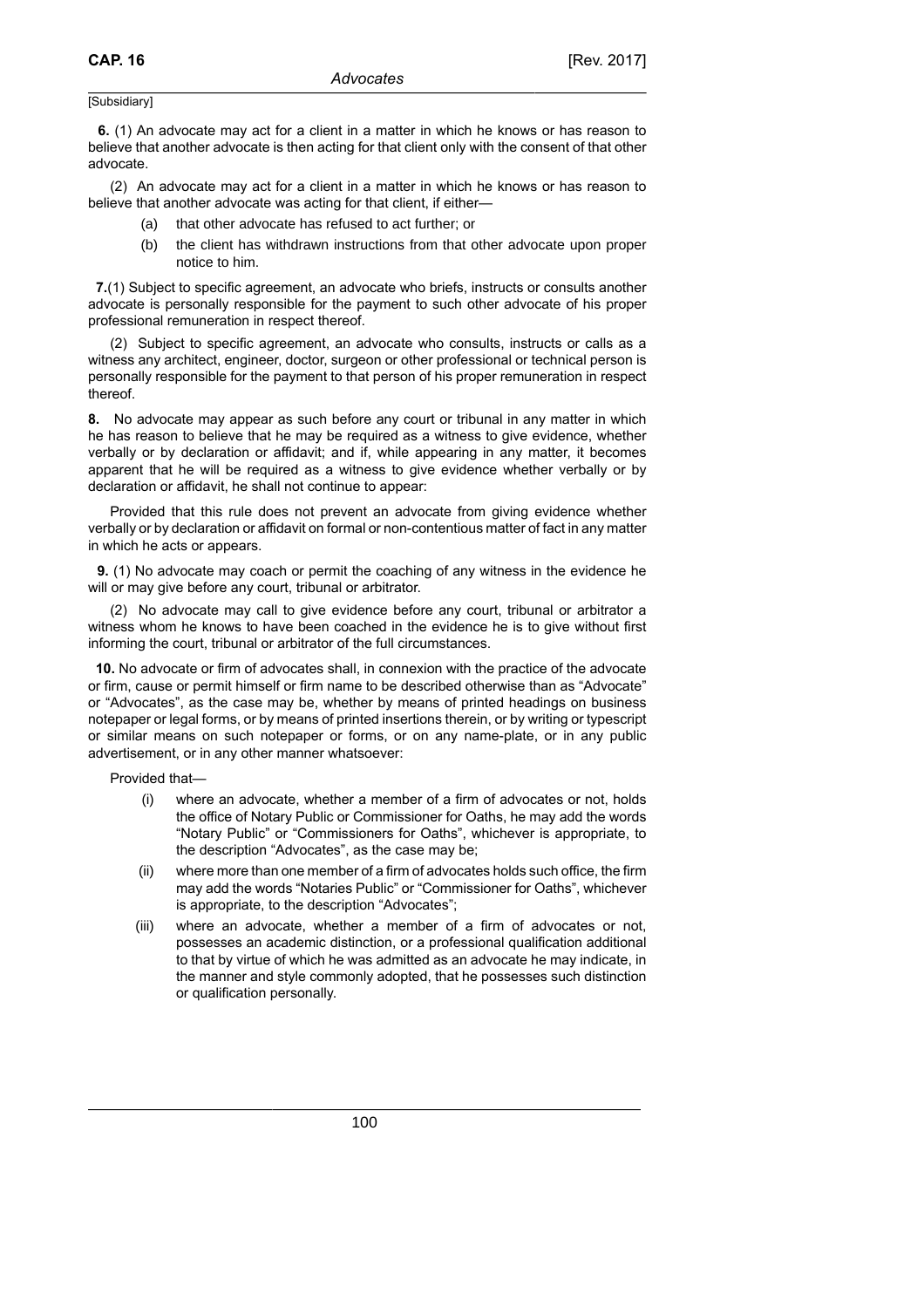[Subsidiary]

**6.** (1) An advocate may act for a client in a matter in which he knows or has reason to believe that another advocate is then acting for that client only with the consent of that other advocate.

(2) An advocate may act for a client in a matter in which he knows or has reason to believe that another advocate was acting for that client, if either—

- (a) that other advocate has refused to act further; or
- (b) the client has withdrawn instructions from that other advocate upon proper notice to him.

**7.**(1) Subject to specific agreement, an advocate who briefs, instructs or consults another advocate is personally responsible for the payment to such other advocate of his proper professional remuneration in respect thereof.

(2) Subject to specific agreement, an advocate who consults, instructs or calls as a witness any architect, engineer, doctor, surgeon or other professional or technical person is personally responsible for the payment to that person of his proper remuneration in respect thereof.

**8.** No advocate may appear as such before any court or tribunal in any matter in which he has reason to believe that he may be required as a witness to give evidence, whether verbally or by declaration or affidavit; and if, while appearing in any matter, it becomes apparent that he will be required as a witness to give evidence whether verbally or by declaration or affidavit, he shall not continue to appear:

Provided that this rule does not prevent an advocate from giving evidence whether verbally or by declaration or affidavit on formal or non-contentious matter of fact in any matter in which he acts or appears.

**9.** (1) No advocate may coach or permit the coaching of any witness in the evidence he will or may give before any court, tribunal or arbitrator.

(2) No advocate may call to give evidence before any court, tribunal or arbitrator a witness whom he knows to have been coached in the evidence he is to give without first informing the court, tribunal or arbitrator of the full circumstances.

**10.** No advocate or firm of advocates shall, in connexion with the practice of the advocate or firm, cause or permit himself or firm name to be described otherwise than as "Advocate" or "Advocates", as the case may be, whether by means of printed headings on business notepaper or legal forms, or by means of printed insertions therein, or by writing or typescript or similar means on such notepaper or forms, or on any name-plate, or in any public advertisement, or in any other manner whatsoever:

Provided that—

- (i) where an advocate, whether a member of a firm of advocates or not, holds the office of Notary Public or Commissioner for Oaths, he may add the words "Notary Public" or "Commissioners for Oaths", whichever is appropriate, to the description "Advocates", as the case may be;
- (ii) where more than one member of a firm of advocates holds such office, the firm may add the words "Notaries Public" or "Commissioner for Oaths", whichever is appropriate, to the description "Advocates";
- (iii) where an advocate, whether a member of a firm of advocates or not, possesses an academic distinction, or a professional qualification additional to that by virtue of which he was admitted as an advocate he may indicate, in the manner and style commonly adopted, that he possesses such distinction or qualification personally.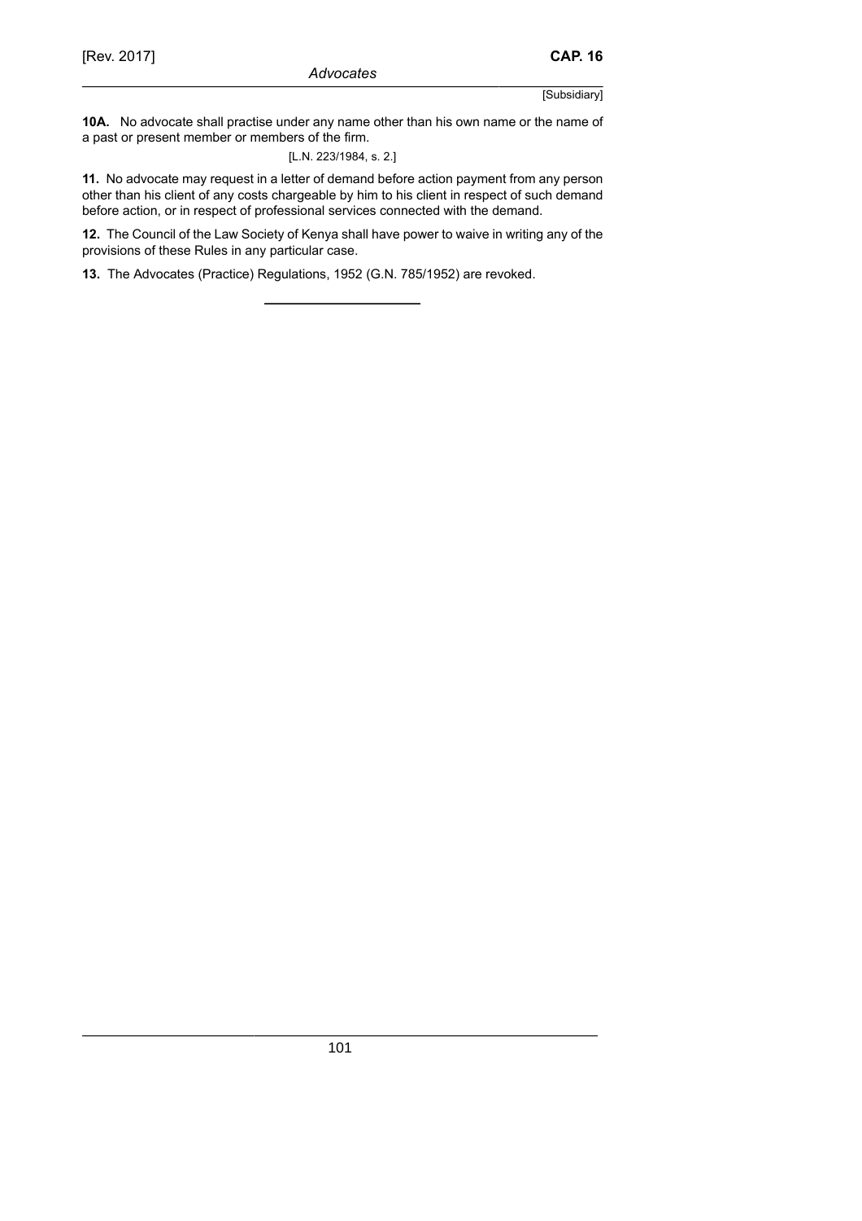**10A.** No advocate shall practise under any name other than his own name or the name of a past or present member or members of the firm.

[L.N. 223/1984, s. 2.]

**11.** No advocate may request in a letter of demand before action payment from any person other than his client of any costs chargeable by him to his client in respect of such demand before action, or in respect of professional services connected with the demand.

**12.** The Council of the Law Society of Kenya shall have power to waive in writing any of the provisions of these Rules in any particular case.

**13.** The Advocates (Practice) Regulations, 1952 (G.N. 785/1952) are revoked.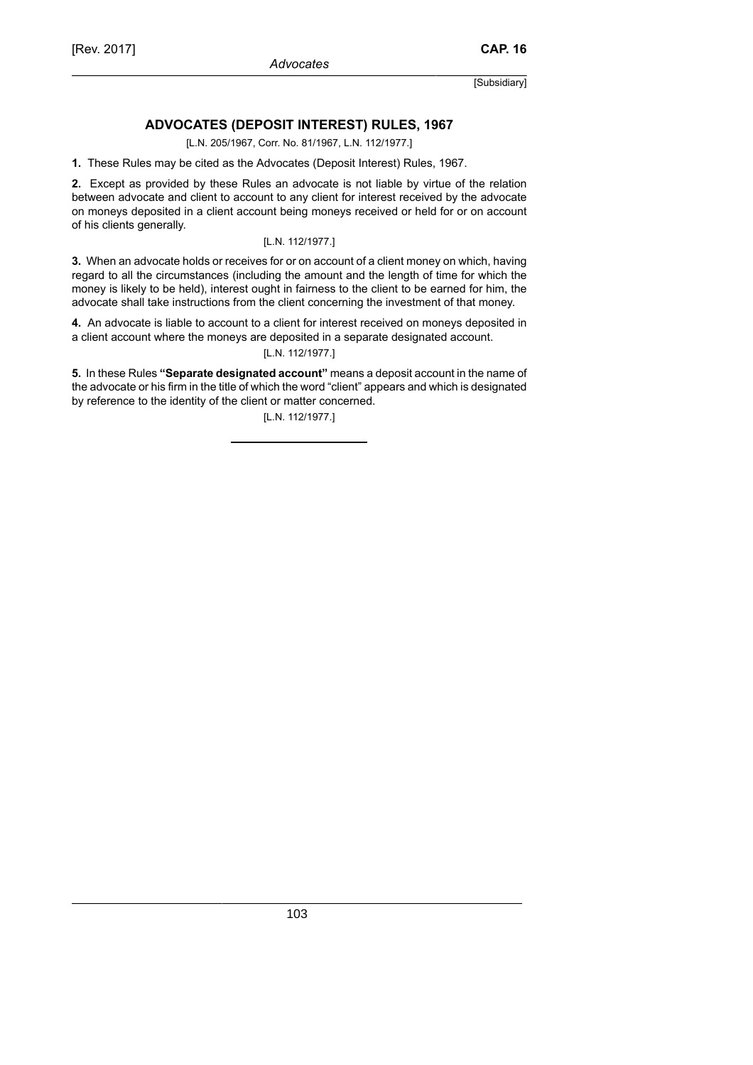## ADVOCATES (DEPOSIT INTEREST) RULES, 1967

[L.N. 205/1967, Corr. No. 81/1967, L.N. 112/1977.]

**1.** These Rules may be cited as the Advocates (Deposit Interest) Rules, 1967.

**2.** Except as provided by these Rules an advocate is not liable by virtue of the relation between advocate and client to account to any client for interest received by the advocate on moneys deposited in a client account being moneys received or held for or on account of his clients generally.

[L.N. 112/1977.]

**3.** When an advocate holds or receives for or on account of a client money on which, having regard to all the circumstances (including the amount and the length of time for which the money is likely to be held), interest ought in fairness to the client to be earned for him, the advocate shall take instructions from the client concerning the investment of that money.

**4.** An advocate is liable to account to a client for interest received on moneys deposited in a client account where the moneys are deposited in a separate designated account.

[L.N. 112/1977.]

**5.** In these Rules **"Separate designated account"** means a deposit account in the name of the advocate or his firm in the title of which the word "client" appears and which is designated by reference to the identity of the client or matter concerned.

[L.N. 112/1977.]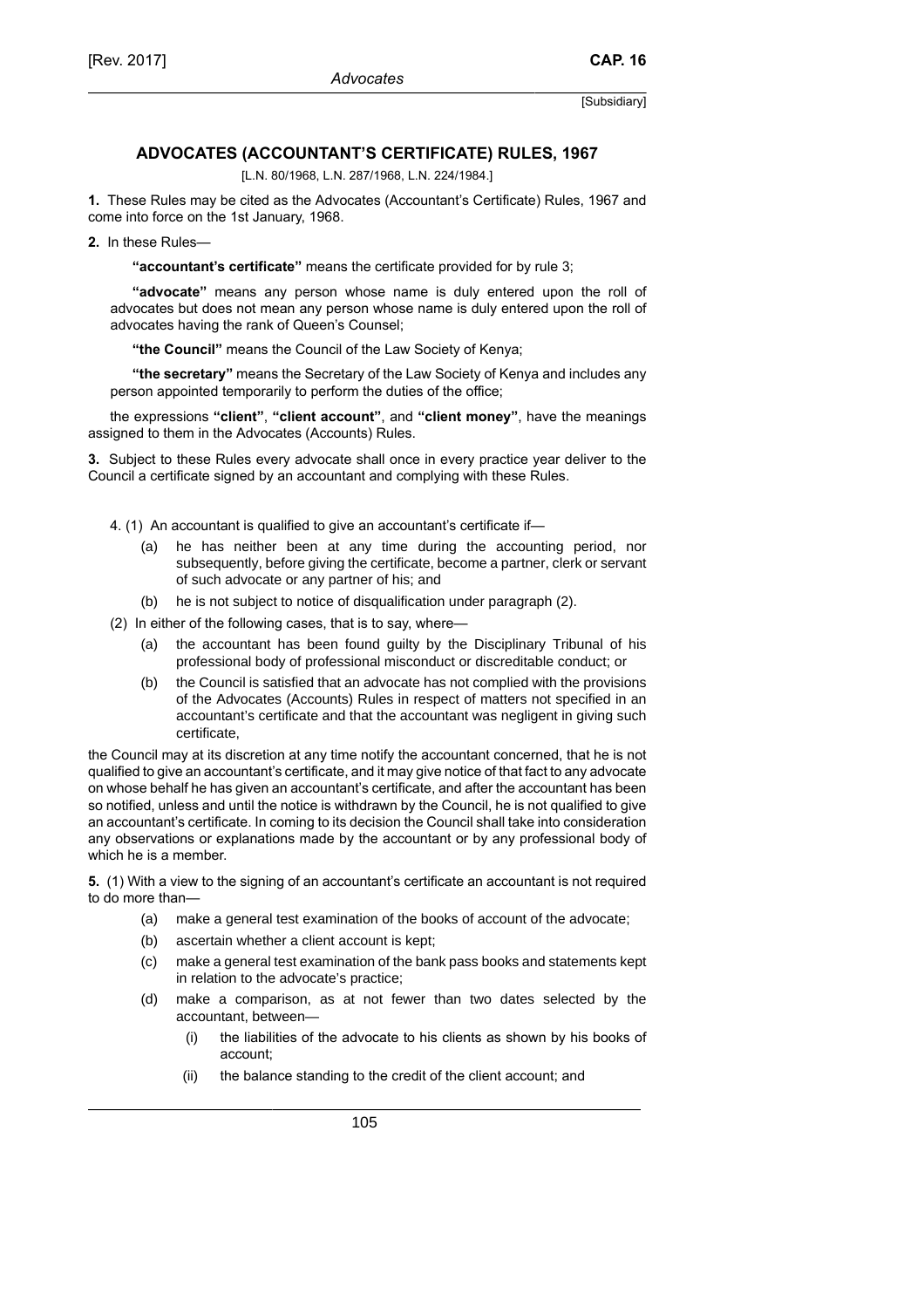## ADVOCATES (ACCOUNTANT'S CERTIFICATE) RULES, 1967

[L.N. 80/1968, L.N. 287/1968, L.N. 224/1984.]

**1.** These Rules may be cited as the Advocates (Accountant's Certificate) Rules, 1967 and come into force on the 1st January, 1968.

**2.** In these Rules—

**"accountant's certificate"** means the certificate provided for by rule 3;

**"advocate"** means any person whose name is duly entered upon the roll of advocates but does not mean any person whose name is duly entered upon the roll of advocates having the rank of Queen's Counsel;

**"the Council"** means the Council of the Law Society of Kenya;

**"the secretary"** means the Secretary of the Law Society of Kenya and includes any person appointed temporarily to perform the duties of the office;

the expressions **"client"**, **"client account"**, and **"client money"**, have the meanings assigned to them in the Advocates (Accounts) Rules.

**3.** Subject to these Rules every advocate shall once in every practice year deliver to the Council a certificate signed by an accountant and complying with these Rules.

4. (1) An accountant is qualified to give an accountant's certificate if—

(a) he has neither been at any time during the accounting period, nor subsequently, before giving the certificate, become a partner, clerk or servant of such advocate or any partner of his; and

(b) he is not subject to notice of disqualification under paragraph (2).

(2) In either of the following cases, that is to say, where—

(a) the accountant has been found guilty by the Disciplinary Tribunal of his professional body of professional misconduct or discreditable conduct; or

(b) the Council is satisfied that an advocate has not complied with the provisions of the Advocates (Accounts) Rules in respect of matters not specified in an accountant's certificate and that the accountant was negligent in giving such certificate,

the Council may at its discretion at any time notify the accountant concerned, that he is not qualified to give an accountant's certificate, and it may give notice of that fact to any advocate on whose behalf he has given an accountant's certificate, and after the accountant has been so notified, unless and until the notice is withdrawn by the Council, he is not qualified to give an accountant's certificate. In coming to its decision the Council shall take into consideration any observations or explanations made by the accountant or by any professional body of which he is a member.

**5.** (1) With a view to the signing of an accountant's certificate an accountant is not required to do more than—

(a) make a general test examination of the books of account of the advocate;

(b) ascertain whether a client account is kept;

(c) make a general test examination of the bank pass books and statements kept in relation to the advocate's practice;

(d) make a comparison, as at not fewer than two dates selected by the accountant, between—

(i) the liabilities of the advocate to his clients as shown by his books of account;

(ii) the balance standing to the credit of the client account; and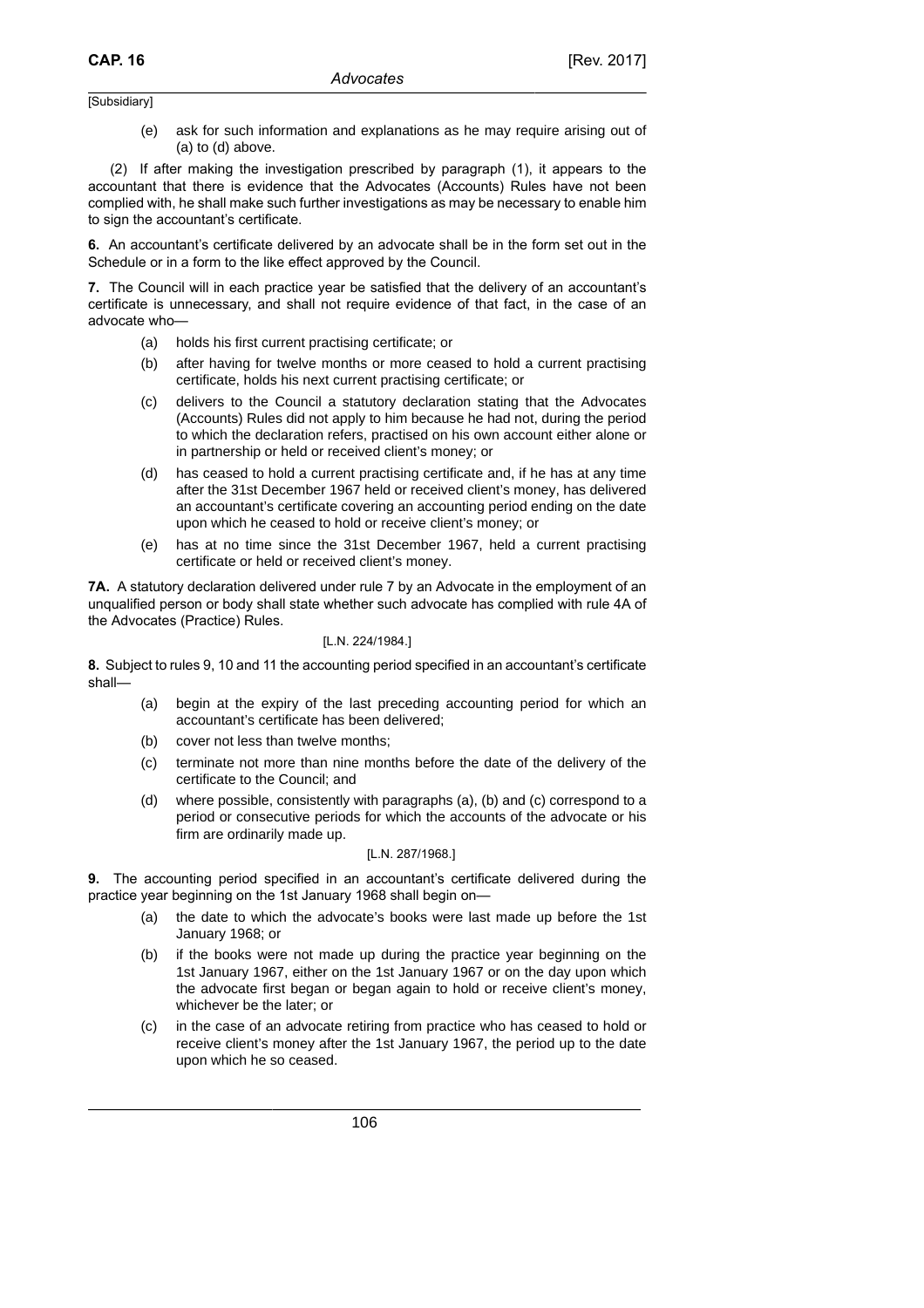(e) ask for such information and explanations as he may require arising out of (a) to (d) above.

(2) If after making the investigation prescribed by paragraph (1), it appears to the accountant that there is evidence that the Advocates (Accounts) Rules have not been complied with, he shall make such further investigations as may be necessary to enable him to sign the accountant's certificate.

**6.** An accountant's certificate delivered by an advocate shall be in the form set out in the Schedule or in a form to the like effect approved by the Council.

**7.** The Council will in each practice year be satisfied that the delivery of an accountant's certificate is unnecessary, and shall not require evidence of that fact, in the case of an advocate who—

(a) holds his first current practising certificate; or

(b) after having for twelve months or more ceased to hold a current practising certificate, holds his next current practising certificate; or

(c) delivers to the Council a statutory declaration stating that the Advocates (Accounts) Rules did not apply to him because he had not, during the period to which the declaration refers, practised on his own account either alone or in partnership or held or received client's money; or

(d) has ceased to hold a current practising certificate and, if he has at any time after the 31st December 1967 held or received client's money, has delivered an accountant's certificate covering an accounting period ending on the date upon which he ceased to hold or receive client's money; or

(e) has at no time since the 31st December 1967, held a current practising certificate or held or received client's money.

**7A.** A statutory declaration delivered under rule 7 by an Advocate in the employment of an unqualified person or body shall state whether such advocate has complied with rule 4A of the Advocates (Practice) Rules.

[L.N. 224/1984.]

**8.** Subject to rules 9, 10 and 11 the accounting period specified in an accountant's certificate shall—

(a) begin at the expiry of the last preceding accounting period for which an accountant's certificate has been delivered;

(b) cover not less than twelve months;

(c) terminate not more than nine months before the date of the delivery of the certificate to the Council; and

(d) where possible, consistently with paragraphs (a), (b) and (c) correspond to a period or consecutive periods for which the accounts of the advocate or his firm are ordinarily made up.

[L.N. 287/1968.]

**9.** The accounting period specified in an accountant's certificate delivered during the practice year beginning on the 1st January 1968 shall begin on—

(a) the date to which the advocate's books were last made up before the 1st January 1968; or

(b) if the books were not made up during the practice year beginning on the 1st January 1967, either on the 1st January 1967 or on the day upon which the advocate first began or began again to hold or receive client's money, whichever be the later; or

(c) in the case of an advocate retiring from practice who has ceased to hold or receive client's money after the 1st January 1967, the period up to the date upon which he so ceased.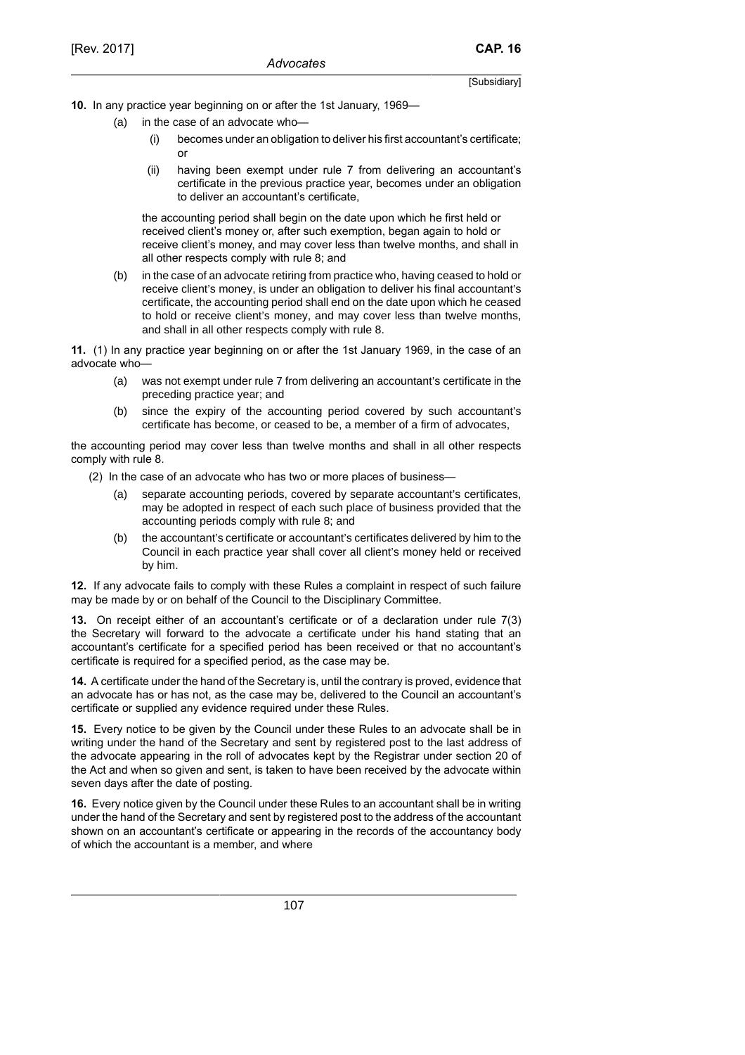**10.** In any practice year beginning on or after the 1st January, 1969—

(a) in the case of an advocate who—

(i) becomes under an obligation to deliver his first accountant's certificate; or

(ii) having been exempt under rule 7 from delivering an accountant's certificate in the previous practice year, becomes under an obligation to deliver an accountant's certificate,

the accounting period shall begin on the date upon which he first held or received client's money or, after such exemption, began again to hold or receive client's money, and may cover less than twelve months, and shall in all other respects comply with rule 8; and

(b) in the case of an advocate retiring from practice who, having ceased to hold or receive client's money, is under an obligation to deliver his final accountant's certificate, the accounting period shall end on the date upon which he ceased to hold or receive client's money, and may cover less than twelve months, and shall in all other respects comply with rule 8.

**11.** (1) In any practice year beginning on or after the 1st January 1969, in the case of an advocate who—

(a) was not exempt under rule 7 from delivering an accountant's certificate in the preceding practice year; and

(b) since the expiry of the accounting period covered by such accountant's certificate has become, or ceased to be, a member of a firm of advocates,

the accounting period may cover less than twelve months and shall in all other respects comply with rule 8.

(2) In the case of an advocate who has two or more places of business—

(a) separate accounting periods, covered by separate accountant's certificates, may be adopted in respect of each such place of business provided that the accounting periods comply with rule 8; and

(b) the accountant's certificate or accountant's certificates delivered by him to the Council in each practice year shall cover all client's money held or received by him.

**12.** If any advocate fails to comply with these Rules a complaint in respect of such failure may be made by or on behalf of the Council to the Disciplinary Committee.

**13.** On receipt either of an accountant's certificate or of a declaration under rule 7(3) the Secretary will forward to the advocate a certificate under his hand stating that an accountant's certificate for a specified period has been received or that no accountant's certificate is required for a specified period, as the case may be.

**14.** A certificate under the hand of the Secretary is, until the contrary is proved, evidence that an advocate has or has not, as the case may be, delivered to the Council an accountant's certificate or supplied any evidence required under these Rules.

**15.** Every notice to be given by the Council under these Rules to an advocate shall be in writing under the hand of the Secretary and sent by registered post to the last address of the advocate appearing in the roll of advocates kept by the Registrar under section 20 of the Act and when so given and sent, is taken to have been received by the advocate within seven days after the date of posting.

**16.** Every notice given by the Council under these Rules to an accountant shall be in writing under the hand of the Secretary and sent by registered post to the address of the accountant shown on an accountant's certificate or appearing in the records of the accountancy body of which the accountant is a member, and where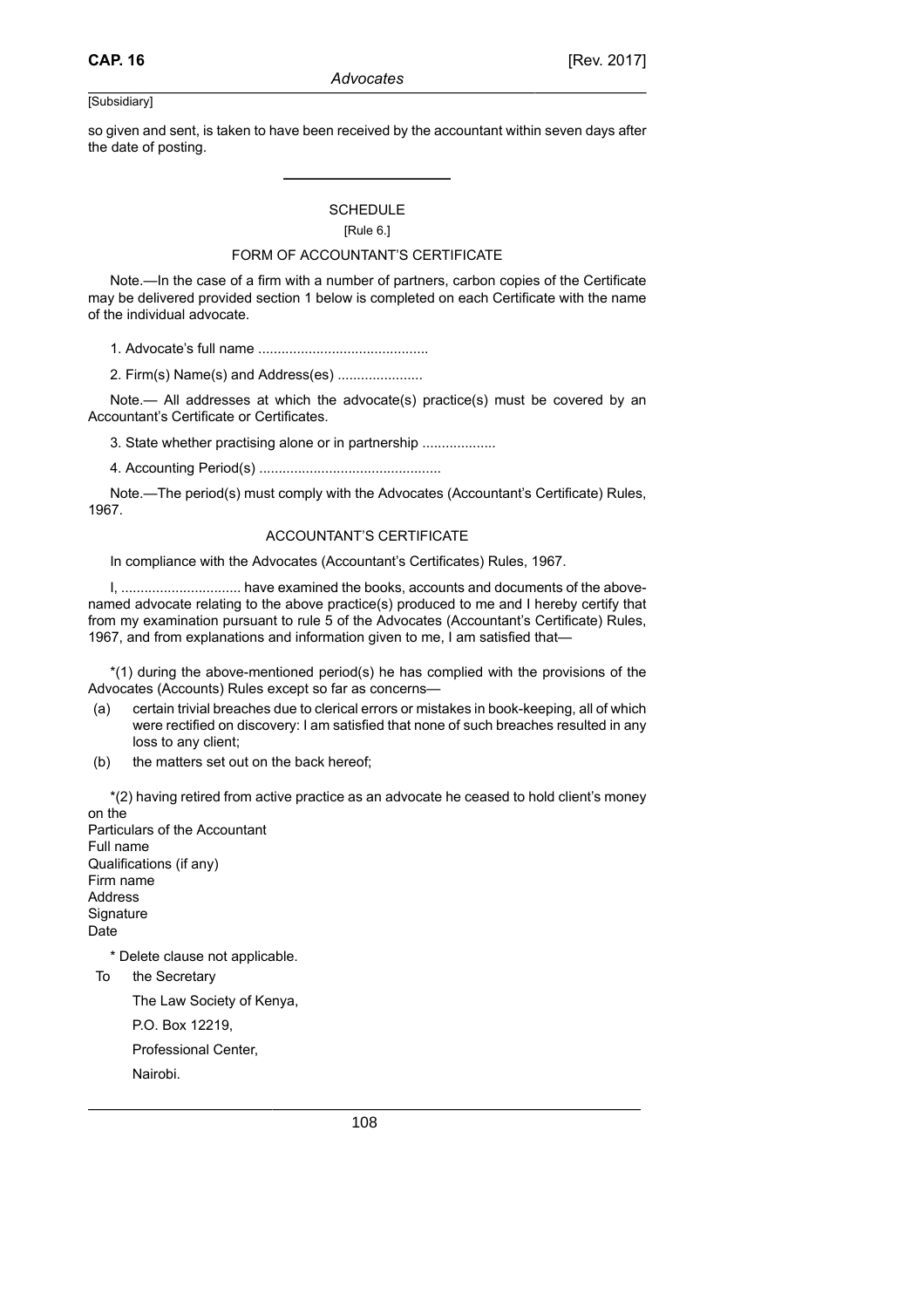so given and sent, is taken to have been received by the accountant within seven days after the date of posting.

---

## SCHEDULE

[Rule 6.]

### FORM OF ACCOUNTANT'S CERTIFICATE

Note.—In the case of a firm with a number of partners, carbon copies of the Certificate may be delivered provided section 1 below is completed on each Certificate with the name of the individual advocate.

1. Advocate's full name ...........................................

2. Firm(s) Name(s) and Address(es) .....................

Note.— All addresses at which the advocate(s) practice(s) must be covered by an Accountant's Certificate or Certificates.

3. State whether practising alone or in partnership ..................

4. Accounting Period(s) ..............................................

Note.—The period(s) must comply with the Advocates (Accountant's Certificate) Rules, 1967.

### ACCOUNTANT'S CERTIFICATE

In compliance with the Advocates (Accountant's Certificates) Rules, 1967.

I, .............................. have examined the books, accounts and documents of the above-named advocate relating to the above practice(s) produced to me and I hereby certify that from my examination pursuant to rule 5 of the Advocates (Accountant's Certificate) Rules, 1967, and from explanations and information given to me, I am satisfied that—

*(1) during the above-mentioned period(s) he has complied with the provisions of the Advocates (Accounts) Rules except so far as concerns—

(a) certain trivial breaches due to clerical errors or mistakes in book-keeping, all of which were rectified on discovery: I am satisfied that none of such breaches resulted in any loss to any client;

(b) the matters set out on the back hereof;

*(2) having retired from active practice as an advocate he ceased to hold client's money on the

Particulars of the Accountant
Full name
Qualifications (if any)
Firm name
Address
Signature
Date

\* Delete clause not applicable.

To the Secretary

The Law Society of Kenya,

P.O. Box 12219,

Professional Center,

Nairobi.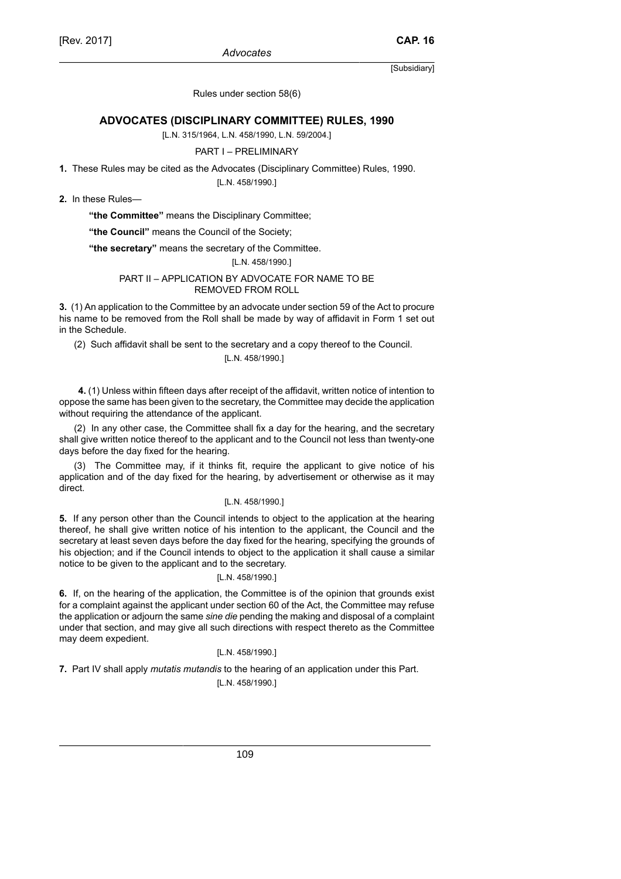Rules under section 58(6)

## ADVOCATES (DISCIPLINARY COMMITTEE) RULES, 1990

[L.N. 315/1964, L.N. 458/1990, L.N. 59/2004.]

### PART I – PRELIMINARY

**1.** These Rules may be cited as the Advocates (Disciplinary Committee) Rules, 1990.

[L.N. 458/1990.]

**2.** In these Rules—

**"the Committee"** means the Disciplinary Committee;

**"the Council"** means the Council of the Society;

**"the secretary"** means the secretary of the Committee.

[L.N. 458/1990.]

### PART II – APPLICATION BY ADVOCATE FOR NAME TO BE REMOVED FROM ROLL

**3.** (1) An application to the Committee by an advocate under section 59 of the Act to procure his name to be removed from the Roll shall be made by way of affidavit in Form 1 set out in the Schedule.

(2) Such affidavit shall be sent to the secretary and a copy thereof to the Council.

[L.N. 458/1990.]

**4.** (1) Unless within fifteen days after receipt of the affidavit, written notice of intention to oppose the same has been given to the secretary, the Committee may decide the application without requiring the attendance of the applicant.

(2) In any other case, the Committee shall fix a day for the hearing, and the secretary shall give written notice thereof to the applicant and to the Council not less than twenty-one days before the day fixed for the hearing.

(3) The Committee may, if it thinks fit, require the applicant to give notice of his application and of the day fixed for the hearing, by advertisement or otherwise as it may direct.

[L.N. 458/1990.]

**5.** If any person other than the Council intends to object to the application at the hearing thereof, he shall give written notice of his intention to the applicant, the Council and the secretary at least seven days before the day fixed for the hearing, specifying the grounds of his objection; and if the Council intends to object to the application it shall cause a similar notice to be given to the applicant and to the secretary.

[L.N. 458/1990.]

**6.** If, on the hearing of the application, the Committee is of the opinion that grounds exist for a complaint against the applicant under section 60 of the Act, the Committee may refuse the application or adjourn the same *sine die* pending the making and disposal of a complaint under that section, and may give all such directions with respect thereto as the Committee may deem expedient.

[L.N. 458/1990.]

**7.** Part IV shall apply *mutatis mutandis* to the hearing of an application under this Part.

[L.N. 458/1990.]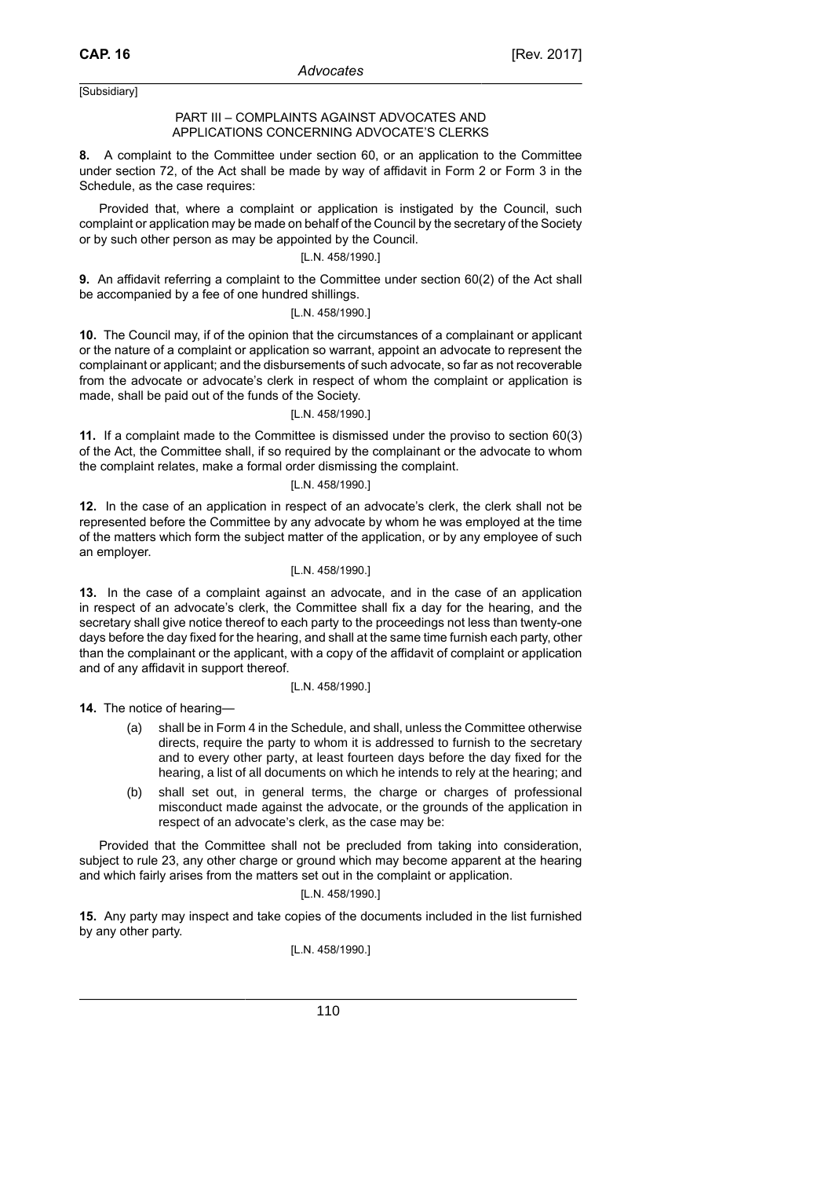[Subsidiary]

## PART III – COMPLAINTS AGAINST ADVOCATES AND APPLICATIONS CONCERNING ADVOCATE'S CLERKS

**8.** A complaint to the Committee under section 60, or an application to the Committee under section 72, of the Act shall be made by way of affidavit in Form 2 or Form 3 in the Schedule, as the case requires:

Provided that, where a complaint or application is instigated by the Council, such complaint or application may be made on behalf of the Council by the secretary of the Society or by such other person as may be appointed by the Council.

[L.N. 458/1990.]

**9.** An affidavit referring a complaint to the Committee under section 60(2) of the Act shall be accompanied by a fee of one hundred shillings.

[L.N. 458/1990.]

**10.** The Council may, if of the opinion that the circumstances of a complainant or applicant or the nature of a complaint or application so warrant, appoint an advocate to represent the complainant or applicant; and the disbursements of such advocate, so far as not recoverable from the advocate or advocate's clerk in respect of whom the complaint or application is made, shall be paid out of the funds of the Society.

[L.N. 458/1990.]

**11.** If a complaint made to the Committee is dismissed under the proviso to section 60(3) of the Act, the Committee shall, if so required by the complainant or the advocate to whom the complaint relates, make a formal order dismissing the complaint.

[L.N. 458/1990.]

**12.** In the case of an application in respect of an advocate's clerk, the clerk shall not be represented before the Committee by any advocate by whom he was employed at the time of the matters which form the subject matter of the application, or by any employee of such an employer.

[L.N. 458/1990.]

**13.** In the case of a complaint against an advocate, and in the case of an application in respect of an advocate's clerk, the Committee shall fix a day for the hearing, and the secretary shall give notice thereof to each party to the proceedings not less than twenty-one days before the day fixed for the hearing, and shall at the same time furnish each party, other than the complainant or the applicant, with a copy of the affidavit of complaint or application and of any affidavit in support thereof.

[L.N. 458/1990.]

**14.** The notice of hearing—

(a) shall be in Form 4 in the Schedule, and shall, unless the Committee otherwise directs, require the party to whom it is addressed to furnish to the secretary and to every other party, at least fourteen days before the day fixed for the hearing, a list of all documents on which he intends to rely at the hearing; and

(b) shall set out, in general terms, the charge or charges of professional misconduct made against the advocate, or the grounds of the application in respect of an advocate's clerk, as the case may be:

Provided that the Committee shall not be precluded from taking into consideration, subject to rule 23, any other charge or ground which may become apparent at the hearing and which fairly arises from the matters set out in the complaint or application.

[L.N. 458/1990.]

**15.** Any party may inspect and take copies of the documents included in the list furnished by any other party.

[L.N. 458/1990.]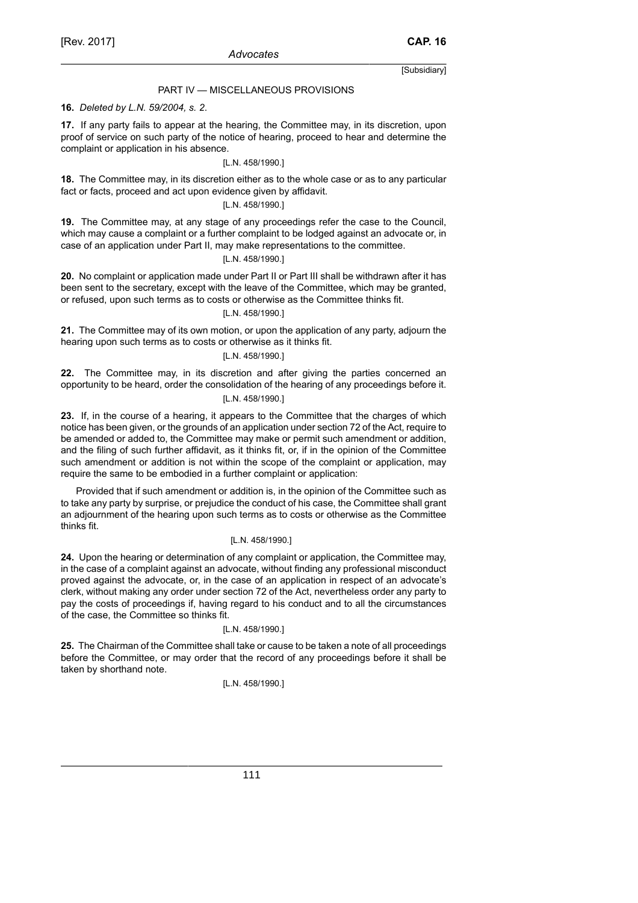## PART IV — MISCELLANEOUS PROVISIONS

**16.** *Deleted by L.N. 59/2004, s. 2.*

**17.** If any party fails to appear at the hearing, the Committee may, in its discretion, upon proof of service on such party of the notice of hearing, proceed to hear and determine the complaint or application in his absence.

[L.N. 458/1990.]

**18.** The Committee may, in its discretion either as to the whole case or as to any particular fact or facts, proceed and act upon evidence given by affidavit.

[L.N. 458/1990.]

**19.** The Committee may, at any stage of any proceedings refer the case to the Council, which may cause a complaint or a further complaint to be lodged against an advocate or, in case of an application under Part II, may make representations to the committee.

[L.N. 458/1990.]

**20.** No complaint or application made under Part II or Part III shall be withdrawn after it has been sent to the secretary, except with the leave of the Committee, which may be granted, or refused, upon such terms as to costs or otherwise as the Committee thinks fit.

[L.N. 458/1990.]

**21.** The Committee may of its own motion, or upon the application of any party, adjourn the hearing upon such terms as to costs or otherwise as it thinks fit.

[L.N. 458/1990.]

**22.** The Committee may, in its discretion and after giving the parties concerned an opportunity to be heard, order the consolidation of the hearing of any proceedings before it.

[L.N. 458/1990.]

**23.** If, in the course of a hearing, it appears to the Committee that the charges of which notice has been given, or the grounds of an application under section 72 of the Act, require to be amended or added to, the Committee may make or permit such amendment or addition, and the filing of such further affidavit, as it thinks fit, or, if in the opinion of the Committee such amendment or addition is not within the scope of the complaint or application, may require the same to be embodied in a further complaint or application:

Provided that if such amendment or addition is, in the opinion of the Committee such as to take any party by surprise, or prejudice the conduct of his case, the Committee shall grant an adjournment of the hearing upon such terms as to costs or otherwise as the Committee thinks fit.

[L.N. 458/1990.]

**24.** Upon the hearing or determination of any complaint or application, the Committee may, in the case of a complaint against an advocate, without finding any professional misconduct proved against the advocate, or, in the case of an application in respect of an advocate's clerk, without making any order under section 72 of the Act, nevertheless order any party to pay the costs of proceedings if, having regard to his conduct and to all the circumstances of the case, the Committee so thinks fit.

[L.N. 458/1990.]

**25.** The Chairman of the Committee shall take or cause to be taken a note of all proceedings before the Committee, or may order that the record of any proceedings before it shall be taken by shorthand note.

[L.N. 458/1990.]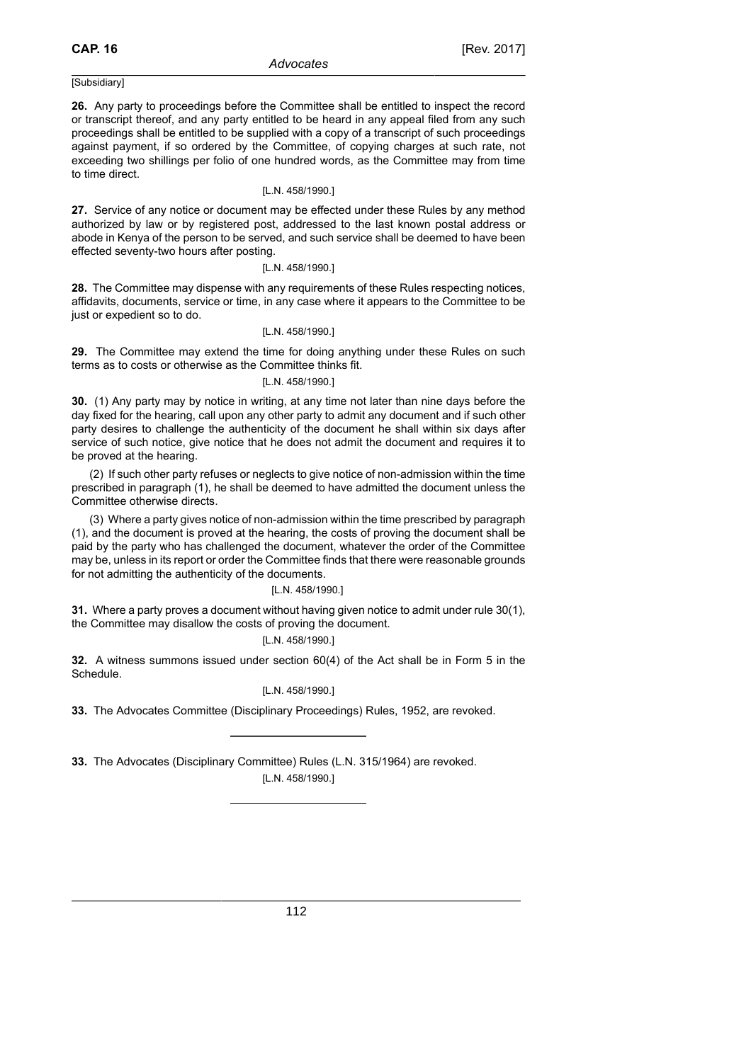[Subsidiary]

**26.** Any party to proceedings before the Committee shall be entitled to inspect the record or transcript thereof, and any party entitled to be heard in any appeal filed from any such proceedings shall be entitled to be supplied with a copy of a transcript of such proceedings against payment, if so ordered by the Committee, of copying charges at such rate, not exceeding two shillings per folio of one hundred words, as the Committee may from time to time direct.

[L.N. 458/1990.]

**27.** Service of any notice or document may be effected under these Rules by any method authorized by law or by registered post, addressed to the last known postal address or abode in Kenya of the person to be served, and such service shall be deemed to have been effected seventy-two hours after posting.

[L.N. 458/1990.]

**28.** The Committee may dispense with any requirements of these Rules respecting notices, affidavits, documents, service or time, in any case where it appears to the Committee to be just or expedient so to do.

[L.N. 458/1990.]

**29.** The Committee may extend the time for doing anything under these Rules on such terms as to costs or otherwise as the Committee thinks fit.

[L.N. 458/1990.]

**30.** (1) Any party may by notice in writing, at any time not later than nine days before the day fixed for the hearing, call upon any other party to admit any document and if such other party desires to challenge the authenticity of the document he shall within six days after service of such notice, give notice that he does not admit the document and requires it to be proved at the hearing.

(2) If such other party refuses or neglects to give notice of non-admission within the time prescribed in paragraph (1), he shall be deemed to have admitted the document unless the Committee otherwise directs.

(3) Where a party gives notice of non-admission within the time prescribed by paragraph (1), and the document is proved at the hearing, the costs of proving the document shall be paid by the party who has challenged the document, whatever the order of the Committee may be, unless in its report or order the Committee finds that there were reasonable grounds for not admitting the authenticity of the documents.

[L.N. 458/1990.]

**31.** Where a party proves a document without having given notice to admit under rule 30(1), the Committee may disallow the costs of proving the document.

[L.N. 458/1990.]

**32.** A witness summons issued under section 60(4) of the Act shall be in Form 5 in the Schedule.

[L.N. 458/1990.]

**33.** The Advocates Committee (Disciplinary Proceedings) Rules, 1952, are revoked.

---

**33.** The Advocates (Disciplinary Committee) Rules (L.N. 315/1964) are revoked.

[L.N. 458/1990.]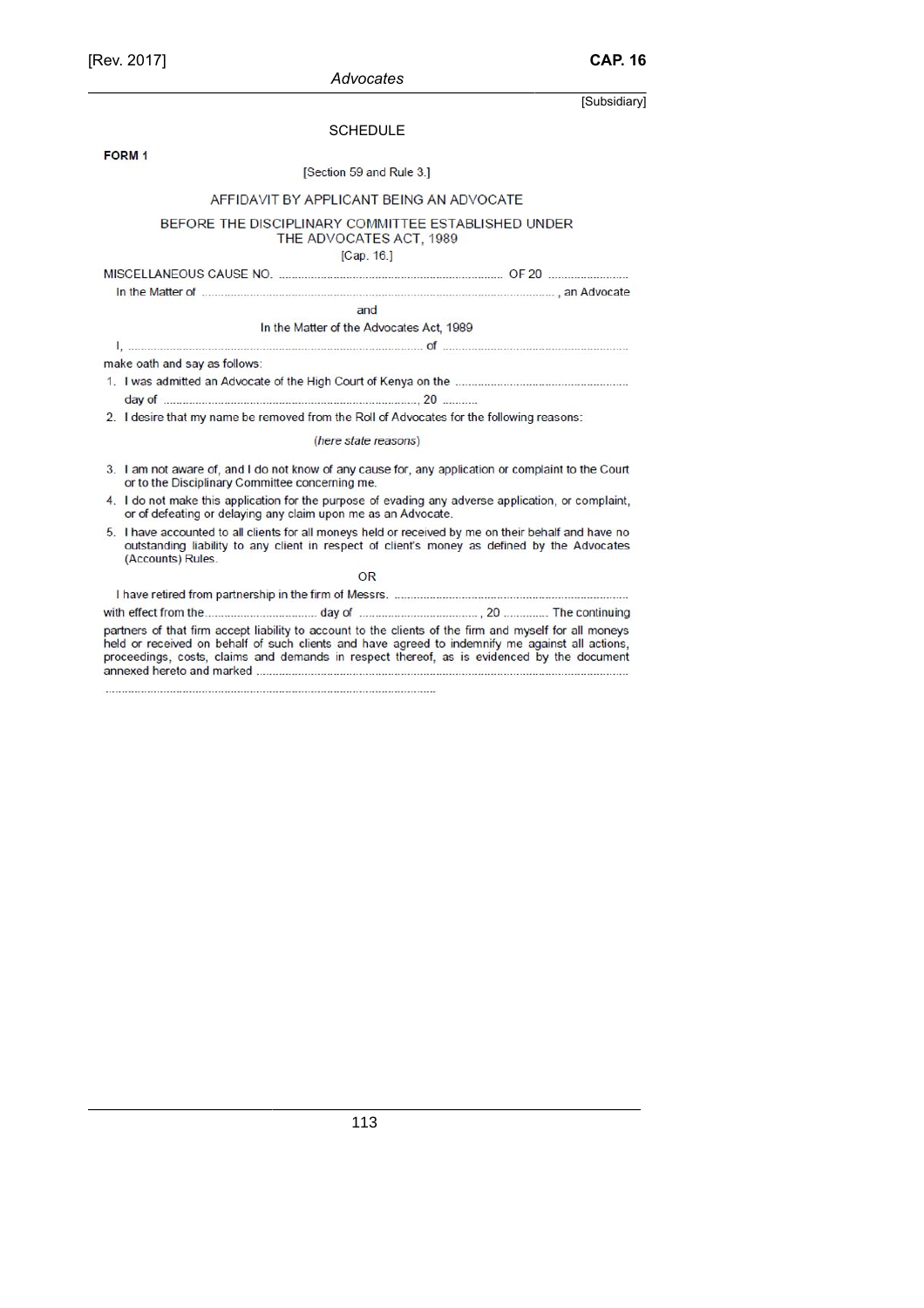## SCHEDULE

**FORM 1**

[Section 59 and Rule 3.]

### AFFIDAVIT BY APPLICANT BEING AN ADVOCATE

BEFORE THE DISCIPLINARY COMMITTEE ESTABLISHED UNDER THE ADVOCATES ACT, 1989
[Cap. 16.]

MISCELLANEOUS CAUSE NO. .................................................................... OF 20 ..........................

In the Matter of ........................................................................................................................, an Advocate

and

In the Matter of the Advocates Act, 1989

I, ........................................................................................ of ...........................................................

make oath and say as follows:

1. I was admitted an Advocate of the High Court of Kenya on the ....................................................
   day of ............................................................................, 20 ..........
2. I desire that my name be removed from the Roll of Advocates for the following reasons:

   (*here state reasons*)

3. I am not aware of, and I do not know of any cause for, any application or complaint to the Court or to the Disciplinary Committee concerning me.
4. I do not make this application for the purpose of evading any adverse application, or complaint, or of defeating or delaying any claim upon me as an Advocate.
5. I have accounted to all clients for all moneys held or received by me on their behalf and have no outstanding liability to any client in respect of client's money as defined by the Advocates (Accounts) Rules.

OR

I have retired from partnership in the firm of Messrs. ........................................................................

with effect from the.................................. day of ....................................., 20 ............. The continuing partners of that firm accept liability to account to the clients of the firm and myself for all moneys held or received on behalf of such clients and have agreed to indemnify me against all actions, proceedings, costs, claims and demands in respect thereof, as is evidenced by the document annexed hereto and marked ...............................................................................................................

.....................................................................................................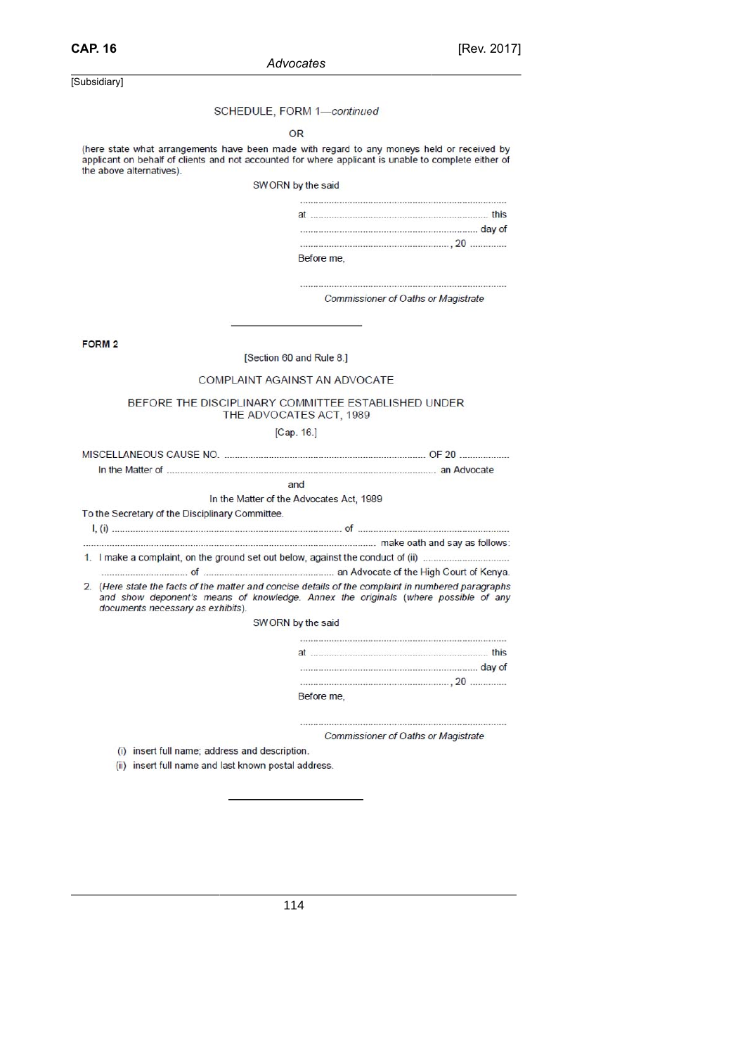[Subsidiary]

SCHEDULE, FORM 1—*continued*

OR

(here state what arrangements have been made with regard to any moneys held or received by applicant on behalf of clients and not accounted for where applicant is unable to complete either of the above alternatives).

SWORN by the said
..............................................................................
at .................................................................... this
.................................................................. day of
........................................................, 20 .............
Before me,

..............................................................................
*Commissioner of Oaths or Magistrate*

---

**FORM 2**

[Section 60 and Rule 8.]

COMPLAINT AGAINST AN ADVOCATE

BEFORE THE DISCIPLINARY COMMITTEE ESTABLISHED UNDER THE ADVOCATES ACT, 1989

[Cap. 16.]

MISCELLANEOUS CAUSE NO. ............................................................................ OF 20 ...................

In the Matter of ................................................................................................ an Advocate

and

In the Matter of the Advocates Act, 1989

To the Secretary of the Disciplinary Committee.

I, (i) ..................................................................................... of ..........................................................
................................................................................................................ make oath and say as follows:

1. I make a complaint, on the ground set out below, against the conduct of (ii) ................................ ................................ of ................................................. an Advocate of the High Court of Kenya.
2. (*Here state the facts of the matter and concise details of the complaint in numbered paragraphs and show deponent's means of knowledge. Annex the originals (where possible of any documents necessary as exhibits*).

SWORN by the said
..............................................................................
at .................................................................... this
.................................................................. day of
........................................................, 20 .............
Before me,

..............................................................................
*Commissioner of Oaths or Magistrate*

(i) insert full name; address and description.

(ii) insert full name and last known postal address.

---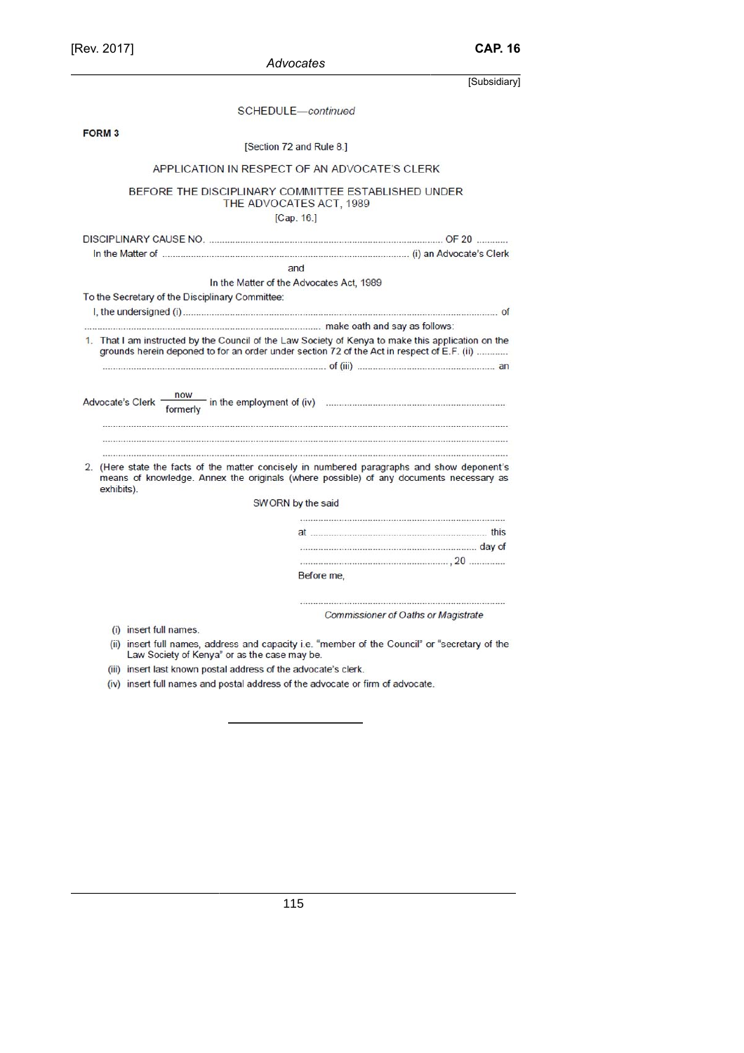SCHEDULE—*continued*

**FORM 3**

[Section 72 and Rule 8.]

APPLICATION IN RESPECT OF AN ADVOCATE'S CLERK

BEFORE THE DISCIPLINARY COMMITTEE ESTABLISHED UNDER THE ADVOCATES ACT, 1989

[Cap. 16.]

DISCIPLINARY CAUSE NO. .......................................................................................... OF 20 ............

In the Matter of .............................................................................................. (i) an Advocate's Clerk

and

In the Matter of the Advocates Act, 1989

To the Secretary of the Disciplinary Committee:

I, the undersigned (i) ..................................................................................................................... of .......................................................................................... make oath and say as follows:

1. That I am instructed by the Council of the Law Society of Kenya to make this application on the grounds herein deponed to for an order under section 72 of the Act in respect of E.F. (ii) ............ ........................................................................... of (iii) ..................................................... an

Advocate's Clerk $\frac{\text{now}}{\text{formerly}}$ in the employment of (iv) ...................................................................
.......................................................................................................................................................
.......................................................................................................................................................
.......................................................................................................................................................

2. (Here state the facts of the matter concisely in numbered paragraphs and show deponent's means of knowledge. Annex the originals (where possible) of any documents necessary as exhibits).

SWORN by the said
..............................................................................
at ................................................................ this
.................................................................... day of
......................................................., 20 ..............
Before me,

..............................................................................
*Commissioner of Oaths or Magistrate*

(i) insert full names.

(ii) insert full names, address and capacity i.e. "member of the Council" or "secretary of the Law Society of Kenya" or as the case may be.

(iii) insert last known postal address of the advocate's clerk.

(iv) insert full names and postal address of the advocate or firm of advocate.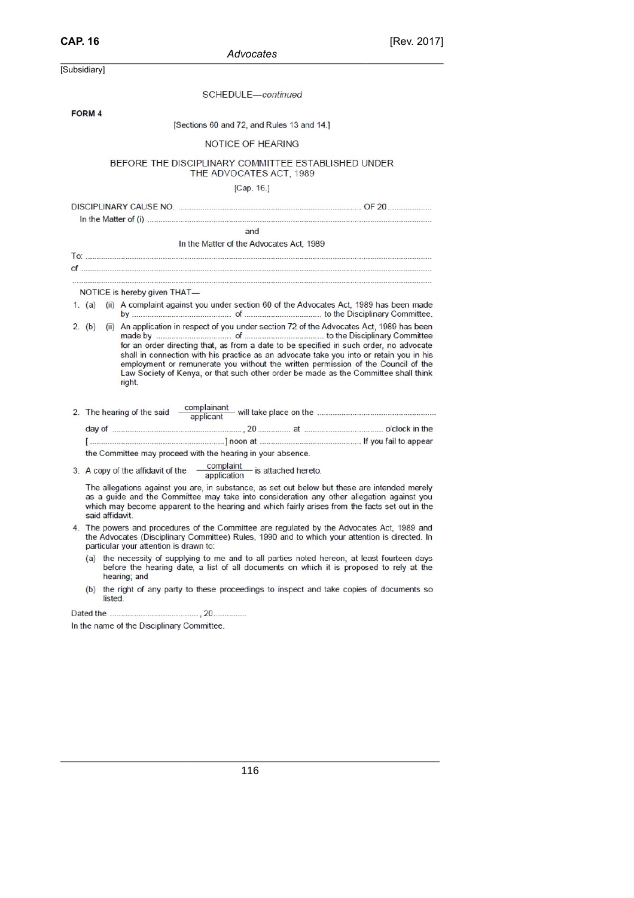[Subsidiary]

SCHEDULE—*continued*

**FORM 4**

[Sections 60 and 72, and Rules 13 and 14.]

NOTICE OF HEARING

BEFORE THE DISCIPLINARY COMMITTEE ESTABLISHED UNDER THE ADVOCATES ACT, 1989

[Cap. 16.]

DISCIPLINARY CAUSE NO. .................................................................................. OF 20....................

In the Matter of (i) ..................................................................................................................................

and

In the Matter of the Advocates Act, 1989

To: ...............................................................................................................................................................

of ..................................................................................................................................................................

.......................................................................................................................................................................

NOTICE is hereby given THAT—

1. (a) (ii) A complaint against you under section 60 of the Advocates Act, 1989 has been made by ............................................ of .................................. to the Disciplinary Committee.

2. (b) (ii) An application in respect of you under section 72 of the Advocates Act, 1989 has been made by ................................. of ................................... to the Disciplinary Committee for an order directing that, as from a date to be specified in such order, no advocate shall in connection with his practice as an advocate take you into or retain you in his employment or remunerate you without the written permission of the Council of the Law Society of Kenya, or that such other order be made as the Committee shall think right.

2. The hearing of the said $\frac{\text{complainant}}{\text{applicant}}$ will take place on the .....................................................

day of ........................................................., 20 .............. at ................................... o'clock in the

[ ...........................................................] noon at ............................................. If you fail to appear the Committee may proceed with the hearing in your absence.

3. A copy of the affidavit of the $\frac{\text{complaint}}{\text{application}}$ is attached hereto.

The allegations against you are, in substance, as set out below but these are intended merely as a guide and the Committee may take into consideration any other allegation against you which may become apparent to the hearing and which fairly arises from the facts set out in the said affidavit.

4. The powers and procedures of the Committee are regulated by the Advocates Act, 1989 and the Advocates (Disciplinary Committee) Rules, 1990 and to which your attention is directed. In particular your attention is drawn to:

   (a) the necessity of supplying to me and to all parties noted hereon, at least fourteen days before the hearing date, a list of all documents on which it is proposed to rely at the hearing; and

   (b) the right of any party to these proceedings to inspect and take copies of documents so listed.

Dated the ........................................, 20...............

In the name of the Disciplinary Committee.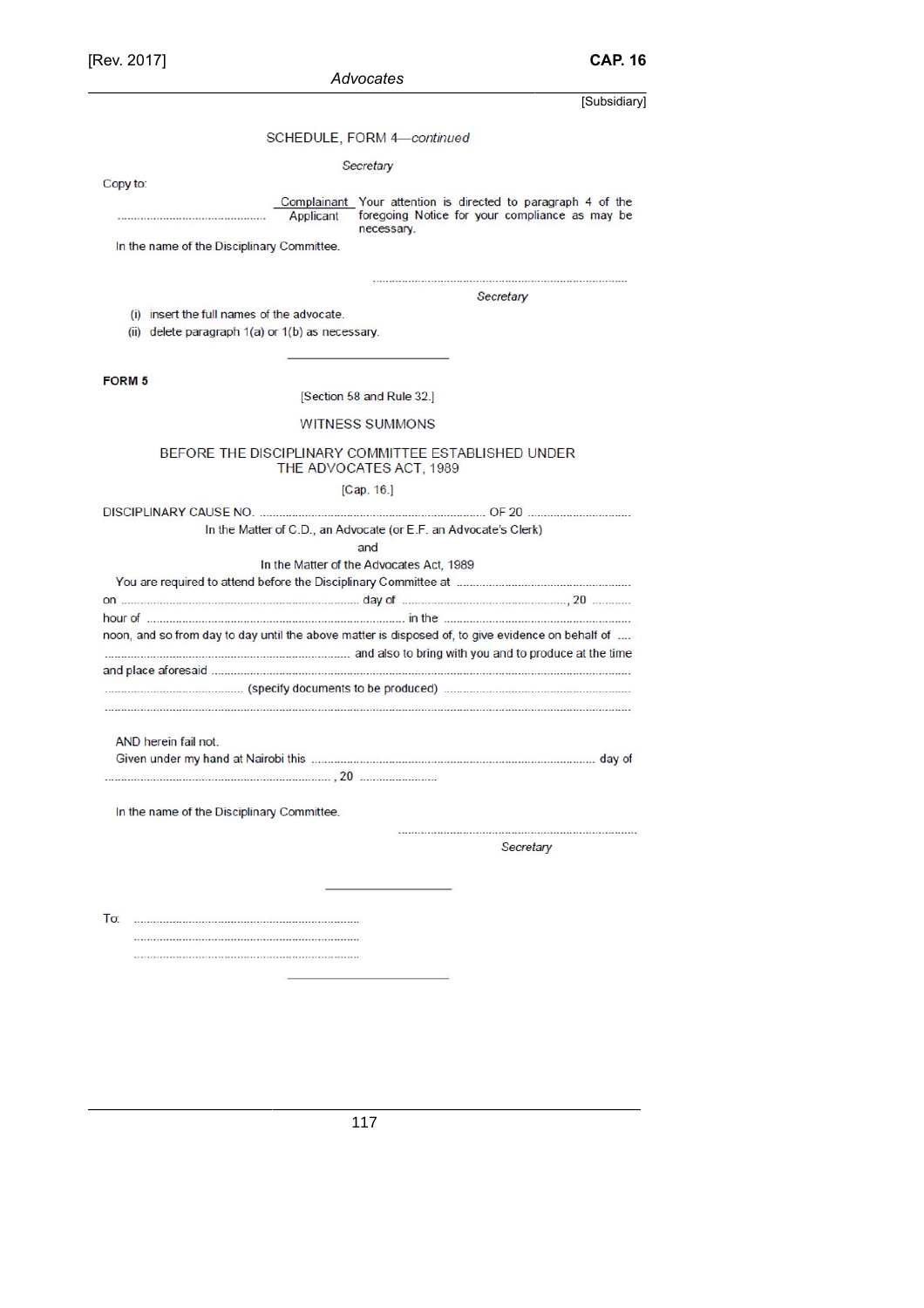SCHEDULE, FORM 4—*continued*

*Secretary*

Copy to:

.............................................. Complainant/Applicant — Your attention is directed to paragraph 4 of the foregoing Notice for your compliance as may be necessary.

In the name of the Disciplinary Committee.

.............................................................................

*Secretary*

(i) insert the full names of the advocate.

(ii) delete paragraph 1(a) or 1(b) as necessary.

---

**FORM 5**

[Section 58 and Rule 32.]

WITNESS SUMMONS

BEFORE THE DISCIPLINARY COMMITTEE ESTABLISHED UNDER THE ADVOCATES ACT, 1989

[Cap. 16.]

DISCIPLINARY CAUSE NO. ........................................................................ OF 20 .................................

In the Matter of C.D., an Advocate (or E.F. an Advocate's Clerk)

and

In the Matter of the Advocates Act, 1989

You are required to attend before the Disciplinary Committee at ........................................................ on ....................................................................... day of ..................................................., 20 ........... hour of ................................................................................ in the ........................................................... noon, and so from day to day until the above matter is disposed of, to give evidence on behalf of .... ........................................................................... and also to bring with you and to produce at the time and place aforesaid .......................................................................................................................... ........................................... (specify documents to be produced) ........................................................... ..........................................................................................................................................................

AND herein fail not.

Given under my hand at Nairobi this ....................................................................................... day of ......................................................................, 20 ..........................

In the name of the Disciplinary Committee.

.............................................................................

*Secretary*

---

To: .....................................................................

.....................................................................

.....................................................................

---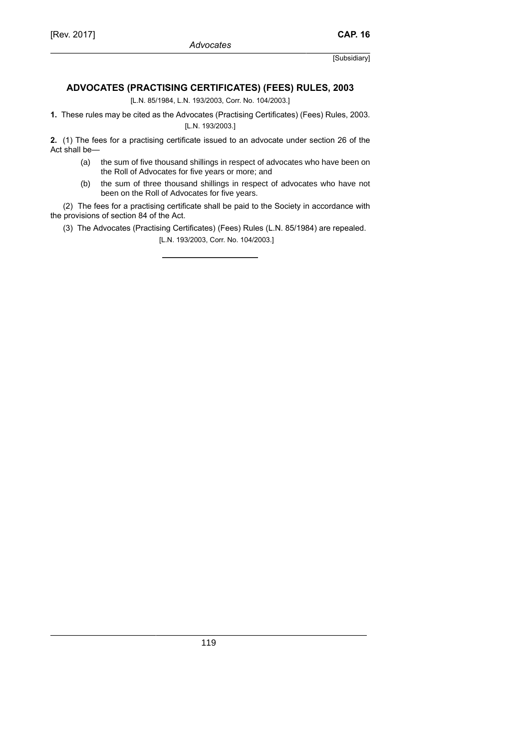[Subsidiary]

## ADVOCATES (PRACTISING CERTIFICATES) (FEES) RULES, 2003

[L.N. 85/1984, L.N. 193/2003, Corr. No. 104/2003.]

**1.** These rules may be cited as the Advocates (Practising Certificates) (Fees) Rules, 2003.

[L.N. 193/2003.]

**2.** (1) The fees for a practising certificate issued to an advocate under section 26 of the Act shall be—

- (a) the sum of five thousand shillings in respect of advocates who have been on the Roll of Advocates for five years or more; and
- (b) the sum of three thousand shillings in respect of advocates who have not been on the Roll of Advocates for five years.

(2) The fees for a practising certificate shall be paid to the Society in accordance with the provisions of section 84 of the Act.

(3) The Advocates (Practising Certificates) (Fees) Rules (L.N. 85/1984) are repealed.

[L.N. 193/2003, Corr. No. 104/2003.]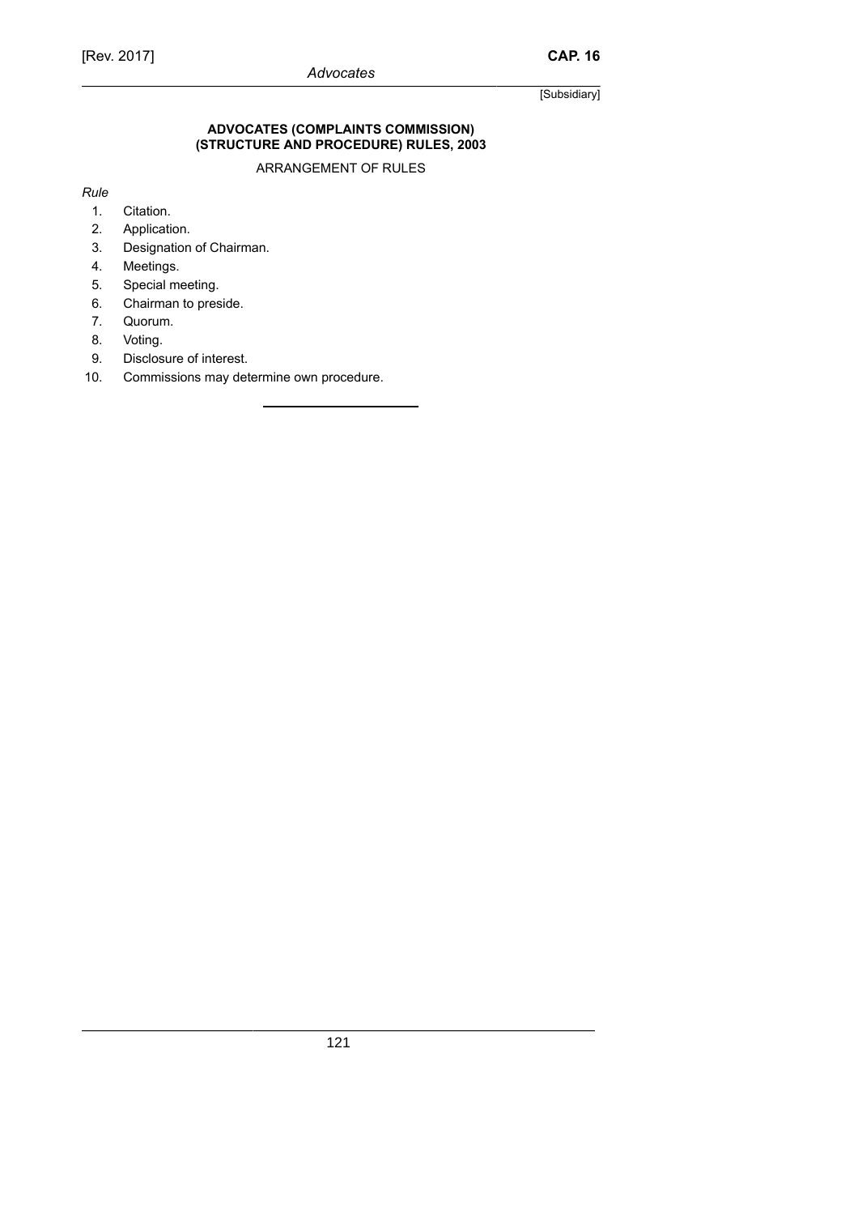**ADVOCATES (COMPLAINTS COMMISSION) (STRUCTURE AND PROCEDURE) RULES, 2003**

ARRANGEMENT OF RULES

*Rule*

1. Citation.
2. Application.
3. Designation of Chairman.
4. Meetings.
5. Special meeting.
6. Chairman to preside.
7. Quorum.
8. Voting.
9. Disclosure of interest.
10. Commissions may determine own procedure.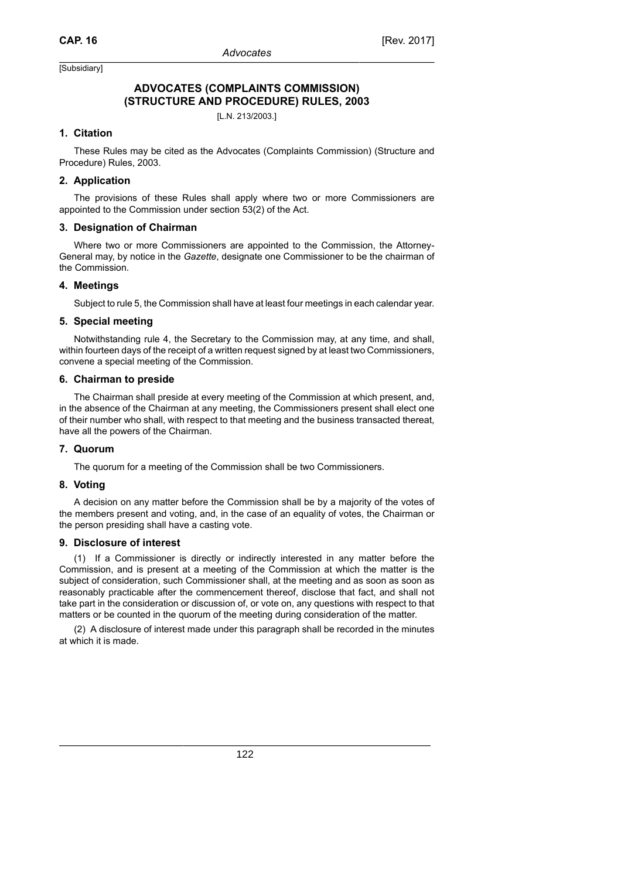[Subsidiary]

## ADVOCATES (COMPLAINTS COMMISSION) (STRUCTURE AND PROCEDURE) RULES, 2003

[L.N. 213/2003.]

### 1. Citation

These Rules may be cited as the Advocates (Complaints Commission) (Structure and Procedure) Rules, 2003.

### 2. Application

The provisions of these Rules shall apply where two or more Commissioners are appointed to the Commission under section 53(2) of the Act.

### 3. Designation of Chairman

Where two or more Commissioners are appointed to the Commission, the Attorney-General may, by notice in the *Gazette*, designate one Commissioner to be the chairman of the Commission.

### 4. Meetings

Subject to rule 5, the Commission shall have at least four meetings in each calendar year.

### 5. Special meeting

Notwithstanding rule 4, the Secretary to the Commission may, at any time, and shall, within fourteen days of the receipt of a written request signed by at least two Commissioners, convene a special meeting of the Commission.

### 6. Chairman to preside

The Chairman shall preside at every meeting of the Commission at which present, and, in the absence of the Chairman at any meeting, the Commissioners present shall elect one of their number who shall, with respect to that meeting and the business transacted thereat, have all the powers of the Chairman.

### 7. Quorum

The quorum for a meeting of the Commission shall be two Commissioners.

### 8. Voting

A decision on any matter before the Commission shall be by a majority of the votes of the members present and voting, and, in the case of an equality of votes, the Chairman or the person presiding shall have a casting vote.

### 9. Disclosure of interest

(1) If a Commissioner is directly or indirectly interested in any matter before the Commission, and is present at a meeting of the Commission at which the matter is the subject of consideration, such Commissioner shall, at the meeting and as soon as soon as reasonably practicable after the commencement thereof, disclose that fact, and shall not take part in the consideration or discussion of, or vote on, any questions with respect to that matters or be counted in the quorum of the meeting during consideration of the matter.

(2) A disclosure of interest made under this paragraph shall be recorded in the minutes at which it is made.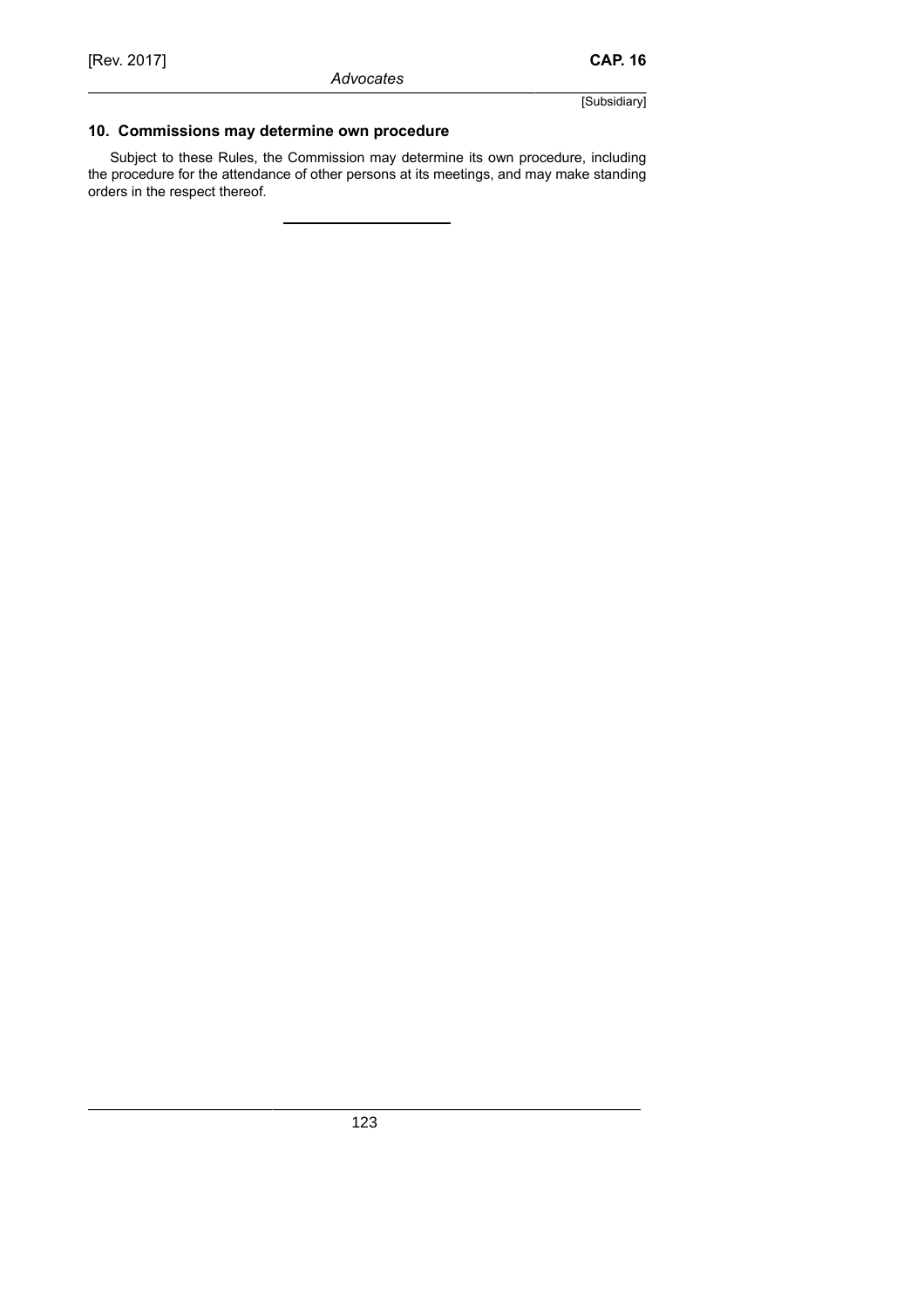### 10. Commissions may determine own procedure

Subject to these Rules, the Commission may determine its own procedure, including the procedure for the attendance of other persons at its meetings, and may make standing orders in the respect thereof.

---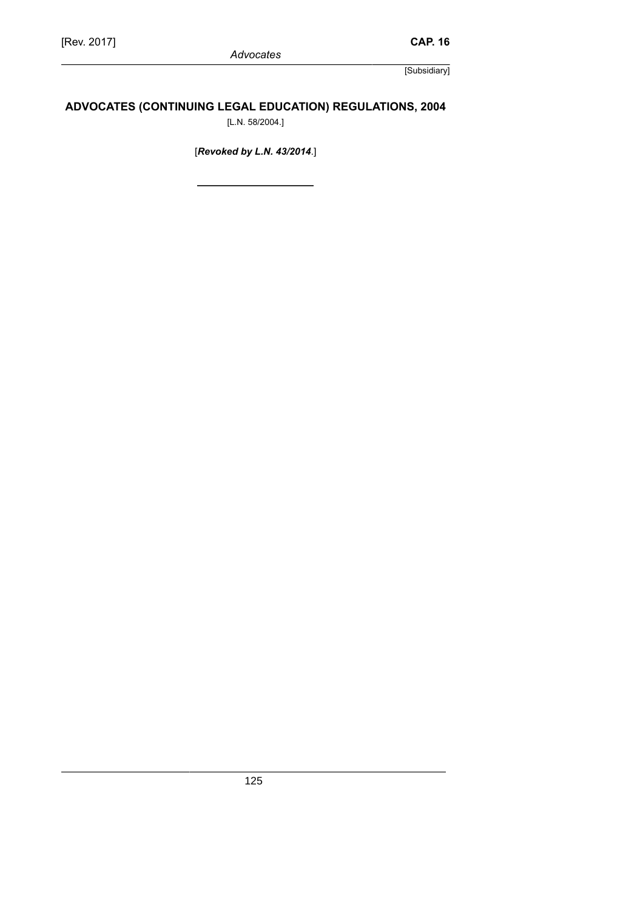## ADVOCATES (CONTINUING LEGAL EDUCATION) REGULATIONS, 2004

[L.N. 58/2004.]

[***Revoked by L.N. 43/2014***.]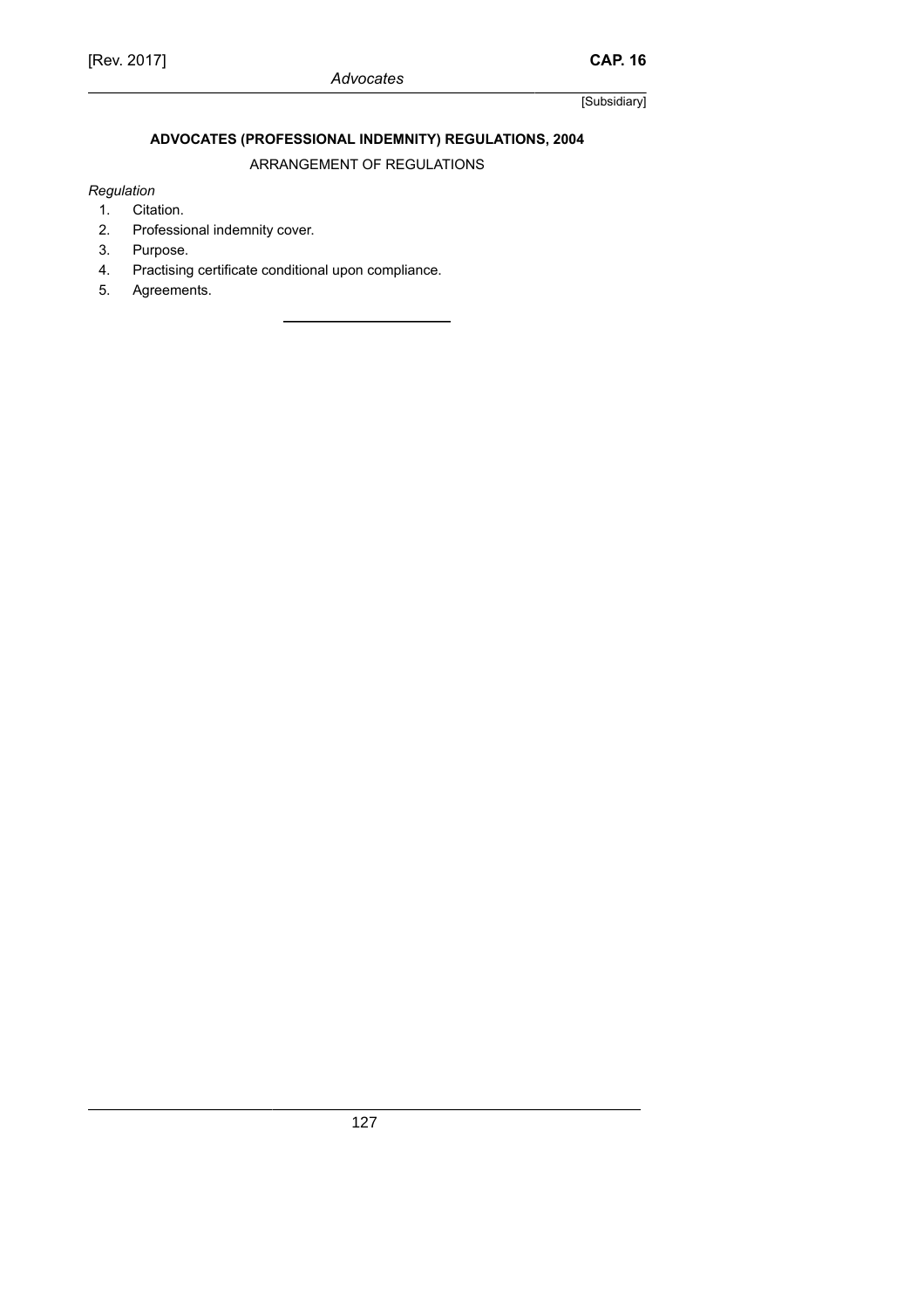## ADVOCATES (PROFESSIONAL INDEMNITY) REGULATIONS, 2004

ARRANGEMENT OF REGULATIONS

*Regulation*

1. Citation.
2. Professional indemnity cover.
3. Purpose.
4. Practising certificate conditional upon compliance.
5. Agreements.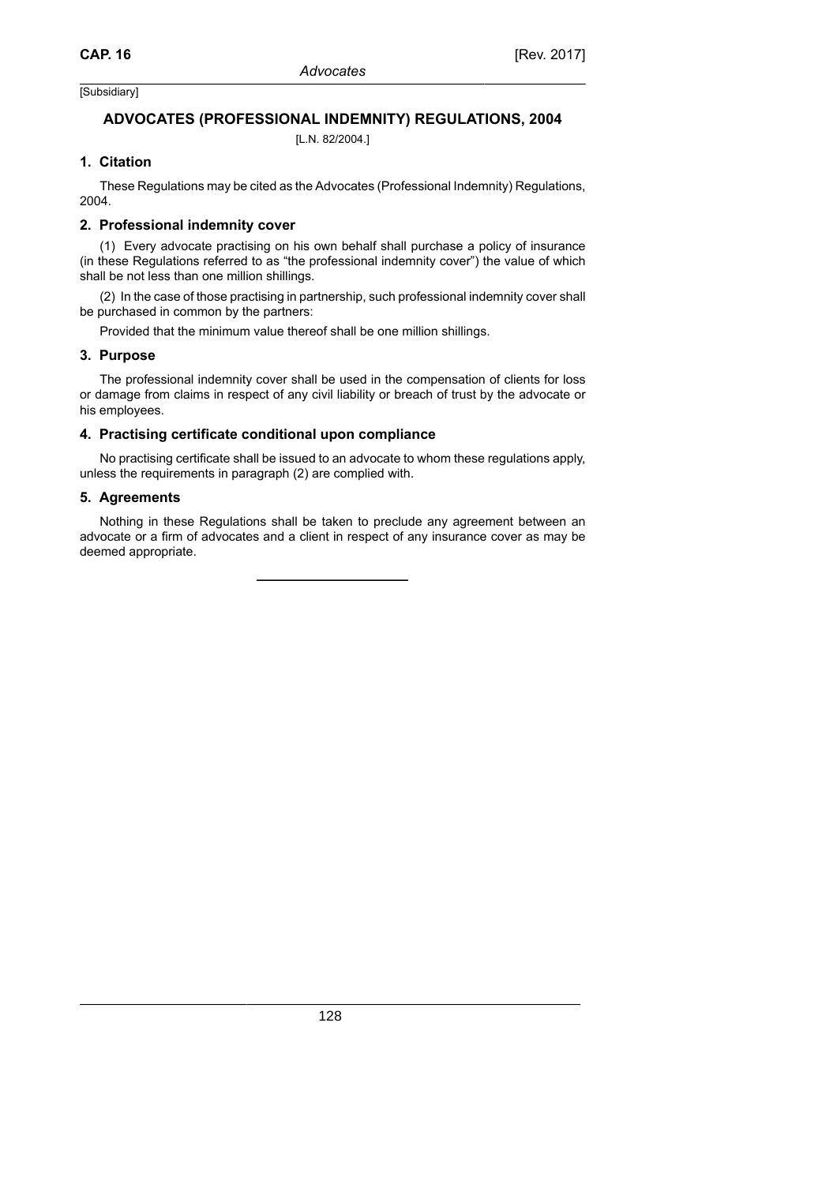[Subsidiary]

## ADVOCATES (PROFESSIONAL INDEMNITY) REGULATIONS, 2004

[L.N. 82/2004.]

### 1. Citation

These Regulations may be cited as the Advocates (Professional Indemnity) Regulations, 2004.

### 2. Professional indemnity cover

(1) Every advocate practising on his own behalf shall purchase a policy of insurance (in these Regulations referred to as "the professional indemnity cover") the value of which shall be not less than one million shillings.

(2) In the case of those practising in partnership, such professional indemnity cover shall be purchased in common by the partners:

Provided that the minimum value thereof shall be one million shillings.

### 3. Purpose

The professional indemnity cover shall be used in the compensation of clients for loss or damage from claims in respect of any civil liability or breach of trust by the advocate or his employees.

### 4. Practising certificate conditional upon compliance

No practising certificate shall be issued to an advocate to whom these regulations apply, unless the requirements in paragraph (2) are complied with.

### 5. Agreements

Nothing in these Regulations shall be taken to preclude any agreement between an advocate or a firm of advocates and a client in respect of any insurance cover as may be deemed appropriate.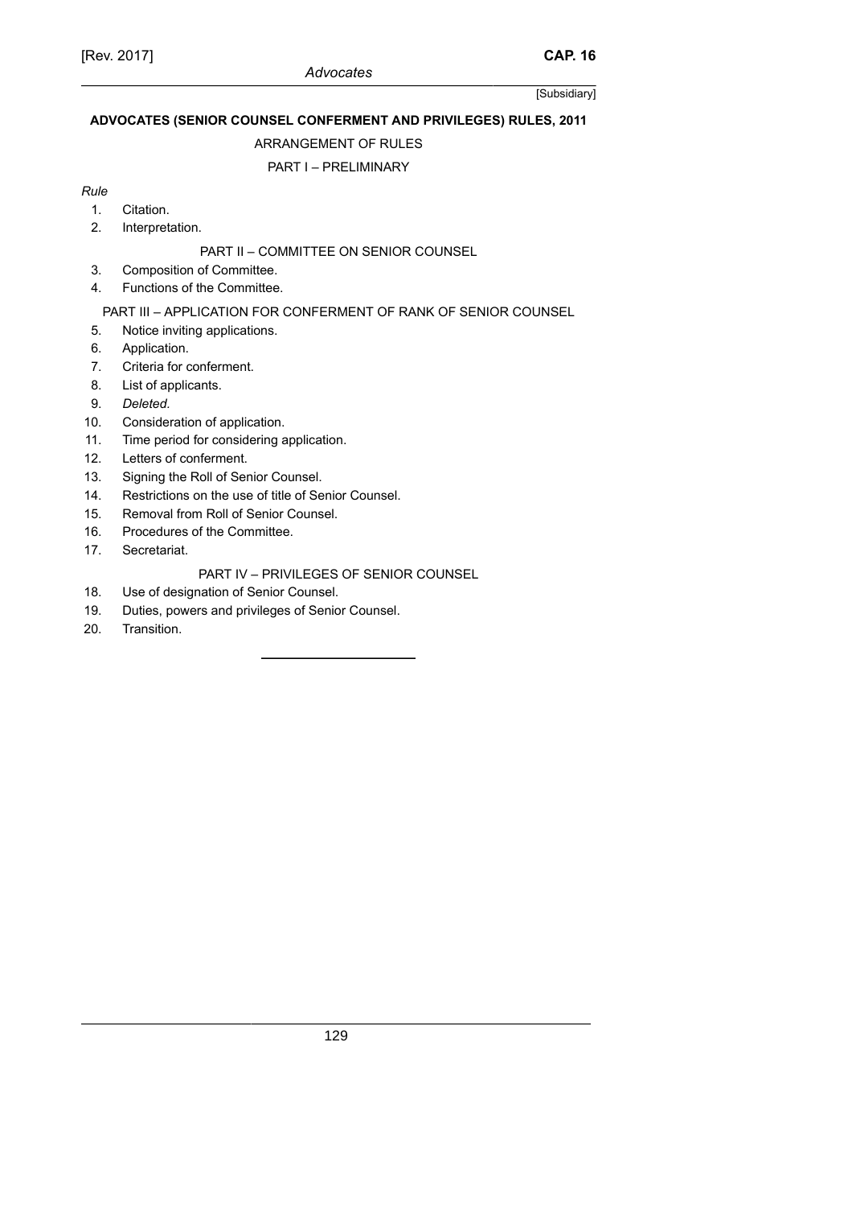[Subsidiary]

## ADVOCATES (SENIOR COUNSEL CONFERMENT AND PRIVILEGES) RULES, 2011

ARRANGEMENT OF RULES

PART I – PRELIMINARY

*Rule*

1. Citation.
2. Interpretation.

PART II – COMMITTEE ON SENIOR COUNSEL

3. Composition of Committee.
4. Functions of the Committee.

PART III – APPLICATION FOR CONFERMENT OF RANK OF SENIOR COUNSEL

5. Notice inviting applications.
6. Application.
7. Criteria for conferment.
8. List of applicants.
9. *Deleted.*
10. Consideration of application.
11. Time period for considering application.
12. Letters of conferment.
13. Signing the Roll of Senior Counsel.
14. Restrictions on the use of title of Senior Counsel.
15. Removal from Roll of Senior Counsel.
16. Procedures of the Committee.
17. Secretariat.

PART IV – PRIVILEGES OF SENIOR COUNSEL

18. Use of designation of Senior Counsel.
19. Duties, powers and privileges of Senior Counsel.
20. Transition.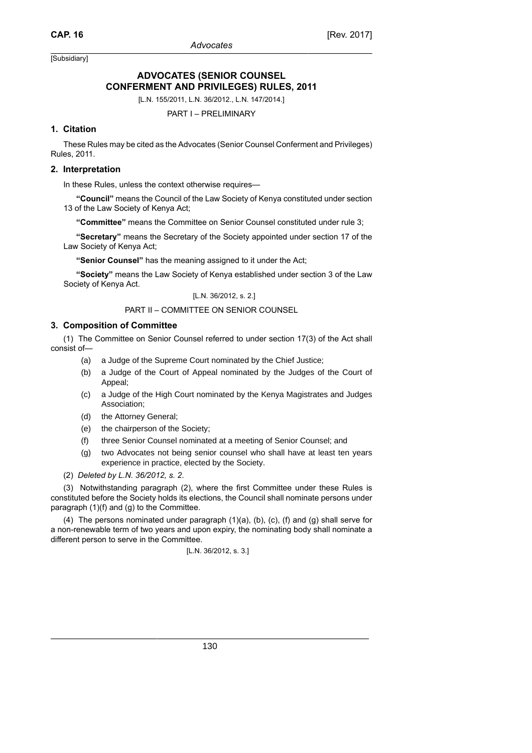[Subsidiary]

## ADVOCATES (SENIOR COUNSEL CONFERMENT AND PRIVILEGES) RULES, 2011

[L.N. 155/2011, L.N. 36/2012., L.N. 147/2014.]

PART I – PRELIMINARY

### 1. Citation

These Rules may be cited as the Advocates (Senior Counsel Conferment and Privileges) Rules, 2011.

### 2. Interpretation

In these Rules, unless the context otherwise requires—

**"Council"** means the Council of the Law Society of Kenya constituted under section 13 of the Law Society of Kenya Act;

**"Committee"** means the Committee on Senior Counsel constituted under rule 3;

**"Secretary"** means the Secretary of the Society appointed under section 17 of the Law Society of Kenya Act;

**"Senior Counsel"** has the meaning assigned to it under the Act;

**"Society"** means the Law Society of Kenya established under section 3 of the Law Society of Kenya Act.

[L.N. 36/2012, s. 2.]

PART II – COMMITTEE ON SENIOR COUNSEL

### 3. Composition of Committee

(1) The Committee on Senior Counsel referred to under section 17(3) of the Act shall consist of—

(a) a Judge of the Supreme Court nominated by the Chief Justice;

(b) a Judge of the Court of Appeal nominated by the Judges of the Court of Appeal;

(c) a Judge of the High Court nominated by the Kenya Magistrates and Judges Association;

(d) the Attorney General;

(e) the chairperson of the Society;

(f) three Senior Counsel nominated at a meeting of Senior Counsel; and

(g) two Advocates not being senior counsel who shall have at least ten years experience in practice, elected by the Society.

(2) *Deleted by L.N. 36/2012, s. 2.*

(3) Notwithstanding paragraph (2), where the first Committee under these Rules is constituted before the Society holds its elections, the Council shall nominate persons under paragraph (1)(f) and (g) to the Committee.

(4) The persons nominated under paragraph (1)(a), (b), (c), (f) and (g) shall serve for a non-renewable term of two years and upon expiry, the nominating body shall nominate a different person to serve in the Committee.

[L.N. 36/2012, s. 3.]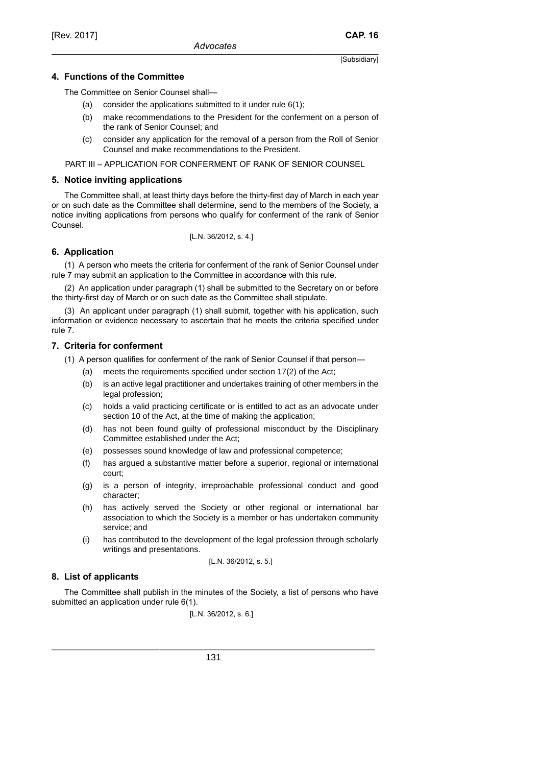### 4. Functions of the Committee

The Committee on Senior Counsel shall—

(a) consider the applications submitted to it under rule 6(1);

(b) make recommendations to the President for the conferment on a person of the rank of Senior Counsel; and

(c) consider any application for the removal of a person from the Roll of Senior Counsel and make recommendations to the President.

## PART III – APPLICATION FOR CONFERMENT OF RANK OF SENIOR COUNSEL

### 5. Notice inviting applications

The Committee shall, at least thirty days before the thirty-first day of March in each year or on such date as the Committee shall determine, send to the members of the Society, a notice inviting applications from persons who qualify for conferment of the rank of Senior Counsel.

[L.N. 36/2012, s. 4.]

### 6. Application

(1) A person who meets the criteria for conferment of the rank of Senior Counsel under rule 7 may submit an application to the Committee in accordance with this rule.

(2) An application under paragraph (1) shall be submitted to the Secretary on or before the thirty-first day of March or on such date as the Committee shall stipulate.

(3) An applicant under paragraph (1) shall submit, together with his application, such information or evidence necessary to ascertain that he meets the criteria specified under rule 7.

### 7. Criteria for conferment

(1) A person qualifies for conferment of the rank of Senior Counsel if that person—

(a) meets the requirements specified under section 17(2) of the Act;

(b) is an active legal practitioner and undertakes training of other members in the legal profession;

(c) holds a valid practicing certificate or is entitled to act as an advocate under section 10 of the Act, at the time of making the application;

(d) has not been found guilty of professional misconduct by the Disciplinary Committee established under the Act;

(e) possesses sound knowledge of law and professional competence;

(f) has argued a substantive matter before a superior, regional or international court;

(g) is a person of integrity, irreproachable professional conduct and good character;

(h) has actively served the Society or other regional or international bar association to which the Society is a member or has undertaken community service; and

(i) has contributed to the development of the legal profession through scholarly writings and presentations.

[L.N. 36/2012, s. 5.]

### 8. List of applicants

The Committee shall publish in the minutes of the Society, a list of persons who have submitted an application under rule 6(1).

[L.N. 36/2012, s. 6.]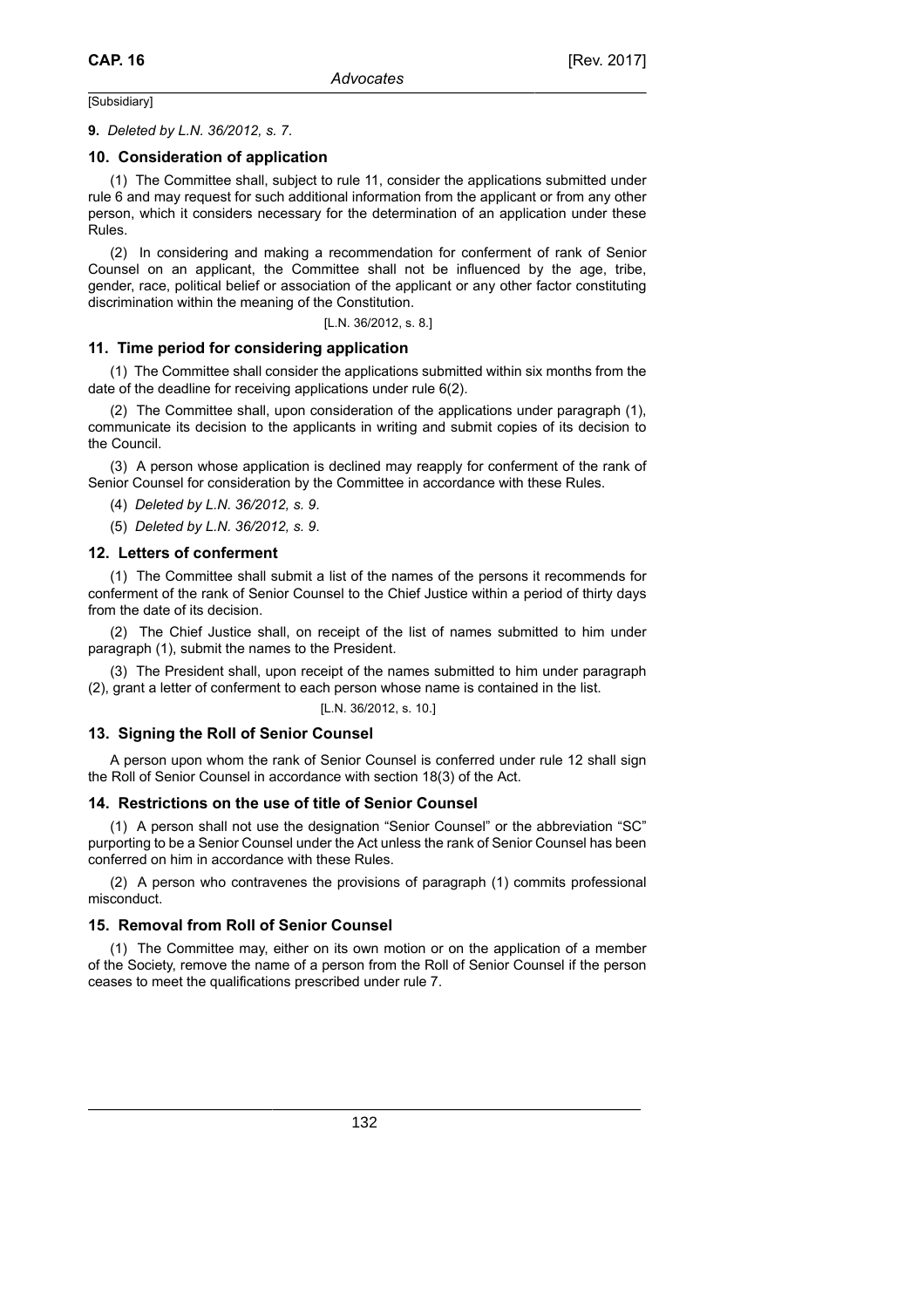[Subsidiary]

**9.** *Deleted by L.N. 36/2012, s. 7.*

### 10. Consideration of application

(1) The Committee shall, subject to rule 11, consider the applications submitted under rule 6 and may request for such additional information from the applicant or from any other person, which it considers necessary for the determination of an application under these Rules.

(2) In considering and making a recommendation for conferment of rank of Senior Counsel on an applicant, the Committee shall not be influenced by the age, tribe, gender, race, political belief or association of the applicant or any other factor constituting discrimination within the meaning of the Constitution.

[L.N. 36/2012, s. 8.]

### 11. Time period for considering application

(1) The Committee shall consider the applications submitted within six months from the date of the deadline for receiving applications under rule 6(2).

(2) The Committee shall, upon consideration of the applications under paragraph (1), communicate its decision to the applicants in writing and submit copies of its decision to the Council.

(3) A person whose application is declined may reapply for conferment of the rank of Senior Counsel for consideration by the Committee in accordance with these Rules.

(4) *Deleted by L.N. 36/2012, s. 9.*

(5) *Deleted by L.N. 36/2012, s. 9.*

### 12. Letters of conferment

(1) The Committee shall submit a list of the names of the persons it recommends for conferment of the rank of Senior Counsel to the Chief Justice within a period of thirty days from the date of its decision.

(2) The Chief Justice shall, on receipt of the list of names submitted to him under paragraph (1), submit the names to the President.

(3) The President shall, upon receipt of the names submitted to him under paragraph (2), grant a letter of conferment to each person whose name is contained in the list.

[L.N. 36/2012, s. 10.]

### 13. Signing the Roll of Senior Counsel

A person upon whom the rank of Senior Counsel is conferred under rule 12 shall sign the Roll of Senior Counsel in accordance with section 18(3) of the Act.

### 14. Restrictions on the use of title of Senior Counsel

(1) A person shall not use the designation "Senior Counsel" or the abbreviation "SC" purporting to be a Senior Counsel under the Act unless the rank of Senior Counsel has been conferred on him in accordance with these Rules.

(2) A person who contravenes the provisions of paragraph (1) commits professional misconduct.

### 15. Removal from Roll of Senior Counsel

(1) The Committee may, either on its own motion or on the application of a member of the Society, remove the name of a person from the Roll of Senior Counsel if the person ceases to meet the qualifications prescribed under rule 7.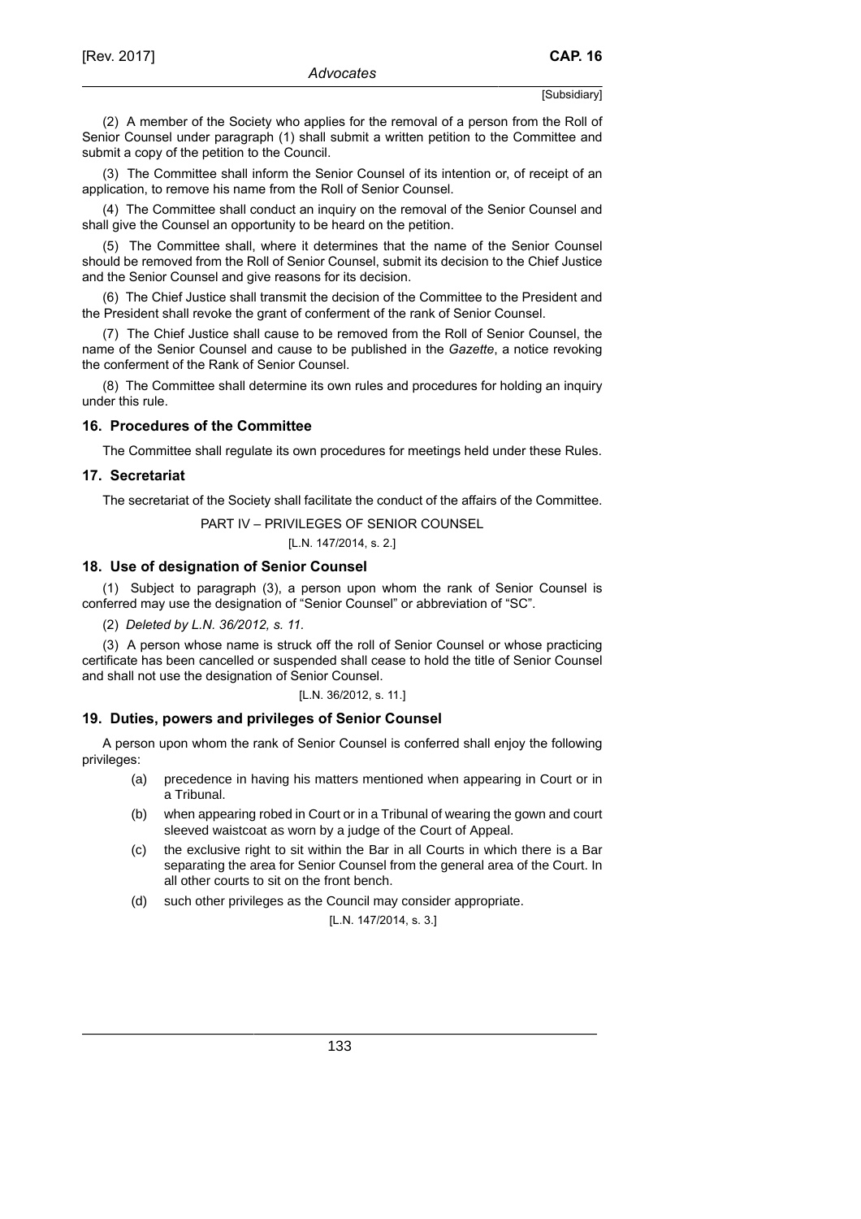(2) A member of the Society who applies for the removal of a person from the Roll of Senior Counsel under paragraph (1) shall submit a written petition to the Committee and submit a copy of the petition to the Council.

(3) The Committee shall inform the Senior Counsel of its intention or, of receipt of an application, to remove his name from the Roll of Senior Counsel.

(4) The Committee shall conduct an inquiry on the removal of the Senior Counsel and shall give the Counsel an opportunity to be heard on the petition.

(5) The Committee shall, where it determines that the name of the Senior Counsel should be removed from the Roll of Senior Counsel, submit its decision to the Chief Justice and the Senior Counsel and give reasons for its decision.

(6) The Chief Justice shall transmit the decision of the Committee to the President and the President shall revoke the grant of conferment of the rank of Senior Counsel.

(7) The Chief Justice shall cause to be removed from the Roll of Senior Counsel, the name of the Senior Counsel and cause to be published in the *Gazette*, a notice revoking the conferment of the Rank of Senior Counsel.

(8) The Committee shall determine its own rules and procedures for holding an inquiry under this rule.

### 16. Procedures of the Committee

The Committee shall regulate its own procedures for meetings held under these Rules.

### 17. Secretariat

The secretariat of the Society shall facilitate the conduct of the affairs of the Committee.

PART IV – PRIVILEGES OF SENIOR COUNSEL

[L.N. 147/2014, s. 2.]

### 18. Use of designation of Senior Counsel

(1) Subject to paragraph (3), a person upon whom the rank of Senior Counsel is conferred may use the designation of "Senior Counsel" or abbreviation of "SC".

(2) *Deleted by L.N. 36/2012, s. 11.*

(3) A person whose name is struck off the roll of Senior Counsel or whose practicing certificate has been cancelled or suspended shall cease to hold the title of Senior Counsel and shall not use the designation of Senior Counsel.

[L.N. 36/2012, s. 11.]

### 19. Duties, powers and privileges of Senior Counsel

A person upon whom the rank of Senior Counsel is conferred shall enjoy the following privileges:

(a) precedence in having his matters mentioned when appearing in Court or in a Tribunal.

(b) when appearing robed in Court or in a Tribunal of wearing the gown and court sleeved waistcoat as worn by a judge of the Court of Appeal.

(c) the exclusive right to sit within the Bar in all Courts in which there is a Bar separating the area for Senior Counsel from the general area of the Court. In all other courts to sit on the front bench.

(d) such other privileges as the Council may consider appropriate.

[L.N. 147/2014, s. 3.]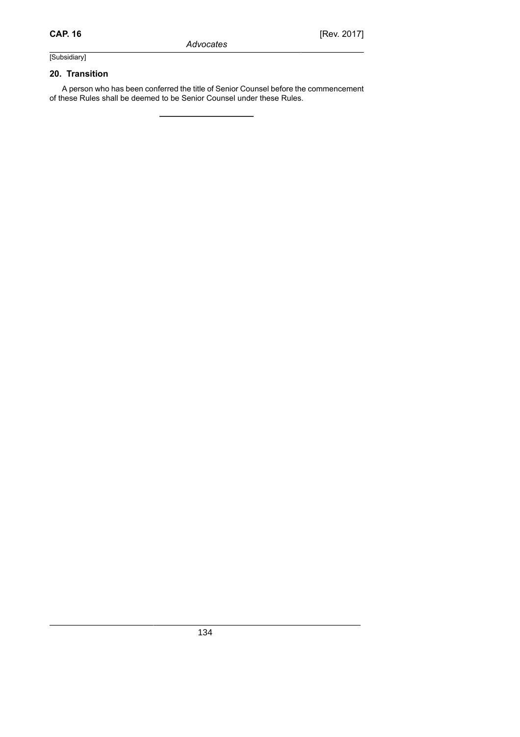## 20. Transition

A person who has been conferred the title of Senior Counsel before the commencement of these Rules shall be deemed to be Senior Counsel under these Rules.

---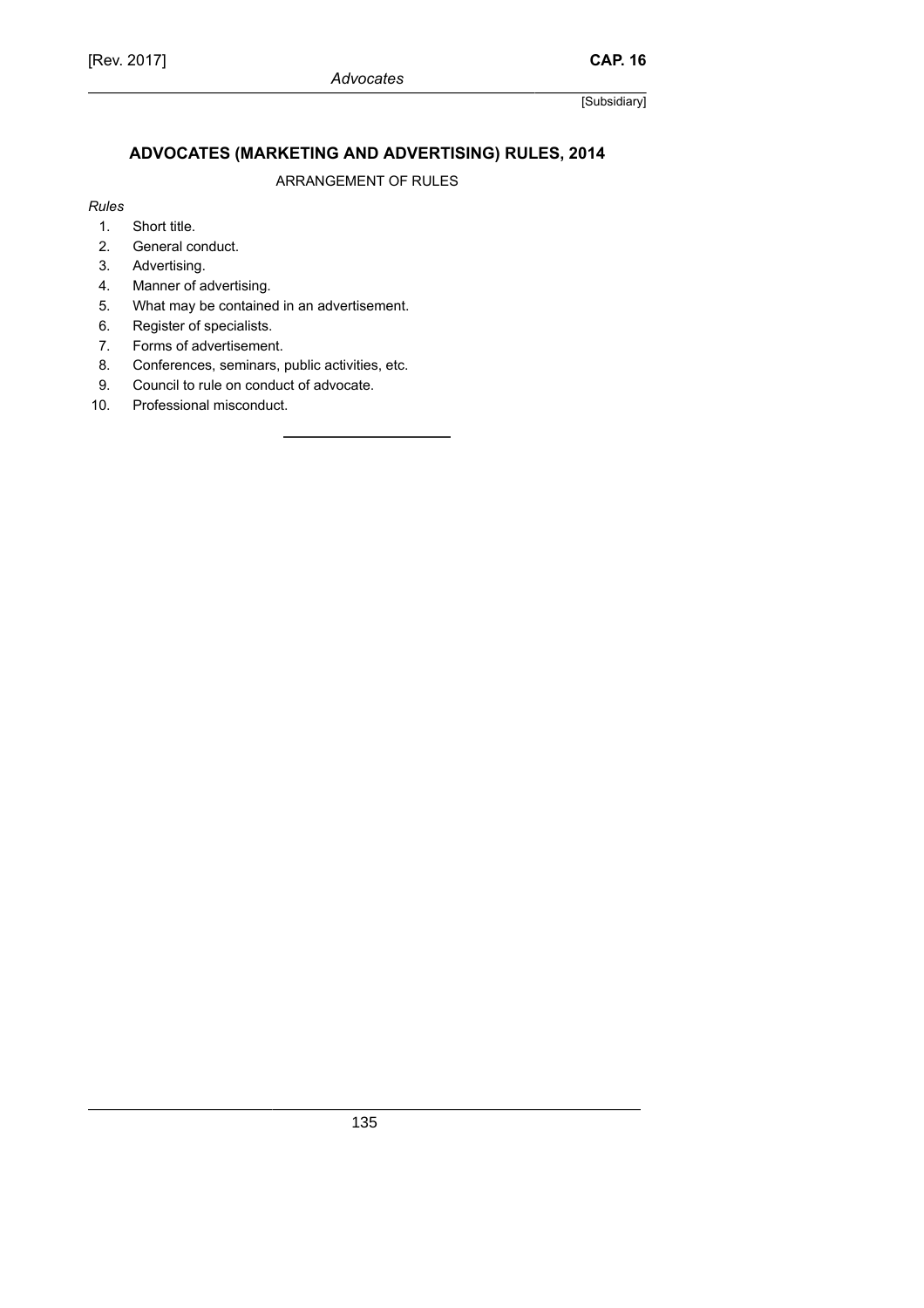## ADVOCATES (MARKETING AND ADVERTISING) RULES, 2014

ARRANGEMENT OF RULES

*Rules*

1. Short title.
2. General conduct.
3. Advertising.
4. Manner of advertising.
5. What may be contained in an advertisement.
6. Register of specialists.
7. Forms of advertisement.
8. Conferences, seminars, public activities, etc.
9. Council to rule on conduct of advocate.
10. Professional misconduct.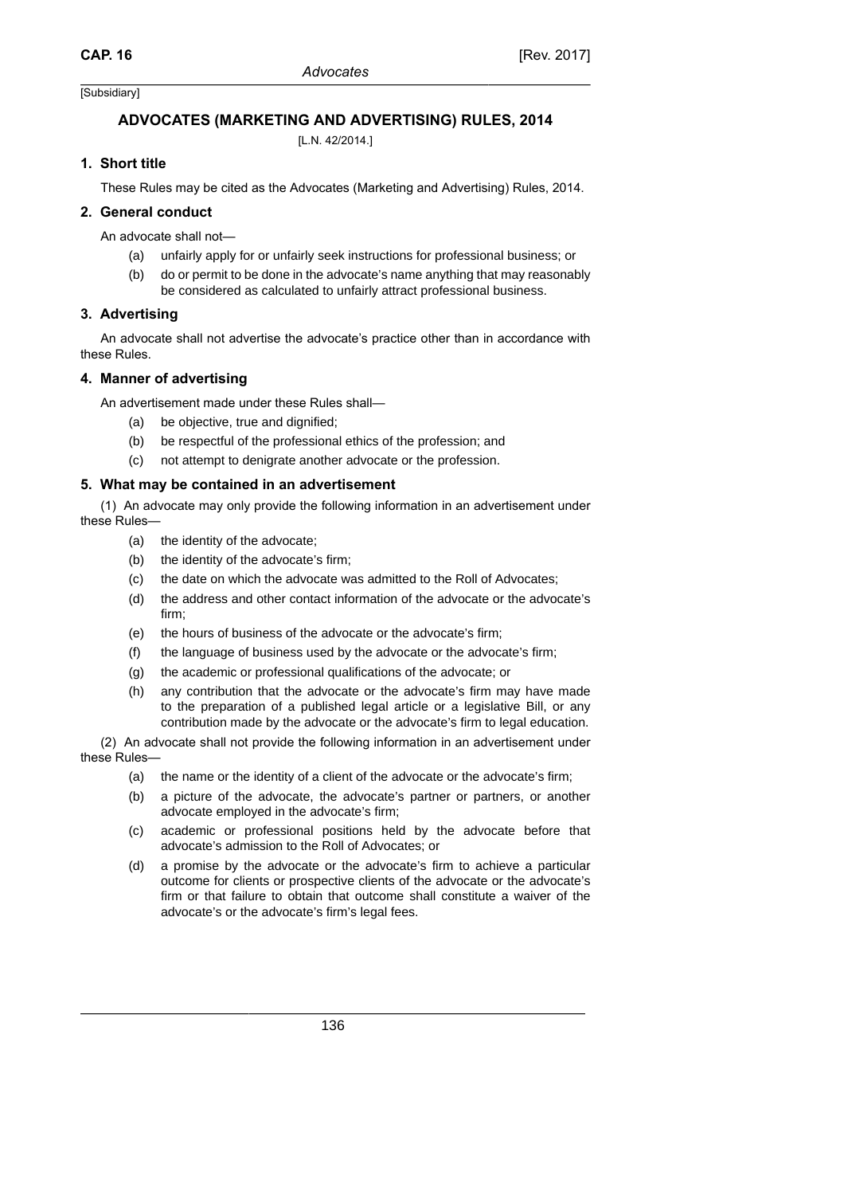[Subsidiary]

## ADVOCATES (MARKETING AND ADVERTISING) RULES, 2014

[L.N. 42/2014.]

### 1. Short title

These Rules may be cited as the Advocates (Marketing and Advertising) Rules, 2014.

### 2. General conduct

An advocate shall not—

- (a) unfairly apply for or unfairly seek instructions for professional business; or
- (b) do or permit to be done in the advocate's name anything that may reasonably be considered as calculated to unfairly attract professional business.

### 3. Advertising

An advocate shall not advertise the advocate's practice other than in accordance with these Rules.

### 4. Manner of advertising

An advertisement made under these Rules shall—

- (a) be objective, true and dignified;
- (b) be respectful of the professional ethics of the profession; and
- (c) not attempt to denigrate another advocate or the profession.

### 5. What may be contained in an advertisement

(1) An advocate may only provide the following information in an advertisement under these Rules—

- (a) the identity of the advocate;
- (b) the identity of the advocate's firm;
- (c) the date on which the advocate was admitted to the Roll of Advocates;
- (d) the address and other contact information of the advocate or the advocate's firm;
- (e) the hours of business of the advocate or the advocate's firm;
- (f) the language of business used by the advocate or the advocate's firm;
- (g) the academic or professional qualifications of the advocate; or
- (h) any contribution that the advocate or the advocate's firm may have made to the preparation of a published legal article or a legislative Bill, or any contribution made by the advocate or the advocate's firm to legal education.

(2) An advocate shall not provide the following information in an advertisement under these Rules—

- (a) the name or the identity of a client of the advocate or the advocate's firm;
- (b) a picture of the advocate, the advocate's partner or partners, or another advocate employed in the advocate's firm;
- (c) academic or professional positions held by the advocate before that advocate's admission to the Roll of Advocates; or
- (d) a promise by the advocate or the advocate's firm to achieve a particular outcome for clients or prospective clients of the advocate or the advocate's firm or that failure to obtain that outcome shall constitute a waiver of the advocate's or the advocate's firm's legal fees.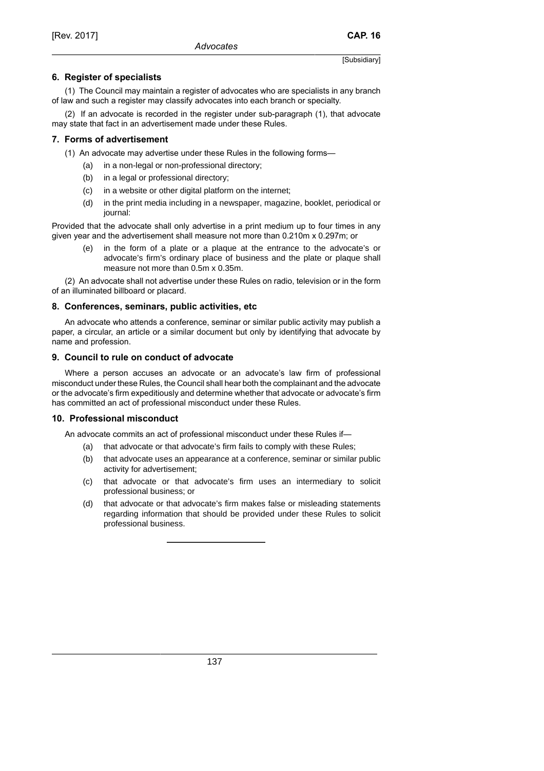### 6. Register of specialists

(1) The Council may maintain a register of advocates who are specialists in any branch of law and such a register may classify advocates into each branch or specialty.

(2) If an advocate is recorded in the register under sub-paragraph (1), that advocate may state that fact in an advertisement made under these Rules.

### 7. Forms of advertisement

(1) An advocate may advertise under these Rules in the following forms—

- (a) in a non-legal or non-professional directory;
- (b) in a legal or professional directory;
- (c) in a website or other digital platform on the internet;
- (d) in the print media including in a newspaper, magazine, booklet, periodical or journal:

Provided that the advocate shall only advertise in a print medium up to four times in any given year and the advertisement shall measure not more than 0.210m x 0.297m; or

- (e) in the form of a plate or a plaque at the entrance to the advocate's or advocate's firm's ordinary place of business and the plate or plaque shall measure not more than 0.5m x 0.35m.

(2) An advocate shall not advertise under these Rules on radio, television or in the form of an illuminated billboard or placard.

### 8. Conferences, seminars, public activities, etc

An advocate who attends a conference, seminar or similar public activity may publish a paper, a circular, an article or a similar document but only by identifying that advocate by name and profession.

### 9. Council to rule on conduct of advocate

Where a person accuses an advocate or an advocate's law firm of professional misconduct under these Rules, the Council shall hear both the complainant and the advocate or the advocate's firm expeditiously and determine whether that advocate or advocate's firm has committed an act of professional misconduct under these Rules.

### 10. Professional misconduct

An advocate commits an act of professional misconduct under these Rules if—

- (a) that advocate or that advocate's firm fails to comply with these Rules;
- (b) that advocate uses an appearance at a conference, seminar or similar public activity for advertisement;
- (c) that advocate or that advocate's firm uses an intermediary to solicit professional business; or
- (d) that advocate or that advocate's firm makes false or misleading statements regarding information that should be provided under these Rules to solicit professional business.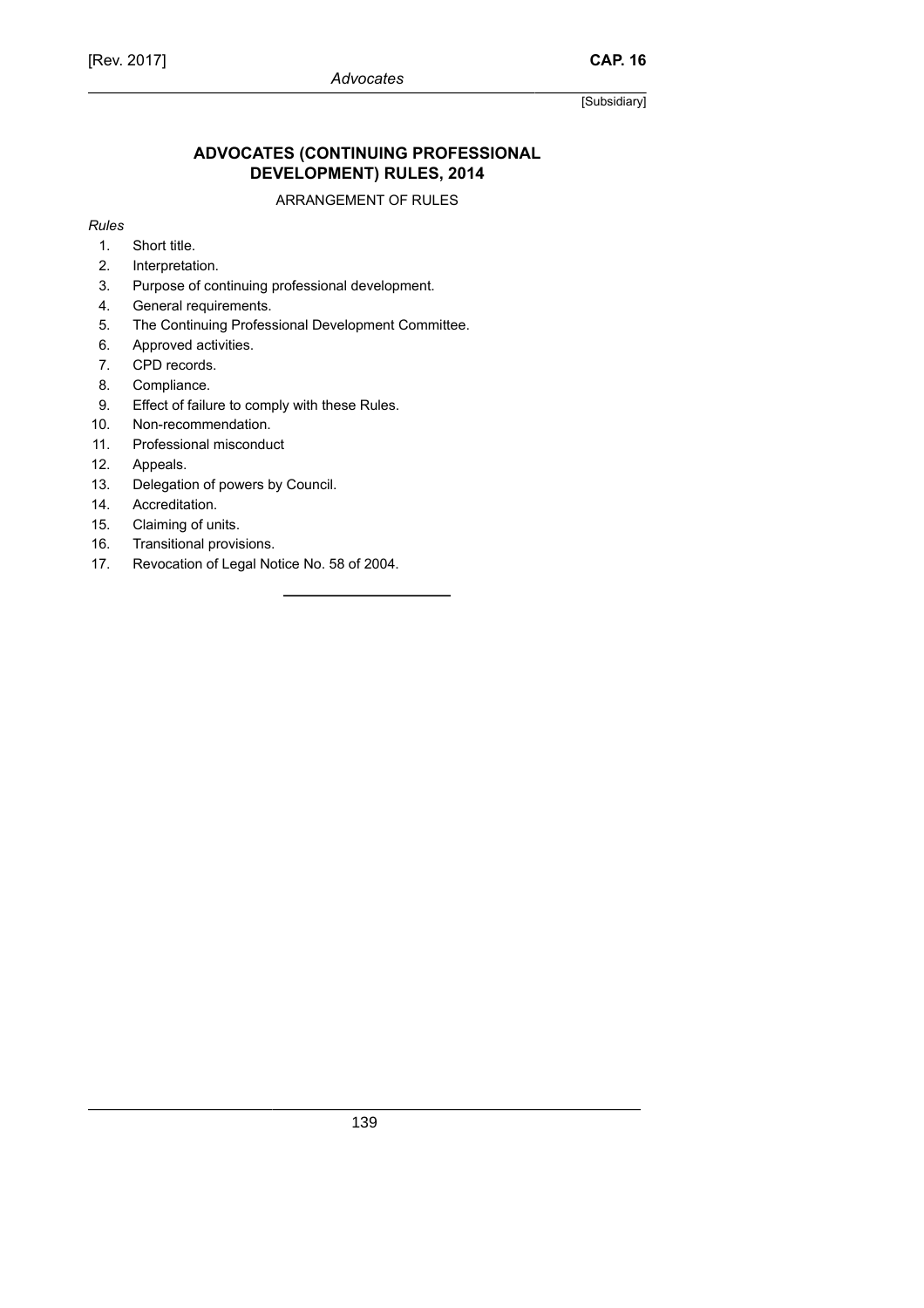## ADVOCATES (CONTINUING PROFESSIONAL DEVELOPMENT) RULES, 2014

ARRANGEMENT OF RULES

*Rules*

1. Short title.
2. Interpretation.
3. Purpose of continuing professional development.
4. General requirements.
5. The Continuing Professional Development Committee.
6. Approved activities.
7. CPD records.
8. Compliance.
9. Effect of failure to comply with these Rules.
10. Non-recommendation.
11. Professional misconduct
12. Appeals.
13. Delegation of powers by Council.
14. Accreditation.
15. Claiming of units.
16. Transitional provisions.
17. Revocation of Legal Notice No. 58 of 2004.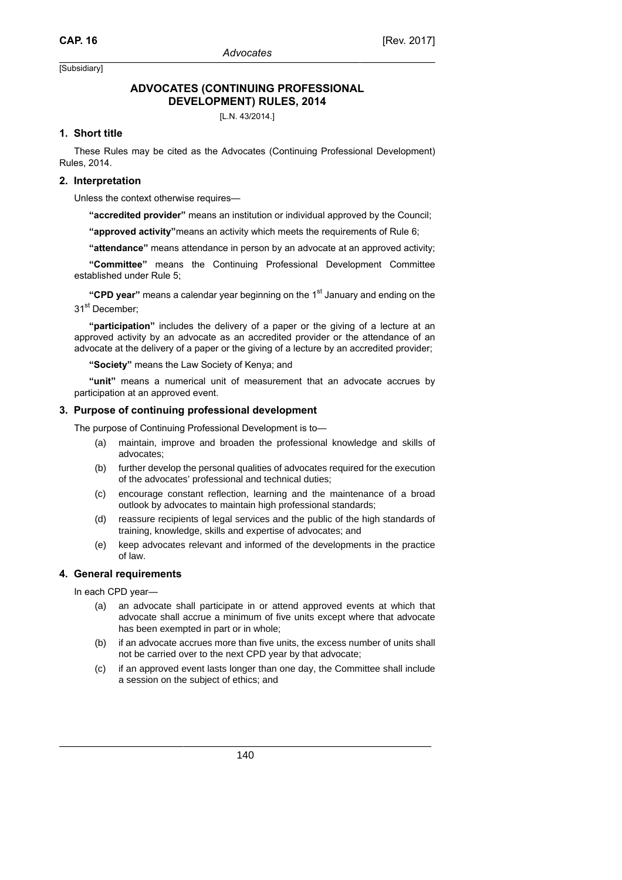[Subsidiary]

# ADVOCATES (CONTINUING PROFESSIONAL DEVELOPMENT) RULES, 2014

[L.N. 43/2014.]

## 1. Short title

These Rules may be cited as the Advocates (Continuing Professional Development) Rules, 2014.

## 2. Interpretation

Unless the context otherwise requires—

**"accredited provider"** means an institution or individual approved by the Council;

**"approved activity"**means an activity which meets the requirements of Rule 6;

**"attendance"** means attendance in person by an advocate at an approved activity;

**"Committee"** means the Continuing Professional Development Committee established under Rule 5;

**"CPD year"** means a calendar year beginning on the 1st January and ending on the 31st December;

**"participation"** includes the delivery of a paper or the giving of a lecture at an approved activity by an advocate as an accredited provider or the attendance of an advocate at the delivery of a paper or the giving of a lecture by an accredited provider;

**"Society"** means the Law Society of Kenya; and

**"unit"** means a numerical unit of measurement that an advocate accrues by participation at an approved event.

## 3. Purpose of continuing professional development

The purpose of Continuing Professional Development is to—

(a) maintain, improve and broaden the professional knowledge and skills of advocates;

(b) further develop the personal qualities of advocates required for the execution of the advocates' professional and technical duties;

(c) encourage constant reflection, learning and the maintenance of a broad outlook by advocates to maintain high professional standards;

(d) reassure recipients of legal services and the public of the high standards of training, knowledge, skills and expertise of advocates; and

(e) keep advocates relevant and informed of the developments in the practice of law.

## 4. General requirements

In each CPD year—

(a) an advocate shall participate in or attend approved events at which that advocate shall accrue a minimum of five units except where that advocate has been exempted in part or in whole;

(b) if an advocate accrues more than five units, the excess number of units shall not be carried over to the next CPD year by that advocate;

(c) if an approved event lasts longer than one day, the Committee shall include a session on the subject of ethics; and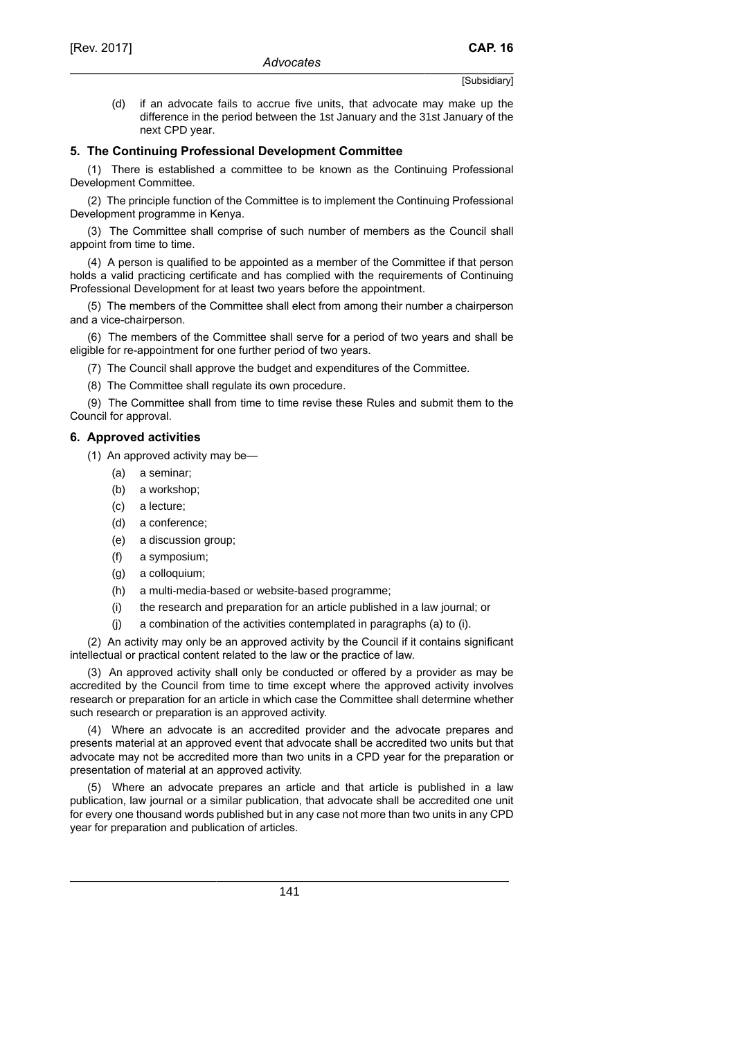(d) if an advocate fails to accrue five units, that advocate may make up the difference in the period between the 1st January and the 31st January of the next CPD year.

## 5. The Continuing Professional Development Committee

(1) There is established a committee to be known as the Continuing Professional Development Committee.

(2) The principle function of the Committee is to implement the Continuing Professional Development programme in Kenya.

(3) The Committee shall comprise of such number of members as the Council shall appoint from time to time.

(4) A person is qualified to be appointed as a member of the Committee if that person holds a valid practicing certificate and has complied with the requirements of Continuing Professional Development for at least two years before the appointment.

(5) The members of the Committee shall elect from among their number a chairperson and a vice-chairperson.

(6) The members of the Committee shall serve for a period of two years and shall be eligible for re-appointment for one further period of two years.

(7) The Council shall approve the budget and expenditures of the Committee.

(8) The Committee shall regulate its own procedure.

(9) The Committee shall from time to time revise these Rules and submit them to the Council for approval.

## 6. Approved activities

(1) An approved activity may be—

- (a) a seminar;
- (b) a workshop;
- (c) a lecture;
- (d) a conference;
- (e) a discussion group;
- (f) a symposium;
- (g) a colloquium;
- (h) a multi-media-based or website-based programme;
- (i) the research and preparation for an article published in a law journal; or
- (j) a combination of the activities contemplated in paragraphs (a) to (i).

(2) An activity may only be an approved activity by the Council if it contains significant intellectual or practical content related to the law or the practice of law.

(3) An approved activity shall only be conducted or offered by a provider as may be accredited by the Council from time to time except where the approved activity involves research or preparation for an article in which case the Committee shall determine whether such research or preparation is an approved activity.

(4) Where an advocate is an accredited provider and the advocate prepares and presents material at an approved event that advocate shall be accredited two units but that advocate may not be accredited more than two units in a CPD year for the preparation or presentation of material at an approved activity.

(5) Where an advocate prepares an article and that article is published in a law publication, law journal or a similar publication, that advocate shall be accredited one unit for every one thousand words published but in any case not more than two units in any CPD year for preparation and publication of articles.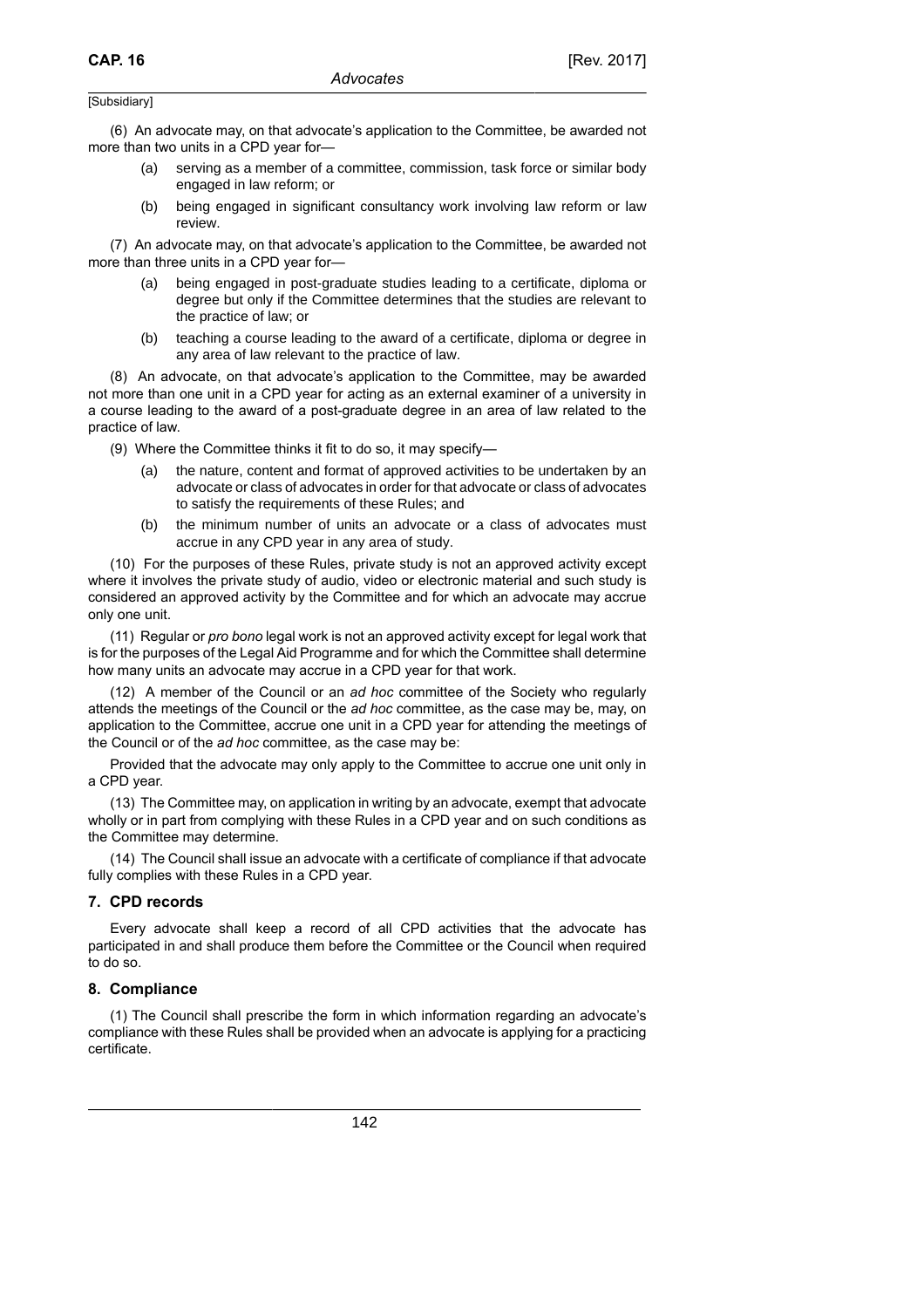(6) An advocate may, on that advocate's application to the Committee, be awarded not more than two units in a CPD year for—

(a) serving as a member of a committee, commission, task force or similar body engaged in law reform; or

(b) being engaged in significant consultancy work involving law reform or law review.

(7) An advocate may, on that advocate's application to the Committee, be awarded not more than three units in a CPD year for—

(a) being engaged in post-graduate studies leading to a certificate, diploma or degree but only if the Committee determines that the studies are relevant to the practice of law; or

(b) teaching a course leading to the award of a certificate, diploma or degree in any area of law relevant to the practice of law.

(8) An advocate, on that advocate's application to the Committee, may be awarded not more than one unit in a CPD year for acting as an external examiner of a university in a course leading to the award of a post-graduate degree in an area of law related to the practice of law.

(9) Where the Committee thinks it fit to do so, it may specify—

(a) the nature, content and format of approved activities to be undertaken by an advocate or class of advocates in order for that advocate or class of advocates to satisfy the requirements of these Rules; and

(b) the minimum number of units an advocate or a class of advocates must accrue in any CPD year in any area of study.

(10) For the purposes of these Rules, private study is not an approved activity except where it involves the private study of audio, video or electronic material and such study is considered an approved activity by the Committee and for which an advocate may accrue only one unit.

(11) Regular or *pro bono* legal work is not an approved activity except for legal work that is for the purposes of the Legal Aid Programme and for which the Committee shall determine how many units an advocate may accrue in a CPD year for that work.

(12) A member of the Council or an *ad hoc* committee of the Society who regularly attends the meetings of the Council or the *ad hoc* committee, as the case may be, may, on application to the Committee, accrue one unit in a CPD year for attending the meetings of the Council or of the *ad hoc* committee, as the case may be:

Provided that the advocate may only apply to the Committee to accrue one unit only in a CPD year.

(13) The Committee may, on application in writing by an advocate, exempt that advocate wholly or in part from complying with these Rules in a CPD year and on such conditions as the Committee may determine.

(14) The Council shall issue an advocate with a certificate of compliance if that advocate fully complies with these Rules in a CPD year.

## 7. CPD records

Every advocate shall keep a record of all CPD activities that the advocate has participated in and shall produce them before the Committee or the Council when required to do so.

## 8. Compliance

(1) The Council shall prescribe the form in which information regarding an advocate's compliance with these Rules shall be provided when an advocate is applying for a practicing certificate.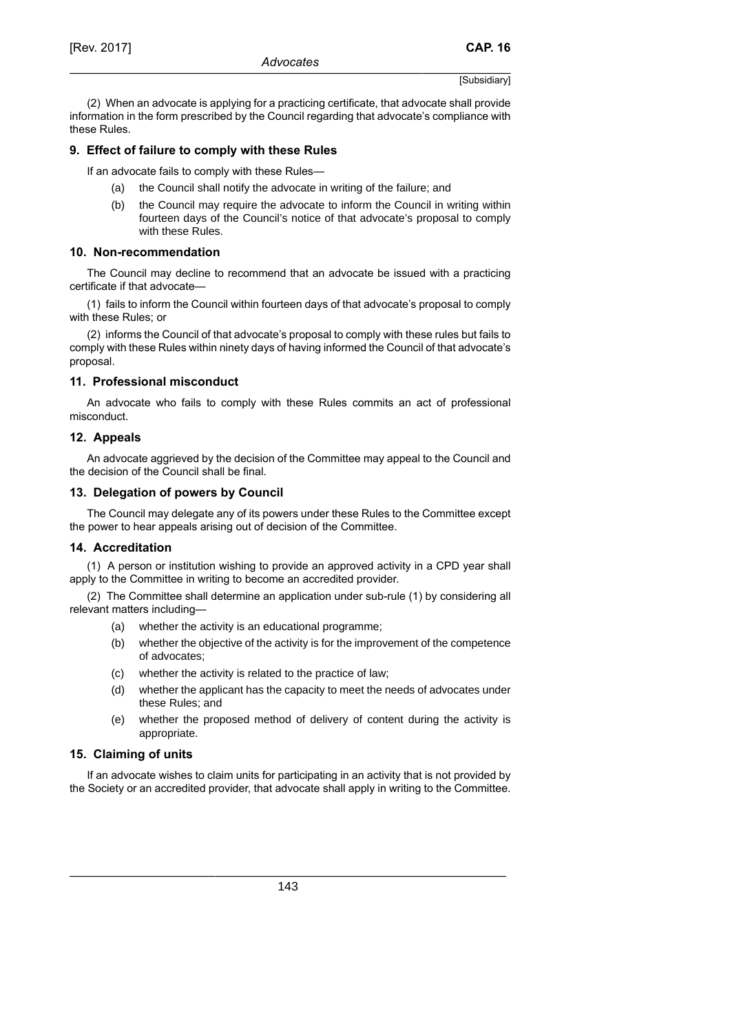(2) When an advocate is applying for a practicing certificate, that advocate shall provide information in the form prescribed by the Council regarding that advocate's compliance with these Rules.

### 9. Effect of failure to comply with these Rules

If an advocate fails to comply with these Rules—

(a) the Council shall notify the advocate in writing of the failure; and

(b) the Council may require the advocate to inform the Council in writing within fourteen days of the Council's notice of that advocate's proposal to comply with these Rules.

### 10. Non-recommendation

The Council may decline to recommend that an advocate be issued with a practicing certificate if that advocate—

(1) fails to inform the Council within fourteen days of that advocate's proposal to comply with these Rules; or

(2) informs the Council of that advocate's proposal to comply with these rules but fails to comply with these Rules within ninety days of having informed the Council of that advocate's proposal.

### 11. Professional misconduct

An advocate who fails to comply with these Rules commits an act of professional misconduct.

### 12. Appeals

An advocate aggrieved by the decision of the Committee may appeal to the Council and the decision of the Council shall be final.

### 13. Delegation of powers by Council

The Council may delegate any of its powers under these Rules to the Committee except the power to hear appeals arising out of decision of the Committee.

### 14. Accreditation

(1) A person or institution wishing to provide an approved activity in a CPD year shall apply to the Committee in writing to become an accredited provider.

(2) The Committee shall determine an application under sub-rule (1) by considering all relevant matters including—

(a) whether the activity is an educational programme;

(b) whether the objective of the activity is for the improvement of the competence of advocates;

(c) whether the activity is related to the practice of law;

(d) whether the applicant has the capacity to meet the needs of advocates under these Rules; and

(e) whether the proposed method of delivery of content during the activity is appropriate.

### 15. Claiming of units

If an advocate wishes to claim units for participating in an activity that is not provided by the Society or an accredited provider, that advocate shall apply in writing to the Committee.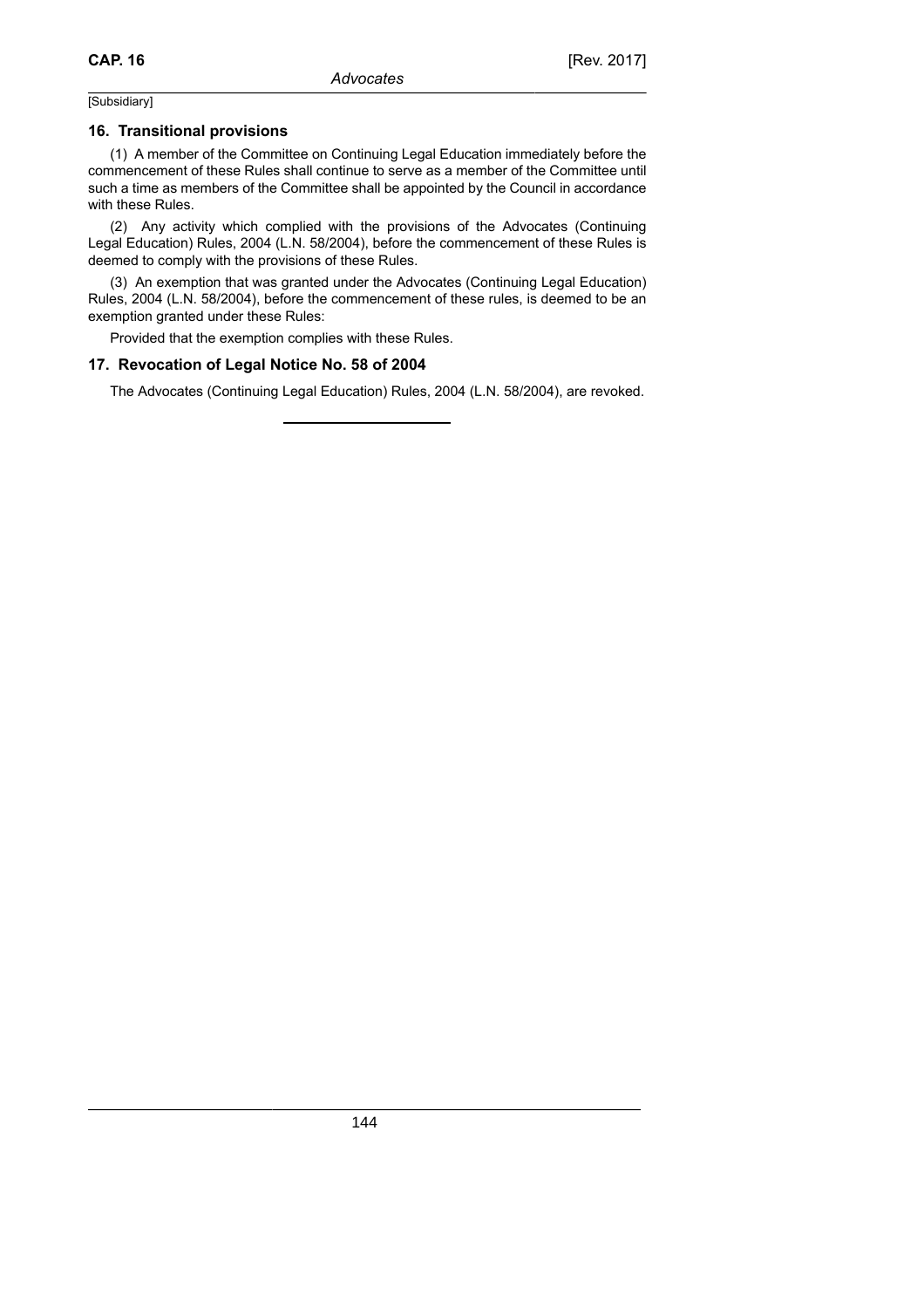### 16. Transitional provisions

(1) A member of the Committee on Continuing Legal Education immediately before the commencement of these Rules shall continue to serve as a member of the Committee until such a time as members of the Committee shall be appointed by the Council in accordance with these Rules.

(2) Any activity which complied with the provisions of the Advocates (Continuing Legal Education) Rules, 2004 (L.N. 58/2004), before the commencement of these Rules is deemed to comply with the provisions of these Rules.

(3) An exemption that was granted under the Advocates (Continuing Legal Education) Rules, 2004 (L.N. 58/2004), before the commencement of these rules, is deemed to be an exemption granted under these Rules:

Provided that the exemption complies with these Rules.

### 17. Revocation of Legal Notice No. 58 of 2004

The Advocates (Continuing Legal Education) Rules, 2004 (L.N. 58/2004), are revoked.